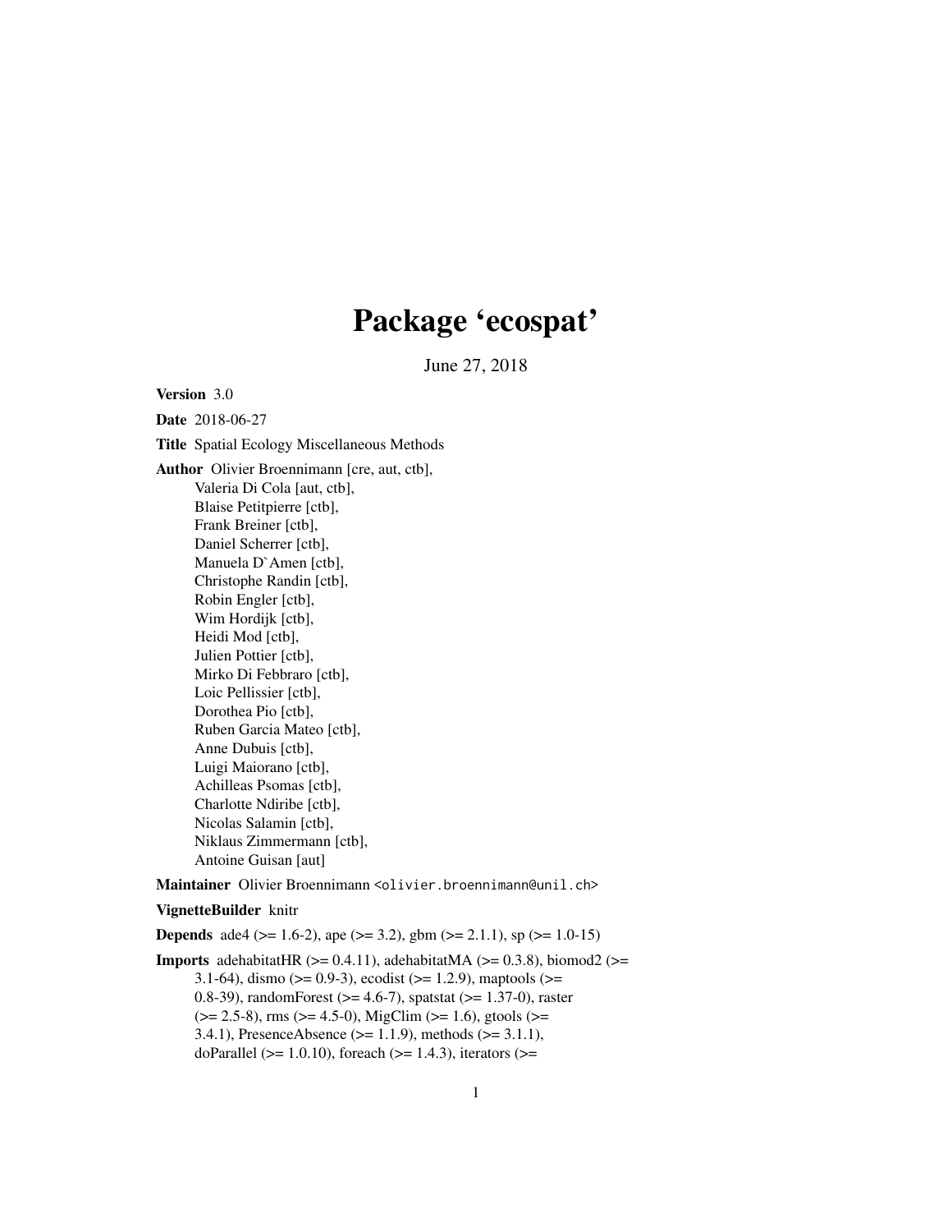# Package 'ecospat'

June 27, 2018

**Version** 3.0

**Date** 2018-06-27

**Title** Spatial Ecology Miscellaneous Methods

**Author** Olivier Broennimann [cre, aut, ctb],
Valeria Di Cola [aut, ctb],
Blaise Petitpierre [ctb],
Frank Breiner [ctb],
Daniel Scherrer [ctb],
Manuela D`Amen [ctb],
Christophe Randin [ctb],
Robin Engler [ctb],
Wim Hordijk [ctb],
Heidi Mod [ctb],
Julien Pottier [ctb],
Mirko Di Febbraro [ctb],
Loic Pellissier [ctb],
Dorothea Pio [ctb],
Ruben Garcia Mateo [ctb],
Anne Dubuis [ctb],
Luigi Maiorano [ctb],
Achilleas Psomas [ctb],
Charlotte Ndiribe [ctb],
Nicolas Salamin [ctb],
Niklaus Zimmermann [ctb],
Antoine Guisan [aut]

**Maintainer** Olivier Broennimann <olivier.broennimann@unil.ch>

**VignetteBuilder** knitr

**Depends** ade4 (>= 1.6-2), ape (>= 3.2), gbm (>= 2.1.1), sp (>= 1.0-15)

**Imports** adehabitatHR (>= 0.4.11), adehabitatMA (>= 0.3.8), biomod2 (>= 3.1-64), dismo (>= 0.9-3), ecodist (>= 1.2.9), maptools (>= 0.8-39), randomForest (>= 4.6-7), spatstat (>= 1.37-0), raster (>= 2.5-8), rms (>= 4.5-0), MigClim (>= 1.6), gtools (>= 3.4.1), PresenceAbsence (>= 1.1.9), methods (>= 3.1.1), doParallel (>= 1.0.10), foreach (>= 1.4.3), iterators (>=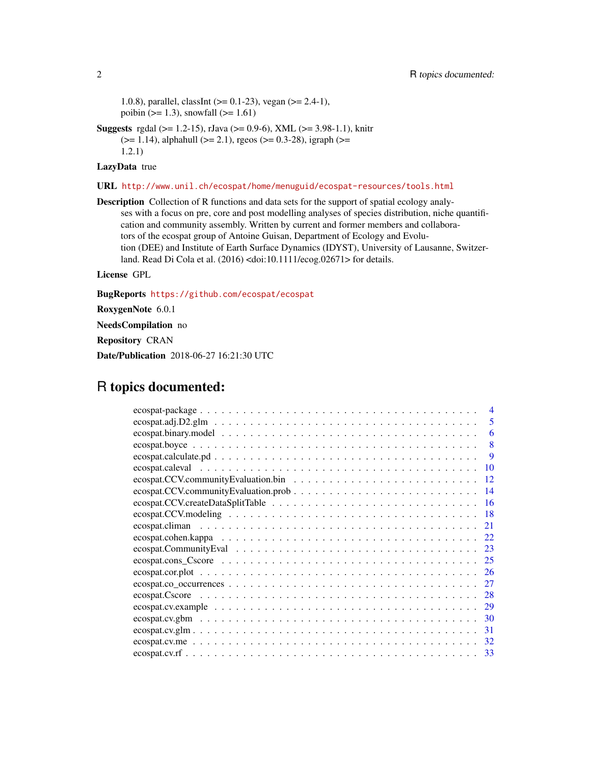1.0.8), parallel, classInt (>= 0.1-23), vegan (>= 2.4-1), poibin (>= 1.3), snowfall (>= 1.61)

**Suggests** rgdal (>= 1.2-15), rJava (>= 0.9-6), XML (>= 3.98-1.1), knitr (>= 1.14), alphahull (>= 2.1), rgeos (>= 0.3-28), igraph (>= 1.2.1)

**LazyData** true

**URL** http://www.unil.ch/ecospat/home/menuguid/ecospat-resources/tools.html

**Description** Collection of R functions and data sets for the support of spatial ecology analyses with a focus on pre, core and post modelling analyses of species distribution, niche quantification and community assembly. Written by current and former members and collaborators of the ecospat group of Antoine Guisan, Department of Ecology and Evolution (DEE) and Institute of Earth Surface Dynamics (IDYST), University of Lausanne, Switzerland. Read Di Cola et al. (2016) <doi:10.1111/ecog.02671> for details.

**License** GPL

**BugReports** https://github.com/ecospat/ecospat

**RoxygenNote** 6.0.1

**NeedsCompilation** no

**Repository** CRAN

**Date/Publication** 2018-06-27 16:21:30 UTC

# R topics documented:

- ecospat-package . . . . . . . . . . . . . . . . . . . . . . . . . . . . . . . . . . . 4
- ecospat.adj.D2.glm . . . . . . . . . . . . . . . . . . . . . . . . . . . . . . . . . 5
- ecospat.binary.model . . . . . . . . . . . . . . . . . . . . . . . . . . . . . . . . 6
- ecospat.boyce . . . . . . . . . . . . . . . . . . . . . . . . . . . . . . . . . . . . 8
- ecospat.calculate.pd . . . . . . . . . . . . . . . . . . . . . . . . . . . . . . . . 9
- ecospat.caleval . . . . . . . . . . . . . . . . . . . . . . . . . . . . . . . . . . . 10
- ecospat.CCV.communityEvaluation.bin . . . . . . . . . . . . . . . . . . . . . . 12
- ecospat.CCV.communityEvaluation.prob . . . . . . . . . . . . . . . . . . . . . . 14
- ecospat.CCV.createDataSplitTable . . . . . . . . . . . . . . . . . . . . . . . . 16
- ecospat.CCV.modeling . . . . . . . . . . . . . . . . . . . . . . . . . . . . . . . 18
- ecospat.climan . . . . . . . . . . . . . . . . . . . . . . . . . . . . . . . . . . . 21
- ecospat.cohen.kappa . . . . . . . . . . . . . . . . . . . . . . . . . . . . . . . . 22
- ecospat.CommunityEval . . . . . . . . . . . . . . . . . . . . . . . . . . . . . . . 23
- ecospat.cons_Cscore . . . . . . . . . . . . . . . . . . . . . . . . . . . . . . . . 25
- ecospat.cor.plot . . . . . . . . . . . . . . . . . . . . . . . . . . . . . . . . . . 26
- ecospat.co_occurrences . . . . . . . . . . . . . . . . . . . . . . . . . . . . . . 27
- ecospat.Cscore . . . . . . . . . . . . . . . . . . . . . . . . . . . . . . . . . . . 28
- ecospat.cv.example . . . . . . . . . . . . . . . . . . . . . . . . . . . . . . . . . 29
- ecospat.cv.gbm . . . . . . . . . . . . . . . . . . . . . . . . . . . . . . . . . . . 30
- ecospat.cv.glm . . . . . . . . . . . . . . . . . . . . . . . . . . . . . . . . . . . 31
- ecospat.cv.me . . . . . . . . . . . . . . . . . . . . . . . . . . . . . . . . . . . . 32
- ecospat.cv.rf . . . . . . . . . . . . . . . . . . . . . . . . . . . . . . . . . . . . 33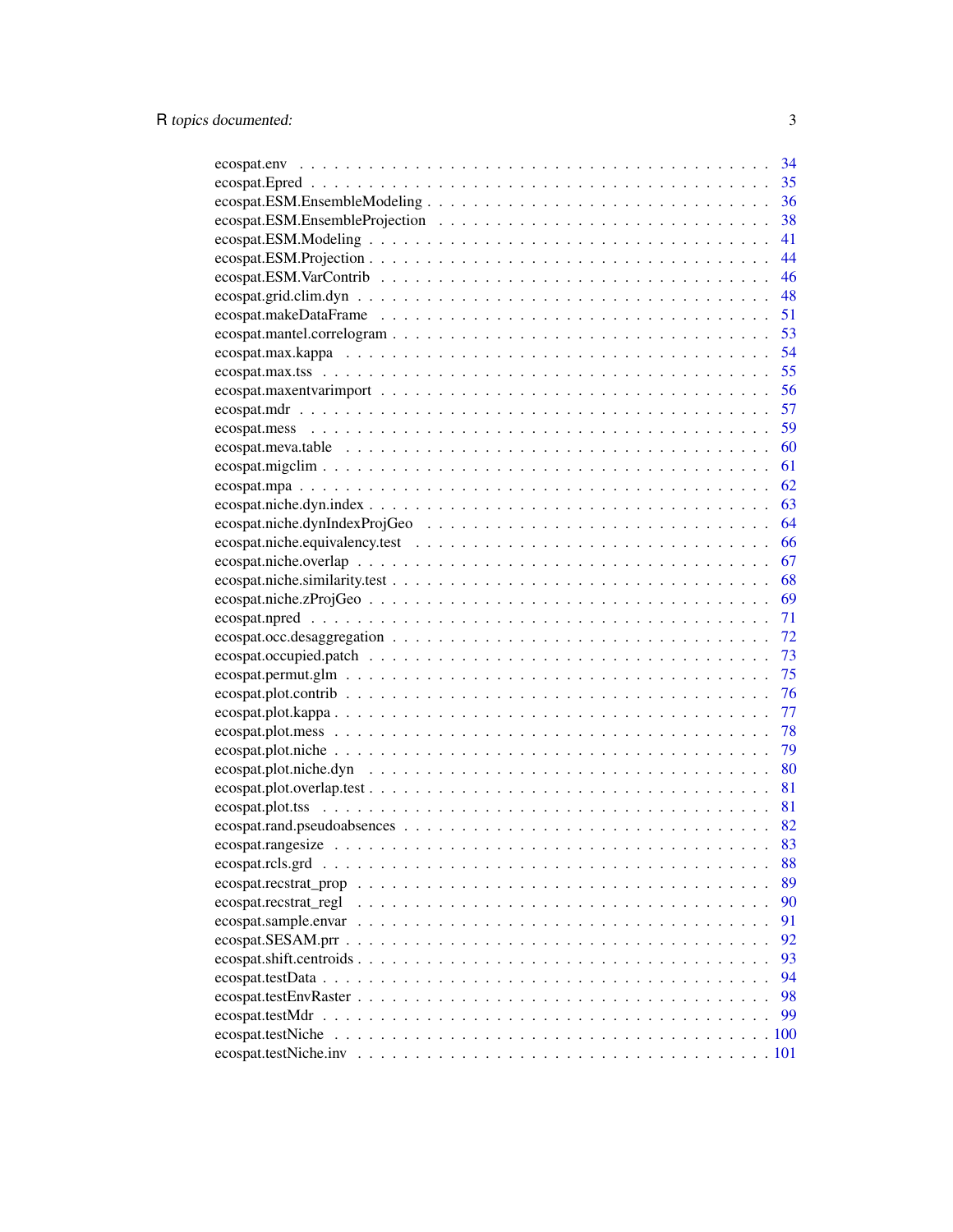| | |
|---|---|
| ecospat.env | 34 |
| ecospat.Epred | 35 |
| ecospat.ESM.EnsembleModeling | 36 |
| ecospat.ESM.EnsembleProjection | 38 |
| ecospat.ESM.Modeling | 41 |
| ecospat.ESM.Projection | 44 |
| ecospat.ESM.VarContrib | 46 |
| ecospat.grid.clim.dyn | 48 |
| ecospat.makeDataFrame | 51 |
| ecospat.mantel.correlogram | 53 |
| ecospat.max.kappa | 54 |
| ecospat.max.tss | 55 |
| ecospat.maxentvarimport | 56 |
| ecospat.mdr | 57 |
| ecospat.mess | 59 |
| ecospat.meva.table | 60 |
| ecospat.migclim | 61 |
| ecospat.mpa | 62 |
| ecospat.niche.dyn.index | 63 |
| ecospat.niche.dynIndexProjGeo | 64 |
| ecospat.niche.equivalency.test | 66 |
| ecospat.niche.overlap | 67 |
| ecospat.niche.similarity.test | 68 |
| ecospat.niche.zProjGeo | 69 |
| ecospat.npred | 71 |
| ecospat.occ.desaggregation | 72 |
| ecospat.occupied.patch | 73 |
| ecospat.permut.glm | 75 |
| ecospat.plot.contrib | 76 |
| ecospat.plot.kappa | 77 |
| ecospat.plot.mess | 78 |
| ecospat.plot.niche | 79 |
| ecospat.plot.niche.dyn | 80 |
| ecospat.plot.overlap.test | 81 |
| ecospat.plot.tss | 81 |
| ecospat.rand.pseudoabsences | 82 |
| ecospat.rangesize | 83 |
| ecospat.rcls.grd | 88 |
| ecospat.recstrat_prop | 89 |
| ecospat.recstrat_regl | 90 |
| ecospat.sample.envar | 91 |
| ecospat.SESAM.prr | 92 |
| ecospat.shift.centroids | 93 |
| ecospat.testData | 94 |
| ecospat.testEnvRaster | 98 |
| ecospat.testMdr | 99 |
| ecospat.testNiche | 100 |
| ecospat.testNiche.inv | 101 |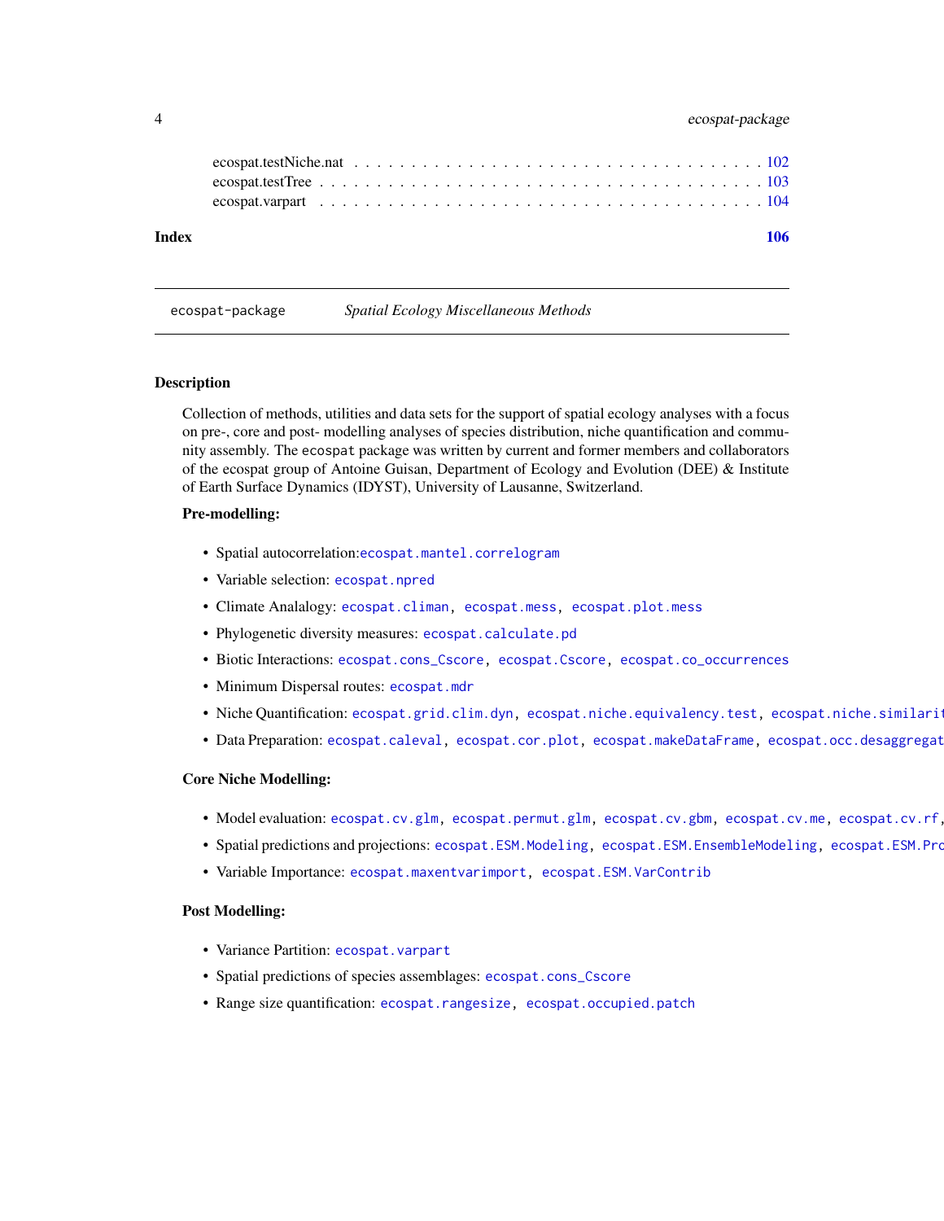ecospat.testNiche.nat . . . . . . . . . . . . . . . . . . . . . . . . . . . . . . . . . . 102
ecospat.testTree . . . . . . . . . . . . . . . . . . . . . . . . . . . . . . . . . . . . . 103
ecospat.varpart . . . . . . . . . . . . . . . . . . . . . . . . . . . . . . . . . . . . . 104

**Index** **106**

---

## ecospat-package *Spatial Ecology Miscellaneous Methods*

---

### Description

Collection of methods, utilities and data sets for the support of spatial ecology analyses with a focus on pre-, core and post- modelling analyses of species distribution, niche quantification and community assembly. The `ecospat` package was written by current and former members and collaborators of the ecospat group of Antoine Guisan, Department of Ecology and Evolution (DEE) & Institute of Earth Surface Dynamics (IDYST), University of Lausanne, Switzerland.

**Pre-modelling:**

- Spatial autocorrelation:`ecospat.mantel.correlogram`
- Variable selection: `ecospat.npred`
- Climate Analalogy: `ecospat.climan`, `ecospat.mess`, `ecospat.plot.mess`
- Phylogenetic diversity measures: `ecospat.calculate.pd`
- Biotic Interactions: `ecospat.cons_Cscore`, `ecospat.Cscore`, `ecospat.co_occurrences`
- Minimum Dispersal routes: `ecospat.mdr`
- Niche Quantification: `ecospat.grid.clim.dyn`, `ecospat.niche.equivalency.test`, `ecospat.niche.similarit`
- Data Preparation: `ecospat.caleval`, `ecospat.cor.plot`, `ecospat.makeDataFrame`, `ecospat.occ.desaggregat`

**Core Niche Modelling:**

- Model evaluation: `ecospat.cv.glm`, `ecospat.permut.glm`, `ecospat.cv.gbm`, `ecospat.cv.me`, `ecospat.cv.rf`,
- Spatial predictions and projections: `ecospat.ESM.Modeling`, `ecospat.ESM.EnsembleModeling`, `ecospat.ESM.Pro`
- Variable Importance: `ecospat.maxentvarimport`, `ecospat.ESM.VarContrib`

**Post Modelling:**

- Variance Partition: `ecospat.varpart`
- Spatial predictions of species assemblages: `ecospat.cons_Cscore`
- Range size quantification: `ecospat.rangesize`, `ecospat.occupied.patch`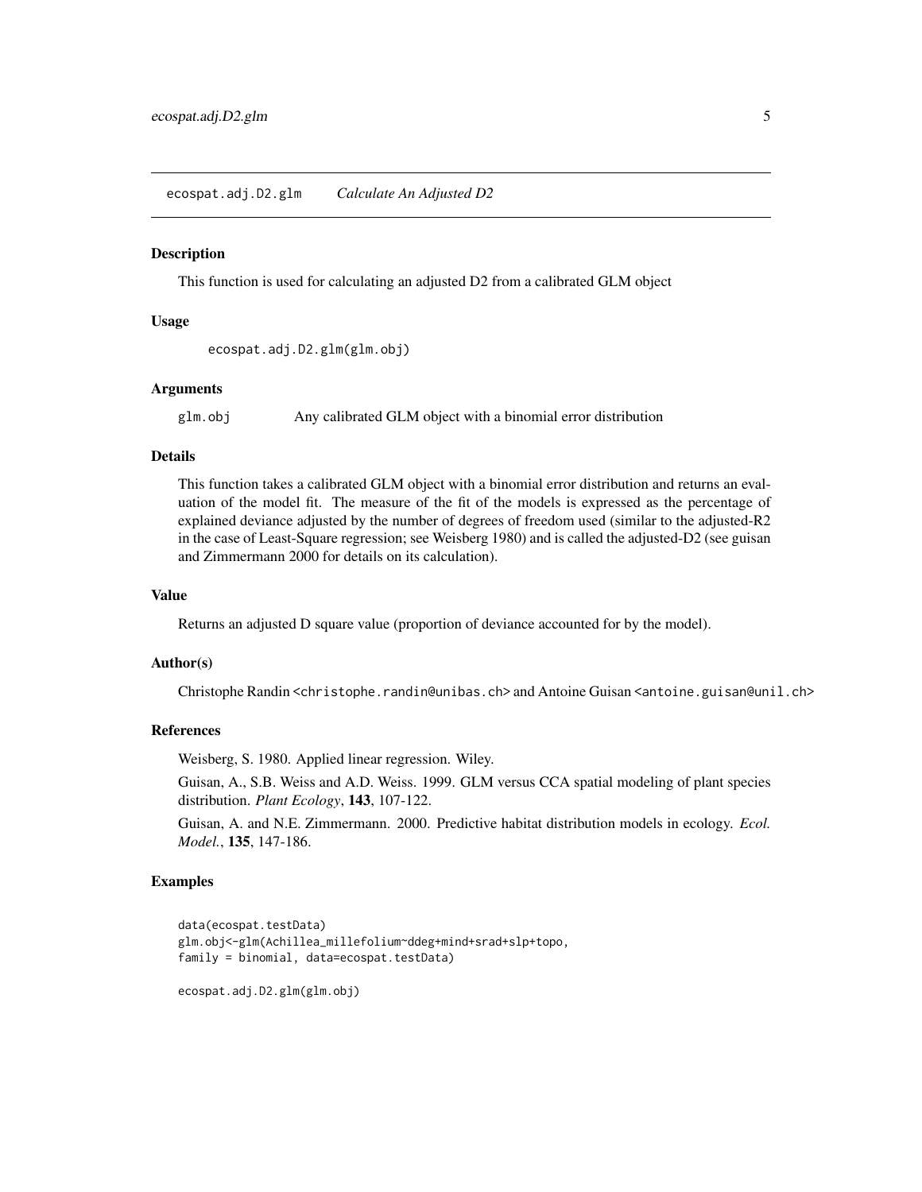## ecospat.adj.D2.glm *Calculate An Adjusted D2*

### Description

This function is used for calculating an adjusted D2 from a calibrated GLM object

### Usage

```
ecospat.adj.D2.glm(glm.obj)
```

### Arguments

| | |
|---|---|
| glm.obj | Any calibrated GLM object with a binomial error distribution |

### Details

This function takes a calibrated GLM object with a binomial error distribution and returns an evaluation of the model fit. The measure of the fit of the models is expressed as the percentage of explained deviance adjusted by the number of degrees of freedom used (similar to the adjusted-R2 in the case of Least-Square regression; see Weisberg 1980) and is called the adjusted-D2 (see guisan and Zimmermann 2000 for details on its calculation).

### Value

Returns an adjusted D square value (proportion of deviance accounted for by the model).

### Author(s)

Christophe Randin <christophe.randin@unibas.ch> and Antoine Guisan <antoine.guisan@unil.ch>

### References

Weisberg, S. 1980. Applied linear regression. Wiley.

Guisan, A., S.B. Weiss and A.D. Weiss. 1999. GLM versus CCA spatial modeling of plant species distribution. *Plant Ecology*, **143**, 107-122.

Guisan, A. and N.E. Zimmermann. 2000. Predictive habitat distribution models in ecology. *Ecol. Model.*, **135**, 147-186.

### Examples

```
data(ecospat.testData)
glm.obj<-glm(Achillea_millefolium~ddeg+mind+srad+slp+topo,
family = binomial, data=ecospat.testData)

ecospat.adj.D2.glm(glm.obj)
```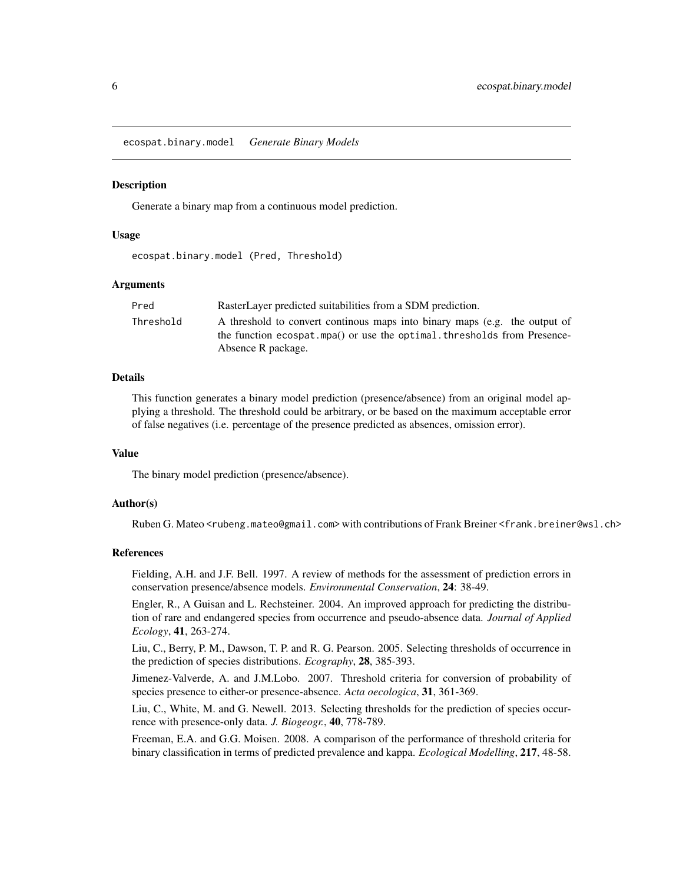ecospat.binary.model *Generate Binary Models*

## Description

Generate a binary map from a continuous model prediction.

## Usage

```
ecospat.binary.model (Pred, Threshold)
```

## Arguments

| | |
|---|---|
| Pred | RasterLayer predicted suitabilities from a SDM prediction. |
| Threshold | A threshold to convert continous maps into binary maps (e.g. the output of the function ecospat.mpa() or use the optimal.thresholds from Presence-Absence R package. |

## Details

This function generates a binary model prediction (presence/absence) from an original model applying a threshold. The threshold could be arbitrary, or be based on the maximum acceptable error of false negatives (i.e. percentage of the presence predicted as absences, omission error).

## Value

The binary model prediction (presence/absence).

## Author(s)

Ruben G. Mateo <rubeng.mateo@gmail.com> with contributions of Frank Breiner <frank.breiner@wsl.ch>

## References

Fielding, A.H. and J.F. Bell. 1997. A review of methods for the assessment of prediction errors in conservation presence/absence models. *Environmental Conservation*, **24**: 38-49.

Engler, R., A Guisan and L. Rechsteiner. 2004. An improved approach for predicting the distribution of rare and endangered species from occurrence and pseudo-absence data. *Journal of Applied Ecology*, **41**, 263-274.

Liu, C., Berry, P. M., Dawson, T. P. and R. G. Pearson. 2005. Selecting thresholds of occurrence in the prediction of species distributions. *Ecography*, **28**, 385-393.

Jimenez-Valverde, A. and J.M.Lobo. 2007. Threshold criteria for conversion of probability of species presence to either-or presence-absence. *Acta oecologica*, **31**, 361-369.

Liu, C., White, M. and G. Newell. 2013. Selecting thresholds for the prediction of species occurrence with presence-only data. *J. Biogeogr.*, **40**, 778-789.

Freeman, E.A. and G.G. Moisen. 2008. A comparison of the performance of threshold criteria for binary classification in terms of predicted prevalence and kappa. *Ecological Modelling*, **217**, 48-58.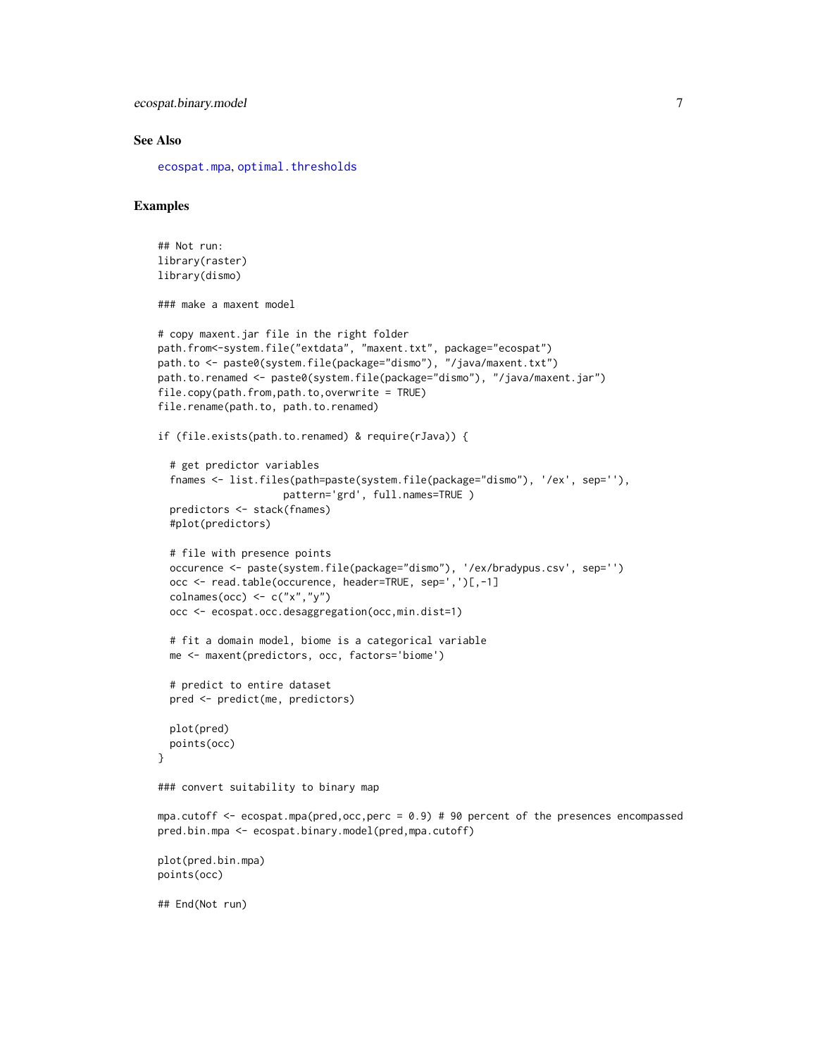### See Also

ecospat.mpa, optimal.thresholds

### Examples

```
## Not run:
library(raster)
library(dismo)

### make a maxent model

# copy maxent.jar file in the right folder
path.from<-system.file("extdata", "maxent.txt", package="ecospat")
path.to <- paste0(system.file(package="dismo"), "/java/maxent.txt")
path.to.renamed <- paste0(system.file(package="dismo"), "/java/maxent.jar")
file.copy(path.from,path.to,overwrite = TRUE)
file.rename(path.to, path.to.renamed)

if (file.exists(path.to.renamed) & require(rJava)) {

  # get predictor variables
  fnames <- list.files(path=paste(system.file(package="dismo"), '/ex', sep=''),
                   pattern='grd', full.names=TRUE )
  predictors <- stack(fnames)
  #plot(predictors)

  # file with presence points
  occurence <- paste(system.file(package="dismo"), '/ex/bradypus.csv', sep='')
  occ <- read.table(occurence, header=TRUE, sep=',')[,-1]
  colnames(occ) <- c("x","y")
  occ <- ecospat.occ.desaggregation(occ,min.dist=1)

  # fit a domain model, biome is a categorical variable
  me <- maxent(predictors, occ, factors='biome')

  # predict to entire dataset
  pred <- predict(me, predictors)

  plot(pred)
  points(occ)
}

### convert suitability to binary map

mpa.cutoff <- ecospat.mpa(pred,occ,perc = 0.9) # 90 percent of the presences encompassed
pred.bin.mpa <- ecospat.binary.model(pred,mpa.cutoff)

plot(pred.bin.mpa)
points(occ)

## End(Not run)
```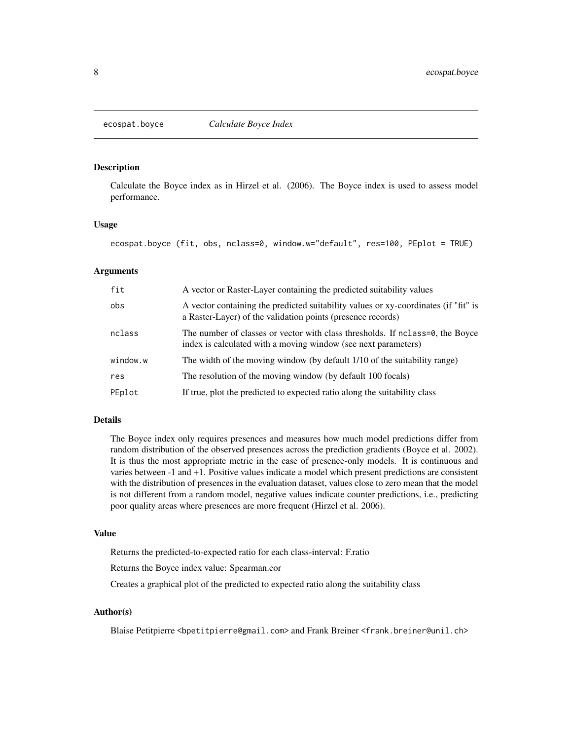ecospat.boyce *Calculate Boyce Index*

## Description

Calculate the Boyce index as in Hirzel et al. (2006). The Boyce index is used to assess model performance.

## Usage

```
ecospat.boyce (fit, obs, nclass=0, window.w="default", res=100, PEplot = TRUE)
```

## Arguments

| | |
|---|---|
| fit | A vector or Raster-Layer containing the predicted suitability values |
| obs | A vector containing the predicted suitability values or xy-coordinates (if "fit" is a Raster-Layer) of the validation points (presence records) |
| nclass | The number of classes or vector with class thresholds. If `nclass=0`, the Boyce index is calculated with a moving window (see next parameters) |
| window.w | The width of the moving window (by default 1/10 of the suitability range) |
| res | The resolution of the moving window (by default 100 focals) |
| PEplot | If true, plot the predicted to expected ratio along the suitability class |

## Details

The Boyce index only requires presences and measures how much model predictions differ from random distribution of the observed presences across the prediction gradients (Boyce et al. 2002). It is thus the most appropriate metric in the case of presence-only models. It is continuous and varies between -1 and +1. Positive values indicate a model which present predictions are consistent with the distribution of presences in the evaluation dataset, values close to zero mean that the model is not different from a random model, negative values indicate counter predictions, i.e., predicting poor quality areas where presences are more frequent (Hirzel et al. 2006).

## Value

Returns the predicted-to-expected ratio for each class-interval: F.ratio

Returns the Boyce index value: Spearman.cor

Creates a graphical plot of the predicted to expected ratio along the suitability class

## Author(s)

Blaise Petitpierre <bpetitpierre@gmail.com> and Frank Breiner <frank.breiner@unil.ch>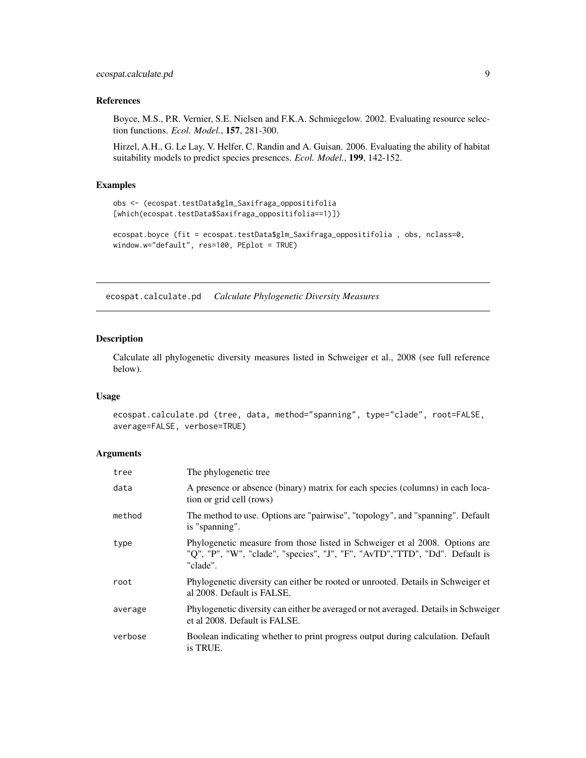### References

Boyce, M.S., P.R. Vernier, S.E. Nielsen and F.K.A. Schmiegelow. 2002. Evaluating resource selection functions. *Ecol. Model.*, **157**, 281-300.

Hirzel, A.H., G. Le Lay, V. Helfer, C. Randin and A. Guisan. 2006. Evaluating the ability of habitat suitability models to predict species presences. *Ecol. Model.*, **199**, 142-152.

### Examples

```
obs <- (ecospat.testData$glm_Saxifraga_oppositifolia
[which(ecospat.testData$Saxifraga_oppositifolia==1)])

ecospat.boyce (fit = ecospat.testData$glm_Saxifraga_oppositifolia , obs, nclass=0,
window.w="default", res=100, PEplot = TRUE)
```

---

## ecospat.calculate.pd *Calculate Phylogenetic Diversity Measures*

### Description

Calculate all phylogenetic diversity measures listed in Schweiger et al., 2008 (see full reference below).

### Usage

```
ecospat.calculate.pd (tree, data, method="spanning", type="clade", root=FALSE,
average=FALSE, verbose=TRUE)
```

### Arguments

| | |
|---|---|
| tree | The phylogenetic tree |
| data | A presence or absence (binary) matrix for each species (columns) in each location or grid cell (rows) |
| method | The method to use. Options are "pairwise", "topology", and "spanning". Default is "spanning". |
| type | Phylogenetic measure from those listed in Schweiger et al 2008. Options are "Q", "P", "W", "clade", "species", "J", "F", "AvTD","TTD", "Dd". Default is "clade". |
| root | Phylogenetic diversity can either be rooted or unrooted. Details in Schweiger et al 2008. Default is FALSE. |
| average | Phylogenetic diversity can either be averaged or not averaged. Details in Schweiger et al 2008. Default is FALSE. |
| verbose | Boolean indicating whether to print progress output during calculation. Default is TRUE. |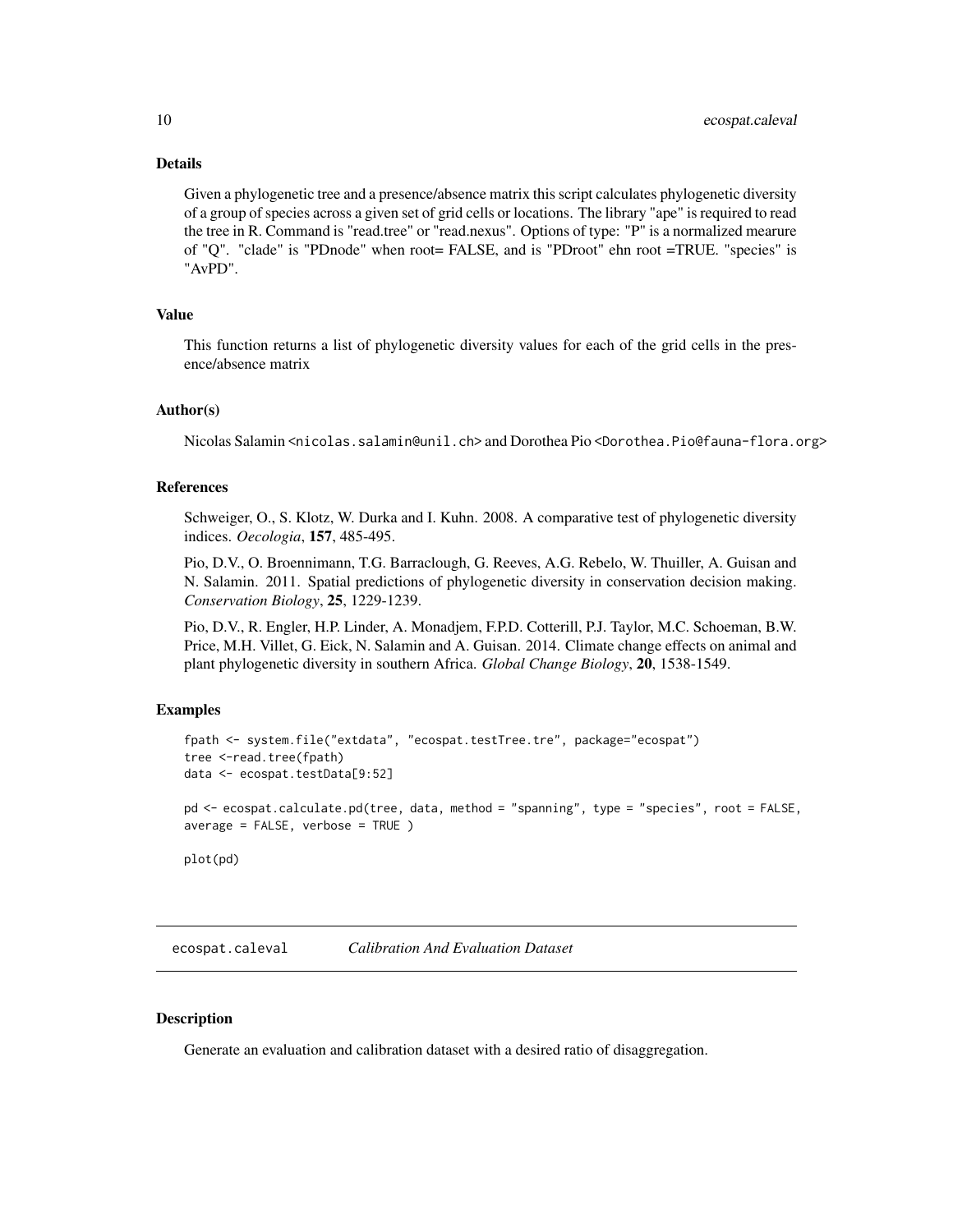### Details

Given a phylogenetic tree and a presence/absence matrix this script calculates phylogenetic diversity of a group of species across a given set of grid cells or locations. The library "ape" is required to read the tree in R. Command is "read.tree" or "read.nexus". Options of type: "P" is a normalized mearure of "Q". "clade" is "PDnode" when root= FALSE, and is "PDroot" ehn root =TRUE. "species" is "AvPD".

### Value

This function returns a list of phylogenetic diversity values for each of the grid cells in the presence/absence matrix

### Author(s)

Nicolas Salamin <nicolas.salamin@unil.ch> and Dorothea Pio <Dorothea.Pio@fauna-flora.org>

### References

Schweiger, O., S. Klotz, W. Durka and I. Kuhn. 2008. A comparative test of phylogenetic diversity indices. *Oecologia*, **157**, 485-495.

Pio, D.V., O. Broennimann, T.G. Barraclough, G. Reeves, A.G. Rebelo, W. Thuiller, A. Guisan and N. Salamin. 2011. Spatial predictions of phylogenetic diversity in conservation decision making. *Conservation Biology*, **25**, 1229-1239.

Pio, D.V., R. Engler, H.P. Linder, A. Monadjem, F.P.D. Cotterill, P.J. Taylor, M.C. Schoeman, B.W. Price, M.H. Villet, G. Eick, N. Salamin and A. Guisan. 2014. Climate change effects on animal and plant phylogenetic diversity in southern Africa. *Global Change Biology*, **20**, 1538-1549.

### Examples

```
fpath <- system.file("extdata", "ecospat.testTree.tre", package="ecospat")
tree <-read.tree(fpath)
data <- ecospat.testData[9:52]

pd <- ecospat.calculate.pd(tree, data, method = "spanning", type = "species", root = FALSE,
average = FALSE, verbose = TRUE )

plot(pd)
```

---

## ecospat.caleval — *Calibration And Evaluation Dataset*

### Description

Generate an evaluation and calibration dataset with a desired ratio of disaggregation.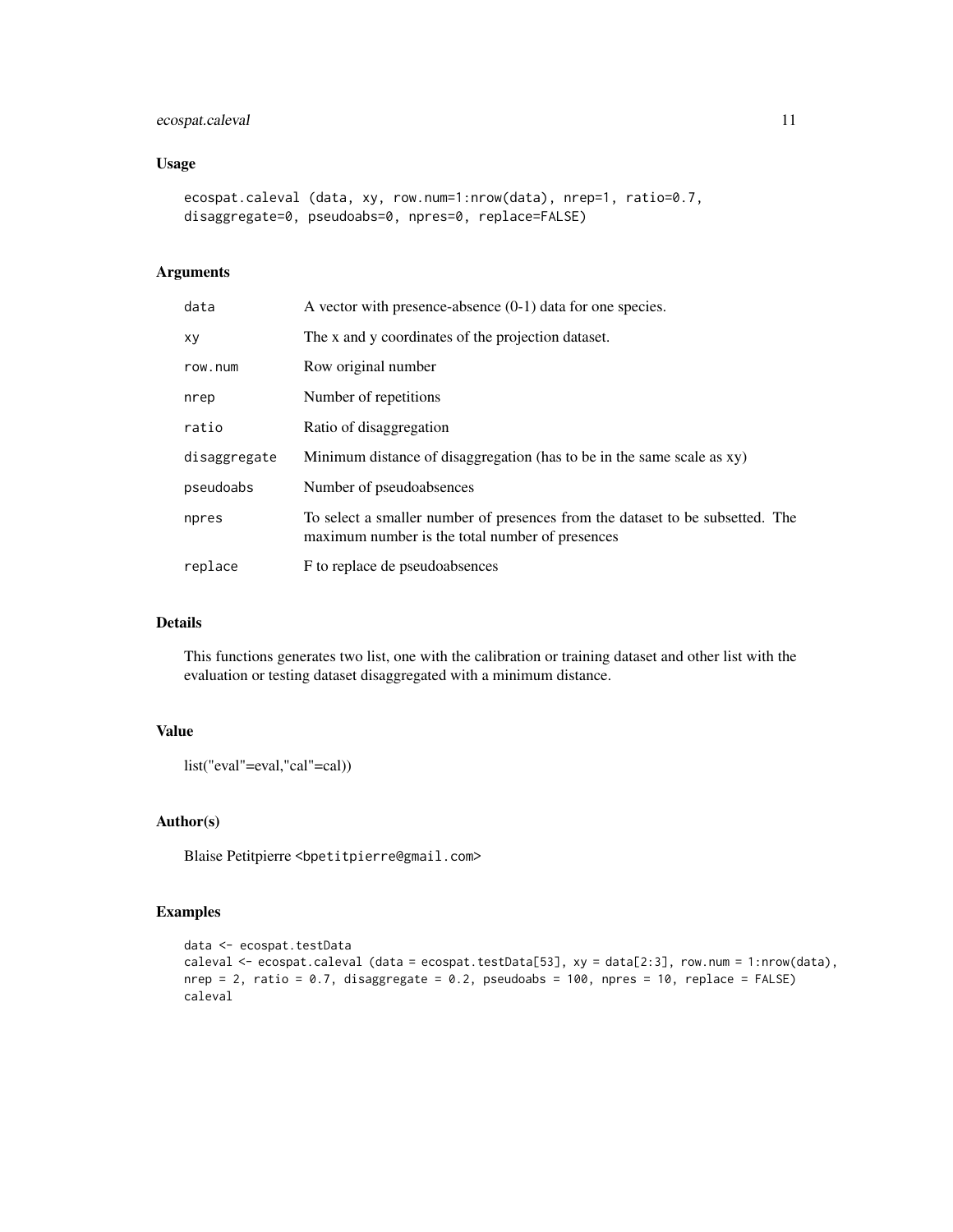## Usage

```
ecospat.caleval (data, xy, row.num=1:nrow(data), nrep=1, ratio=0.7,
disaggregate=0, pseudoabs=0, npres=0, replace=FALSE)
```

## Arguments

| | |
|---|---|
| data | A vector with presence-absence (0-1) data for one species. |
| xy | The x and y coordinates of the projection dataset. |
| row.num | Row original number |
| nrep | Number of repetitions |
| ratio | Ratio of disaggregation |
| disaggregate | Minimum distance of disaggregation (has to be in the same scale as xy) |
| pseudoabs | Number of pseudoabsences |
| npres | To select a smaller number of presences from the dataset to be subsetted. The maximum number is the total number of presences |
| replace | F to replace de pseudoabsences |

## Details

This functions generates two list, one with the calibration or training dataset and other list with the evaluation or testing dataset disaggregated with a minimum distance.

## Value

list("eval"=eval,"cal"=cal))

## Author(s)

Blaise Petitpierre <bpetitpierre@gmail.com>

## Examples

```
data <- ecospat.testData
caleval <- ecospat.caleval (data = ecospat.testData[53], xy = data[2:3], row.num = 1:nrow(data),
nrep = 2, ratio = 0.7, disaggregate = 0.2, pseudoabs = 100, npres = 10, replace = FALSE)
caleval
```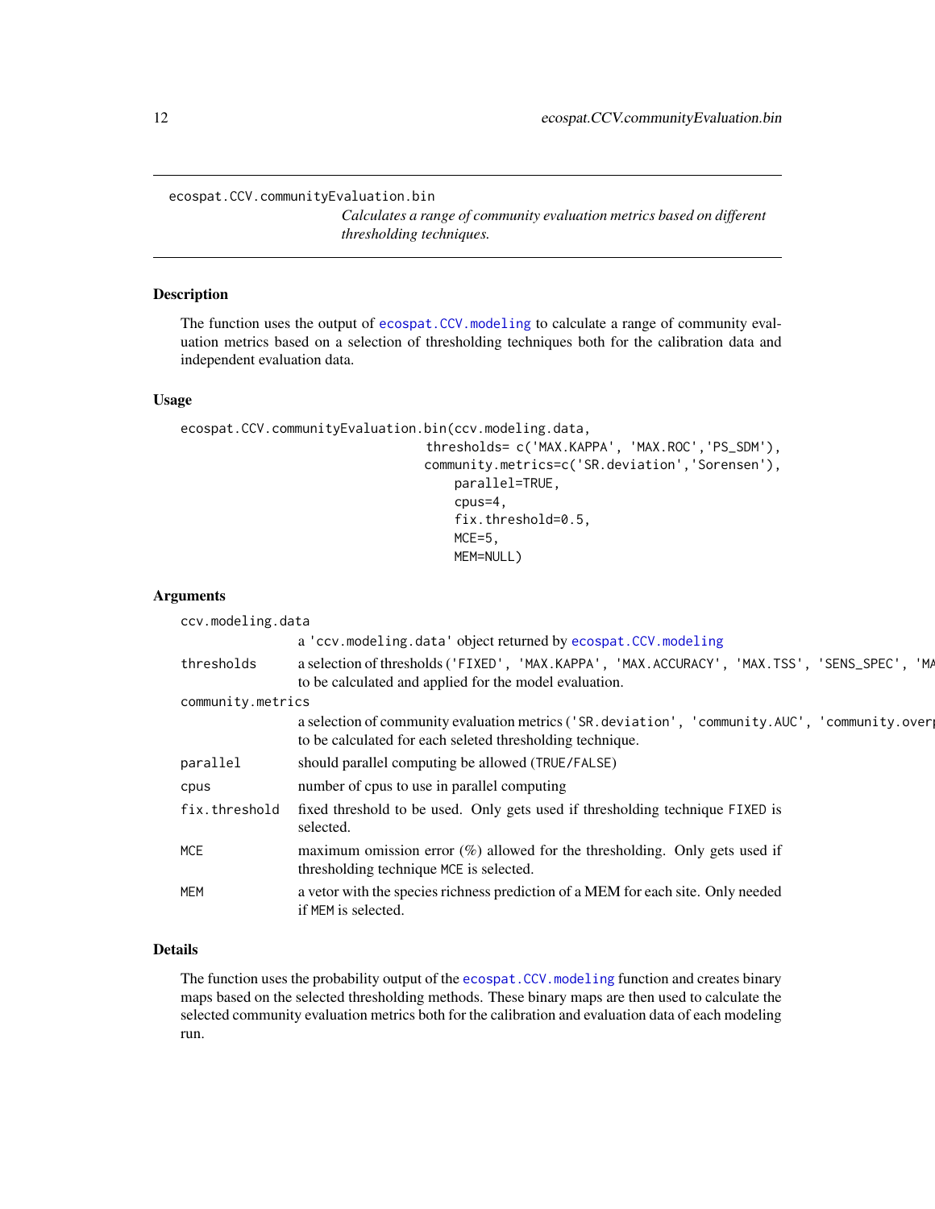ecospat.CCV.communityEvaluation.bin

*Calculates a range of community evaluation metrics based on different thresholding techniques.*

### Description

The function uses the output of `ecospat.CCV.modeling` to calculate a range of community evaluation metrics based on a selection of thresholding techniques both for the calibration data and independent evaluation data.

### Usage

```
ecospat.CCV.communityEvaluation.bin(ccv.modeling.data,
                                 thresholds= c('MAX.KAPPA', 'MAX.ROC','PS_SDM'),
                                 community.metrics=c('SR.deviation','Sorensen'),
                                     parallel=TRUE,
                                     cpus=4,
                                     fix.threshold=0.5,
                                     MCE=5,
                                     MEM=NULL)
```

### Arguments

| | |
|---|---|
| `ccv.modeling.data` | a 'ccv.modeling.data' object returned by `ecospat.CCV.modeling` |
| `thresholds` | a selection of thresholds ('FIXED', 'MAX.KAPPA', 'MAX.ACCURACY', 'MAX.TSS', 'SENS_SPEC', 'MA to be calculated and applied for the model evaluation. |
| `community.metrics` | a selection of community evaluation metrics ('SR.deviation', 'community.AUC', 'community.overl to be calculated for each seleted thresholding technique. |
| `parallel` | should parallel computing be allowed (TRUE/FALSE) |
| `cpus` | number of cpus to use in parallel computing |
| `fix.threshold` | fixed threshold to be used. Only gets used if thresholding technique FIXED is selected. |
| `MCE` | maximum omission error (%) allowed for the thresholding. Only gets used if thresholding technique MCE is selected. |
| `MEM` | a vetor with the species richness prediction of a MEM for each site. Only needed if MEM is selected. |

### Details

The function uses the probability output of the `ecospat.CCV.modeling` function and creates binary maps based on the selected thresholding methods. These binary maps are then used to calculate the selected community evaluation metrics both for the calibration and evaluation data of each modeling run.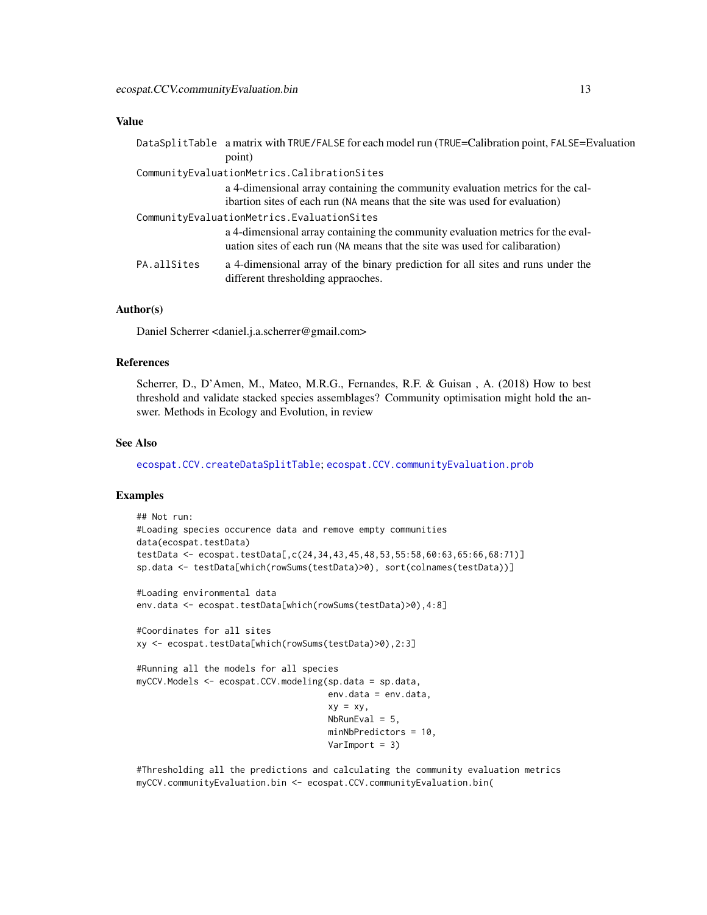### Value

DataSplitTable a matrix with TRUE/FALSE for each model run (TRUE=Calibration point, FALSE=Evaluation point)

CommunityEvaluationMetrics.CalibrationSites
: a 4-dimensional array containing the community evaluation metrics for the calibartion sites of each run (NA means that the site was used for evaluation)

CommunityEvaluationMetrics.EvaluationSites
: a 4-dimensional array containing the community evaluation metrics for the evaluation sites of each run (NA means that the site was used for calibaration)

PA.allSites a 4-dimensional array of the binary prediction for all sites and runs under the different thresholding appraoches.

### Author(s)

Daniel Scherrer <daniel.j.a.scherrer@gmail.com>

### References

Scherrer, D., D'Amen, M., Mateo, M.R.G., Fernandes, R.F. & Guisan , A. (2018) How to best threshold and validate stacked species assemblages? Community optimisation might hold the answer. Methods in Ecology and Evolution, in review

### See Also

ecospat.CCV.createDataSplitTable; ecospat.CCV.communityEvaluation.prob

### Examples

```
## Not run:
#Loading species occurence data and remove empty communities
data(ecospat.testData)
testData <- ecospat.testData[,c(24,34,43,45,48,53,55:58,60:63,65:66,68:71)]
sp.data <- testData[which(rowSums(testData)>0), sort(colnames(testData))]

#Loading environmental data
env.data <- ecospat.testData[which(rowSums(testData)>0),4:8]

#Coordinates for all sites
xy <- ecospat.testData[which(rowSums(testData)>0),2:3]

#Running all the models for all species
myCCV.Models <- ecospat.CCV.modeling(sp.data = sp.data,
                                     env.data = env.data,
                                     xy = xy,
                                     NbRunEval = 5,
                                     minNbPredictors = 10,
                                     VarImport = 3)

#Thresholding all the predictions and calculating the community evaluation metrics
myCCV.communityEvaluation.bin <- ecospat.CCV.communityEvaluation.bin(
```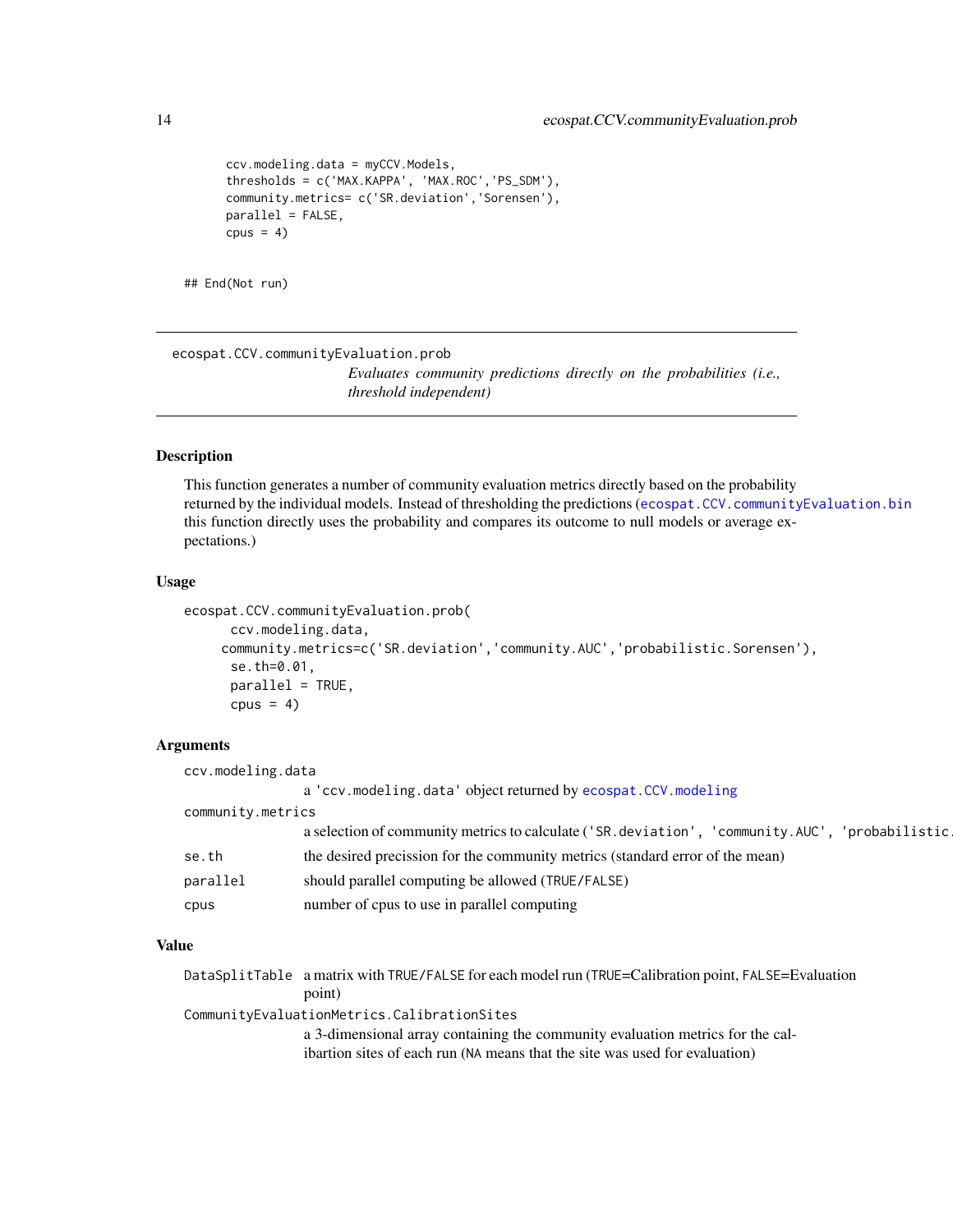```
        ccv.modeling.data = myCCV.Models,
        thresholds = c('MAX.KAPPA', 'MAX.ROC','PS_SDM'),
        community.metrics= c('SR.deviation','Sorensen'),
        parallel = FALSE,
        cpus = 4)

## End(Not run)
```

---

## ecospat.CCV.communityEvaluation.prob

*Evaluates community predictions directly on the probabilities (i.e., threshold independent)*

---

### Description

This function generates a number of community evaluation metrics directly based on the probability returned by the individual models. Instead of thresholding the predictions (ecospat.CCV.communityEvaluation.bin this function directly uses the probability and compares its outcome to null models or average expectations.)

### Usage

```
ecospat.CCV.communityEvaluation.prob(
       ccv.modeling.data,
      community.metrics=c('SR.deviation','community.AUC','probabilistic.Sorensen'),
       se.th=0.01,
       parallel = TRUE,
       cpus = 4)
```

### Arguments

`ccv.modeling.data`
: a 'ccv.modeling.data' object returned by ecospat.CCV.modeling

`community.metrics`
: a selection of community metrics to calculate ('SR.deviation', 'community.AUC', 'probabilistic.

`se.th`
: the desired precission for the community metrics (standard error of the mean)

`parallel`
: should parallel computing be allowed (TRUE/FALSE)

`cpus`
: number of cpus to use in parallel computing

### Value

`DataSplitTable`
: a matrix with TRUE/FALSE for each model run (TRUE=Calibration point, FALSE=Evaluation point)

`CommunityEvaluationMetrics.CalibrationSites`
: a 3-dimensional array containing the community evaluation metrics for the calibartion sites of each run (NA means that the site was used for evaluation)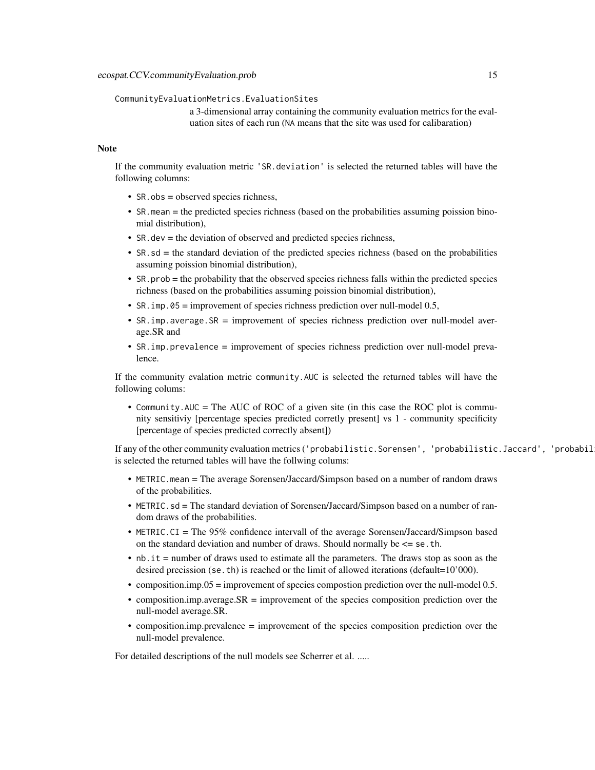`CommunityEvaluationMetrics.EvaluationSites`

a 3-dimensional array containing the community evaluation metrics for the evaluation sites of each run (`NA` means that the site was used for calibaration)

## Note

If the community evaluation metric `'SR.deviation'` is selected the returned tables will have the following columns:

- `SR.obs` = observed species richness,
- `SR.mean` = the predicted species richness (based on the probabilities assuming poission binomial distribution),
- `SR.dev` = the deviation of observed and predicted species richness,
- `SR.sd` = the standard deviation of the predicted species richness (based on the probabilities assuming poission binomial distribution),
- `SR.prob` = the probability that the observed species richness falls within the predicted species richness (based on the probabilities assuming poission binomial distribution),
- `SR.imp.05` = improvement of species richness prediction over null-model 0.5,
- `SR.imp.average.SR` = improvement of species richness prediction over null-model average.SR and
- `SR.imp.prevalence` = improvement of species richness prediction over null-model prevalence.

If the community evalation metric `community.AUC` is selected the returned tables will have the following colums:

- `Community.AUC` = The AUC of ROC of a given site (in this case the ROC plot is community sensitiviy [percentage species predicted corretly present] vs 1 - community specificity [percentage of species predicted correctly absent])

If any of the other community evaluation metrics (`'probabilistic.Sorensen'`, `'probabilistic.Jaccard'`, `'probabil`
is selected the returned tables will have the follwing colums:

- `METRIC.mean` = The average Sorensen/Jaccard/Simpson based on a number of random draws of the probabilities.
- `METRIC.sd` = The standard deviation of Sorensen/Jaccard/Simpson based on a number of random draws of the probabilities.
- `METRIC.CI` = The 95% confidence intervall of the average Sorensen/Jaccard/Simpson based on the standard deviation and number of draws. Should normally be <= `se.th`.
- `nb.it` = number of draws used to estimate all the parameters. The draws stop as soon as the desired precission (`se.th`) is reached or the limit of allowed iterations (default=10'000).
- composition.imp.05 = improvement of species compostion prediction over the null-model 0.5.
- composition.imp.average.SR = improvement of the species composition prediction over the null-model average.SR.
- composition.imp.prevalence = improvement of the species composition prediction over the null-model prevalence.

For detailed descriptions of the null models see Scherrer et al. .....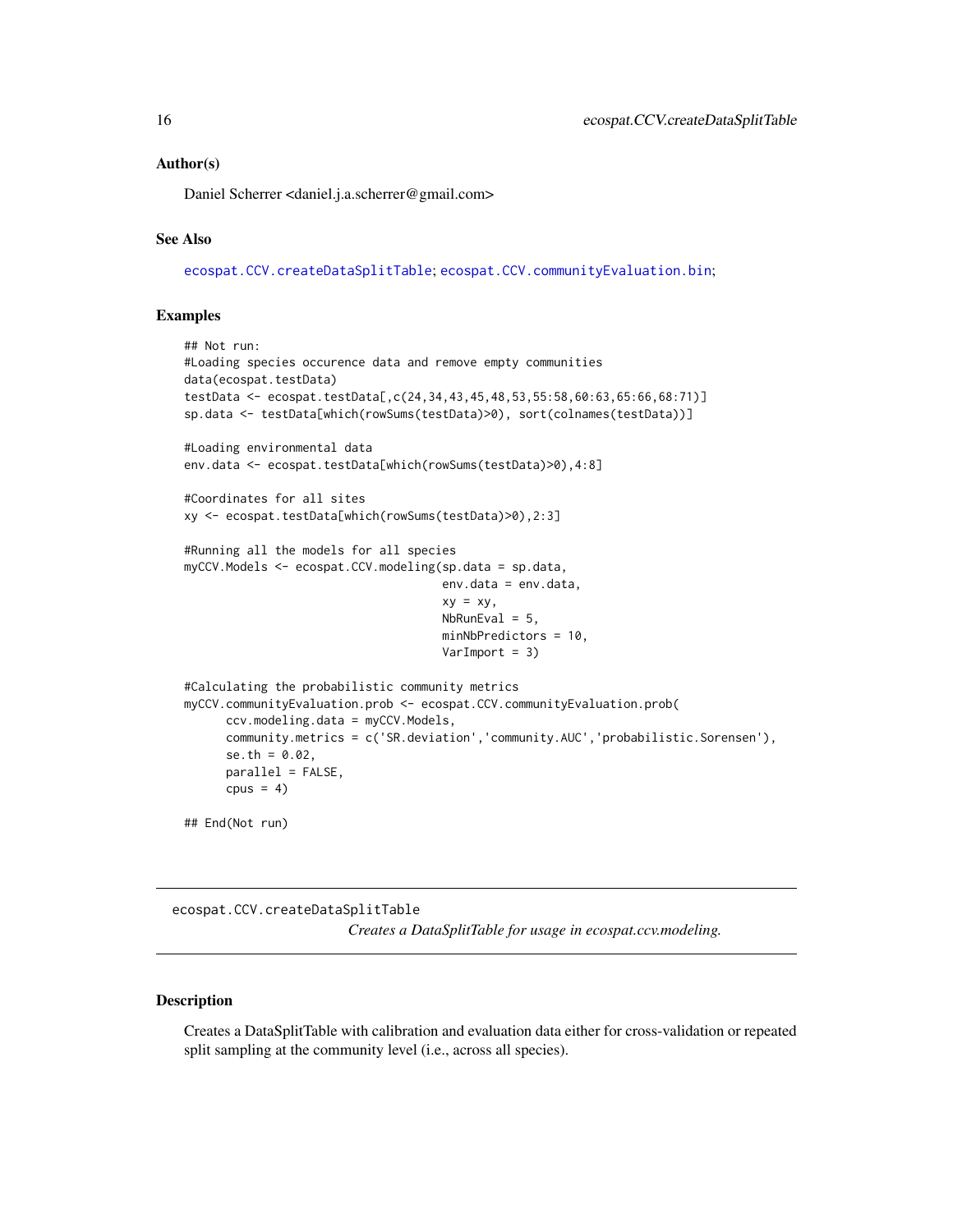### Author(s)

Daniel Scherrer <daniel.j.a.scherrer@gmail.com>

### See Also

ecospat.CCV.createDataSplitTable; ecospat.CCV.communityEvaluation.bin;

### Examples

```
## Not run:
#Loading species occurence data and remove empty communities
data(ecospat.testData)
testData <- ecospat.testData[,c(24,34,43,45,48,53,55:58,60:63,65:66,68:71)]
sp.data <- testData[which(rowSums(testData)>0), sort(colnames(testData))]

#Loading environmental data
env.data <- ecospat.testData[which(rowSums(testData)>0),4:8]

#Coordinates for all sites
xy <- ecospat.testData[which(rowSums(testData)>0),2:3]

#Running all the models for all species
myCCV.Models <- ecospat.CCV.modeling(sp.data = sp.data,
                                     env.data = env.data,
                                     xy = xy,
                                     NbRunEval = 5,
                                     minNbPredictors = 10,
                                     VarImport = 3)

#Calculating the probabilistic community metrics
myCCV.communityEvaluation.prob <- ecospat.CCV.communityEvaluation.prob(
      ccv.modeling.data = myCCV.Models,
      community.metrics = c('SR.deviation','community.AUC','probabilistic.Sorensen'),
      se.th = 0.02,
      parallel = FALSE,
      cpus = 4)

## End(Not run)
```

---

## ecospat.CCV.createDataSplitTable

*Creates a DataSplitTable for usage in ecospat.ccv.modeling.*

---

### Description

Creates a DataSplitTable with calibration and evaluation data either for cross-validation or repeated split sampling at the community level (i.e., across all species).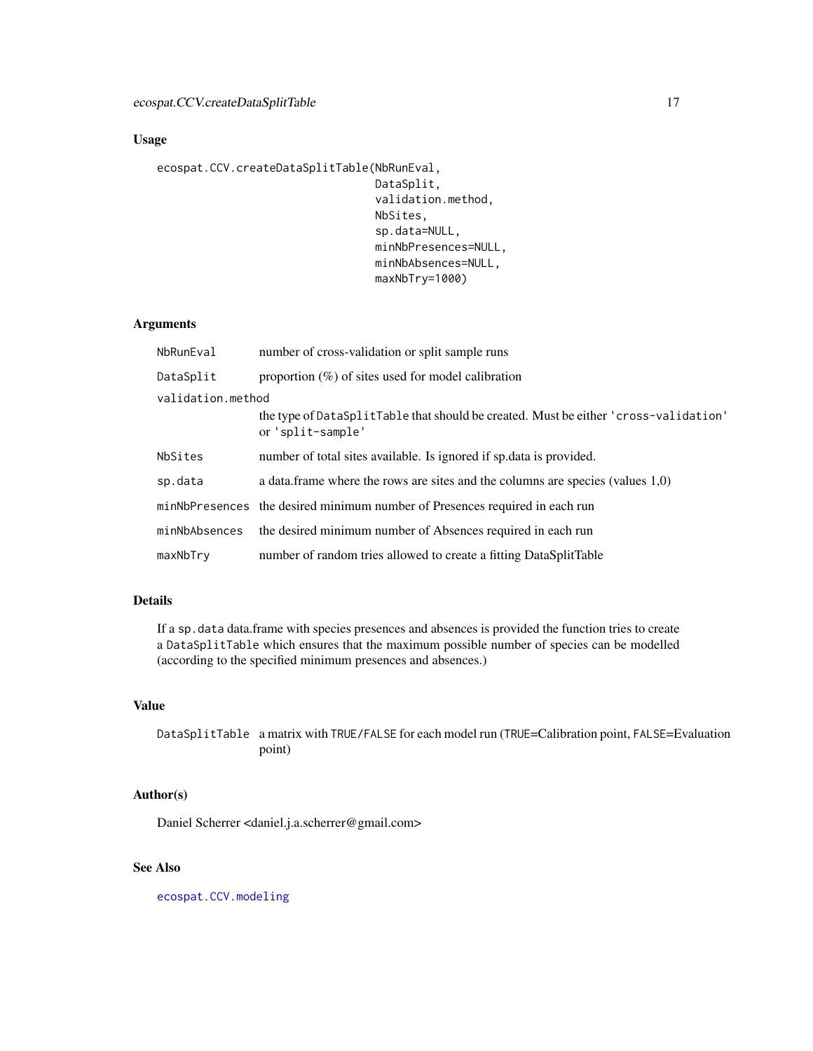## Usage

```
ecospat.CCV.createDataSplitTable(NbRunEval,
                                  DataSplit,
                                  validation.method,
                                  NbSites,
                                  sp.data=NULL,
                                  minNbPresences=NULL,
                                  minNbAbsences=NULL,
                                  maxNbTry=1000)
```

## Arguments

| Argument | Description |
|---|---|
| `NbRunEval` | number of cross-validation or split sample runs |
| `DataSplit` | proportion (%) of sites used for model calibration |
| `validation.method` | the type of `DataSplitTable` that should be created. Must be either `'cross-validation'` or `'split-sample'` |
| `NbSites` | number of total sites available. Is ignored if sp.data is provided. |
| `sp.data` | a data.frame where the rows are sites and the columns are species (values 1,0) |
| `minNbPresences` | the desired minimum number of Presences required in each run |
| `minNbAbsences` | the desired minimum number of Absences required in each run |
| `maxNbTry` | number of random tries allowed to create a fitting DataSplitTable |

## Details

If a `sp.data` data.frame with species presences and absences is provided the function tries to create a `DataSplitTable` which ensures that the maximum possible number of species can be modelled (according to the specified minimum presences and absences.)

## Value

| | |
|---|---|
| `DataSplitTable` | a matrix with `TRUE/FALSE` for each model run (`TRUE`=Calibration point, `FALSE`=Evaluation point) |

## Author(s)

Daniel Scherrer <daniel.j.a.scherrer@gmail.com>

## See Also

`ecospat.CCV.modeling`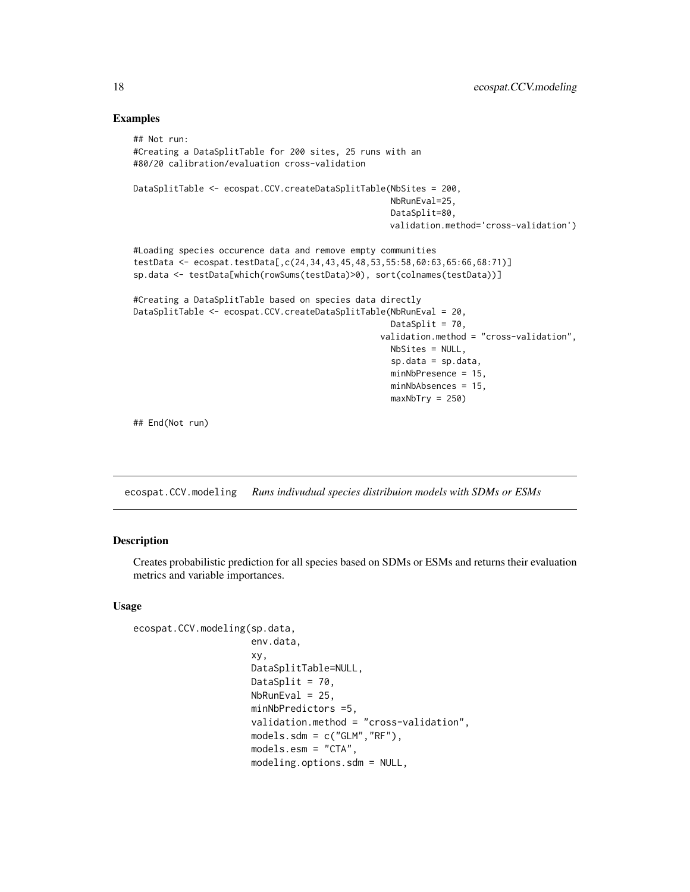## Examples

```
## Not run:
#Creating a DataSplitTable for 200 sites, 25 runs with an
#80/20 calibration/evaluation cross-validation

DataSplitTable <- ecospat.CCV.createDataSplitTable(NbSites = 200,
                                                   NbRunEval=25,
                                                   DataSplit=80,
                                                   validation.method='cross-validation')

#Loading species occurence data and remove empty communities
testData <- ecospat.testData[,c(24,34,43,45,48,53,55:58,60:63,65:66,68:71)]
sp.data <- testData[which(rowSums(testData)>0), sort(colnames(testData))]

#Creating a DataSplitTable based on species data directly
DataSplitTable <- ecospat.CCV.createDataSplitTable(NbRunEval = 20,
                                                   DataSplit = 70,
                                                   validation.method = "cross-validation",
                                                   NbSites = NULL,
                                                   sp.data = sp.data,
                                                   minNbPresence = 15,
                                                   minNbAbsences = 15,
                                                   maxNbTry = 250)

## End(Not run)
```

---

`ecospat.CCV.modeling` *Runs indivudual species distribuion models with SDMs or ESMs*

---

## Description

Creates probabilistic prediction for all species based on SDMs or ESMs and returns their evaluation metrics and variable importances.

## Usage

```
ecospat.CCV.modeling(sp.data,
                     env.data,
                     xy,
                     DataSplitTable=NULL,
                     DataSplit = 70,
                     NbRunEval = 25,
                     minNbPredictors =5,
                     validation.method = "cross-validation",
                     models.sdm = c("GLM","RF"),
                     models.esm = "CTA",
                     modeling.options.sdm = NULL,
```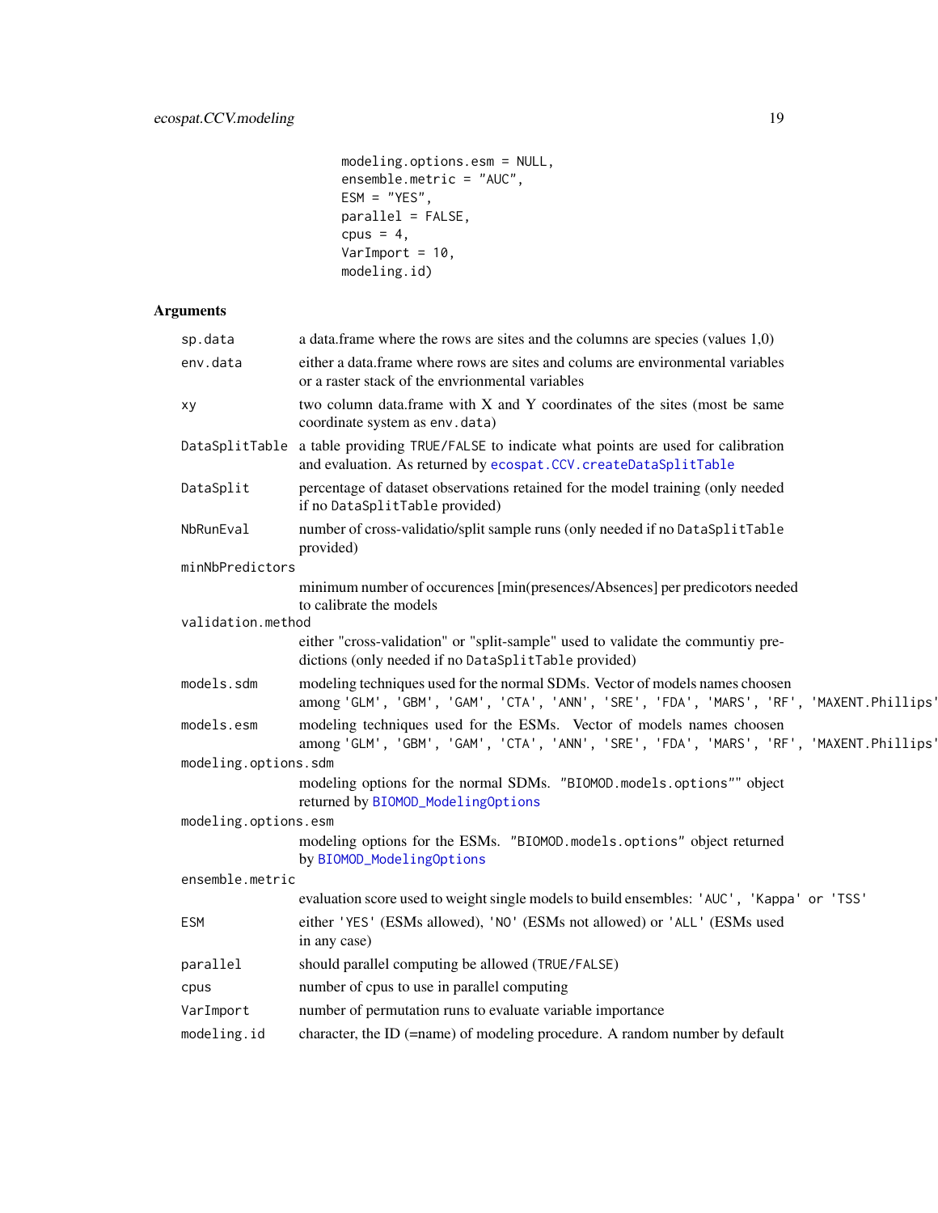```
                modeling.options.esm = NULL,
                ensemble.metric = "AUC",
                ESM = "YES",
                parallel = FALSE,
                cpus = 4,
                VarImport = 10,
                modeling.id)
```

## Arguments

| | |
|---|---|
| `sp.data` | a data.frame where the rows are sites and the columns are species (values 1,0) |
| `env.data` | either a data.frame where rows are sites and colums are environmental variables or a raster stack of the envrionmental variables |
| `xy` | two column data.frame with X and Y coordinates of the sites (most be same coordinate system as `env.data`) |
| `DataSplitTable` | a table providing `TRUE/FALSE` to indicate what points are used for calibration and evaluation. As returned by `ecospat.CCV.createDataSplitTable` |
| `DataSplit` | percentage of dataset observations retained for the model training (only needed if no `DataSplitTable` provided) |
| `NbRunEval` | number of cross-validatio/split sample runs (only needed if no `DataSplitTable` provided) |
| `minNbPredictors` | minimum number of occurences [min(presences/Absences] per predicotors needed to calibrate the models |
| `validation.method` | either "cross-validation" or "split-sample" used to validate the communtiy predictions (only needed if no `DataSplitTable` provided) |
| `models.sdm` | modeling techniques used for the normal SDMs. Vector of models names choosen among `'GLM', 'GBM', 'GAM', 'CTA', 'ANN', 'SRE', 'FDA', 'MARS', 'RF', 'MAXENT.Phillips'` |
| `models.esm` | modeling techniques used for the ESMs. Vector of models names choosen among `'GLM', 'GBM', 'GAM', 'CTA', 'ANN', 'SRE', 'FDA', 'MARS', 'RF', 'MAXENT.Phillips'` |
| `modeling.options.sdm` | modeling options for the normal SDMs. `"BIOMOD.models.options""` object returned by `BIOMOD_ModelingOptions` |
| `modeling.options.esm` | modeling options for the ESMs. `"BIOMOD.models.options"` object returned by `BIOMOD_ModelingOptions` |
| `ensemble.metric` | evaluation score used to weight single models to build ensembles: `'AUC', 'Kappa' or 'TSS'` |
| `ESM` | either `'YES'` (ESMs allowed), `'NO'` (ESMs not allowed) or `'ALL'` (ESMs used in any case) |
| `parallel` | should parallel computing be allowed (`TRUE/FALSE`) |
| `cpus` | number of cpus to use in parallel computing |
| `VarImport` | number of permutation runs to evaluate variable importance |
| `modeling.id` | character, the ID (=name) of modeling procedure. A random number by default |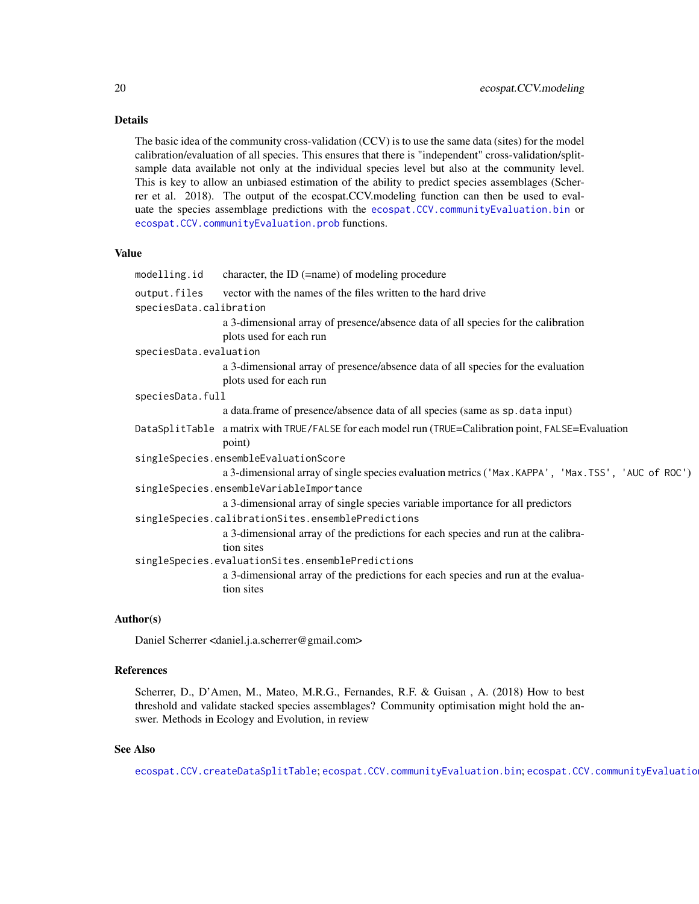## Details

The basic idea of the community cross-validation (CCV) is to use the same data (sites) for the model calibration/evaluation of all species. This ensures that there is "independent" cross-validation/split-sample data available not only at the individual species level but also at the community level. This is key to allow an unbiased estimation of the ability to predict species assemblages (Scherrer et al. 2018). The output of the ecospat.CCV.modeling function can then be used to evaluate the species assemblage predictions with the `ecospat.CCV.communityEvaluation.bin` or `ecospat.CCV.communityEvaluation.prob` functions.

## Value

`modelling.id`
: character, the ID (=name) of modeling procedure

`output.files`
: vector with the names of the files written to the hard drive

`speciesData.calibration`
: a 3-dimensional array of presence/absence data of all species for the calibration plots used for each run

`speciesData.evaluation`
: a 3-dimensional array of presence/absence data of all species for the evaluation plots used for each run

`speciesData.full`
: a data.frame of presence/absence data of all species (same as `sp.data` input)

`DataSplitTable`
: a matrix with `TRUE`/`FALSE` for each model run (`TRUE`=Calibration point, `FALSE`=Evaluation point)

`singleSpecies.ensembleEvaluationScore`
: a 3-dimensional array of single species evaluation metrics (`'Max.KAPPA', 'Max.TSS', 'AUC of ROC'`)

`singleSpecies.ensembleVariableImportance`
: a 3-dimensional array of single species variable importance for all predictors

`singleSpecies.calibrationSites.ensemblePredictions`
: a 3-dimensional array of the predictions for each species and run at the calibration sites

`singleSpecies.evaluationSites.ensemblePredictions`
: a 3-dimensional array of the predictions for each species and run at the evaluation sites

## Author(s)

Daniel Scherrer <daniel.j.a.scherrer@gmail.com>

## References

Scherrer, D., D'Amen, M., Mateo, M.R.G., Fernandes, R.F. & Guisan , A. (2018) How to best threshold and validate stacked species assemblages? Community optimisation might hold the answer. Methods in Ecology and Evolution, in review

## See Also

`ecospat.CCV.createDataSplitTable`; `ecospat.CCV.communityEvaluation.bin`; `ecospat.CCV.communityEvaluation.prob`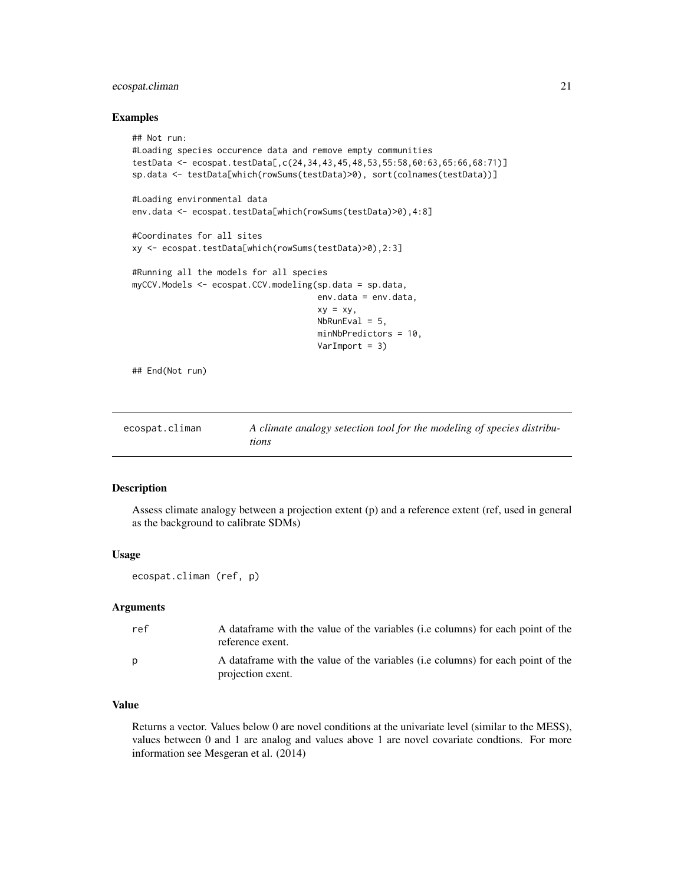## Examples

```
## Not run:
#Loading species occurence data and remove empty communities
testData <- ecospat.testData[,c(24,34,43,45,48,53,55:58,60:63,65:66,68:71)]
sp.data <- testData[which(rowSums(testData)>0), sort(colnames(testData))]

#Loading environmental data
env.data <- ecospat.testData[which(rowSums(testData)>0),4:8]

#Coordinates for all sites
xy <- ecospat.testData[which(rowSums(testData)>0),2:3]

#Running all the models for all species
myCCV.Models <- ecospat.CCV.modeling(sp.data = sp.data,
                                     env.data = env.data,
                                     xy = xy,
                                     NbRunEval = 5,
                                     minNbPredictors = 10,
                                     VarImport = 3)

## End(Not run)
```

---

# ecospat.climan — *A climate analogy setection tool for the modeling of species distributions*

## Description

Assess climate analogy between a projection extent (p) and a reference extent (ref, used in general as the background to calibrate SDMs)

## Usage

```
ecospat.climan (ref, p)
```

## Arguments

| | |
|---|---|
| ref | A dataframe with the value of the variables (i.e columns) for each point of the reference exent. |
| p | A dataframe with the value of the variables (i.e columns) for each point of the projection exent. |

## Value

Returns a vector. Values below 0 are novel conditions at the univariate level (similar to the MESS), values between 0 and 1 are analog and values above 1 are novel covariate condtions. For more information see Mesgeran et al. (2014)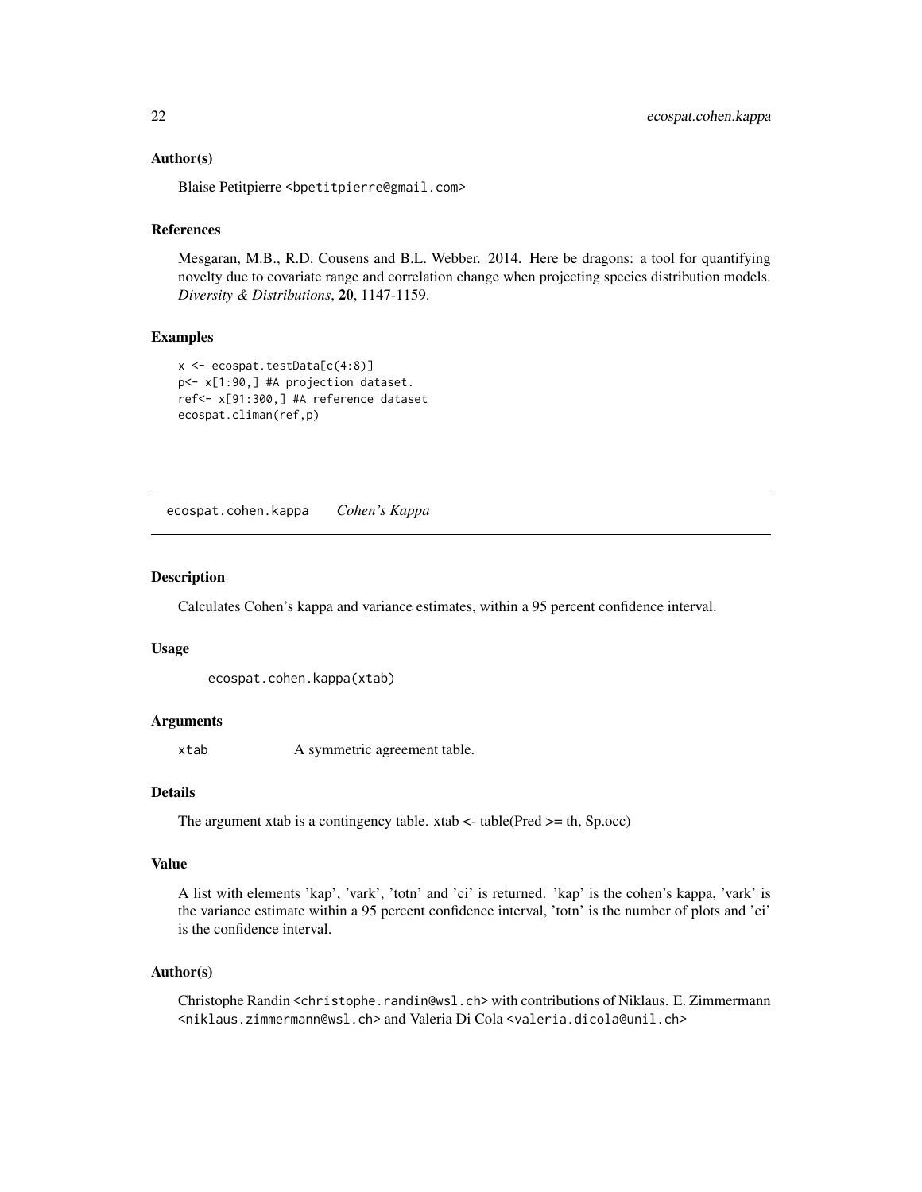### Author(s)

Blaise Petitpierre <bpetitpierre@gmail.com>

### References

Mesgaran, M.B., R.D. Cousens and B.L. Webber. 2014. Here be dragons: a tool for quantifying novelty due to covariate range and correlation change when projecting species distribution models. *Diversity & Distributions*, **20**, 1147-1159.

### Examples

```
x <- ecospat.testData[c(4:8)]
p<- x[1:90,] #A projection dataset.
ref<- x[91:300,] #A reference dataset
ecospat.climan(ref,p)
```

---

## ecospat.cohen.kappa *Cohen's Kappa*

### Description

Calculates Cohen's kappa and variance estimates, within a 95 percent confidence interval.

### Usage

```
ecospat.cohen.kappa(xtab)
```

### Arguments

| | |
|---|---|
| xtab | A symmetric agreement table. |

### Details

The argument xtab is a contingency table. xtab <- table(Pred >= th, Sp.occ)

### Value

A list with elements 'kap', 'vark', 'totn' and 'ci' is returned. 'kap' is the cohen's kappa, 'vark' is the variance estimate within a 95 percent confidence interval, 'totn' is the number of plots and 'ci' is the confidence interval.

### Author(s)

Christophe Randin <christophe.randin@wsl.ch> with contributions of Niklaus. E. Zimmermann <niklaus.zimmermann@wsl.ch> and Valeria Di Cola <valeria.dicola@unil.ch>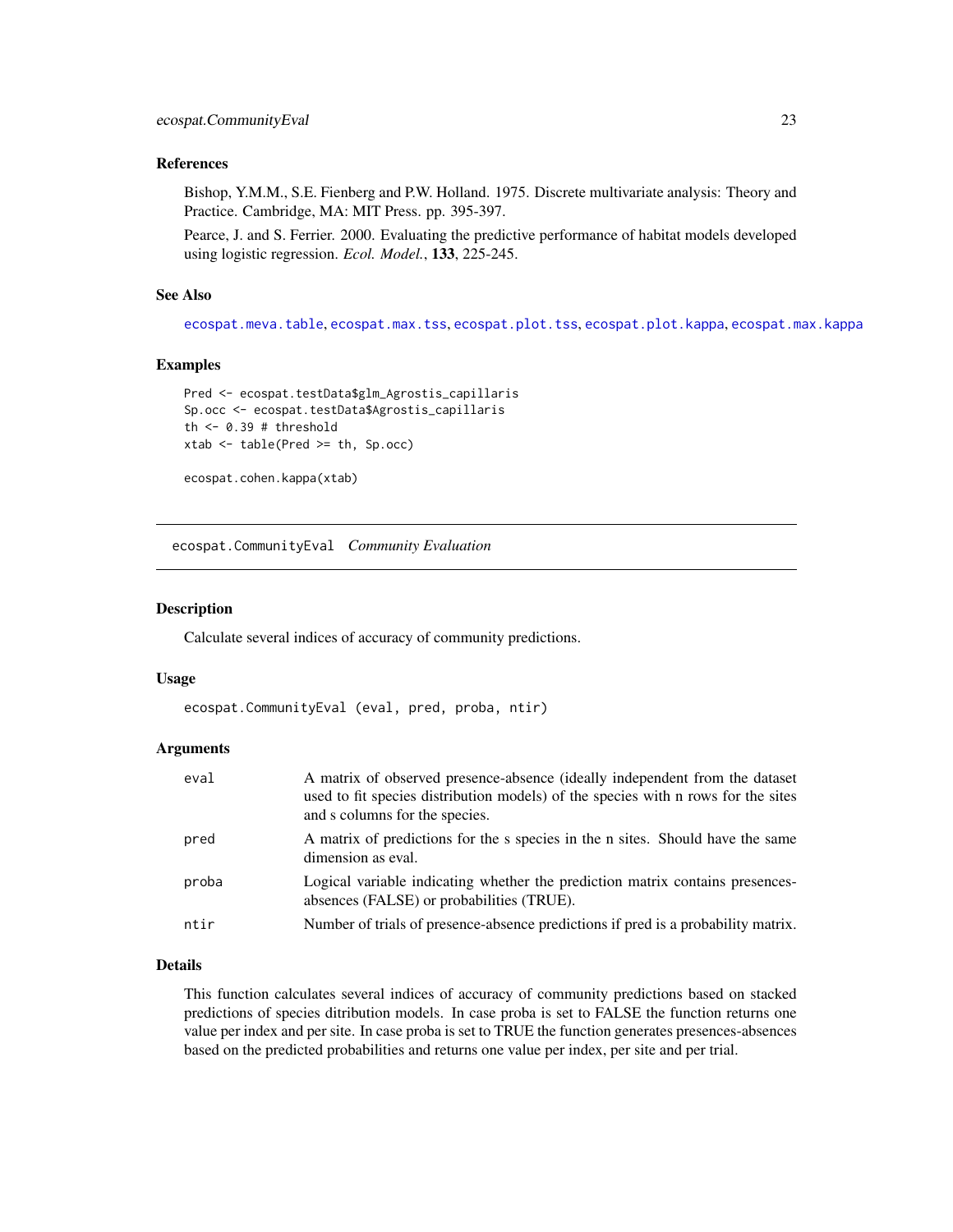### References

Bishop, Y.M.M., S.E. Fienberg and P.W. Holland. 1975. Discrete multivariate analysis: Theory and Practice. Cambridge, MA: MIT Press. pp. 395-397.

Pearce, J. and S. Ferrier. 2000. Evaluating the predictive performance of habitat models developed using logistic regression. *Ecol. Model.*, **133**, 225-245.

### See Also

ecospat.meva.table, ecospat.max.tss, ecospat.plot.tss, ecospat.plot.kappa, ecospat.max.kappa

### Examples

```
Pred <- ecospat.testData$glm_Agrostis_capillaris
Sp.occ <- ecospat.testData$Agrostis_capillaris
th <- 0.39 # threshold
xtab <- table(Pred >= th, Sp.occ)

ecospat.cohen.kappa(xtab)
```

---

## ecospat.CommunityEval    *Community Evaluation*

### Description

Calculate several indices of accuracy of community predictions.

### Usage

```
ecospat.CommunityEval (eval, pred, proba, ntir)
```

### Arguments

| | |
|---|---|
| eval | A matrix of observed presence-absence (ideally independent from the dataset used to fit species distribution models) of the species with n rows for the sites and s columns for the species. |
| pred | A matrix of predictions for the s species in the n sites. Should have the same dimension as eval. |
| proba | Logical variable indicating whether the prediction matrix contains presences-absences (FALSE) or probabilities (TRUE). |
| ntir | Number of trials of presence-absence predictions if pred is a probability matrix. |

### Details

This function calculates several indices of accuracy of community predictions based on stacked predictions of species ditribution models. In case proba is set to FALSE the function returns one value per index and per site. In case proba is set to TRUE the function generates presences-absences based on the predicted probabilities and returns one value per index, per site and per trial.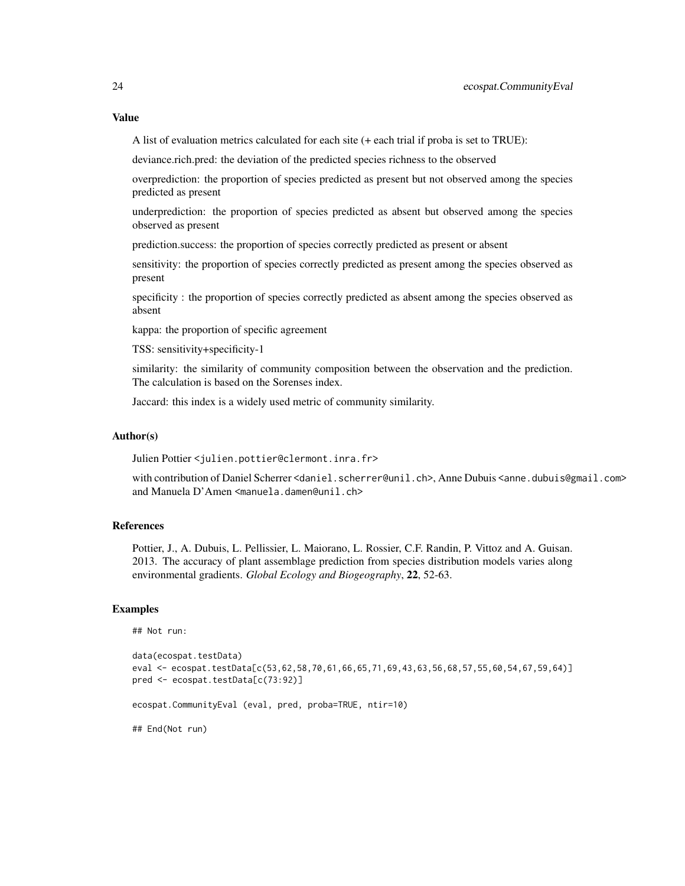### Value

A list of evaluation metrics calculated for each site (+ each trial if proba is set to TRUE):

deviance.rich.pred: the deviation of the predicted species richness to the observed

overprediction: the proportion of species predicted as present but not observed among the species predicted as present

underprediction: the proportion of species predicted as absent but observed among the species observed as present

prediction.success: the proportion of species correctly predicted as present or absent

sensitivity: the proportion of species correctly predicted as present among the species observed as present

specificity : the proportion of species correctly predicted as absent among the species observed as absent

kappa: the proportion of specific agreement

TSS: sensitivity+specificity-1

similarity: the similarity of community composition between the observation and the prediction. The calculation is based on the Sorenses index.

Jaccard: this index is a widely used metric of community similarity.

### Author(s)

Julien Pottier <julien.pottier@clermont.inra.fr>

with contribution of Daniel Scherrer <daniel.scherrer@unil.ch>, Anne Dubuis <anne.dubuis@gmail.com> and Manuela D'Amen <manuela.damen@unil.ch>

### References

Pottier, J., A. Dubuis, L. Pellissier, L. Maiorano, L. Rossier, C.F. Randin, P. Vittoz and A. Guisan. 2013. The accuracy of plant assemblage prediction from species distribution models varies along environmental gradients. *Global Ecology and Biogeography*, **22**, 52-63.

### Examples

```
## Not run:

data(ecospat.testData)
eval <- ecospat.testData[c(53,62,58,70,61,66,65,71,69,43,63,56,68,57,55,60,54,67,59,64)]
pred <- ecospat.testData[c(73:92)]

ecospat.CommunityEval (eval, pred, proba=TRUE, ntir=10)

## End(Not run)
```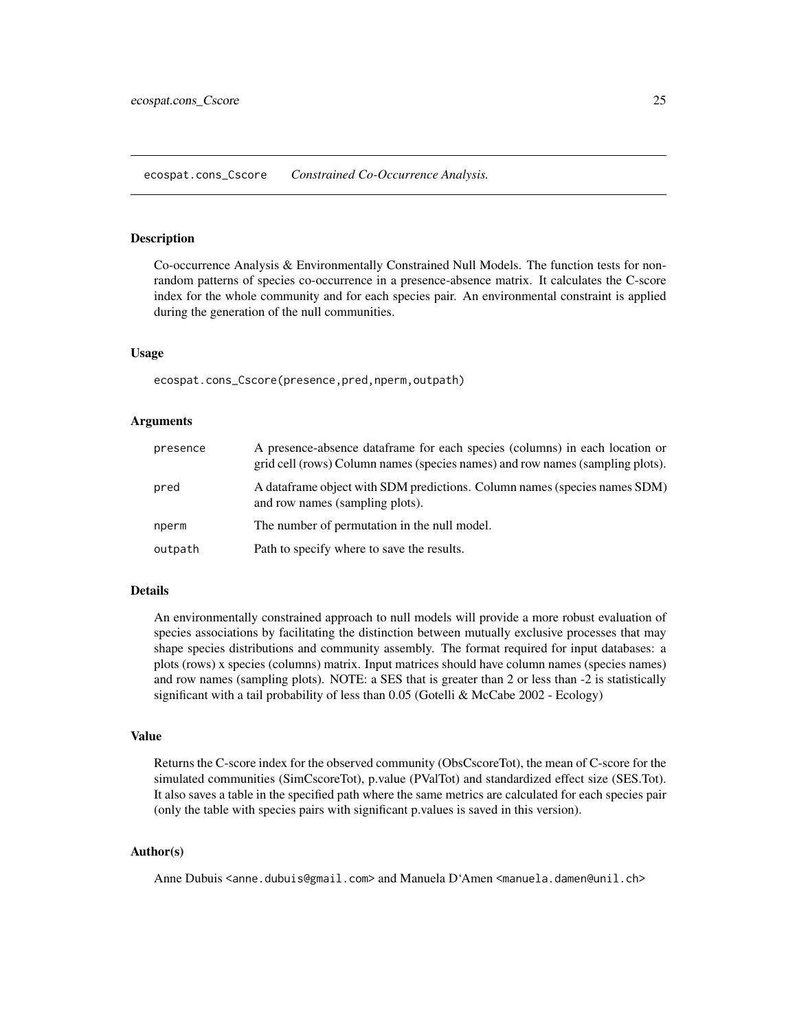## ecospat.cons_Cscore — *Constrained Co-Occurrence Analysis.*

### Description

Co-occurrence Analysis & Environmentally Constrained Null Models. The function tests for non-random patterns of species co-occurrence in a presence-absence matrix. It calculates the C-score index for the whole community and for each species pair. An environmental constraint is applied during the generation of the null communities.

### Usage

```
ecospat.cons_Cscore(presence,pred,nperm,outpath)
```

### Arguments

| | |
|---|---|
| presence | A presence-absence dataframe for each species (columns) in each location or grid cell (rows) Column names (species names) and row names (sampling plots). |
| pred | A dataframe object with SDM predictions. Column names (species names SDM) and row names (sampling plots). |
| nperm | The number of permutation in the null model. |
| outpath | Path to specify where to save the results. |

### Details

An environmentally constrained approach to null models will provide a more robust evaluation of species associations by facilitating the distinction between mutually exclusive processes that may shape species distributions and community assembly. The format required for input databases: a plots (rows) x species (columns) matrix. Input matrices should have column names (species names) and row names (sampling plots). NOTE: a SES that is greater than 2 or less than -2 is statistically significant with a tail probability of less than 0.05 (Gotelli & McCabe 2002 - Ecology)

### Value

Returns the C-score index for the observed community (ObsCscoreTot), the mean of C-score for the simulated communities (SimCscoreTot), p.value (PValTot) and standardized effect size (SES.Tot). It also saves a table in the specified path where the same metrics are calculated for each species pair (only the table with species pairs with significant p.values is saved in this version).

### Author(s)

Anne Dubuis <anne.dubuis@gmail.com> and Manuela D'Amen <manuela.damen@unil.ch>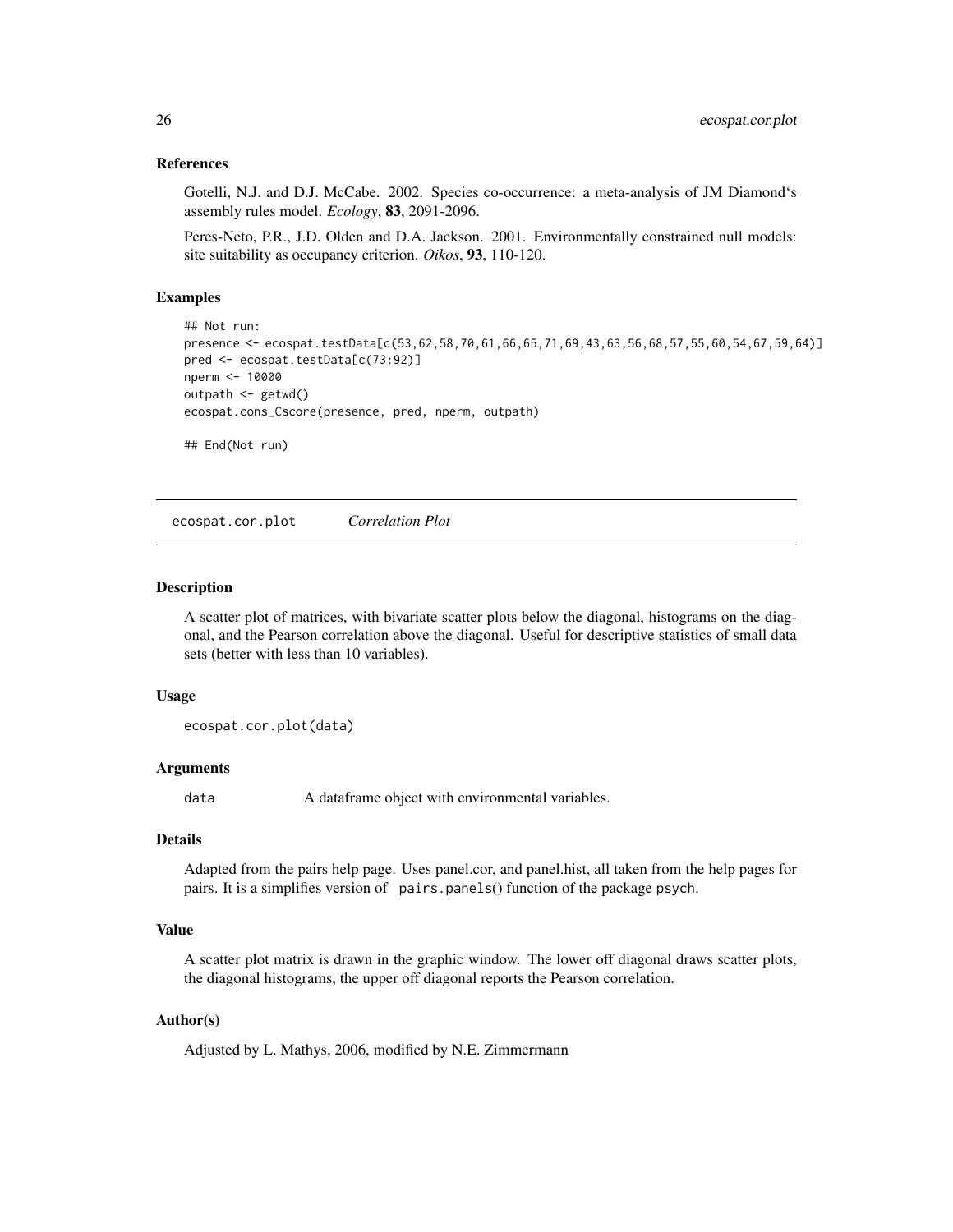### References

Gotelli, N.J. and D.J. McCabe. 2002. Species co-occurrence: a meta-analysis of JM Diamond's assembly rules model. *Ecology*, **83**, 2091-2096.

Peres-Neto, P.R., J.D. Olden and D.A. Jackson. 2001. Environmentally constrained null models: site suitability as occupancy criterion. *Oikos*, **93**, 110-120.

### Examples

```
## Not run:
presence <- ecospat.testData[c(53,62,58,70,61,66,65,71,69,43,63,56,68,57,55,60,54,67,59,64)]
pred <- ecospat.testData[c(73:92)]
nperm <- 10000
outpath <- getwd()
ecospat.cons_Cscore(presence, pred, nperm, outpath)

## End(Not run)
```

---

## ecospat.cor.plot *Correlation Plot*

---

### Description

A scatter plot of matrices, with bivariate scatter plots below the diagonal, histograms on the diagonal, and the Pearson correlation above the diagonal. Useful for descriptive statistics of small data sets (better with less than 10 variables).

### Usage

```
ecospat.cor.plot(data)
```

### Arguments

| | |
|---|---|
| data | A dataframe object with environmental variables. |

### Details

Adapted from the pairs help page. Uses panel.cor, and panel.hist, all taken from the help pages for pairs. It is a simplifies version of `pairs.panels()` function of the package `psych`.

### Value

A scatter plot matrix is drawn in the graphic window. The lower off diagonal draws scatter plots, the diagonal histograms, the upper off diagonal reports the Pearson correlation.

### Author(s)

Adjusted by L. Mathys, 2006, modified by N.E. Zimmermann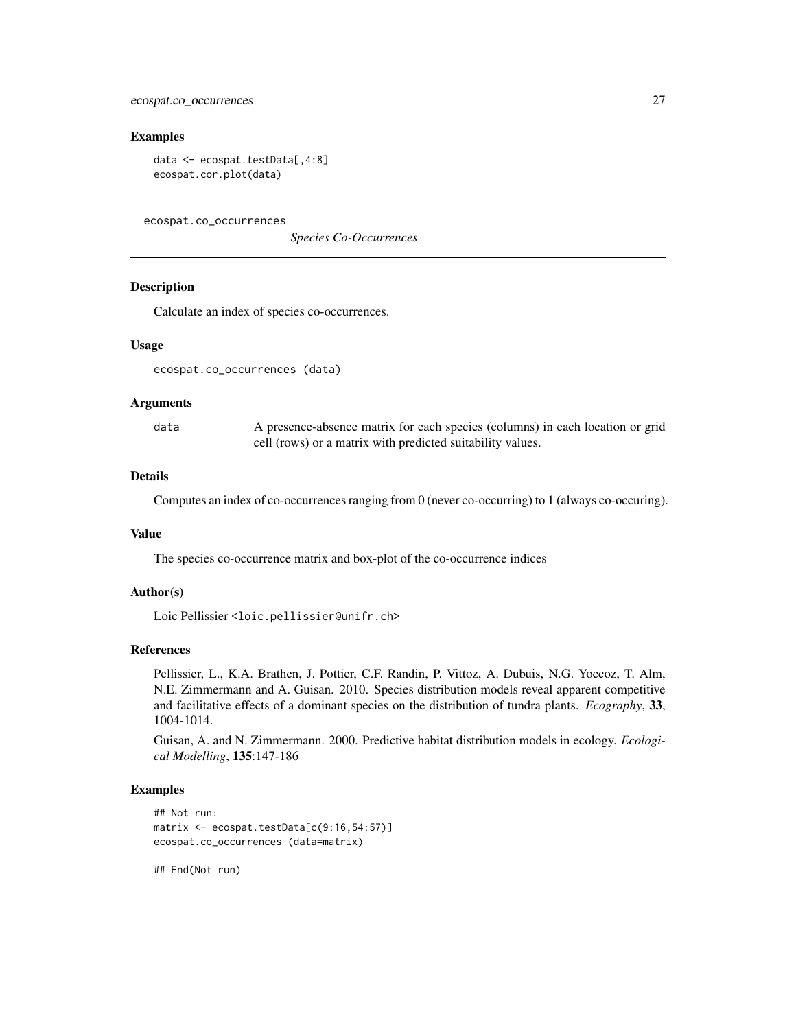## Examples

```
data <- ecospat.testData[,4:8]
ecospat.cor.plot(data)
```

---

# ecospat.co_occurrences *Species Co-Occurrences*

---

### Description

Calculate an index of species co-occurrences.

### Usage

```
ecospat.co_occurrences (data)
```

### Arguments

| | |
|---|---|
| data | A presence-absence matrix for each species (columns) in each location or grid cell (rows) or a matrix with predicted suitability values. |

### Details

Computes an index of co-occurrences ranging from 0 (never co-occurring) to 1 (always co-occuring).

### Value

The species co-occurrence matrix and box-plot of the co-occurrence indices

### Author(s)

Loic Pellissier <loic.pellissier@unifr.ch>

### References

Pellissier, L., K.A. Brathen, J. Pottier, C.F. Randin, P. Vittoz, A. Dubuis, N.G. Yoccoz, T. Alm, N.E. Zimmermann and A. Guisan. 2010. Species distribution models reveal apparent competitive and facilitative effects of a dominant species on the distribution of tundra plants. *Ecography*, **33**, 1004-1014.

Guisan, A. and N. Zimmermann. 2000. Predictive habitat distribution models in ecology. *Ecological Modelling*, **135**:147-186

### Examples

```
## Not run:
matrix <- ecospat.testData[c(9:16,54:57)]
ecospat.co_occurrences (data=matrix)

## End(Not run)
```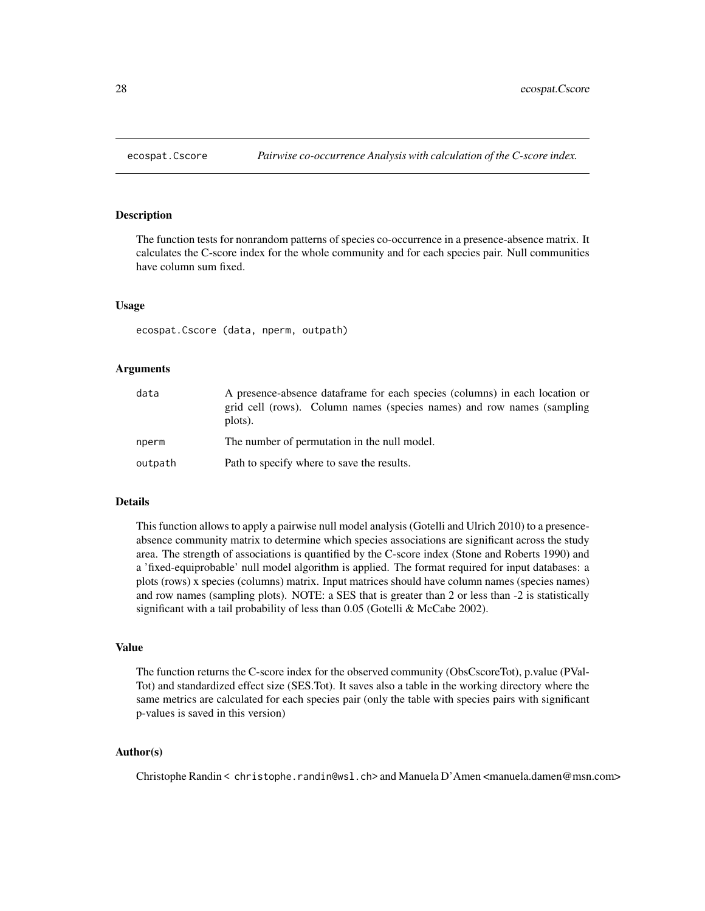ecospat.Cscore *Pairwise co-occurrence Analysis with calculation of the C-score index.*

## Description

The function tests for nonrandom patterns of species co-occurrence in a presence-absence matrix. It calculates the C-score index for the whole community and for each species pair. Null communities have column sum fixed.

## Usage

```
ecospat.Cscore (data, nperm, outpath)
```

## Arguments

| | |
|---|---|
| data | A presence-absence dataframe for each species (columns) in each location or grid cell (rows). Column names (species names) and row names (sampling plots). |
| nperm | The number of permutation in the null model. |
| outpath | Path to specify where to save the results. |

## Details

This function allows to apply a pairwise null model analysis (Gotelli and Ulrich 2010) to a presence-absence community matrix to determine which species associations are significant across the study area. The strength of associations is quantified by the C-score index (Stone and Roberts 1990) and a 'fixed-equiprobable' null model algorithm is applied. The format required for input databases: a plots (rows) x species (columns) matrix. Input matrices should have column names (species names) and row names (sampling plots). NOTE: a SES that is greater than 2 or less than -2 is statistically significant with a tail probability of less than 0.05 (Gotelli & McCabe 2002).

## Value

The function returns the C-score index for the observed community (ObsCscoreTot), p.value (PValTot) and standardized effect size (SES.Tot). It saves also a table in the working directory where the same metrics are calculated for each species pair (only the table with species pairs with significant p-values is saved in this version)

## Author(s)

Christophe Randin < christophe.randin@wsl.ch> and Manuela D'Amen <manuela.damen@msn.com>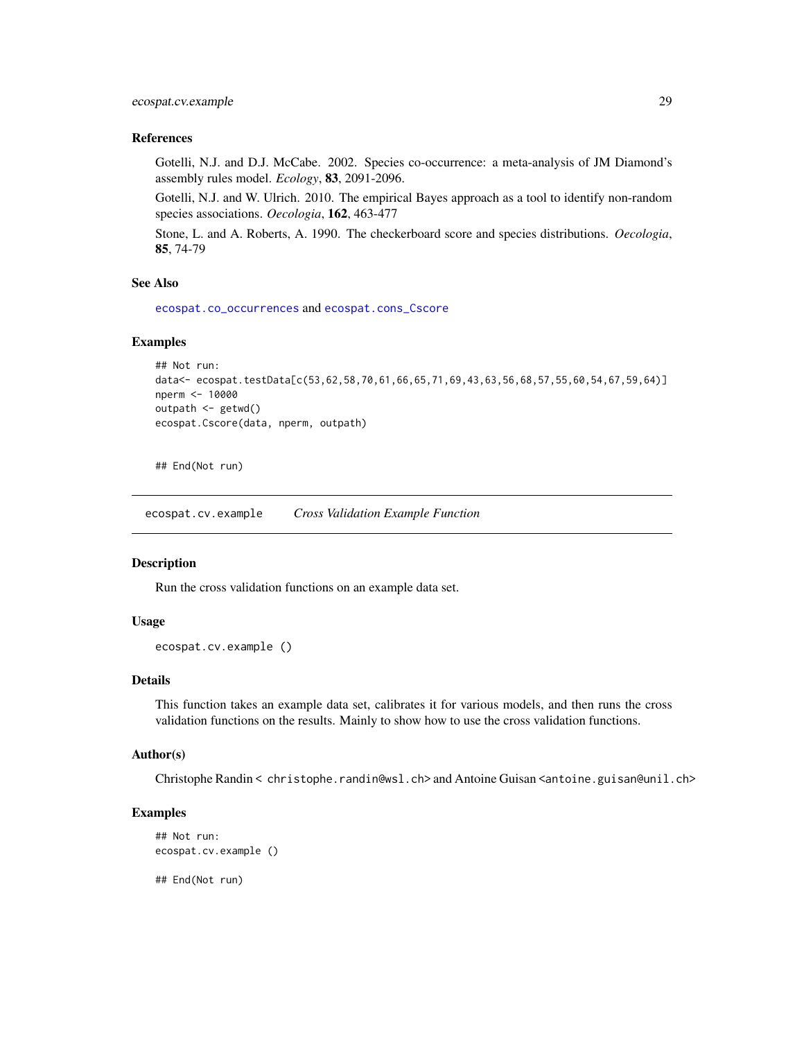### References

Gotelli, N.J. and D.J. McCabe. 2002. Species co-occurrence: a meta-analysis of JM Diamond's assembly rules model. *Ecology*, **83**, 2091-2096.

Gotelli, N.J. and W. Ulrich. 2010. The empirical Bayes approach as a tool to identify non-random species associations. *Oecologia*, **162**, 463-477

Stone, L. and A. Roberts, A. 1990. The checkerboard score and species distributions. *Oecologia*, **85**, 74-79

### See Also

`ecospat.co_occurrences` and `ecospat.cons_Cscore`

### Examples

```
## Not run:
data<- ecospat.testData[c(53,62,58,70,61,66,65,71,69,43,63,56,68,57,55,60,54,67,59,64)]
nperm <- 10000
outpath <- getwd()
ecospat.Cscore(data, nperm, outpath)


## End(Not run)
```

---

## `ecospat.cv.example` *Cross Validation Example Function*

### Description

Run the cross validation functions on an example data set.

### Usage

```
ecospat.cv.example ()
```

### Details

This function takes an example data set, calibrates it for various models, and then runs the cross validation functions on the results. Mainly to show how to use the cross validation functions.

### Author(s)

Christophe Randin < `christophe.randin@wsl.ch`> and Antoine Guisan <`antoine.guisan@unil.ch`>

### Examples

```
## Not run:
ecospat.cv.example ()

## End(Not run)
```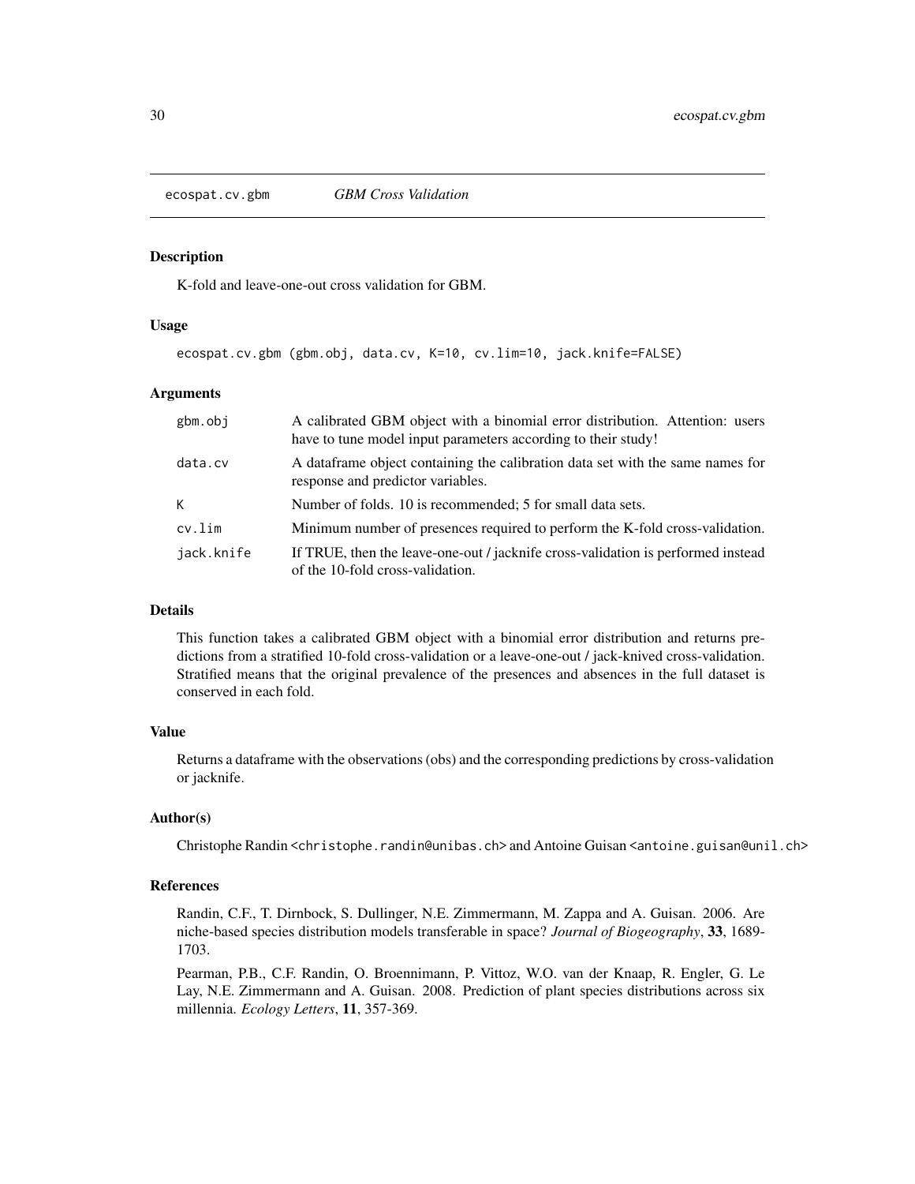# ecospat.cv.gbm — *GBM Cross Validation*

## Description

K-fold and leave-one-out cross validation for GBM.

## Usage

```
ecospat.cv.gbm (gbm.obj, data.cv, K=10, cv.lim=10, jack.knife=FALSE)
```

## Arguments

| | |
|---|---|
| gbm.obj | A calibrated GBM object with a binomial error distribution. Attention: users have to tune model input parameters according to their study! |
| data.cv | A dataframe object containing the calibration data set with the same names for response and predictor variables. |
| K | Number of folds. 10 is recommended; 5 for small data sets. |
| cv.lim | Minimum number of presences required to perform the K-fold cross-validation. |
| jack.knife | If TRUE, then the leave-one-out / jacknife cross-validation is performed instead of the 10-fold cross-validation. |

## Details

This function takes a calibrated GBM object with a binomial error distribution and returns predictions from a stratified 10-fold cross-validation or a leave-one-out / jack-knived cross-validation. Stratified means that the original prevalence of the presences and absences in the full dataset is conserved in each fold.

## Value

Returns a dataframe with the observations (obs) and the corresponding predictions by cross-validation or jacknife.

## Author(s)

Christophe Randin <christophe.randin@unibas.ch> and Antoine Guisan <antoine.guisan@unil.ch>

## References

Randin, C.F., T. Dirnbock, S. Dullinger, N.E. Zimmermann, M. Zappa and A. Guisan. 2006. Are niche-based species distribution models transferable in space? *Journal of Biogeography*, **33**, 1689-1703.

Pearman, P.B., C.F. Randin, O. Broennimann, P. Vittoz, W.O. van der Knaap, R. Engler, G. Le Lay, N.E. Zimmermann and A. Guisan. 2008. Prediction of plant species distributions across six millennia. *Ecology Letters*, **11**, 357-369.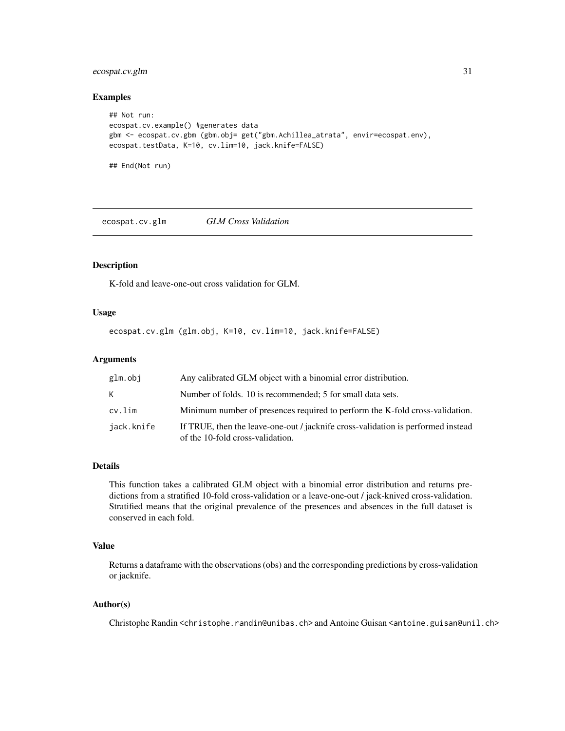## Examples

```
## Not run:
ecospat.cv.example() #generates data
gbm <- ecospat.cv.gbm (gbm.obj= get("gbm.Achillea_atrata", envir=ecospat.env),
ecospat.testData, K=10, cv.lim=10, jack.knife=FALSE)

## End(Not run)
```

---

# ecospat.cv.glm *GLM Cross Validation*

---

## Description

K-fold and leave-one-out cross validation for GLM.

## Usage

```
ecospat.cv.glm (glm.obj, K=10, cv.lim=10, jack.knife=FALSE)
```

## Arguments

| | |
|---|---|
| glm.obj | Any calibrated GLM object with a binomial error distribution. |
| K | Number of folds. 10 is recommended; 5 for small data sets. |
| cv.lim | Minimum number of presences required to perform the K-fold cross-validation. |
| jack.knife | If TRUE, then the leave-one-out / jacknife cross-validation is performed instead of the 10-fold cross-validation. |

## Details

This function takes a calibrated GLM object with a binomial error distribution and returns predictions from a stratified 10-fold cross-validation or a leave-one-out / jack-knived cross-validation. Stratified means that the original prevalence of the presences and absences in the full dataset is conserved in each fold.

## Value

Returns a dataframe with the observations (obs) and the corresponding predictions by cross-validation or jacknife.

## Author(s)

Christophe Randin <christophe.randin@unibas.ch> and Antoine Guisan <antoine.guisan@unil.ch>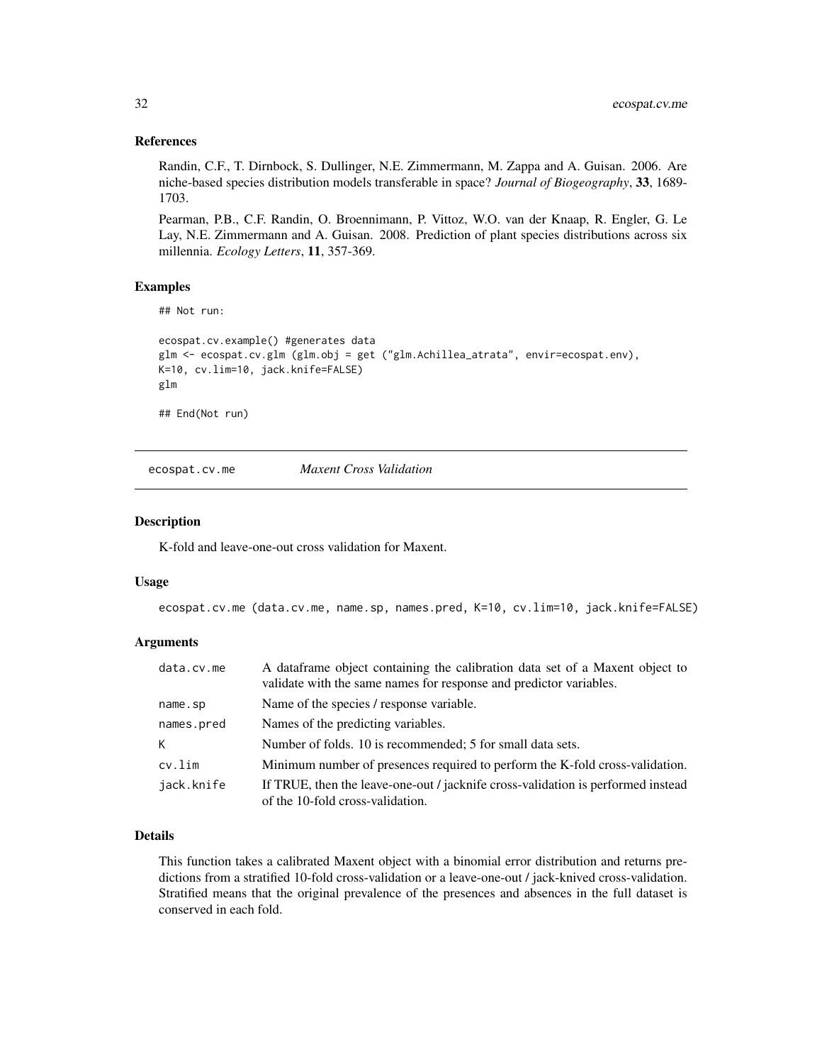### References

Randin, C.F., T. Dirnbock, S. Dullinger, N.E. Zimmermann, M. Zappa and A. Guisan. 2006. Are niche-based species distribution models transferable in space? *Journal of Biogeography*, **33**, 1689-1703.

Pearman, P.B., C.F. Randin, O. Broennimann, P. Vittoz, W.O. van der Knaap, R. Engler, G. Le Lay, N.E. Zimmermann and A. Guisan. 2008. Prediction of plant species distributions across six millennia. *Ecology Letters*, **11**, 357-369.

### Examples

```
## Not run:

ecospat.cv.example() #generates data
glm <- ecospat.cv.glm (glm.obj = get ("glm.Achillea_atrata", envir=ecospat.env),
K=10, cv.lim=10, jack.knife=FALSE)
glm

## End(Not run)
```

---

## ecospat.cv.me *Maxent Cross Validation*

### Description

K-fold and leave-one-out cross validation for Maxent.

### Usage

```
ecospat.cv.me (data.cv.me, name.sp, names.pred, K=10, cv.lim=10, jack.knife=FALSE)
```

### Arguments

| | |
|---|---|
| data.cv.me | A dataframe object containing the calibration data set of a Maxent object to validate with the same names for response and predictor variables. |
| name.sp | Name of the species / response variable. |
| names.pred | Names of the predicting variables. |
| K | Number of folds. 10 is recommended; 5 for small data sets. |
| cv.lim | Minimum number of presences required to perform the K-fold cross-validation. |
| jack.knife | If TRUE, then the leave-one-out / jacknife cross-validation is performed instead of the 10-fold cross-validation. |

### Details

This function takes a calibrated Maxent object with a binomial error distribution and returns predictions from a stratified 10-fold cross-validation or a leave-one-out / jack-knived cross-validation. Stratified means that the original prevalence of the presences and absences in the full dataset is conserved in each fold.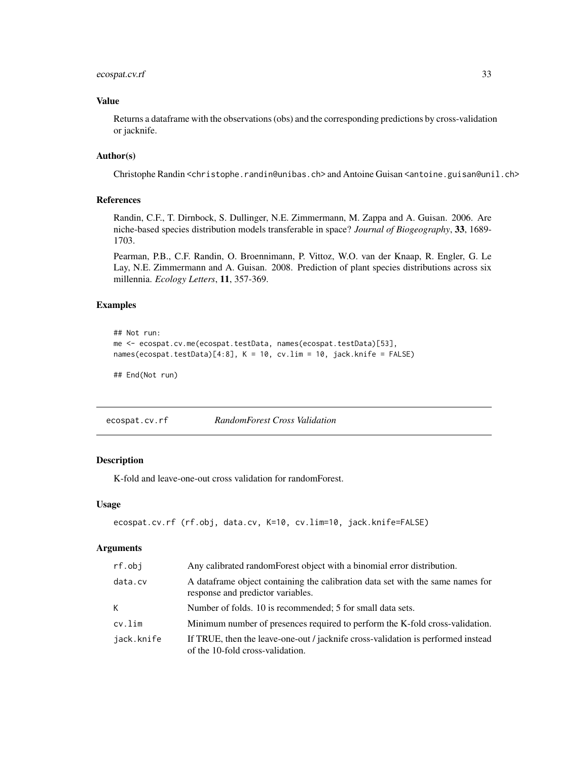### Value

Returns a dataframe with the observations (obs) and the corresponding predictions by cross-validation or jacknife.

### Author(s)

Christophe Randin <christophe.randin@unibas.ch> and Antoine Guisan <antoine.guisan@unil.ch>

### References

Randin, C.F., T. Dirnbock, S. Dullinger, N.E. Zimmermann, M. Zappa and A. Guisan. 2006. Are niche-based species distribution models transferable in space? *Journal of Biogeography*, **33**, 1689-1703.

Pearman, P.B., C.F. Randin, O. Broennimann, P. Vittoz, W.O. van der Knaap, R. Engler, G. Le Lay, N.E. Zimmermann and A. Guisan. 2008. Prediction of plant species distributions across six millennia. *Ecology Letters*, **11**, 357-369.

### Examples

```
## Not run:
me <- ecospat.cv.me(ecospat.testData, names(ecospat.testData)[53],
names(ecospat.testData)[4:8], K = 10, cv.lim = 10, jack.knife = FALSE)

## End(Not run)
```

---

## ecospat.cv.rf    *RandomForest Cross Validation*

### Description

K-fold and leave-one-out cross validation for randomForest.

### Usage

```
ecospat.cv.rf (rf.obj, data.cv, K=10, cv.lim=10, jack.knife=FALSE)
```

### Arguments

| | |
|---|---|
| rf.obj | Any calibrated randomForest object with a binomial error distribution. |
| data.cv | A dataframe object containing the calibration data set with the same names for response and predictor variables. |
| K | Number of folds. 10 is recommended; 5 for small data sets. |
| cv.lim | Minimum number of presences required to perform the K-fold cross-validation. |
| jack.knife | If TRUE, then the leave-one-out / jacknife cross-validation is performed instead of the 10-fold cross-validation. |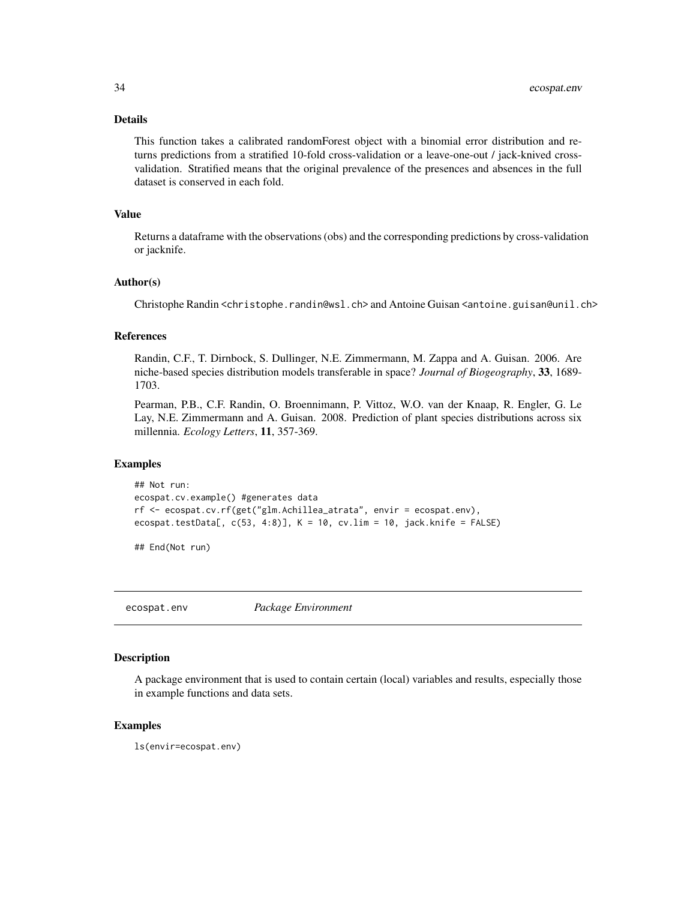### Details

This function takes a calibrated randomForest object with a binomial error distribution and returns predictions from a stratified 10-fold cross-validation or a leave-one-out / jack-knived cross-validation. Stratified means that the original prevalence of the presences and absences in the full dataset is conserved in each fold.

### Value

Returns a dataframe with the observations (obs) and the corresponding predictions by cross-validation or jacknife.

### Author(s)

Christophe Randin <christophe.randin@wsl.ch> and Antoine Guisan <antoine.guisan@unil.ch>

### References

Randin, C.F., T. Dirnbock, S. Dullinger, N.E. Zimmermann, M. Zappa and A. Guisan. 2006. Are niche-based species distribution models transferable in space? *Journal of Biogeography*, **33**, 1689-1703.

Pearman, P.B., C.F. Randin, O. Broennimann, P. Vittoz, W.O. van der Knaap, R. Engler, G. Le Lay, N.E. Zimmermann and A. Guisan. 2008. Prediction of plant species distributions across six millennia. *Ecology Letters*, **11**, 357-369.

### Examples

```
## Not run:
ecospat.cv.example() #generates data
rf <- ecospat.cv.rf(get("glm.Achillea_atrata", envir = ecospat.env),
ecospat.testData[, c(53, 4:8)], K = 10, cv.lim = 10, jack.knife = FALSE)

## End(Not run)
```

---

## ecospat.env *Package Environment*

### Description

A package environment that is used to contain certain (local) variables and results, especially those in example functions and data sets.

### Examples

```
ls(envir=ecospat.env)
```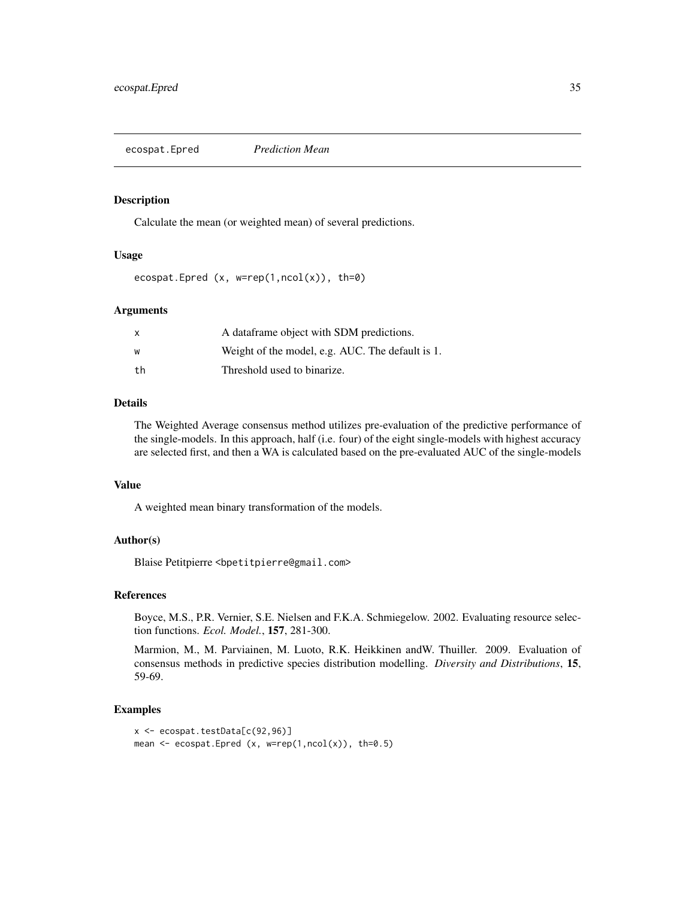# ecospat.Epred *Prediction Mean*

## Description

Calculate the mean (or weighted mean) of several predictions.

## Usage

```
ecospat.Epred (x, w=rep(1,ncol(x)), th=0)
```

## Arguments

| | |
|---|---|
| x | A dataframe object with SDM predictions. |
| w | Weight of the model, e.g. AUC. The default is 1. |
| th | Threshold used to binarize. |

## Details

The Weighted Average consensus method utilizes pre-evaluation of the predictive performance of the single-models. In this approach, half (i.e. four) of the eight single-models with highest accuracy are selected first, and then a WA is calculated based on the pre-evaluated AUC of the single-models

## Value

A weighted mean binary transformation of the models.

## Author(s)

Blaise Petitpierre <bpetitpierre@gmail.com>

## References

Boyce, M.S., P.R. Vernier, S.E. Nielsen and F.K.A. Schmiegelow. 2002. Evaluating resource selection functions. *Ecol. Model.*, **157**, 281-300.

Marmion, M., M. Parviainen, M. Luoto, R.K. Heikkinen andW. Thuiller. 2009. Evaluation of consensus methods in predictive species distribution modelling. *Diversity and Distributions*, **15**, 59-69.

## Examples

```
x <- ecospat.testData[c(92,96)]
mean <- ecospat.Epred (x, w=rep(1,ncol(x)), th=0.5)
```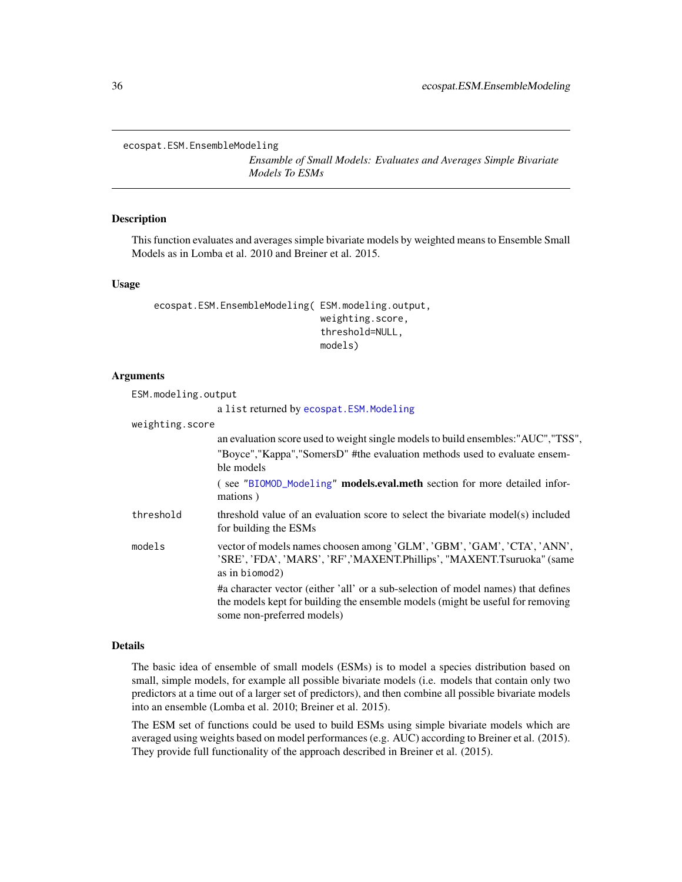ecospat.ESM.EnsembleModeling

*Ensamble of Small Models: Evaluates and Averages Simple Bivariate Models To ESMs*

## Description

This function evaluates and averages simple bivariate models by weighted means to Ensemble Small Models as in Lomba et al. 2010 and Breiner et al. 2015.

## Usage

```
ecospat.ESM.EnsembleModeling( ESM.modeling.output,
                              weighting.score,
                              threshold=NULL,
                              models)
```

## Arguments

`ESM.modeling.output`
: a list returned by `ecospat.ESM.Modeling`

`weighting.score`
: an evaluation score used to weight single models to build ensembles:"AUC","TSS", "Boyce","Kappa","SomersD" #the evaluation methods used to evaluate ensemble models

  ( see "`BIOMOD_Modeling`" **models.eval.meth** section for more detailed informations )

`threshold`
: threshold value of an evaluation score to select the bivariate model(s) included for building the ESMs

`models`
: vector of models names choosen among 'GLM', 'GBM', 'GAM', 'CTA', 'ANN', 'SRE', 'FDA', 'MARS', 'RF','MAXENT.Phillips', "MAXENT.Tsuruoka" (same as in `biomod2`)

  #a character vector (either 'all' or a sub-selection of model names) that defines the models kept for building the ensemble models (might be useful for removing some non-preferred models)

## Details

The basic idea of ensemble of small models (ESMs) is to model a species distribution based on small, simple models, for example all possible bivariate models (i.e. models that contain only two predictors at a time out of a larger set of predictors), and then combine all possible bivariate models into an ensemble (Lomba et al. 2010; Breiner et al. 2015).

The ESM set of functions could be used to build ESMs using simple bivariate models which are averaged using weights based on model performances (e.g. AUC) according to Breiner et al. (2015). They provide full functionality of the approach described in Breiner et al. (2015).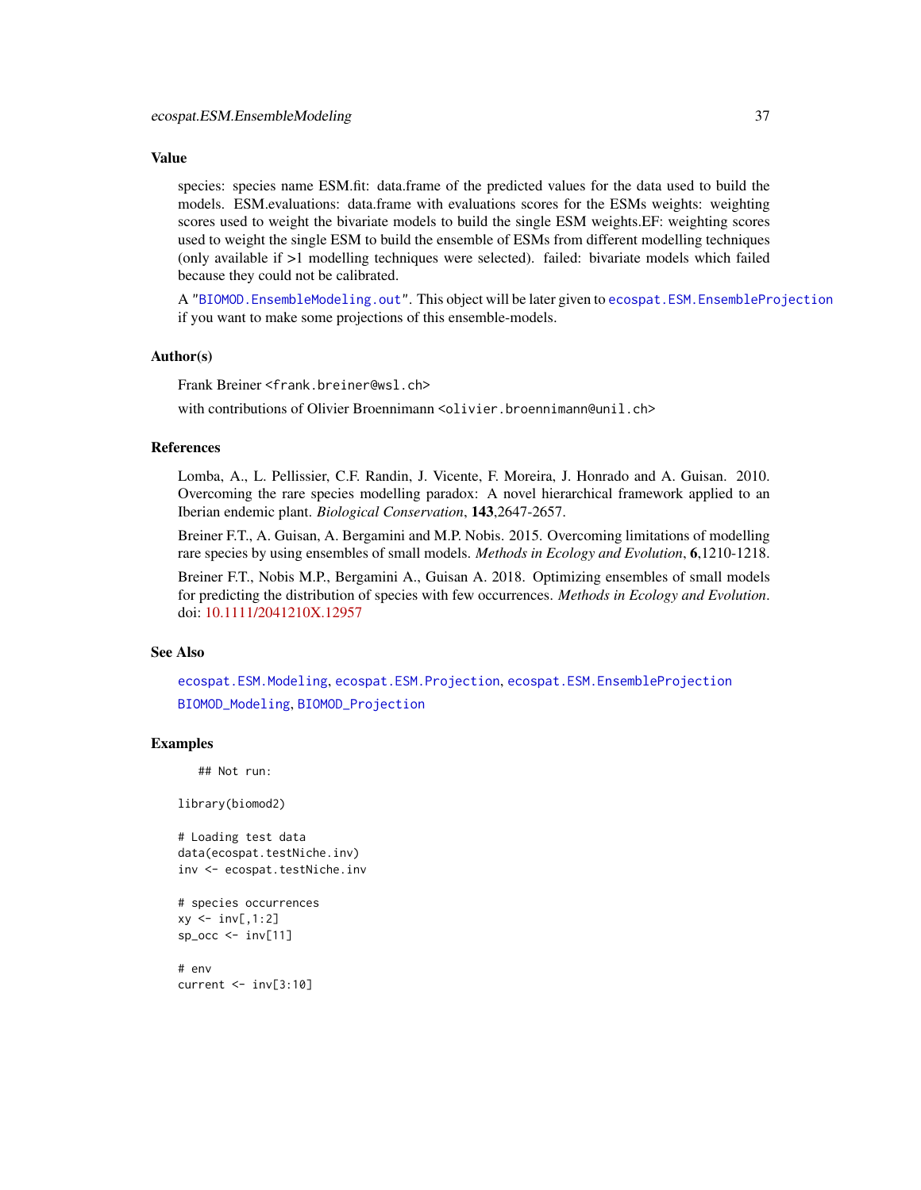## Value

species: species name ESM.fit: data.frame of the predicted values for the data used to build the models. ESM.evaluations: data.frame with evaluations scores for the ESMs weights: weighting scores used to weight the bivariate models to build the single ESM weights.EF: weighting scores used to weight the single ESM to build the ensemble of ESMs from different modelling techniques (only available if >1 modelling techniques were selected). failed: bivariate models which failed because they could not be calibrated.

A "`BIOMOD.EnsembleModeling.out`". This object will be later given to `ecospat.ESM.EnsembleProjection` if you want to make some projections of this ensemble-models.

## Author(s)

Frank Breiner <frank.breiner@wsl.ch>

with contributions of Olivier Broennimann <olivier.broennimann@unil.ch>

## References

Lomba, A., L. Pellissier, C.F. Randin, J. Vicente, F. Moreira, J. Honrado and A. Guisan. 2010. Overcoming the rare species modelling paradox: A novel hierarchical framework applied to an Iberian endemic plant. *Biological Conservation*, **143**,2647-2657.

Breiner F.T., A. Guisan, A. Bergamini and M.P. Nobis. 2015. Overcoming limitations of modelling rare species by using ensembles of small models. *Methods in Ecology and Evolution*, **6**,1210-1218.

Breiner F.T., Nobis M.P., Bergamini A., Guisan A. 2018. Optimizing ensembles of small models for predicting the distribution of species with few occurrences. *Methods in Ecology and Evolution*. doi: 10.1111/2041210X.12957

## See Also

`ecospat.ESM.Modeling`, `ecospat.ESM.Projection`, `ecospat.ESM.EnsembleProjection`

`BIOMOD_Modeling`, `BIOMOD_Projection`

## Examples

```
## Not run:

library(biomod2)

# Loading test data
data(ecospat.testNiche.inv)
inv <- ecospat.testNiche.inv

# species occurrences
xy <- inv[,1:2]
sp_occ <- inv[11]

# env
current <- inv[3:10]
```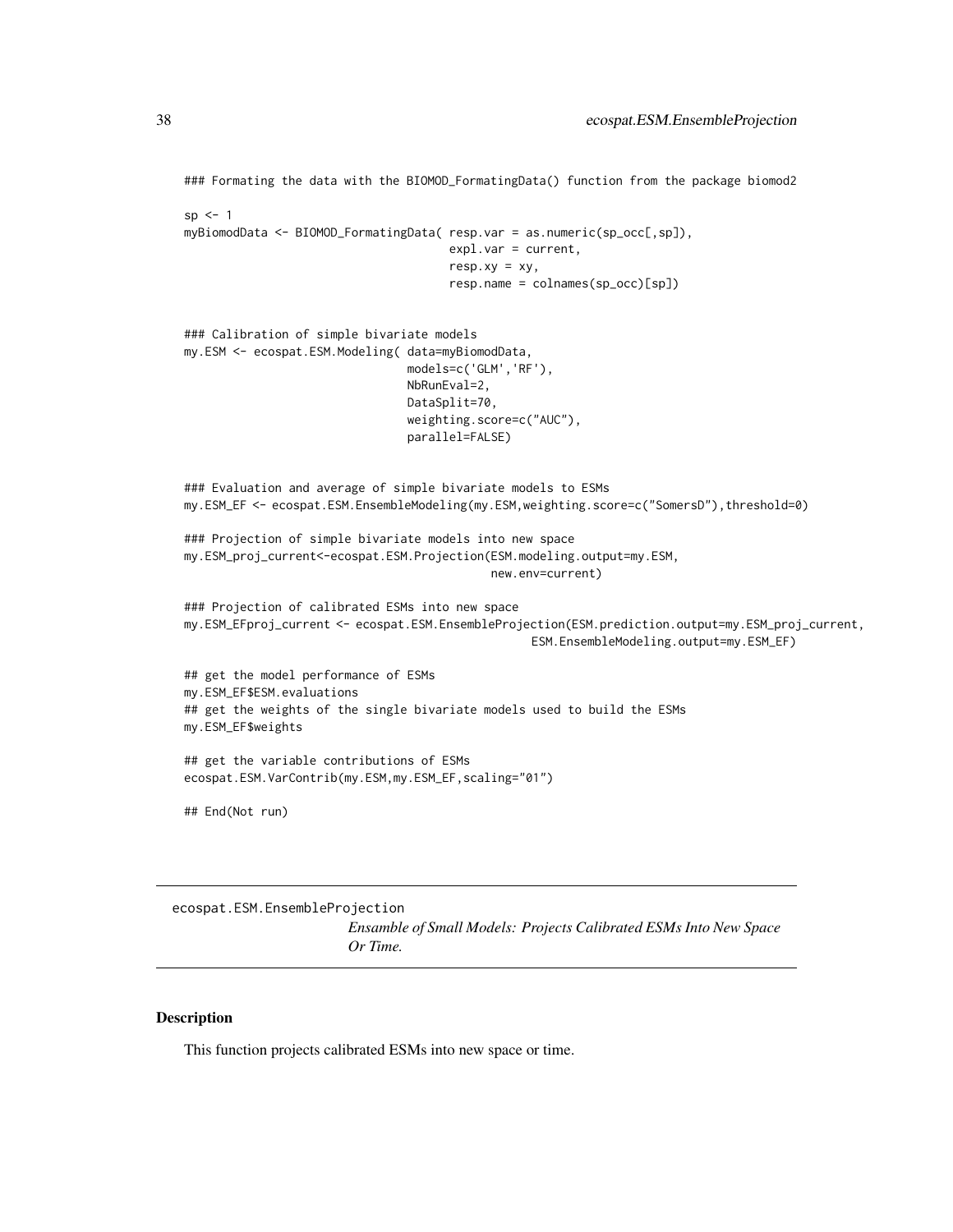```
### Formating the data with the BIOMOD_FormatingData() function from the package biomod2

sp <- 1
myBiomodData <- BIOMOD_FormatingData( resp.var = as.numeric(sp_occ[,sp]),
                                      expl.var = current,
                                      resp.xy = xy,
                                      resp.name = colnames(sp_occ)[sp])


### Calibration of simple bivariate models
my.ESM <- ecospat.ESM.Modeling( data=myBiomodData,
                                models=c('GLM','RF'),
                                NbRunEval=2,
                                DataSplit=70,
                                weighting.score=c("AUC"),
                                parallel=FALSE)


### Evaluation and average of simple bivariate models to ESMs
my.ESM_EF <- ecospat.ESM.EnsembleModeling(my.ESM,weighting.score=c("SomersD"),threshold=0)

### Projection of simple bivariate models into new space
my.ESM_proj_current<-ecospat.ESM.Projection(ESM.modeling.output=my.ESM,
                                            new.env=current)

### Projection of calibrated ESMs into new space
my.ESM_EFproj_current <- ecospat.ESM.EnsembleProjection(ESM.prediction.output=my.ESM_proj_current,
                                                  ESM.EnsembleModeling.output=my.ESM_EF)

## get the model performance of ESMs
my.ESM_EF$ESM.evaluations
## get the weights of the single bivariate models used to build the ESMs
my.ESM_EF$weights

## get the variable contributions of ESMs
ecospat.ESM.VarContrib(my.ESM,my.ESM_EF,scaling="01")

## End(Not run)
```

---

## ecospat.ESM.EnsembleProjection

*Ensamble of Small Models: Projects Calibrated ESMs Into New Space Or Time.*

---

### Description

This function projects calibrated ESMs into new space or time.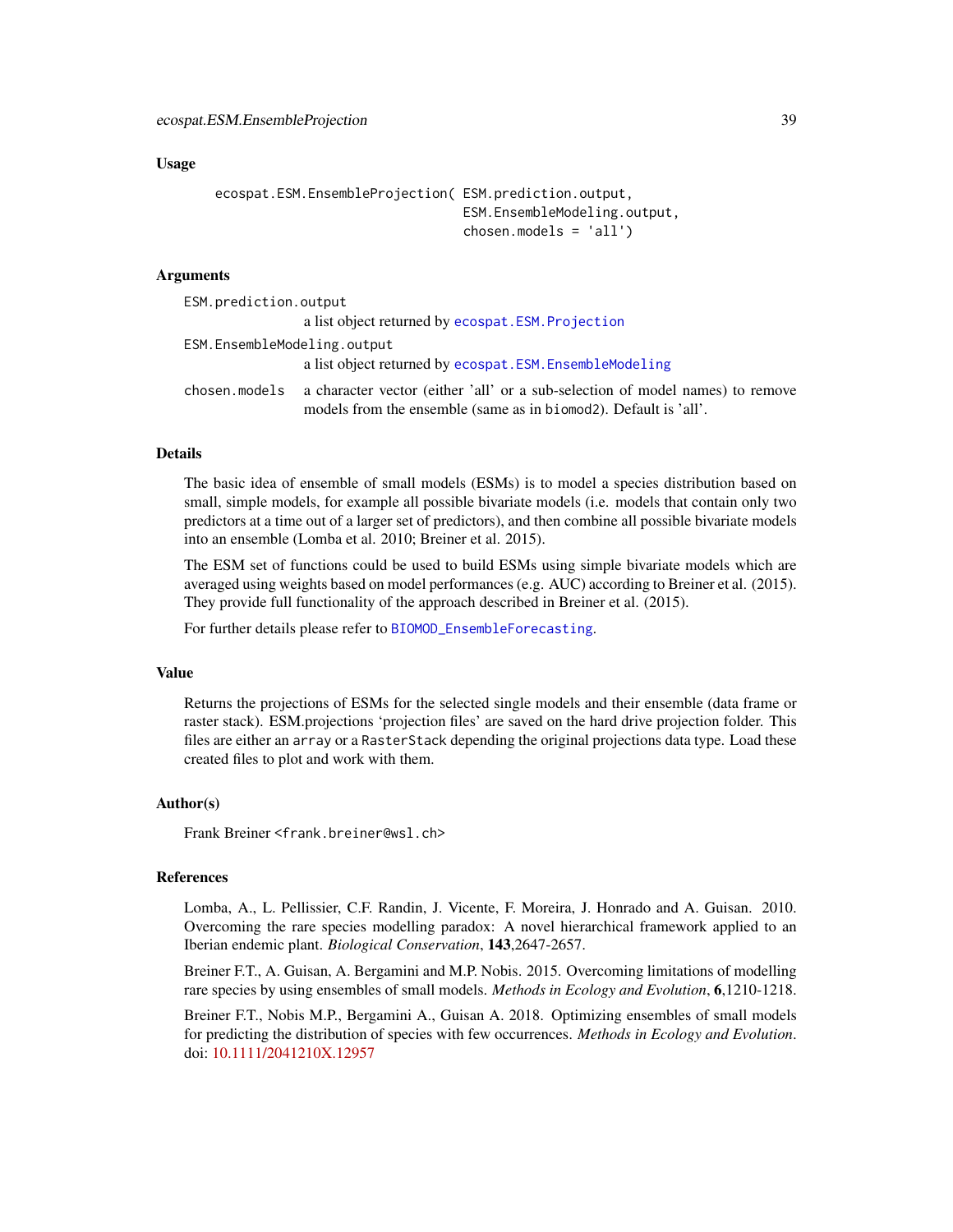## Usage

```
ecospat.ESM.EnsembleProjection( ESM.prediction.output,
                                ESM.EnsembleModeling.output,
                                chosen.models = 'all')
```

## Arguments

`ESM.prediction.output`
: a list object returned by `ecospat.ESM.Projection`

`ESM.EnsembleModeling.output`
: a list object returned by `ecospat.ESM.EnsembleModeling`

`chosen.models`
: a character vector (either 'all' or a sub-selection of model names) to remove models from the ensemble (same as in `biomod2`). Default is 'all'.

## Details

The basic idea of ensemble of small models (ESMs) is to model a species distribution based on small, simple models, for example all possible bivariate models (i.e. models that contain only two predictors at a time out of a larger set of predictors), and then combine all possible bivariate models into an ensemble (Lomba et al. 2010; Breiner et al. 2015).

The ESM set of functions could be used to build ESMs using simple bivariate models which are averaged using weights based on model performances (e.g. AUC) according to Breiner et al (2015). They provide full functionality of the approach described in Breiner et al. (2015).

For further details please refer to `BIOMOD_EnsembleForecasting`.

## Value

Returns the projections of ESMs for the selected single models and their ensemble (data frame or raster stack). ESM.projections 'projection files' are saved on the hard drive projection folder. This files are either an `array` or a `RasterStack` depending the original projections data type. Load these created files to plot and work with them.

## Author(s)

Frank Breiner <frank.breiner@wsl.ch>

## References

Lomba, A., L. Pellissier, C.F. Randin, J. Vicente, F. Moreira, J. Honrado and A. Guisan. 2010. Overcoming the rare species modelling paradox: A novel hierarchical framework applied to an Iberian endemic plant. *Biological Conservation*, **143**,2647-2657.

Breiner F.T., A. Guisan, A. Bergamini and M.P. Nobis. 2015. Overcoming limitations of modelling rare species by using ensembles of small models. *Methods in Ecology and Evolution*, **6**,1210-1218.

Breiner F.T., Nobis M.P., Bergamini A., Guisan A. 2018. Optimizing ensembles of small models for predicting the distribution of species with few occurrences. *Methods in Ecology and Evolution*. doi: 10.1111/2041210X.12957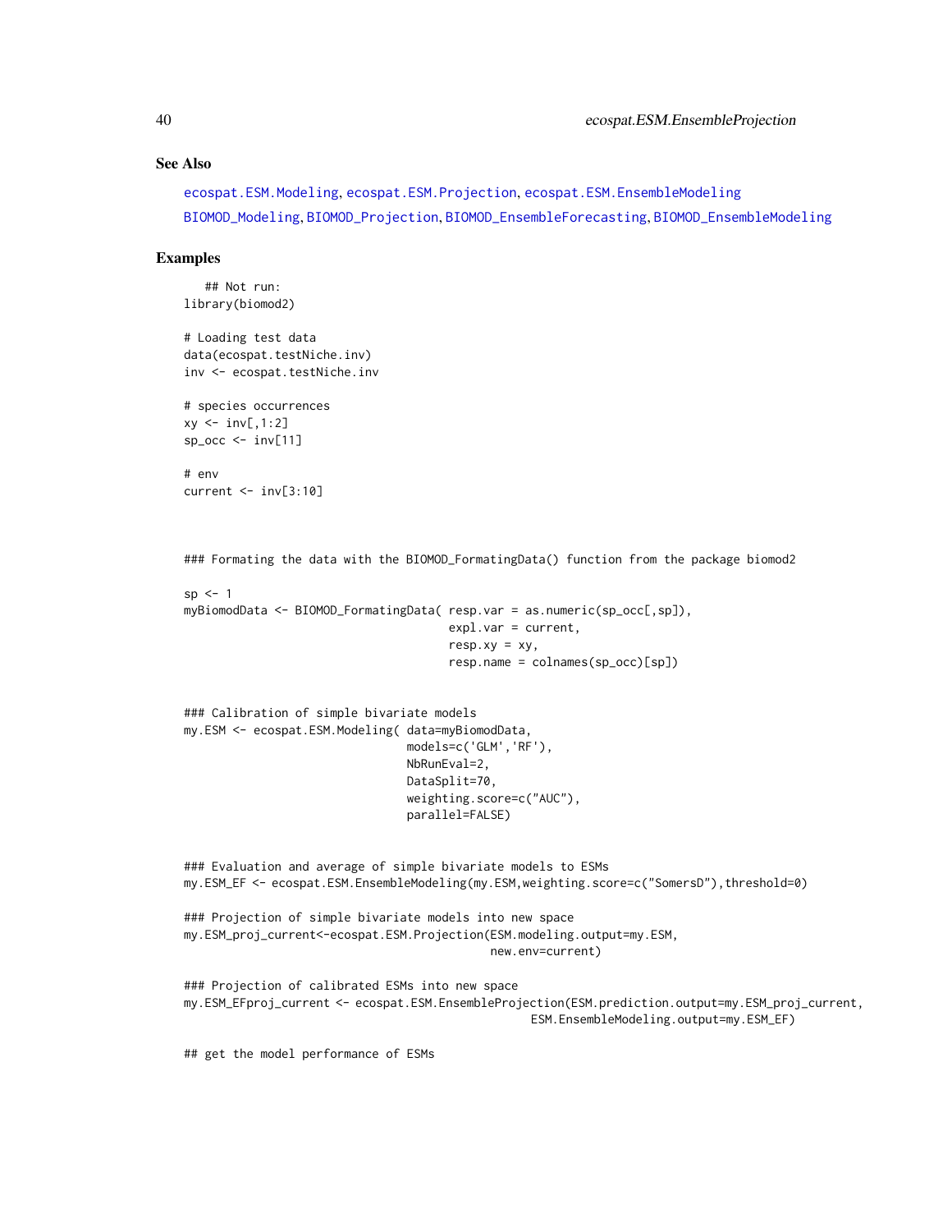## See Also

ecospat.ESM.Modeling, ecospat.ESM.Projection, ecospat.ESM.EnsembleModeling
BIOMOD_Modeling, BIOMOD_Projection, BIOMOD_EnsembleForecasting, BIOMOD_EnsembleModeling

## Examples

```
   ## Not run:
library(biomod2)

# Loading test data
data(ecospat.testNiche.inv)
inv <- ecospat.testNiche.inv

# species occurrences
xy <- inv[,1:2]
sp_occ <- inv[11]

# env
current <- inv[3:10]



### Formating the data with the BIOMOD_FormatingData() function from the package biomod2

sp <- 1
myBiomodData <- BIOMOD_FormatingData( resp.var = as.numeric(sp_occ[,sp]),
                                      expl.var = current,
                                      resp.xy = xy,
                                      resp.name = colnames(sp_occ)[sp])


### Calibration of simple bivariate models
my.ESM <- ecospat.ESM.Modeling( data=myBiomodData,
                                models=c('GLM','RF'),
                                NbRunEval=2,
                                DataSplit=70,
                                weighting.score=c("AUC"),
                                parallel=FALSE)


### Evaluation and average of simple bivariate models to ESMs
my.ESM_EF <- ecospat.ESM.EnsembleModeling(my.ESM,weighting.score=c("SomersD"),threshold=0)

### Projection of simple bivariate models into new space
my.ESM_proj_current<-ecospat.ESM.Projection(ESM.modeling.output=my.ESM,
                                            new.env=current)

### Projection of calibrated ESMs into new space
my.ESM_EFproj_current <- ecospat.ESM.EnsembleProjection(ESM.prediction.output=my.ESM_proj_current,
                                                ESM.EnsembleModeling.output=my.ESM_EF)

## get the model performance of ESMs
```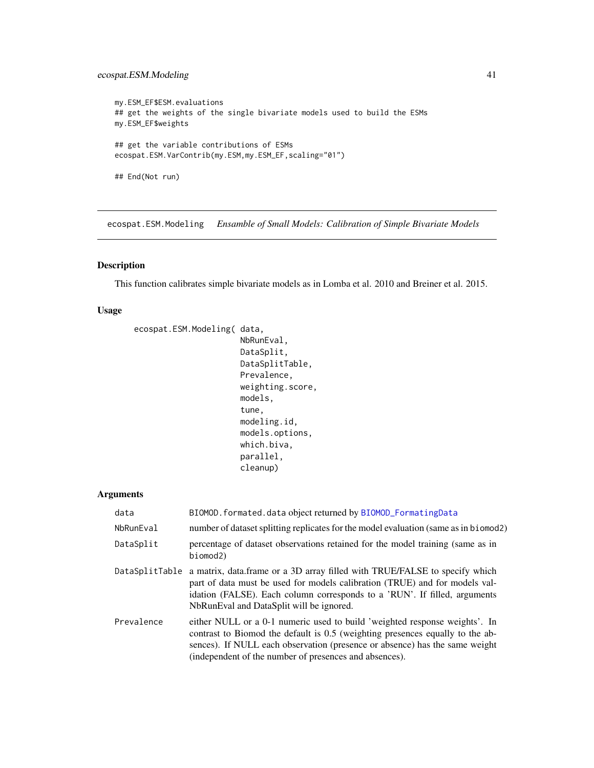```
my.ESM_EF$ESM.evaluations
## get the weights of the single bivariate models used to build the ESMs
my.ESM_EF$weights

## get the variable contributions of ESMs
ecospat.ESM.VarContrib(my.ESM,my.ESM_EF,scaling="01")

## End(Not run)
```

## ecospat.ESM.Modeling *Ensamble of Small Models: Calibration of Simple Bivariate Models*

### Description

This function calibrates simple bivariate models as in Lomba et al. 2010 and Breiner et al. 2015.

### Usage

```
ecospat.ESM.Modeling( data,
                      NbRunEval,
                      DataSplit,
                      DataSplitTable,
                      Prevalence,
                      weighting.score,
                      models,
                      tune,
                      modeling.id,
                      models.options,
                      which.biva,
                      parallel,
                      cleanup)
```

### Arguments

| | |
|---|---|
| data | BIOMOD.formated.data object returned by BIOMOD_FormatingData |
| NbRunEval | number of dataset splitting replicates for the model evaluation (same as in biomod2) |
| DataSplit | percentage of dataset observations retained for the model training (same as in biomod2) |
| DataSplitTable | a matrix, data.frame or a 3D array filled with TRUE/FALSE to specify which part of data must be used for models calibration (TRUE) and for models validation (FALSE). Each column corresponds to a 'RUN'. If filled, arguments NbRunEval and DataSplit will be ignored. |
| Prevalence | either NULL or a 0-1 numeric used to build 'weighted response weights'. In contrast to Biomod the default is 0.5 (weighting presences equally to the absences). If NULL each observation (presence or absence) has the same weight (independent of the number of presences and absences). |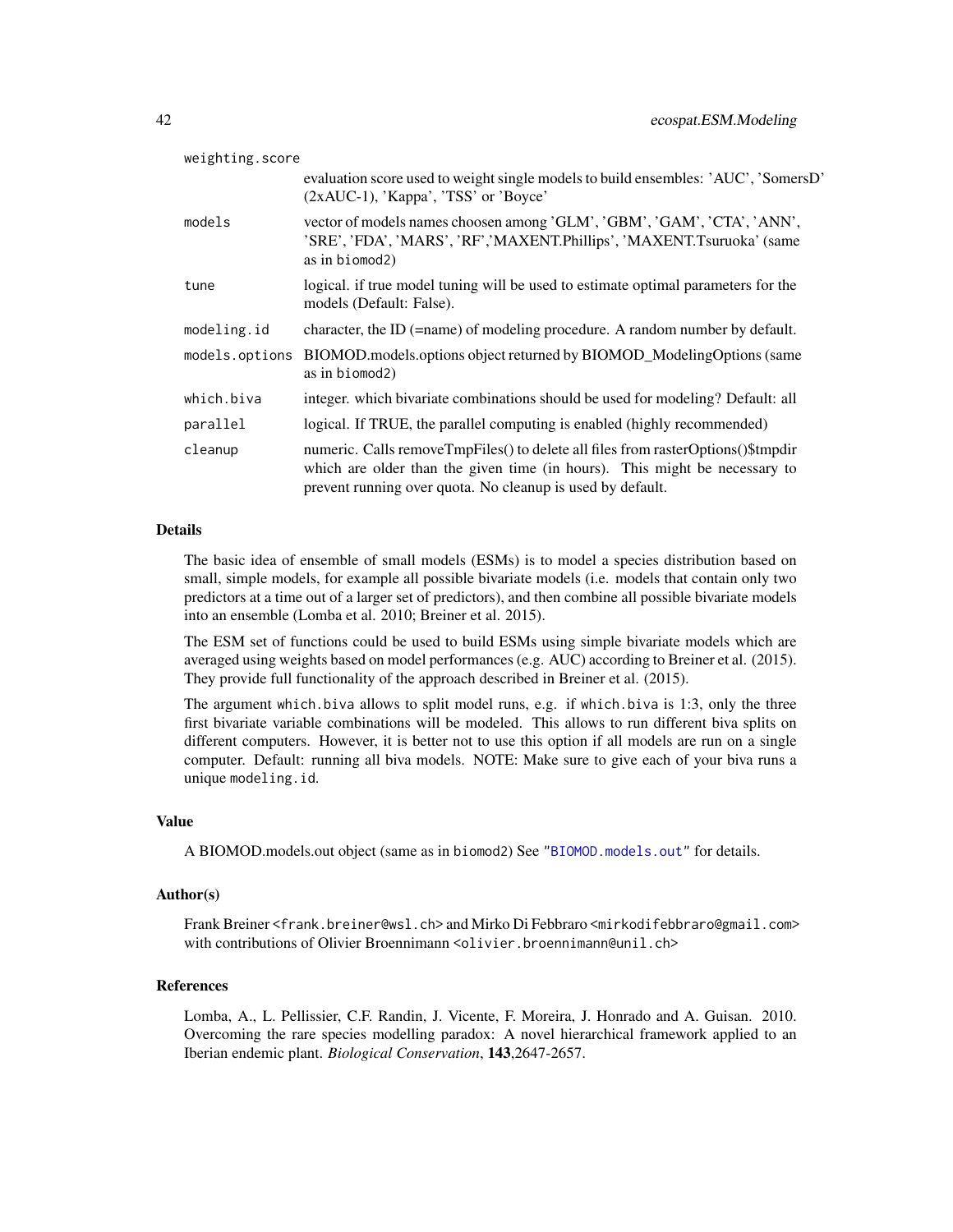| | |
|---|---|
| `weighting.score` | evaluation score used to weight single models to build ensembles: 'AUC', 'SomersD' (2xAUC-1), 'Kappa', 'TSS' or 'Boyce' |
| `models` | vector of models names choosen among 'GLM', 'GBM', 'GAM', 'CTA', 'ANN', 'SRE', 'FDA', 'MARS', 'RF','MAXENT.Phillips', 'MAXENT.Tsuruoka' (same as in `biomod2`) |
| `tune` | logical. if true model tuning will be used to estimate optimal parameters for the models (Default: False). |
| `modeling.id` | character, the ID (=name) of modeling procedure. A random number by default. |
| `models.options` | BIOMOD.models.options object returned by BIOMOD_ModelingOptions (same as in `biomod2`) |
| `which.biva` | integer. which bivariate combinations should be used for modeling? Default: all |
| `parallel` | logical. If TRUE, the parallel computing is enabled (highly recommended) |
| `cleanup` | numeric. Calls removeTmpFiles() to delete all files from rasterOptions()$tmpdir which are older than the given time (in hours). This might be necessary to prevent running over quota. No cleanup is used by default. |

## Details

The basic idea of ensemble of small models (ESMs) is to model a species distribution based on small, simple models, for example all possible bivariate models (i.e. models that contain only two predictors at a time out of a larger set of predictors), and then combine all possible bivariate models into an ensemble (Lomba et al. 2010; Breiner et al. 2015).

The ESM set of functions could be used to build ESMs using simple bivariate models which are averaged using weights based on model performances (e.g. AUC) according to Breiner et al. (2015). They provide full functionality of the approach described in Breiner et al. (2015).

The argument `which.biva` allows to split model runs, e.g. if `which.biva` is 1:3, only the three first bivariate variable combinations will be modeled. This allows to run different biva splits on different computers. However, it is better not to use this option if all models are run on a single computer. Default: running all biva models. NOTE: Make sure to give each of your biva runs a unique `modeling.id`.

## Value

A BIOMOD.models.out object (same as in `biomod2`) See "`BIOMOD.models.out`" for details.

## Author(s)

Frank Breiner <`frank.breiner@wsl.ch`> and Mirko Di Febbraro <`mirkodifebbraro@gmail.com`> with contributions of Olivier Broennimann <`olivier.broennimann@unil.ch`>

## References

Lomba, A., L. Pellissier, C.F. Randin, J. Vicente, F. Moreira, J. Honrado and A. Guisan. 2010. Overcoming the rare species modelling paradox: A novel hierarchical framework applied to an Iberian endemic plant. *Biological Conservation*, **143**,2647-2657.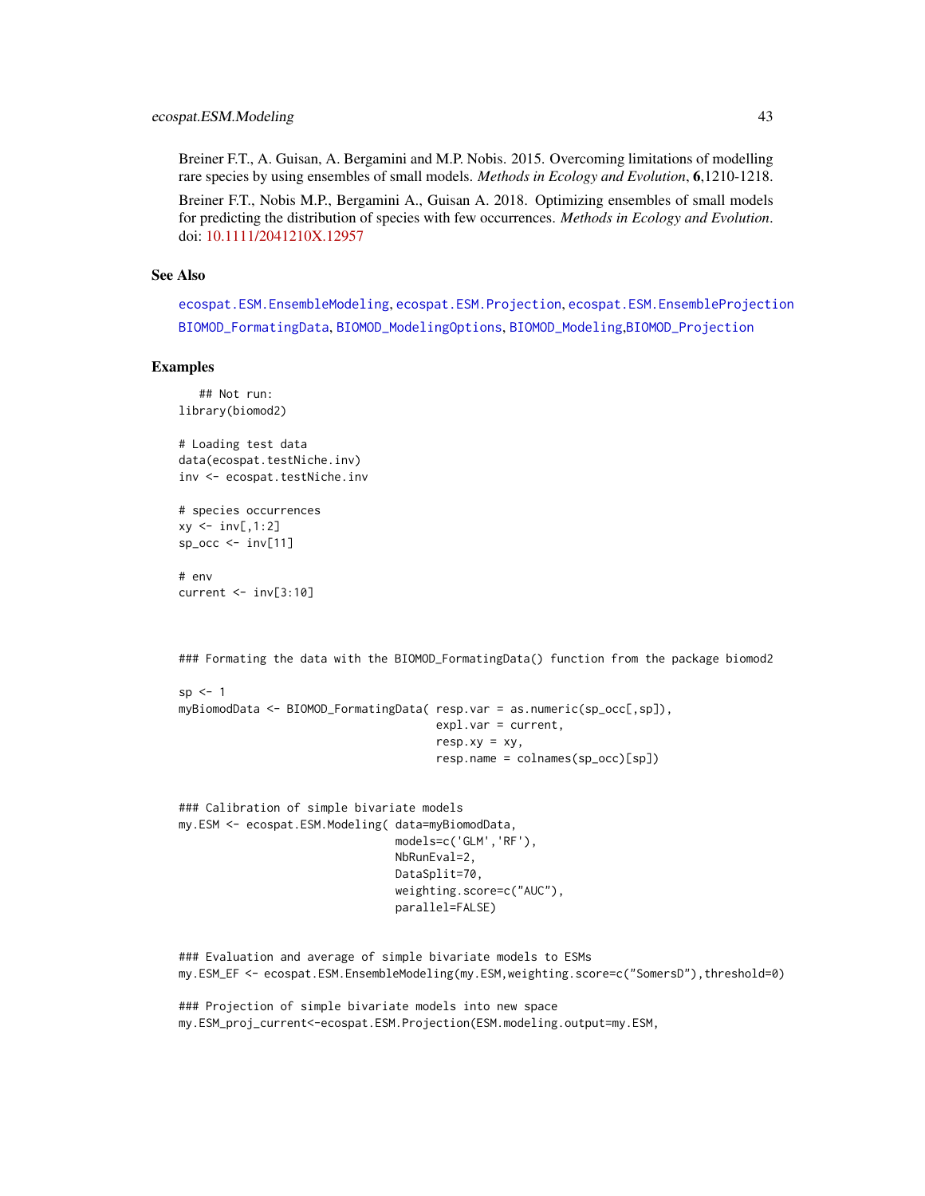Breiner F.T., A. Guisan, A. Bergamini and M.P. Nobis. 2015. Overcoming limitations of modelling rare species by using ensembles of small models. *Methods in Ecology and Evolution*, **6**,1210-1218.

Breiner F.T., Nobis M.P., Bergamini A., Guisan A. 2018. Optimizing ensembles of small models for predicting the distribution of species with few occurrences. *Methods in Ecology and Evolution*. doi: 10.1111/2041210X.12957

## See Also

ecospat.ESM.EnsembleModeling, ecospat.ESM.Projection, ecospat.ESM.EnsembleProjection

BIOMOD_FormatingData, BIOMOD_ModelingOptions, BIOMOD_Modeling,BIOMOD_Projection

## Examples

```
   ## Not run:
library(biomod2)

# Loading test data
data(ecospat.testNiche.inv)
inv <- ecospat.testNiche.inv

# species occurrences
xy <- inv[,1:2]
sp_occ <- inv[11]

# env
current <- inv[3:10]



### Formating the data with the BIOMOD_FormatingData() function from the package biomod2

sp <- 1
myBiomodData <- BIOMOD_FormatingData( resp.var = as.numeric(sp_occ[,sp]),
                                      expl.var = current,
                                      resp.xy = xy,
                                      resp.name = colnames(sp_occ)[sp])


### Calibration of simple bivariate models
my.ESM <- ecospat.ESM.Modeling( data=myBiomodData,
                                models=c('GLM','RF'),
                                NbRunEval=2,
                                DataSplit=70,
                                weighting.score=c("AUC"),
                                parallel=FALSE)


### Evaluation and average of simple bivariate models to ESMs
my.ESM_EF <- ecospat.ESM.EnsembleModeling(my.ESM,weighting.score=c("SomersD"),threshold=0)

### Projection of simple bivariate models into new space
my.ESM_proj_current<-ecospat.ESM.Projection(ESM.modeling.output=my.ESM,
```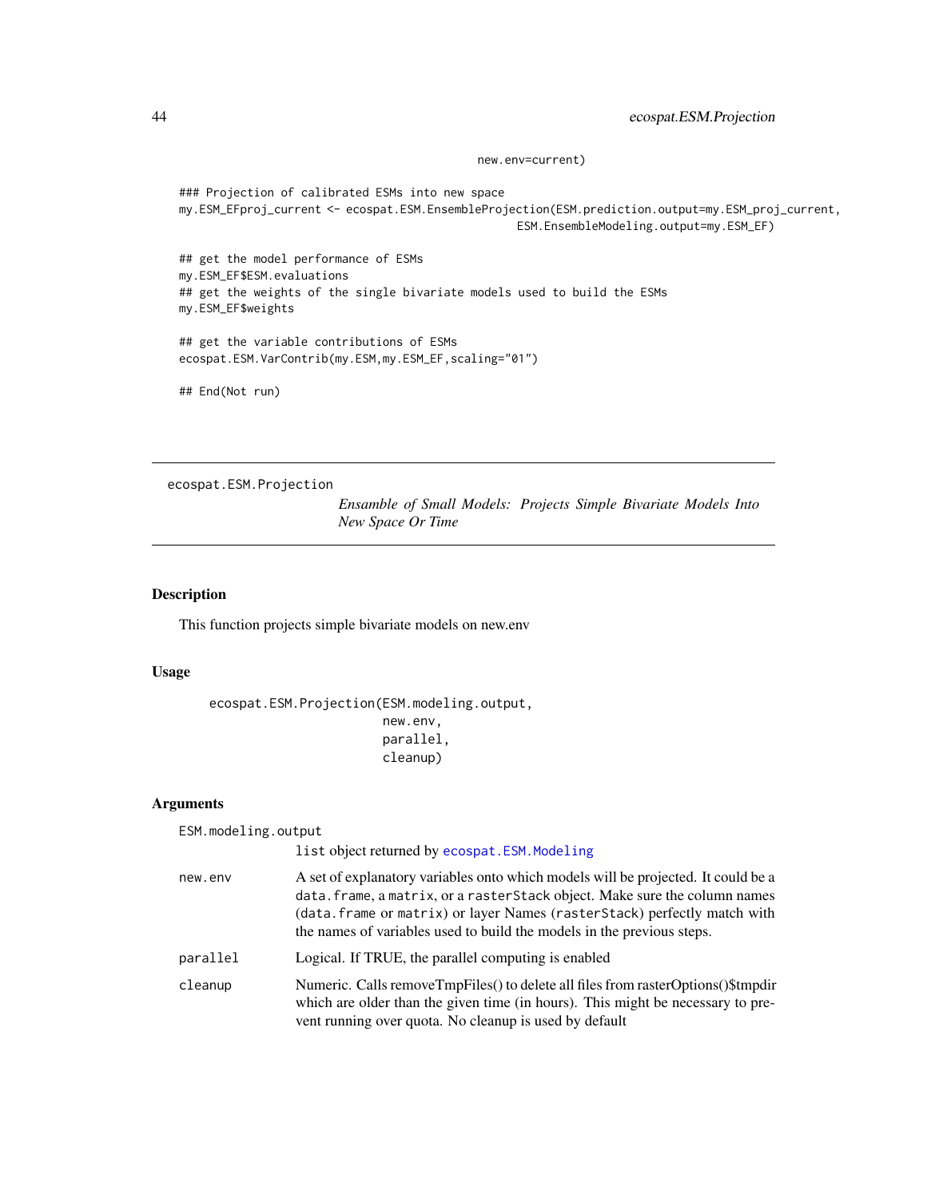```
                                                  new.env=current)

### Projection of calibrated ESMs into new space
my.ESM_EFproj_current <- ecospat.ESM.EnsembleProjection(ESM.prediction.output=my.ESM_proj_current,
                                                  ESM.EnsembleModeling.output=my.ESM_EF)

## get the model performance of ESMs
my.ESM_EF$ESM.evaluations
## get the weights of the single bivariate models used to build the ESMs
my.ESM_EF$weights

## get the variable contributions of ESMs
ecospat.ESM.VarContrib(my.ESM,my.ESM_EF,scaling="01")

## End(Not run)
```

---

ecospat.ESM.Projection

*Ensamble of Small Models: Projects Simple Bivariate Models Into New Space Or Time*

---

## Description

This function projects simple bivariate models on new.env

## Usage

```
ecospat.ESM.Projection(ESM.modeling.output,
                       new.env,
                       parallel,
                       cleanup)
```

## Arguments

| | |
|---|---|
| `ESM.modeling.output` | `list` object returned by `ecospat.ESM.Modeling` |
| `new.env` | A set of explanatory variables onto which models will be projected. It could be a `data.frame`, a `matrix`, or a `rasterStack` object. Make sure the column names (`data.frame` or `matrix`) or layer Names (`rasterStack`) perfectly match with the names of variables used to build the models in the previous steps. |
| `parallel` | Logical. If TRUE, the parallel computing is enabled |
| `cleanup` | Numeric. Calls removeTmpFiles() to delete all files from rasterOptions()$tmpdir which are older than the given time (in hours). This might be necessary to prevent running over quota. No cleanup is used by default |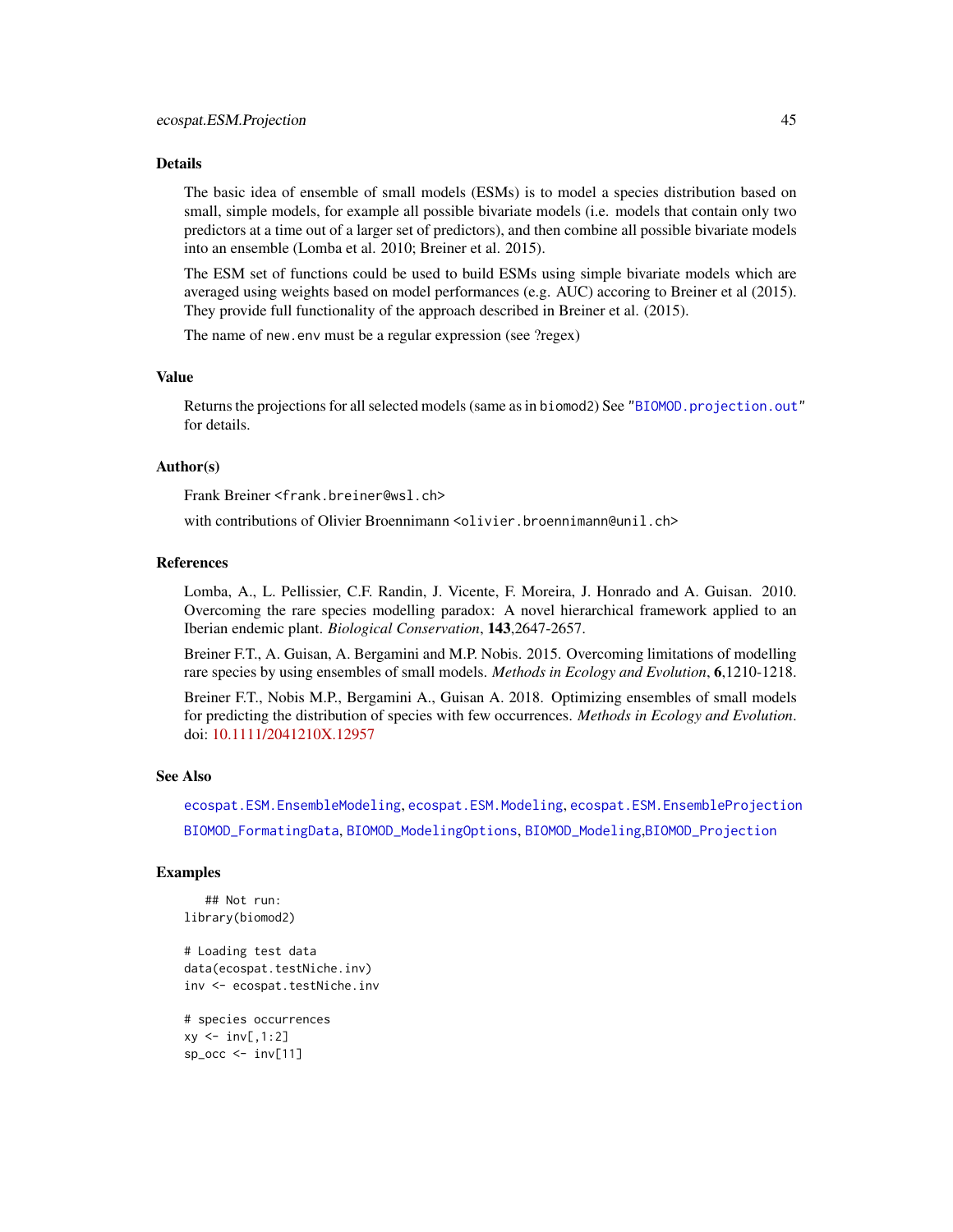## Details

The basic idea of ensemble of small models (ESMs) is to model a species distribution based on small, simple models, for example all possible bivariate models (i.e. models that contain only two predictors at a time out of a larger set of predictors), and then combine all possible bivariate models into an ensemble (Lomba et al. 2010; Breiner et al. 2015).

The ESM set of functions could be used to build ESMs using simple bivariate models which are averaged using weights based on model performances (e.g. AUC) accoring to Breiner et al (2015). They provide full functionality of the approach described in Breiner et al. (2015).

The name of `new.env` must be a regular expression (see ?regex)

## Value

Returns the projections for all selected models (same as in `biomod2`) See "`BIOMOD.projection.out`" for details.

## Author(s)

Frank Breiner <frank.breiner@wsl.ch>

with contributions of Olivier Broennimann <olivier.broennimann@unil.ch>

## References

Lomba, A., L. Pellissier, C.F. Randin, J. Vicente, F. Moreira, J. Honrado and A. Guisan. 2010. Overcoming the rare species modelling paradox: A novel hierarchical framework applied to an Iberian endemic plant. *Biological Conservation*, **143**,2647-2657.

Breiner F.T., A. Guisan, A. Bergamini and M.P. Nobis. 2015. Overcoming limitations of modelling rare species by using ensembles of small models. *Methods in Ecology and Evolution*, **6**,1210-1218.

Breiner F.T., Nobis M.P., Bergamini A., Guisan A. 2018. Optimizing ensembles of small models for predicting the distribution of species with few occurrences. *Methods in Ecology and Evolution*. doi: 10.1111/2041210X.12957

## See Also

`ecospat.ESM.EnsembleModeling`, `ecospat.ESM.Modeling`, `ecospat.ESM.EnsembleProjection`

`BIOMOD_FormatingData`, `BIOMOD_ModelingOptions`, `BIOMOD_Modeling`,`BIOMOD_Projection`

## Examples

```
   ## Not run:
library(biomod2)

# Loading test data
data(ecospat.testNiche.inv)
inv <- ecospat.testNiche.inv

# species occurrences
xy <- inv[,1:2]
sp_occ <- inv[11]
```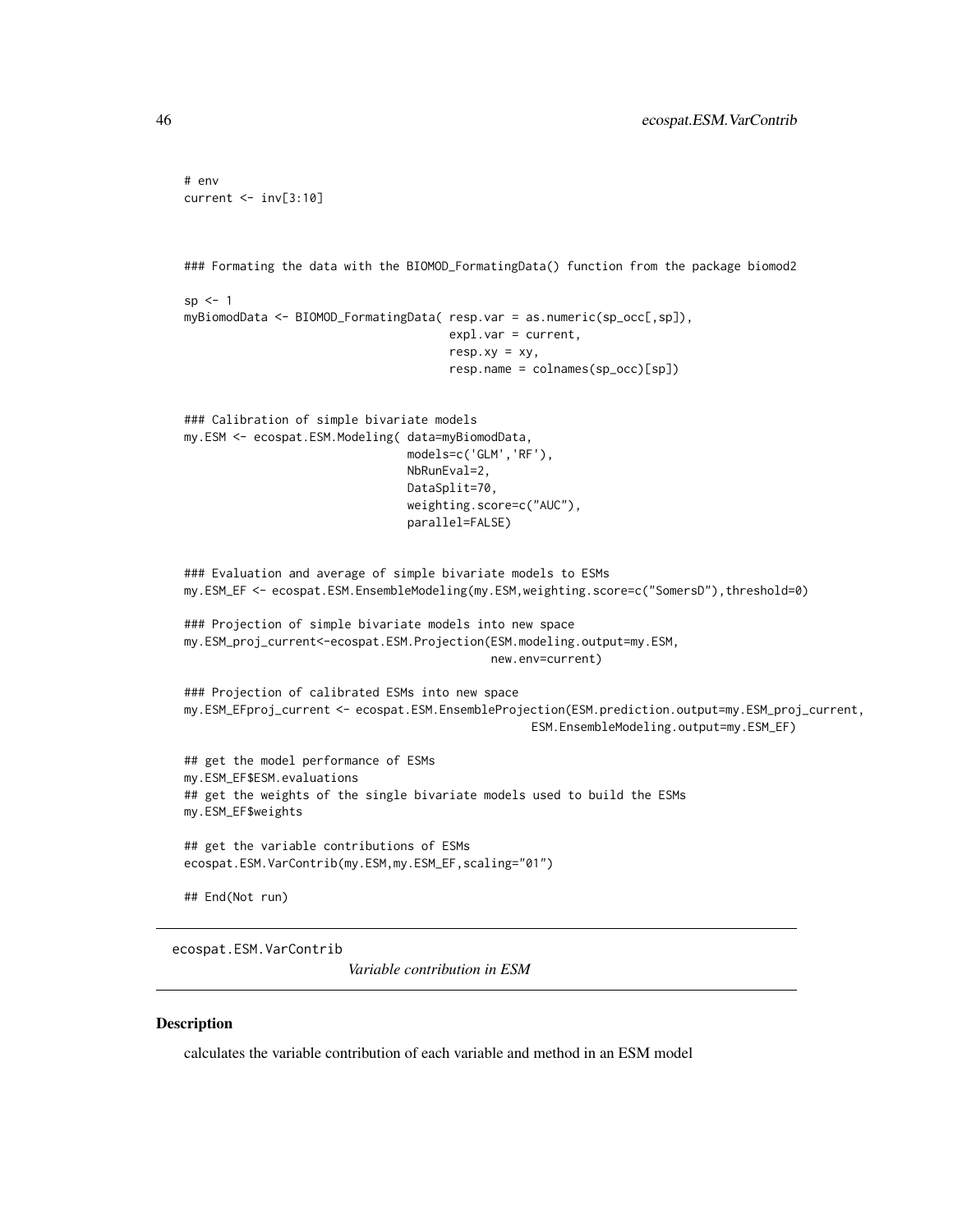```
# env
current <- inv[3:10]


### Formating the data with the BIOMOD_FormatingData() function from the package biomod2

sp <- 1
myBiomodData <- BIOMOD_FormatingData( resp.var = as.numeric(sp_occ[,sp]),
                                      expl.var = current,
                                      resp.xy = xy,
                                      resp.name = colnames(sp_occ)[sp])


### Calibration of simple bivariate models
my.ESM <- ecospat.ESM.Modeling( data=myBiomodData,
                                models=c('GLM','RF'),
                                NbRunEval=2,
                                DataSplit=70,
                                weighting.score=c("AUC"),
                                parallel=FALSE)


### Evaluation and average of simple bivariate models to ESMs
my.ESM_EF <- ecospat.ESM.EnsembleModeling(my.ESM,weighting.score=c("SomersD"),threshold=0)

### Projection of simple bivariate models into new space
my.ESM_proj_current<-ecospat.ESM.Projection(ESM.modeling.output=my.ESM,
                                            new.env=current)

### Projection of calibrated ESMs into new space
my.ESM_EFproj_current <- ecospat.ESM.EnsembleProjection(ESM.prediction.output=my.ESM_proj_current,
                                                ESM.EnsembleModeling.output=my.ESM_EF)

## get the model performance of ESMs
my.ESM_EF$ESM.evaluations
## get the weights of the single bivariate models used to build the ESMs
my.ESM_EF$weights

## get the variable contributions of ESMs
ecospat.ESM.VarContrib(my.ESM,my.ESM_EF,scaling="01")

## End(Not run)
```

---

ecospat.ESM.VarContrib &nbsp;&nbsp;&nbsp;&nbsp; *Variable contribution in ESM*

---

## Description

calculates the variable contribution of each variable and method in an ESM model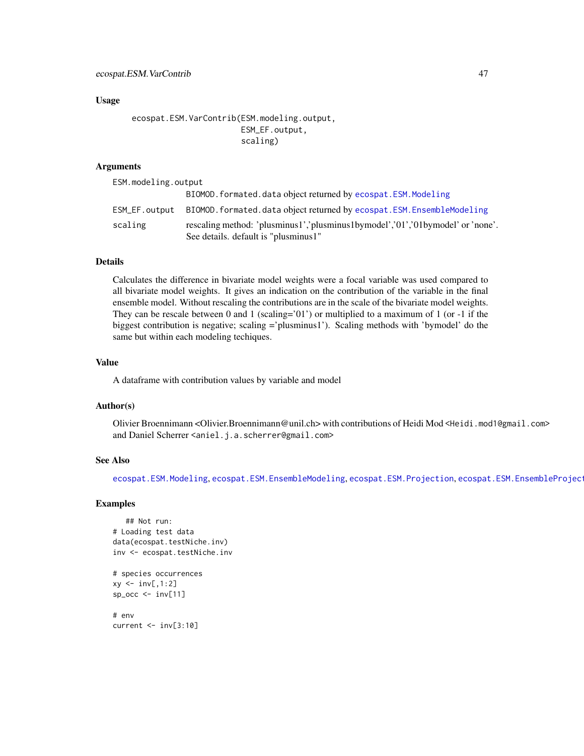## Usage

```
ecospat.ESM.VarContrib(ESM.modeling.output,
                       ESM_EF.output,
                       scaling)
```

## Arguments

`ESM.modeling.output`
: `BIOMOD.formated.data` object returned by `ecospat.ESM.Modeling`

`ESM_EF.output`
: `BIOMOD.formated.data` object returned by `ecospat.ESM.EnsembleModeling`

`scaling`
: rescaling method: 'plusminus1','plusminus1bymodel','01','01bymodel' or 'none'. See details. default is "plusminus1"

## Details

Calculates the difference in bivariate model weights were a focal variable was used compared to all bivariate model weights. It gives an indication on the contribution of the variable in the final ensemble model. Without rescaling the contributions are in the scale of the bivariate model weights. They can be rescale between 0 and 1 (scaling='01') or multiplied to a maximum of 1 (or -1 if the biggest contribution is negative; scaling ='plusminus1'). Scaling methods with 'bymodel' do the same but within each modeling techiques.

## Value

A dataframe with contribution values by variable and model

## Author(s)

Olivier Broennimann <Olivier.Broennimann@unil.ch> with contributions of Heidi Mod <Heidi.mod1@gmail.com> and Daniel Scherrer <aniel.j.a.scherrer@gmail.com>

## See Also

`ecospat.ESM.Modeling`, `ecospat.ESM.EnsembleModeling`, `ecospat.ESM.Projection`, `ecospat.ESM.EnsembleProject`

## Examples

```
   ## Not run:
# Loading test data
data(ecospat.testNiche.inv)
inv <- ecospat.testNiche.inv

# species occurrences
xy <- inv[,1:2]
sp_occ <- inv[11]

# env
current <- inv[3:10]
```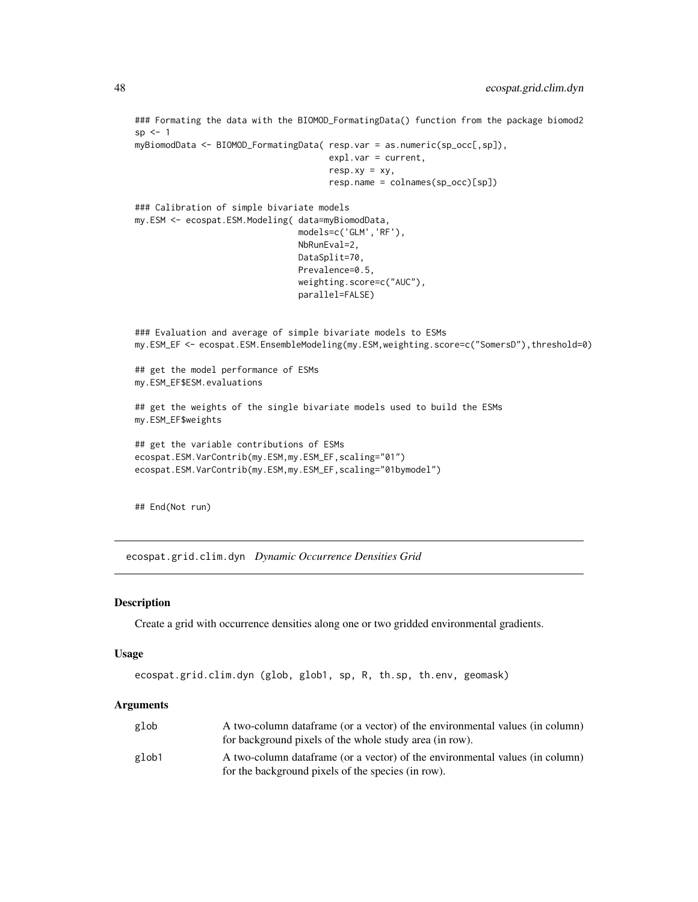```
### Formating the data with the BIOMOD_FormatingData() function from the package biomod2
sp <- 1
myBiomodData <- BIOMOD_FormatingData( resp.var = as.numeric(sp_occ[,sp]),
                                      expl.var = current,
                                      resp.xy = xy,
                                      resp.name = colnames(sp_occ)[sp])

### Calibration of simple bivariate models
my.ESM <- ecospat.ESM.Modeling( data=myBiomodData,
                                models=c('GLM','RF'),
                                NbRunEval=2,
                                DataSplit=70,
                                Prevalence=0.5,
                                weighting.score=c("AUC"),
                                parallel=FALSE)


### Evaluation and average of simple bivariate models to ESMs
my.ESM_EF <- ecospat.ESM.EnsembleModeling(my.ESM,weighting.score=c("SomersD"),threshold=0)

## get the model performance of ESMs
my.ESM_EF$ESM.evaluations

## get the weights of the single bivariate models used to build the ESMs
my.ESM_EF$weights

## get the variable contributions of ESMs
ecospat.ESM.VarContrib(my.ESM,my.ESM_EF,scaling="01")
ecospat.ESM.VarContrib(my.ESM,my.ESM_EF,scaling="01bymodel")


## End(Not run)
```

---

# ecospat.grid.clim.dyn *Dynamic Occurrence Densities Grid*

---

## Description

Create a grid with occurrence densities along one or two gridded environmental gradients.

## Usage

```
ecospat.grid.clim.dyn (glob, glob1, sp, R, th.sp, th.env, geomask)
```

## Arguments

| | |
|---|---|
| glob | A two-column dataframe (or a vector) of the environmental values (in column) for background pixels of the whole study area (in row). |
| glob1 | A two-column dataframe (or a vector) of the environmental values (in column) for the background pixels of the species (in row). |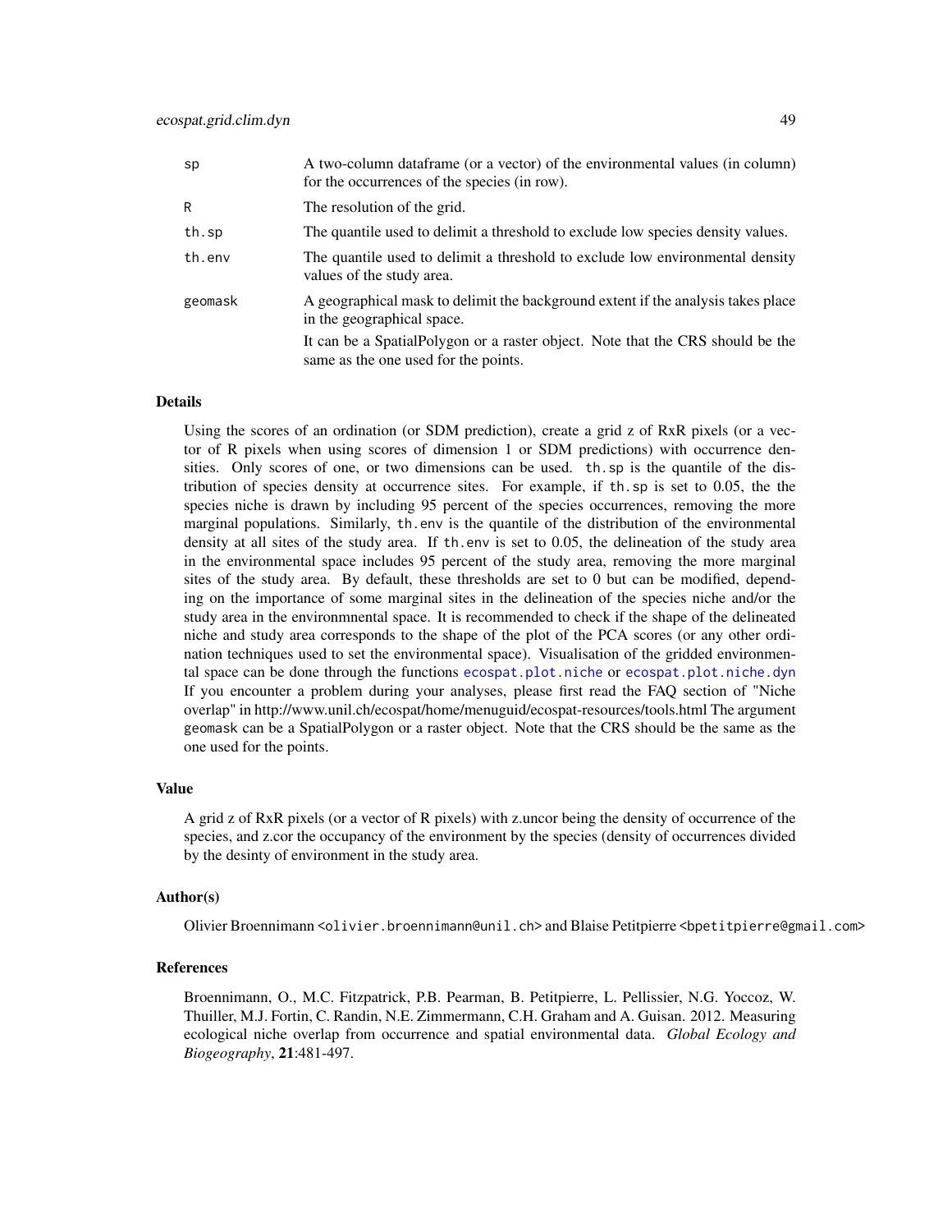| | |
|---|---|
| sp | A two-column dataframe (or a vector) of the environmental values (in column) for the occurrences of the species (in row). |
| R | The resolution of the grid. |
| th.sp | The quantile used to delimit a threshold to exclude low species density values. |
| th.env | The quantile used to delimit a threshold to exclude low environmental density values of the study area. |
| geomask | A geographical mask to delimit the background extent if the analysis takes place in the geographical space. It can be a SpatialPolygon or a raster object. Note that the CRS should be the same as the one used for the points. |

## Details

Using the scores of an ordination (or SDM prediction), create a grid z of RxR pixels (or a vector of R pixels when using scores of dimension 1 or SDM predictions) with occurrence densities. Only scores of one, or two dimensions can be used. `th.sp` is the quantile of the distribution of species density at occurrence sites. For example, if `th.sp` is set to 0.05, the the species niche is drawn by including 95 percent of the species occurrences, removing the more marginal populations. Similarly, `th.env` is the quantile of the distribution of the environmental density at all sites of the study area. If `th.env` is set to 0.05, the delineation of the study area in the environmental space includes 95 percent of the study area, removing the more marginal sites of the study area. By default, these thresholds are set to 0 but can be modified, depending on the importance of some marginal sites in the delineation of the species niche and/or the study area in the environmnental space. It is recommended to check if the shape of the delineated niche and study area corresponds to the shape of the plot of the PCA scores (or any other ordination techniques used to set the environmental space). Visualisation of the gridded environmental space can be done through the functions `ecospat.plot.niche` or `ecospat.plot.niche.dyn` If you encounter a problem during your analyses, please first read the FAQ section of "Niche overlap" in http://www.unil.ch/ecospat/home/menuguid/ecospat-resources/tools.html The argument `geomask` can be a SpatialPolygon or a raster object. Note that the CRS should be the same as the one used for the points.

## Value

A grid z of RxR pixels (or a vector of R pixels) with z.uncor being the density of occurrence of the species, and z.cor the occupancy of the environment by the species (density of occurrences divided by the desinty of environment in the study area.

## Author(s)

Olivier Broennimann <`olivier.broennimann@unil.ch`> and Blaise Petitpierre <`bpetitpierre@gmail.com`>

## References

Broennimann, O., M.C. Fitzpatrick, P.B. Pearman, B. Petitpierre, L. Pellissier, N.G. Yoccoz, W. Thuiller, M.J. Fortin, C. Randin, N.E. Zimmermann, C.H. Graham and A. Guisan. 2012. Measuring ecological niche overlap from occurrence and spatial environmental data. *Global Ecology and Biogeography*, **21**:481-497.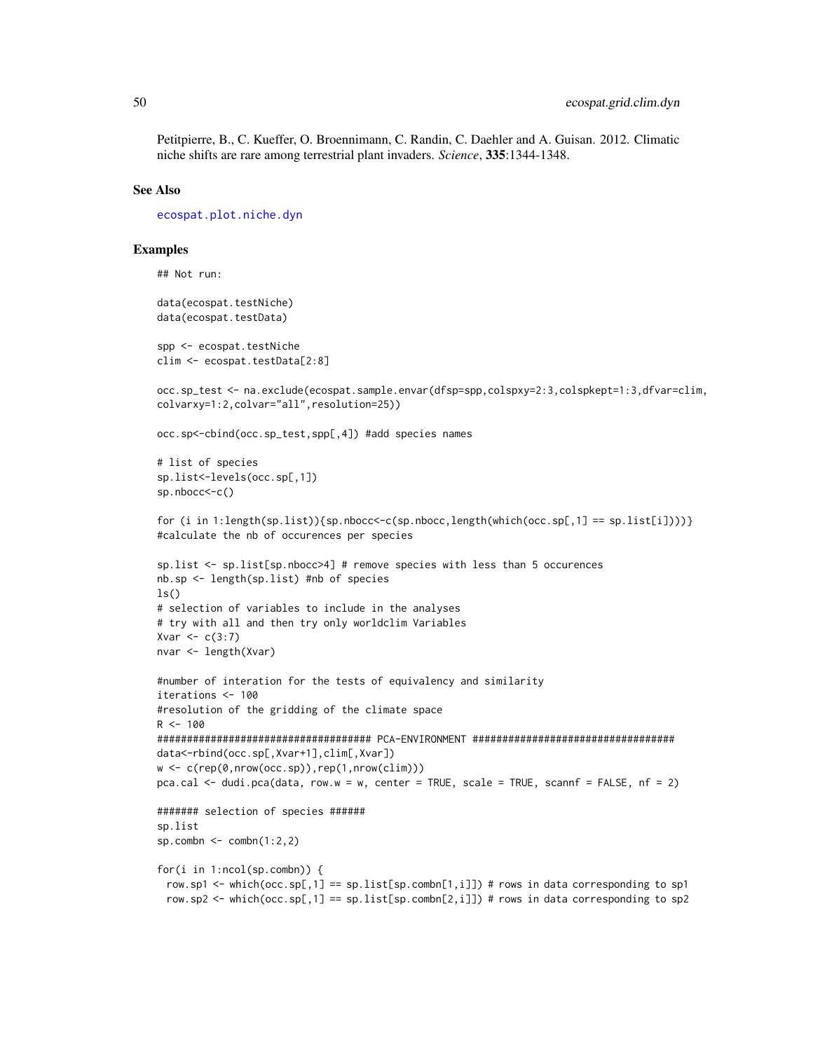Petitpierre, B., C. Kueffer, O. Broennimann, C. Randin, C. Daehler and A. Guisan. 2012. Climatic niche shifts are rare among terrestrial plant invaders. *Science*, **335**:1344-1348.

### See Also

ecospat.plot.niche.dyn

### Examples

```
## Not run:

data(ecospat.testNiche)
data(ecospat.testData)

spp <- ecospat.testNiche
clim <- ecospat.testData[2:8]

occ.sp_test <- na.exclude(ecospat.sample.envar(dfsp=spp,colspxy=2:3,colspkept=1:3,dfvar=clim,
colvarxy=1:2,colvar="all",resolution=25))

occ.sp<-cbind(occ.sp_test,spp[,4]) #add species names

# list of species
sp.list<-levels(occ.sp[,1])
sp.nbocc<-c()

for (i in 1:length(sp.list)){sp.nbocc<-c(sp.nbocc,length(which(occ.sp[,1] == sp.list[i])))}
#calculate the nb of occurences per species

sp.list <- sp.list[sp.nbocc>4] # remove species with less than 5 occurences
nb.sp <- length(sp.list) #nb of species
ls()
# selection of variables to include in the analyses
# try with all and then try only worldclim Variables
Xvar <- c(3:7)
nvar <- length(Xvar)

#number of interation for the tests of equivalency and similarity
iterations <- 100
#resolution of the gridding of the climate space
R <- 100
#################################### PCA-ENVIRONMENT ##################################
data<-rbind(occ.sp[,Xvar+1],clim[,Xvar])
w <- c(rep(0,nrow(occ.sp)),rep(1,nrow(clim)))
pca.cal <- dudi.pca(data, row.w = w, center = TRUE, scale = TRUE, scannf = FALSE, nf = 2)

####### selection of species ######
sp.list
sp.combn <- combn(1:2,2)

for(i in 1:ncol(sp.combn)) {
  row.sp1 <- which(occ.sp[,1] == sp.list[sp.combn[1,i]]) # rows in data corresponding to sp1
  row.sp2 <- which(occ.sp[,1] == sp.list[sp.combn[2,i]]) # rows in data corresponding to sp2
```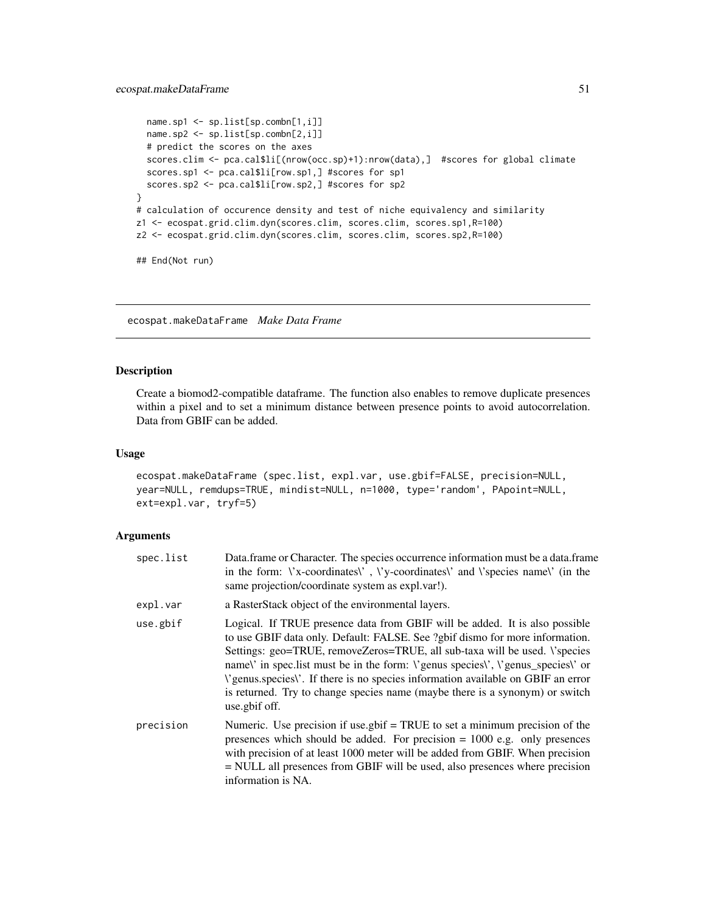```
  name.sp1 <- sp.list[sp.combn[1,i]]
  name.sp2 <- sp.list[sp.combn[2,i]]
  # predict the scores on the axes
  scores.clim <- pca.cal$li[(nrow(occ.sp)+1):nrow(data),]  #scores for global climate
  scores.sp1 <- pca.cal$li[row.sp1,] #scores for sp1
  scores.sp2 <- pca.cal$li[row.sp2,] #scores for sp2
}
# calculation of occurence density and test of niche equivalency and similarity
z1 <- ecospat.grid.clim.dyn(scores.clim, scores.clim, scores.sp1,R=100)
z2 <- ecospat.grid.clim.dyn(scores.clim, scores.clim, scores.sp2,R=100)

## End(Not run)
```

## ecospat.makeDataFrame *Make Data Frame*

### Description

Create a biomod2-compatible dataframe. The function also enables to remove duplicate presences within a pixel and to set a minimum distance between presence points to avoid autocorrelation. Data from GBIF can be added.

### Usage

```
ecospat.makeDataFrame (spec.list, expl.var, use.gbif=FALSE, precision=NULL,
year=NULL, remdups=TRUE, mindist=NULL, n=1000, type='random', PApoint=NULL,
ext=expl.var, tryf=5)
```

### Arguments

| | |
|---|---|
| `spec.list` | Data.frame or Character. The species occurrence information must be a data.frame in the form: \'x-coordinates\' , \'y-coordinates\' and \'species name\' (in the same projection/coordinate system as expl.var!). |
| `expl.var` | a RasterStack object of the environmental layers. |
| `use.gbif` | Logical. If TRUE presence data from GBIF will be added. It is also possible to use GBIF data only. Default: FALSE. See ?gbif dismo for more information. Settings: geo=TRUE, removeZeros=TRUE, all sub-taxa will be used. \'species name\' in spec.list must be in the form: \'genus species\', \'genus_species\' or \'genus.species\'. If there is no species information available on GBIF an error is returned. Try to change species name (maybe there is a synonym) or switch use.gbif off. |
| `precision` | Numeric. Use precision if use.gbif = TRUE to set a minimum precision of the presences which should be added. For precision = 1000 e.g. only presences with precision of at least 1000 meter will be added from GBIF. When precision = NULL all presences from GBIF will be used, also presences where precision information is NA. |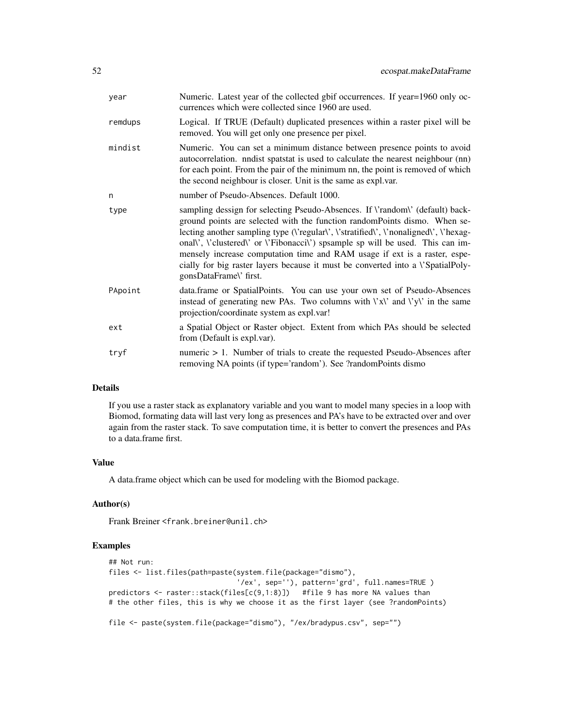| | |
|---|---|
| year | Numeric. Latest year of the collected gbif occurrences. If year=1960 only occurrences which were collected since 1960 are used. |
| remdups | Logical. If TRUE (Default) duplicated presences within a raster pixel will be removed. You will get only one presence per pixel. |
| mindist | Numeric. You can set a minimum distance between presence points to avoid autocorrelation. nndist spatstat is used to calculate the nearest neighbour (nn) for each point. From the pair of the minimum nn, the point is removed of which the second neighbour is closer. Unit is the same as expl.var. |
| n | number of Pseudo-Absences. Default 1000. |
| type | sampling dessign for selecting Pseudo-Absences. If \'random\' (default) background points are selected with the function randomPoints dismo. When selecting another sampling type (\'regular\', \'stratified\', \'nonaligned\', \'hexagonal\', \'clustered\' or \'Fibonacci\') spsample sp will be used. This can immensely increase computation time and RAM usage if ext is a raster, especially for big raster layers because it must be converted into a \'SpatialPolygonsDataFrame\' first. |
| PApoint | data.frame or SpatialPoints. You can use your own set of Pseudo-Absences instead of generating new PAs. Two columns with \'x\' and \'y\' in the same projection/coordinate system as expl.var! |
| ext | a Spatial Object or Raster object. Extent from which PAs should be selected from (Default is expl.var). |
| tryf | numeric > 1. Number of trials to create the requested Pseudo-Absences after removing NA points (if type='random'). See ?randomPoints dismo |

## Details

If you use a raster stack as explanatory variable and you want to model many species in a loop with Biomod, formating data will last very long as presences and PA's have to be extracted over and over again from the raster stack. To save computation time, it is better to convert the presences and PAs to a data.frame first.

## Value

A data.frame object which can be used for modeling with the Biomod package.

## Author(s)

Frank Breiner <frank.breiner@unil.ch>

## Examples

```
## Not run:
files <- list.files(path=paste(system.file(package="dismo"),
                              '/ex', sep=''), pattern='grd', full.names=TRUE )
predictors <- raster::stack(files[c(9,1:8)])   #file 9 has more NA values than
# the other files, this is why we choose it as the first layer (see ?randomPoints)

file <- paste(system.file(package="dismo"), "/ex/bradypus.csv", sep="")
```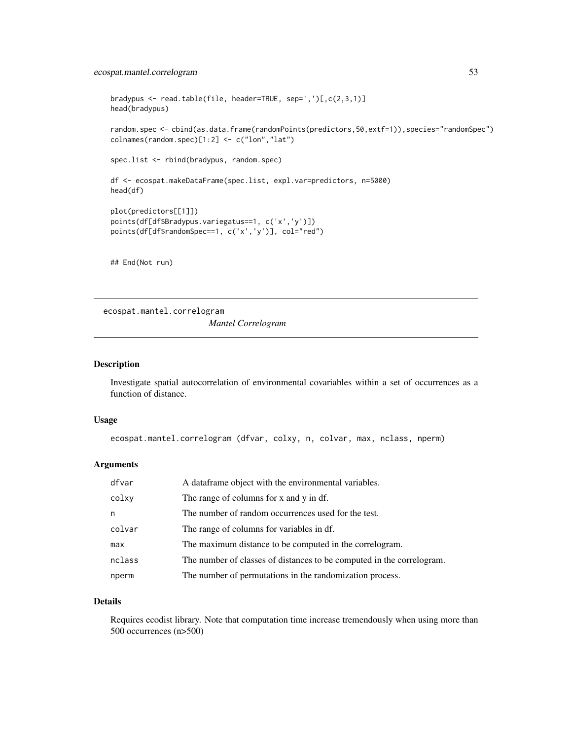```
bradypus <- read.table(file, header=TRUE, sep=',')[,c(2,3,1)]
head(bradypus)

random.spec <- cbind(as.data.frame(randomPoints(predictors,50,extf=1)),species="randomSpec")
colnames(random.spec)[1:2] <- c("lon","lat")

spec.list <- rbind(bradypus, random.spec)

df <- ecospat.makeDataFrame(spec.list, expl.var=predictors, n=5000)
head(df)

plot(predictors[[1]])
points(df[df$Bradypus.variegatus==1, c('x','y')])
points(df[df$randomSpec==1, c('x','y')], col="red")


## End(Not run)
```

---

## ecospat.mantel.correlogram — *Mantel Correlogram*

---

### Description

Investigate spatial autocorrelation of environmental covariables within a set of occurrences as a function of distance.

### Usage

```
ecospat.mantel.correlogram (dfvar, colxy, n, colvar, max, nclass, nperm)
```

### Arguments

| | |
|---|---|
| dfvar | A dataframe object with the environmental variables. |
| colxy | The range of columns for x and y in df. |
| n | The number of random occurrences used for the test. |
| colvar | The range of columns for variables in df. |
| max | The maximum distance to be computed in the correlogram. |
| nclass | The number of classes of distances to be computed in the correlogram. |
| nperm | The number of permutations in the randomization process. |

### Details

Requires ecodist library. Note that computation time increase tremendously when using more than 500 occurrences (n>500)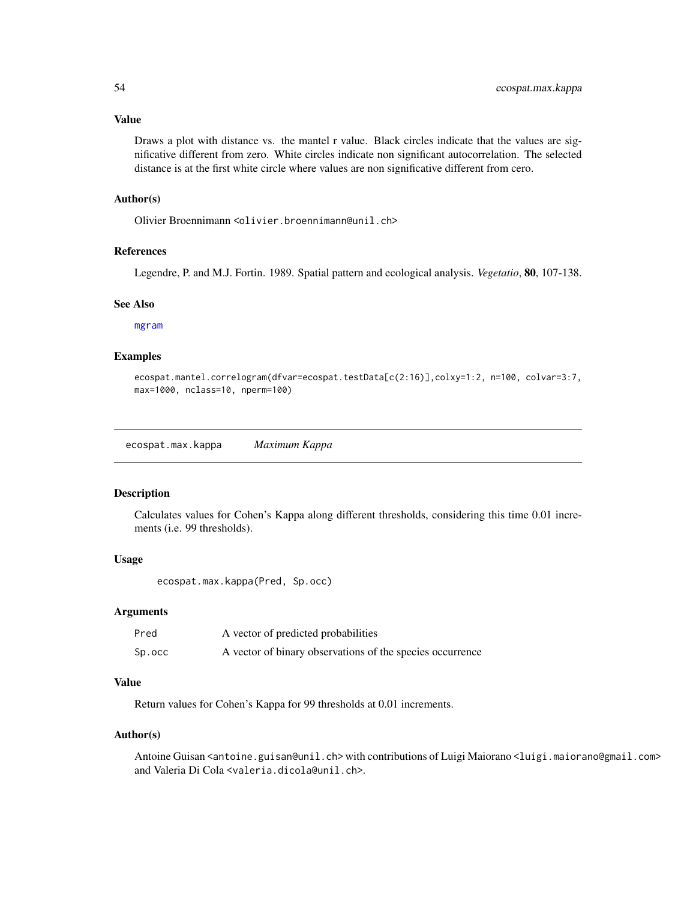### Value

Draws a plot with distance vs. the mantel r value. Black circles indicate that the values are significative different from zero. White circles indicate non significant autocorrelation. The selected distance is at the first white circle where values are non significative different from cero.

### Author(s)

Olivier Broennimann <olivier.broennimann@unil.ch>

### References

Legendre, P. and M.J. Fortin. 1989. Spatial pattern and ecological analysis. *Vegetatio*, **80**, 107-138.

### See Also

mgram

### Examples

```
ecospat.mantel.correlogram(dfvar=ecospat.testData[c(2:16)],colxy=1:2, n=100, colvar=3:7,
max=1000, nclass=10, nperm=100)
```

---

## ecospat.max.kappa    *Maximum Kappa*

### Description

Calculates values for Cohen's Kappa along different thresholds, considering this time 0.01 increments (i.e. 99 thresholds).

### Usage

```
ecospat.max.kappa(Pred, Sp.occ)
```

### Arguments

| | |
|---|---|
| Pred | A vector of predicted probabilities |
| Sp.occ | A vector of binary observations of the species occurrence |

### Value

Return values for Cohen's Kappa for 99 thresholds at 0.01 increments.

### Author(s)

Antoine Guisan <antoine.guisan@unil.ch> with contributions of Luigi Maiorano <luigi.maiorano@gmail.com> and Valeria Di Cola <valeria.dicola@unil.ch>.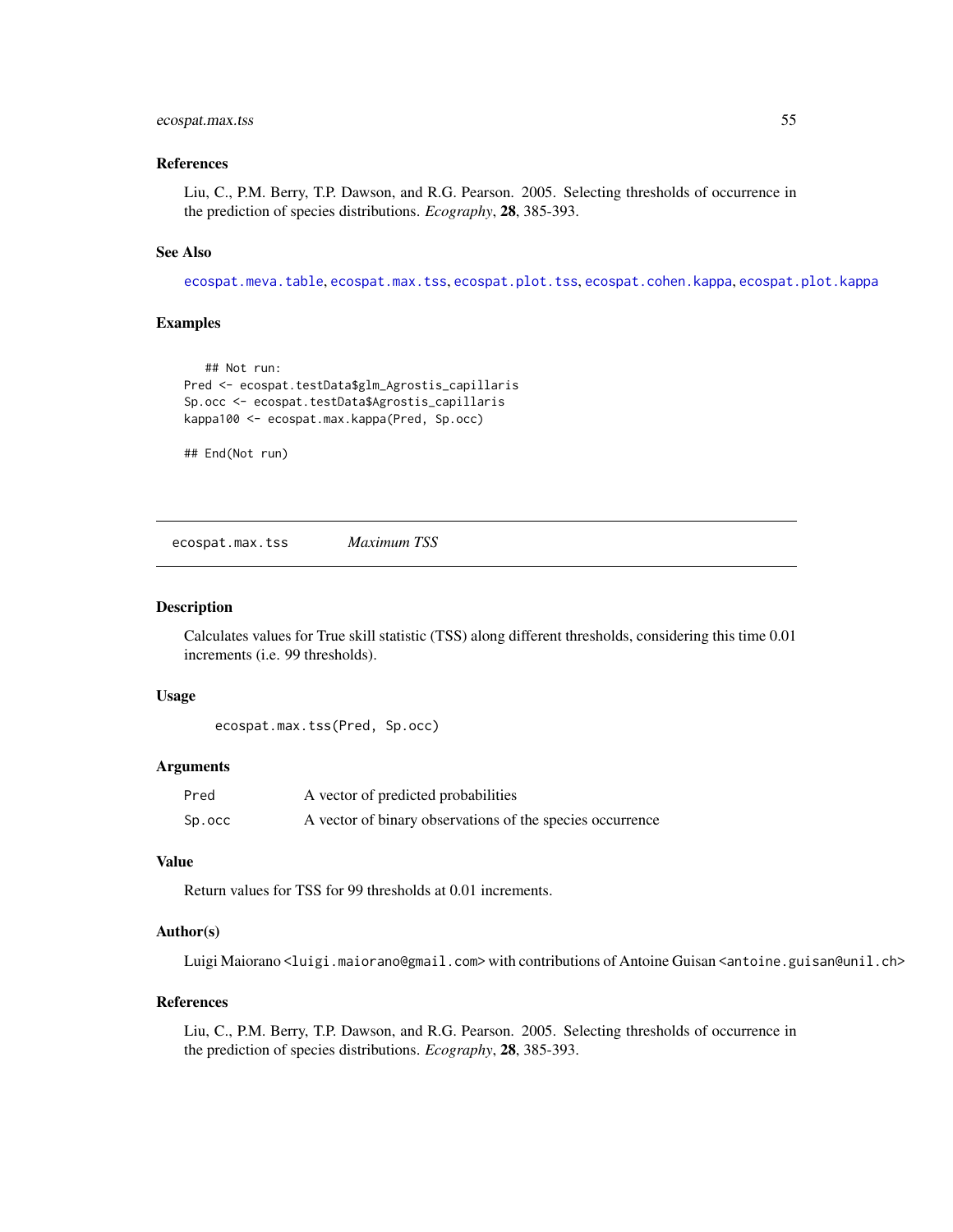### References

Liu, C., P.M. Berry, T.P. Dawson, and R.G. Pearson. 2005. Selecting thresholds of occurrence in the prediction of species distributions. *Ecography*, **28**, 385-393.

### See Also

ecospat.meva.table, ecospat.max.tss, ecospat.plot.tss, ecospat.cohen.kappa, ecospat.plot.kappa

### Examples

```
   ## Not run:
Pred <- ecospat.testData$glm_Agrostis_capillaris
Sp.occ <- ecospat.testData$Agrostis_capillaris
kappa100 <- ecospat.max.kappa(Pred, Sp.occ)

## End(Not run)
```

---

## ecospat.max.tss    *Maximum TSS*

### Description

Calculates values for True skill statistic (TSS) along different thresholds, considering this time 0.01 increments (i.e. 99 thresholds).

### Usage

```
ecospat.max.tss(Pred, Sp.occ)
```

### Arguments

| | |
|---|---|
| Pred | A vector of predicted probabilities |
| Sp.occ | A vector of binary observations of the species occurrence |

### Value

Return values for TSS for 99 thresholds at 0.01 increments.

### Author(s)

Luigi Maiorano <luigi.maiorano@gmail.com> with contributions of Antoine Guisan <antoine.guisan@unil.ch>

### References

Liu, C., P.M. Berry, T.P. Dawson, and R.G. Pearson. 2005. Selecting thresholds of occurrence in the prediction of species distributions. *Ecography*, **28**, 385-393.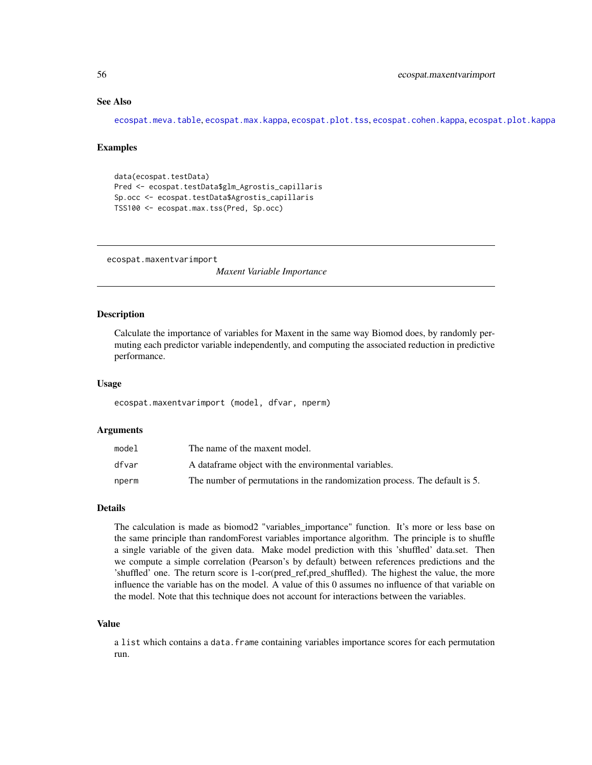### See Also

ecospat.meva.table, ecospat.max.kappa, ecospat.plot.tss, ecospat.cohen.kappa, ecospat.plot.kappa

### Examples

```
data(ecospat.testData)
Pred <- ecospat.testData$glm_Agrostis_capillaris
Sp.occ <- ecospat.testData$Agrostis_capillaris
TSS100 <- ecospat.max.tss(Pred, Sp.occ)
```

---

## ecospat.maxentvarimport    *Maxent Variable Importance*

---

### Description

Calculate the importance of variables for Maxent in the same way Biomod does, by randomly permuting each predictor variable independently, and computing the associated reduction in predictive performance.

### Usage

```
ecospat.maxentvarimport (model, dfvar, nperm)
```

### Arguments

| | |
|---|---|
| model | The name of the maxent model. |
| dfvar | A dataframe object with the environmental variables. |
| nperm | The number of permutations in the randomization process. The default is 5. |

### Details

The calculation is made as biomod2 "variables_importance" function. It's more or less base on the same principle than randomForest variables importance algorithm. The principle is to shuffle a single variable of the given data. Make model prediction with this 'shuffled' data.set. Then we compute a simple correlation (Pearson's by default) between references predictions and the 'shuffled' one. The return score is 1-cor(pred_ref,pred_shuffled). The highest the value, the more influence the variable has on the model. A value of this 0 assumes no influence of that variable on the model. Note that this technique does not account for interactions between the variables.

### Value

a list which contains a data.frame containing variables importance scores for each permutation run.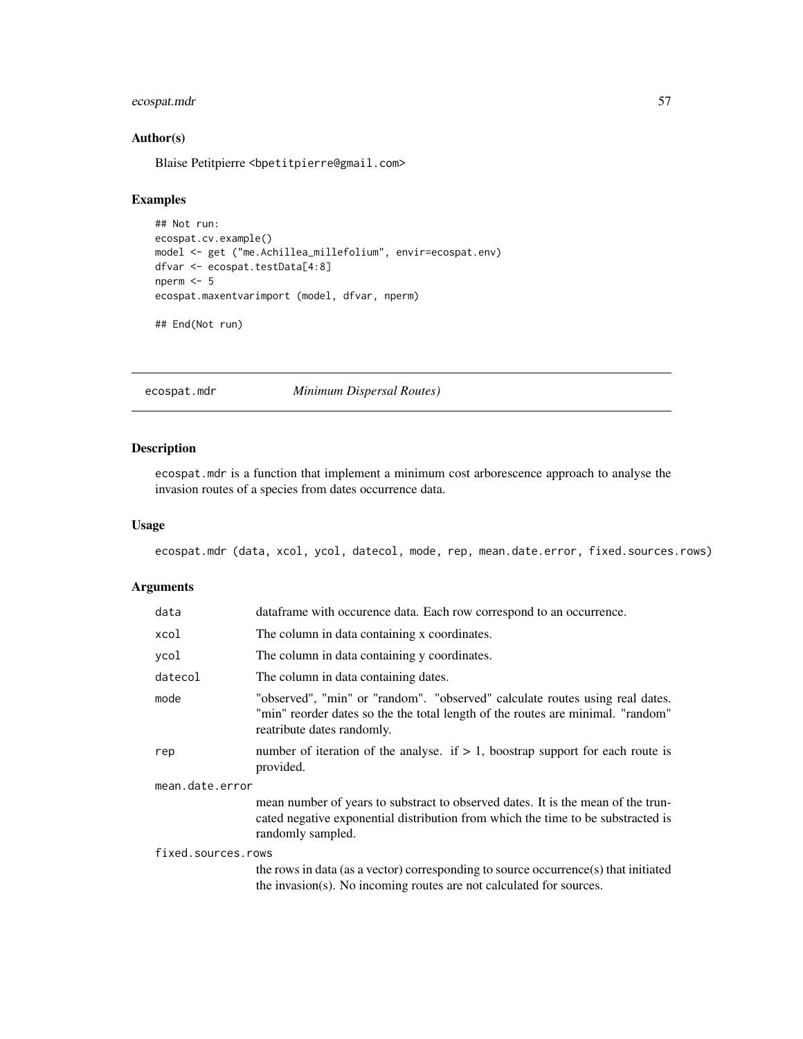### Author(s)

Blaise Petitpierre <bpetitpierre@gmail.com>

### Examples

```
## Not run:
ecospat.cv.example()
model <- get ("me.Achillea_millefolium", envir=ecospat.env)
dfvar <- ecospat.testData[4:8]
nperm <- 5
ecospat.maxentvarimport (model, dfvar, nperm)

## End(Not run)
```

---

## ecospat.mdr    *Minimum Dispersal Routes)*

---

### Description

ecospat.mdr is a function that implement a minimum cost arborescence approach to analyse the invasion routes of a species from dates occurrence data.

### Usage

```
ecospat.mdr (data, xcol, ycol, datecol, mode, rep, mean.date.error, fixed.sources.rows)
```

### Arguments

| | |
|---|---|
| data | dataframe with occurence data. Each row correspond to an occurrence. |
| xcol | The column in data containing x coordinates. |
| ycol | The column in data containing y coordinates. |
| datecol | The column in data containing dates. |
| mode | "observed", "min" or "random". "observed" calculate routes using real dates. "min" reorder dates so the the total length of the routes are minimal. "random" reatribute dates randomly. |
| rep | number of iteration of the analyse. if > 1, boostrap support for each route is provided. |
| mean.date.error | mean number of years to substract to observed dates. It is the mean of the truncated negative exponential distribution from which the time to be substracted is randomly sampled. |
| fixed.sources.rows | the rows in data (as a vector) corresponding to source occurrence(s) that initiated the invasion(s). No incoming routes are not calculated for sources. |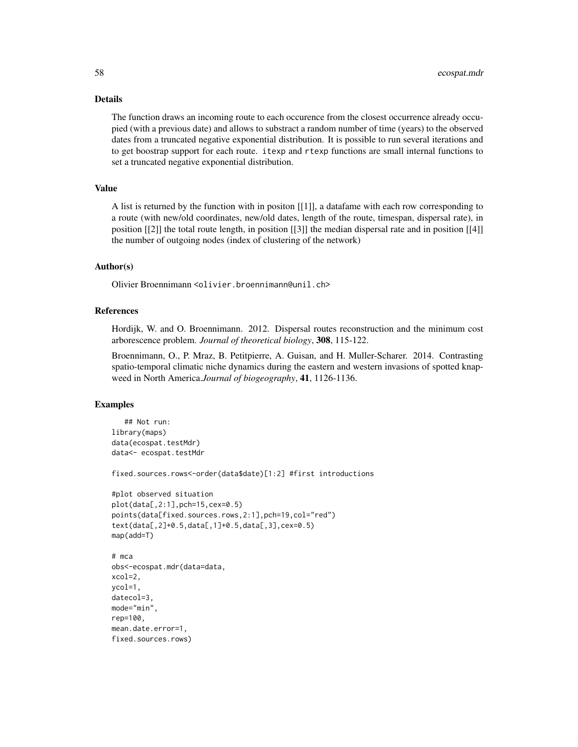### Details

The function draws an incoming route to each occurence from the closest occurrence already occupied (with a previous date) and allows to substract a random number of time (years) to the observed dates from a truncated negative exponential distribution. It is possible to run several iterations and to get boostrap support for each route. `itexp` and `rtexp` functions are small internal functions to set a truncated negative exponential distribution.

### Value

A list is returned by the function with in positon [[1]], a datafame with each row corresponding to a route (with new/old coordinates, new/old dates, length of the route, timespan, dispersal rate), in position [[2]] the total route length, in position [[3]] the median dispersal rate and in position [[4]] the number of outgoing nodes (index of clustering of the network)

### Author(s)

Olivier Broennimann <olivier.broennimann@unil.ch>

### References

Hordijk, W. and O. Broennimann. 2012. Dispersal routes reconstruction and the minimum cost arborescence problem. *Journal of theoretical biology*, **308**, 115-122.

Broennimann, O., P. Mraz, B. Petitpierre, A. Guisan, and H. Muller-Scharer. 2014. Contrasting spatio-temporal climatic niche dynamics during the eastern and western invasions of spotted knapweed in North America.*Journal of biogeography*, **41**, 1126-1136.

### Examples

```
   ## Not run:
library(maps)
data(ecospat.testMdr)
data<- ecospat.testMdr

fixed.sources.rows<-order(data$date)[1:2] #first introductions

#plot observed situation
plot(data[,2:1],pch=15,cex=0.5)
points(data[fixed.sources.rows,2:1],pch=19,col="red")
text(data[,2]+0.5,data[,1]+0.5,data[,3],cex=0.5)
map(add=T)

# mca
obs<-ecospat.mdr(data=data,
xcol=2,
ycol=1,
datecol=3,
mode="min",
rep=100,
mean.date.error=1,
fixed.sources.rows)
```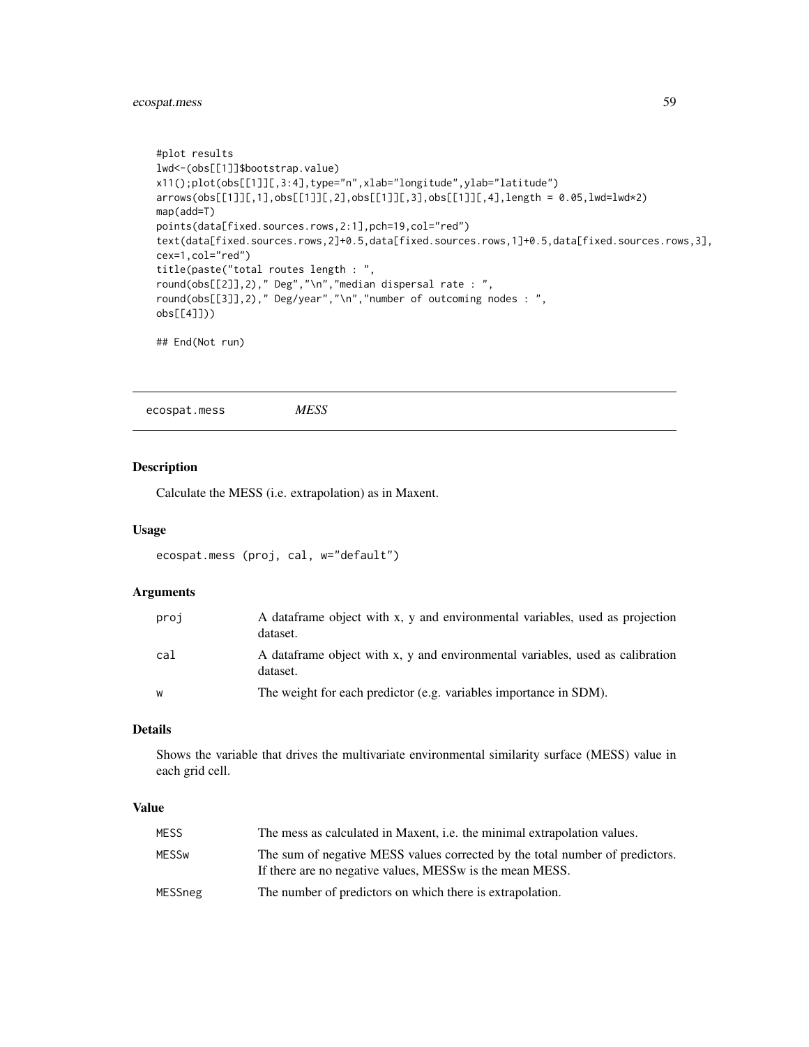```
#plot results
lwd<-(obs[[1]]$bootstrap.value)
x11();plot(obs[[1]][,3:4],type="n",xlab="longitude",ylab="latitude")
arrows(obs[[1]][,1],obs[[1]][,2],obs[[1]][,3],obs[[1]][,4],length = 0.05,lwd=lwd*2)
map(add=T)
points(data[fixed.sources.rows,2:1],pch=19,col="red")
text(data[fixed.sources.rows,2]+0.5,data[fixed.sources.rows,1]+0.5,data[fixed.sources.rows,3],
cex=1,col="red")
title(paste("total routes length : ",
round(obs[[2]],2)," Deg","\n","median dispersal rate : ",
round(obs[[3]],2)," Deg/year","\n","number of outcoming nodes : ",
obs[[4]]))

## End(Not run)
```

---

## ecospat.mess *MESS*

### Description

Calculate the MESS (i.e. extrapolation) as in Maxent.

### Usage

```
ecospat.mess (proj, cal, w="default")
```

### Arguments

| | |
|---|---|
| proj | A dataframe object with x, y and environmental variables, used as projection dataset. |
| cal | A dataframe object with x, y and environmental variables, used as calibration dataset. |
| w | The weight for each predictor (e.g. variables importance in SDM). |

### Details

Shows the variable that drives the multivariate environmental similarity surface (MESS) value in each grid cell.

### Value

| | |
|---|---|
| MESS | The mess as calculated in Maxent, i.e. the minimal extrapolation values. |
| MESSw | The sum of negative MESS values corrected by the total number of predictors. If there are no negative values, MESSw is the mean MESS. |
| MESSneg | The number of predictors on which there is extrapolation. |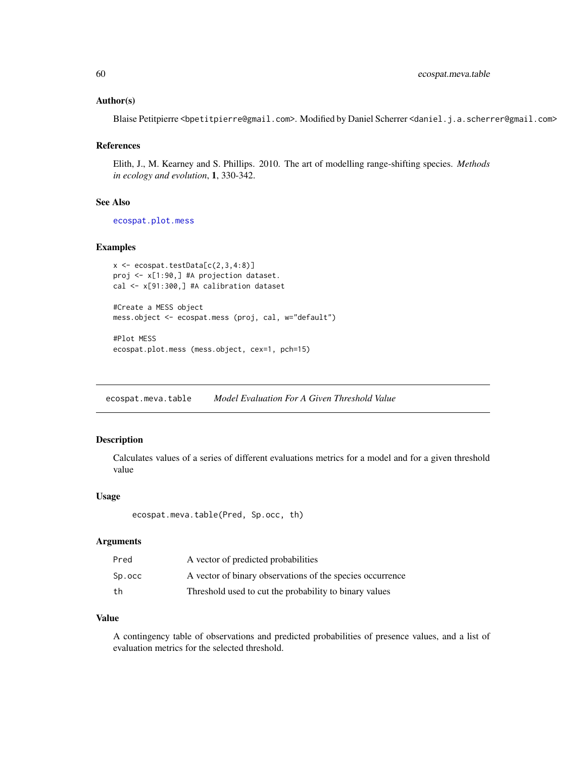### Author(s)

Blaise Petitpierre <bpetitpierre@gmail.com>. Modified by Daniel Scherrer <daniel.j.a.scherrer@gmail.com>

### References

Elith, J., M. Kearney and S. Phillips. 2010. The art of modelling range-shifting species. *Methods in ecology and evolution*, **1**, 330-342.

### See Also

ecospat.plot.mess

### Examples

```
x <- ecospat.testData[c(2,3,4:8)]
proj <- x[1:90,] #A projection dataset.
cal <- x[91:300,] #A calibration dataset

#Create a MESS object
mess.object <- ecospat.mess (proj, cal, w="default")

#Plot MESS
ecospat.plot.mess (mess.object, cex=1, pch=15)
```

---

## ecospat.meva.table *Model Evaluation For A Given Threshold Value*

### Description

Calculates values of a series of different evaluations metrics for a model and for a given threshold value

### Usage

```
ecospat.meva.table(Pred, Sp.occ, th)
```

### Arguments

| | |
|---|---|
| Pred | A vector of predicted probabilities |
| Sp.occ | A vector of binary observations of the species occurrence |
| th | Threshold used to cut the probability to binary values |

### Value

A contingency table of observations and predicted probabilities of presence values, and a list of evaluation metrics for the selected threshold.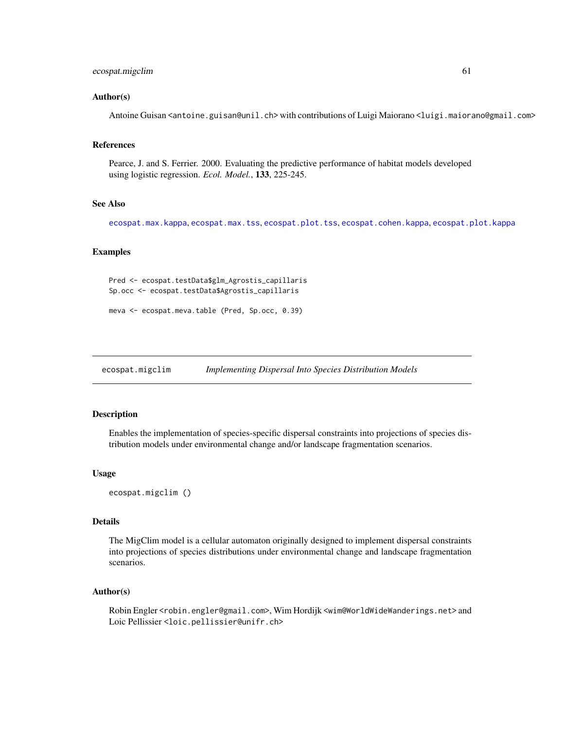### Author(s)

Antoine Guisan <antoine.guisan@unil.ch> with contributions of Luigi Maiorano <luigi.maiorano@gmail.com>

### References

Pearce, J. and S. Ferrier. 2000. Evaluating the predictive performance of habitat models developed using logistic regression. *Ecol. Model.*, **133**, 225-245.

### See Also

ecospat.max.kappa, ecospat.max.tss, ecospat.plot.tss, ecospat.cohen.kappa, ecospat.plot.kappa

### Examples

```
Pred <- ecospat.testData$glm_Agrostis_capillaris
Sp.occ <- ecospat.testData$Agrostis_capillaris

meva <- ecospat.meva.table (Pred, Sp.occ, 0.39)
```

---

## ecospat.migclim — *Implementing Dispersal Into Species Distribution Models*

### Description

Enables the implementation of species-specific dispersal constraints into projections of species distribution models under environmental change and/or landscape fragmentation scenarios.

### Usage

```
ecospat.migclim ()
```

### Details

The MigClim model is a cellular automaton originally designed to implement dispersal constraints into projections of species distributions under environmental change and landscape fragmentation scenarios.

### Author(s)

Robin Engler <robin.engler@gmail.com>, Wim Hordijk <wim@WorldWideWanderings.net> and Loic Pellissier <loic.pellissier@unifr.ch>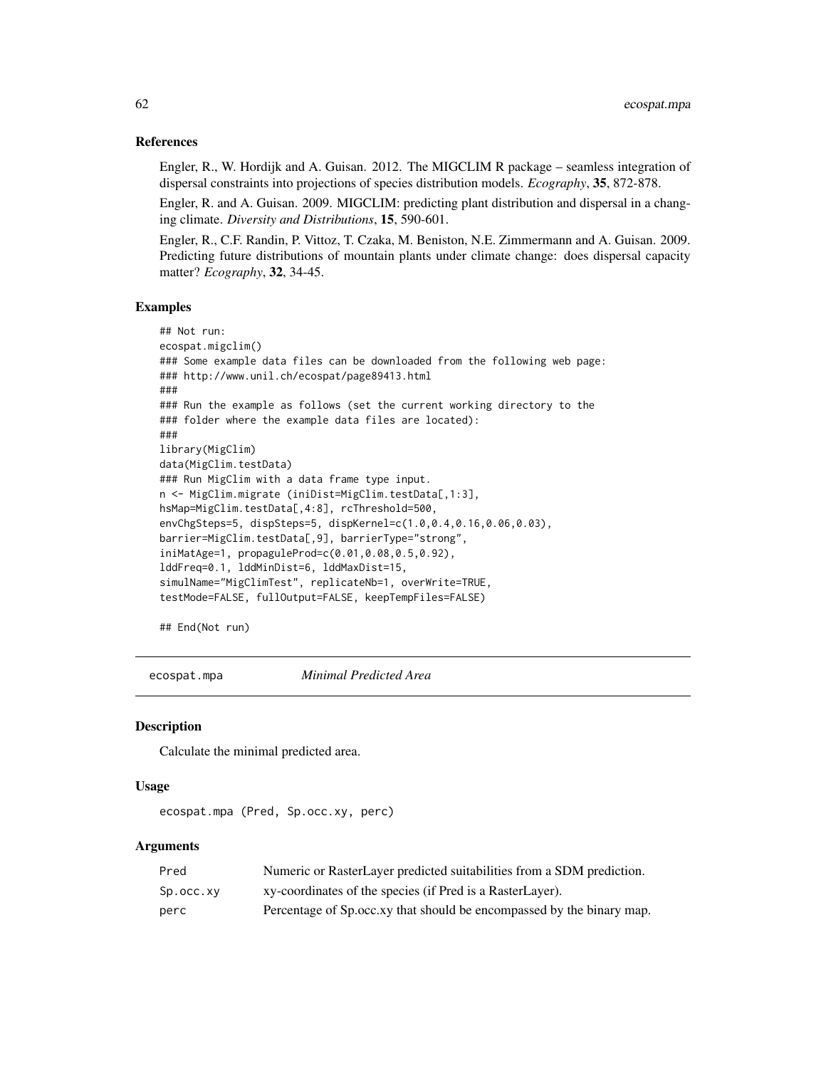### References

Engler, R., W. Hordijk and A. Guisan. 2012. The MIGCLIM R package – seamless integration of dispersal constraints into projections of species distribution models. *Ecography*, **35**, 872-878.

Engler, R. and A. Guisan. 2009. MIGCLIM: predicting plant distribution and dispersal in a changing climate. *Diversity and Distributions*, **15**, 590-601.

Engler, R., C.F. Randin, P. Vittoz, T. Czaka, M. Beniston, N.E. Zimmermann and A. Guisan. 2009. Predicting future distributions of mountain plants under climate change: does dispersal capacity matter? *Ecography*, **32**, 34-45.

### Examples

```
## Not run:
ecospat.migclim()
### Some example data files can be downloaded from the following web page:
### http://www.unil.ch/ecospat/page89413.html
###
### Run the example as follows (set the current working directory to the
### folder where the example data files are located):
###
library(MigClim)
data(MigClim.testData)
### Run MigClim with a data frame type input.
n <- MigClim.migrate (iniDist=MigClim.testData[,1:3],
hsMap=MigClim.testData[,4:8], rcThreshold=500,
envChgSteps=5, dispSteps=5, dispKernel=c(1.0,0.4,0.16,0.06,0.03),
barrier=MigClim.testData[,9], barrierType="strong",
iniMatAge=1, propaguleProd=c(0.01,0.08,0.5,0.92),
lddFreq=0.1, lddMinDist=6, lddMaxDist=15,
simulName="MigClimTest", replicateNb=1, overWrite=TRUE,
testMode=FALSE, fullOutput=FALSE, keepTempFiles=FALSE)

## End(Not run)
```

## ecospat.mpa *Minimal Predicted Area*

### Description

Calculate the minimal predicted area.

### Usage

```
ecospat.mpa (Pred, Sp.occ.xy, perc)
```

### Arguments

| | |
|---|---|
| Pred | Numeric or RasterLayer predicted suitabilities from a SDM prediction. |
| Sp.occ.xy | xy-coordinates of the species (if Pred is a RasterLayer). |
| perc | Percentage of Sp.occ.xy that should be encompassed by the binary map. |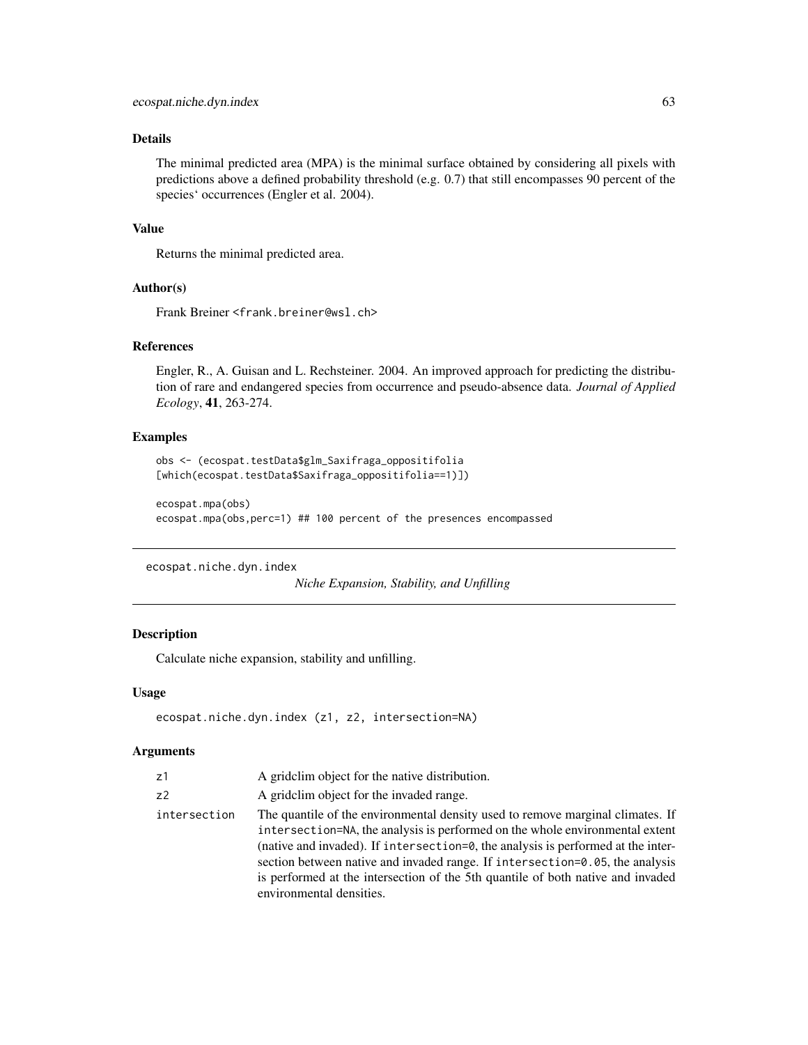### Details

The minimal predicted area (MPA) is the minimal surface obtained by considering all pixels with predictions above a defined probability threshold (e.g. 0.7) that still encompasses 90 percent of the species' occurrences (Engler et al. 2004).

### Value

Returns the minimal predicted area.

### Author(s)

Frank Breiner <frank.breiner@wsl.ch>

### References

Engler, R., A. Guisan and L. Rechsteiner. 2004. An improved approach for predicting the distribution of rare and endangered species from occurrence and pseudo-absence data. *Journal of Applied Ecology*, **41**, 263-274.

### Examples

```
obs <- (ecospat.testData$glm_Saxifraga_oppositifolia
[which(ecospat.testData$Saxifraga_oppositifolia==1)])

ecospat.mpa(obs)
ecospat.mpa(obs,perc=1) ## 100 percent of the presences encompassed
```

---

## ecospat.niche.dyn.index — *Niche Expansion, Stability, and Unfilling*

### Description

Calculate niche expansion, stability and unfilling.

### Usage

```
ecospat.niche.dyn.index (z1, z2, intersection=NA)
```

### Arguments

| Argument | Description |
|---|---|
| z1 | A gridclim object for the native distribution. |
| z2 | A gridclim object for the invaded range. |
| intersection | The quantile of the environmental density used to remove marginal climates. If `intersection=NA`, the analysis is performed on the whole environmental extent (native and invaded). If `intersection=0`, the analysis is performed at the intersection between native and invaded range. If `intersection=0.05`, the analysis is performed at the intersection of the 5th quantile of both native and invaded environmental densities. |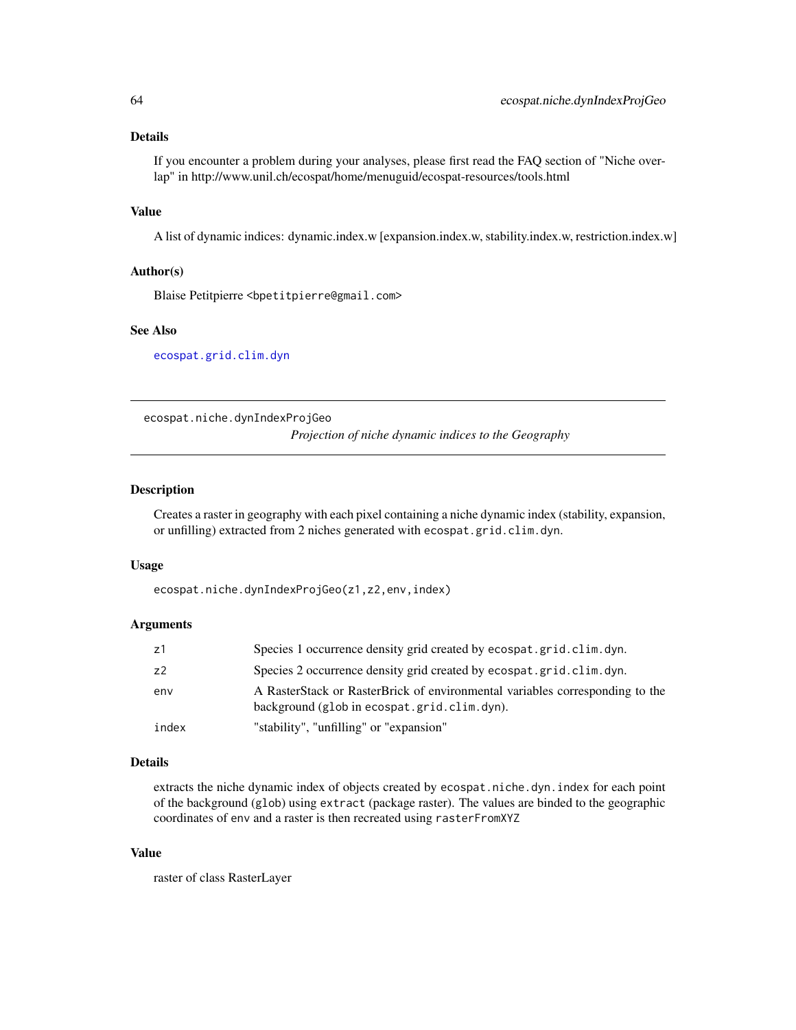### Details

If you encounter a problem during your analyses, please first read the FAQ section of "Niche overlap" in http://www.unil.ch/ecospat/home/menuguid/ecospat-resources/tools.html

### Value

A list of dynamic indices: dynamic.index.w [expansion.index.w, stability.index.w, restriction.index.w]

### Author(s)

Blaise Petitpierre <bpetitpierre@gmail.com>

### See Also

`ecospat.grid.clim.dyn`

---

## ecospat.niche.dynIndexProjGeo

*Projection of niche dynamic indices to the Geography*

---

### Description

Creates a raster in geography with each pixel containing a niche dynamic index (stability, expansion, or unfilling) extracted from 2 niches generated with `ecospat.grid.clim.dyn`.

### Usage

```
ecospat.niche.dynIndexProjGeo(z1,z2,env,index)
```

### Arguments

| | |
|---|---|
| `z1` | Species 1 occurrence density grid created by `ecospat.grid.clim.dyn`. |
| `z2` | Species 2 occurrence density grid created by `ecospat.grid.clim.dyn`. |
| `env` | A RasterStack or RasterBrick of environmental variables corresponding to the background (`glob` in `ecospat.grid.clim.dyn`). |
| `index` | "stability", "unfilling" or "expansion" |

### Details

extracts the niche dynamic index of objects created by `ecospat.niche.dyn.index` for each point of the background (`glob`) using `extract` (package raster). The values are binded to the geographic coordinates of `env` and a raster is then recreated using `rasterFromXYZ`

### Value

raster of class RasterLayer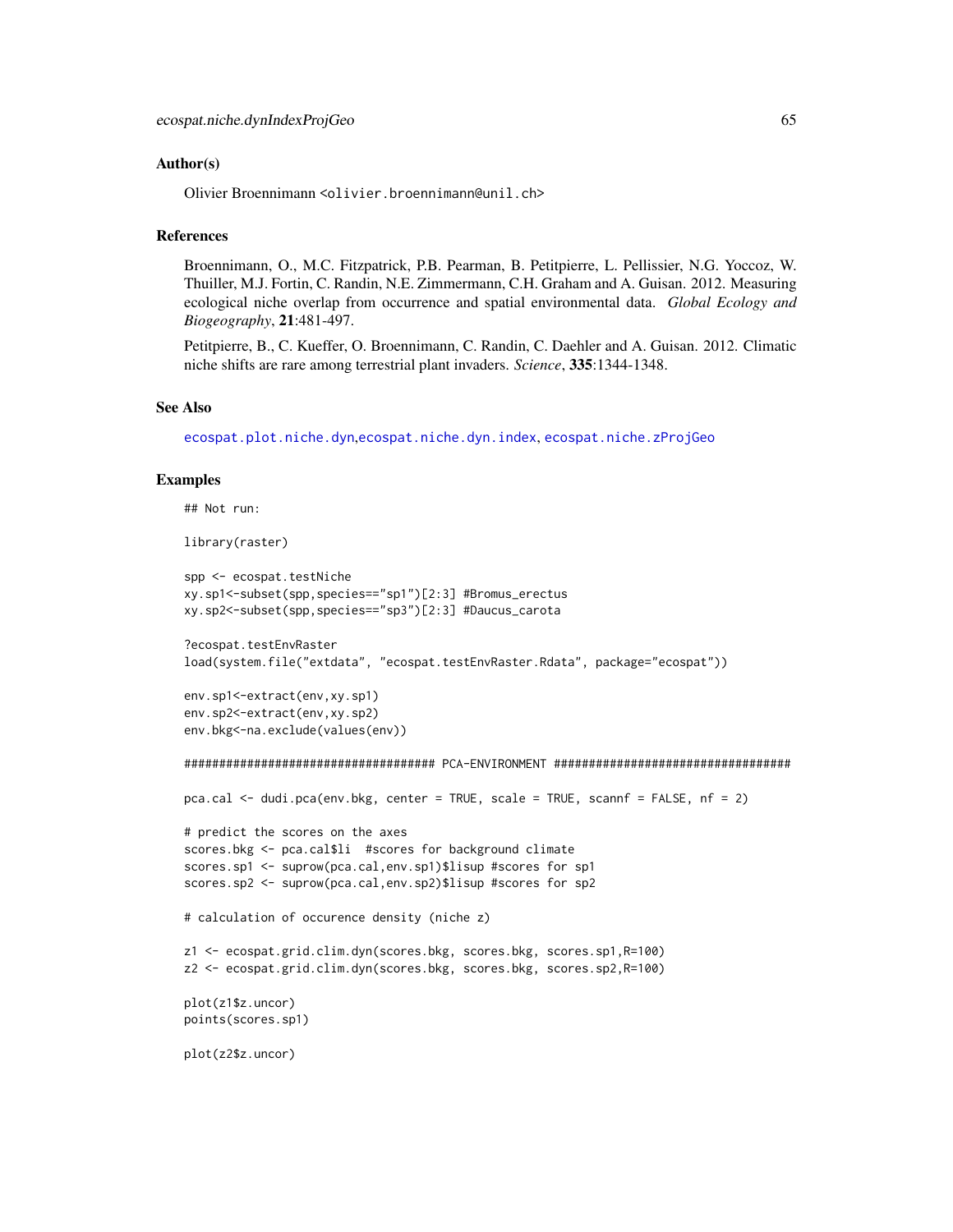## Author(s)

Olivier Broennimann <olivier.broennimann@unil.ch>

## References

Broennimann, O., M.C. Fitzpatrick, P.B. Pearman, B. Petitpierre, L. Pellissier, N.G. Yoccoz, W. Thuiller, M.J. Fortin, C. Randin, N.E. Zimmermann, C.H. Graham and A. Guisan. 2012. Measuring ecological niche overlap from occurrence and spatial environmental data. *Global Ecology and Biogeography*, **21**:481-497.

Petitpierre, B., C. Kueffer, O. Broennimann, C. Randin, C. Daehler and A. Guisan. 2012. Climatic niche shifts are rare among terrestrial plant invaders. *Science*, **335**:1344-1348.

## See Also

ecospat.plot.niche.dyn, ecospat.niche.dyn.index, ecospat.niche.zProjGeo

## Examples

```
## Not run:

library(raster)

spp <- ecospat.testNiche
xy.sp1<-subset(spp,species=="sp1")[2:3] #Bromus_erectus
xy.sp2<-subset(spp,species=="sp3")[2:3] #Daucus_carota

?ecospat.testEnvRaster
load(system.file("extdata", "ecospat.testEnvRaster.Rdata", package="ecospat"))

env.sp1<-extract(env,xy.sp1)
env.sp2<-extract(env,xy.sp2)
env.bkg<-na.exclude(values(env))

#################################### PCA-ENVIRONMENT ##################################

pca.cal <- dudi.pca(env.bkg, center = TRUE, scale = TRUE, scannf = FALSE, nf = 2)

# predict the scores on the axes
scores.bkg <- pca.cal$li  #scores for background climate
scores.sp1 <- suprow(pca.cal,env.sp1)$lisup #scores for sp1
scores.sp2 <- suprow(pca.cal,env.sp2)$lisup #scores for sp2

# calculation of occurence density (niche z)

z1 <- ecospat.grid.clim.dyn(scores.bkg, scores.bkg, scores.sp1,R=100)
z2 <- ecospat.grid.clim.dyn(scores.bkg, scores.bkg, scores.sp2,R=100)

plot(z1$z.uncor)
points(scores.sp1)

plot(z2$z.uncor)
```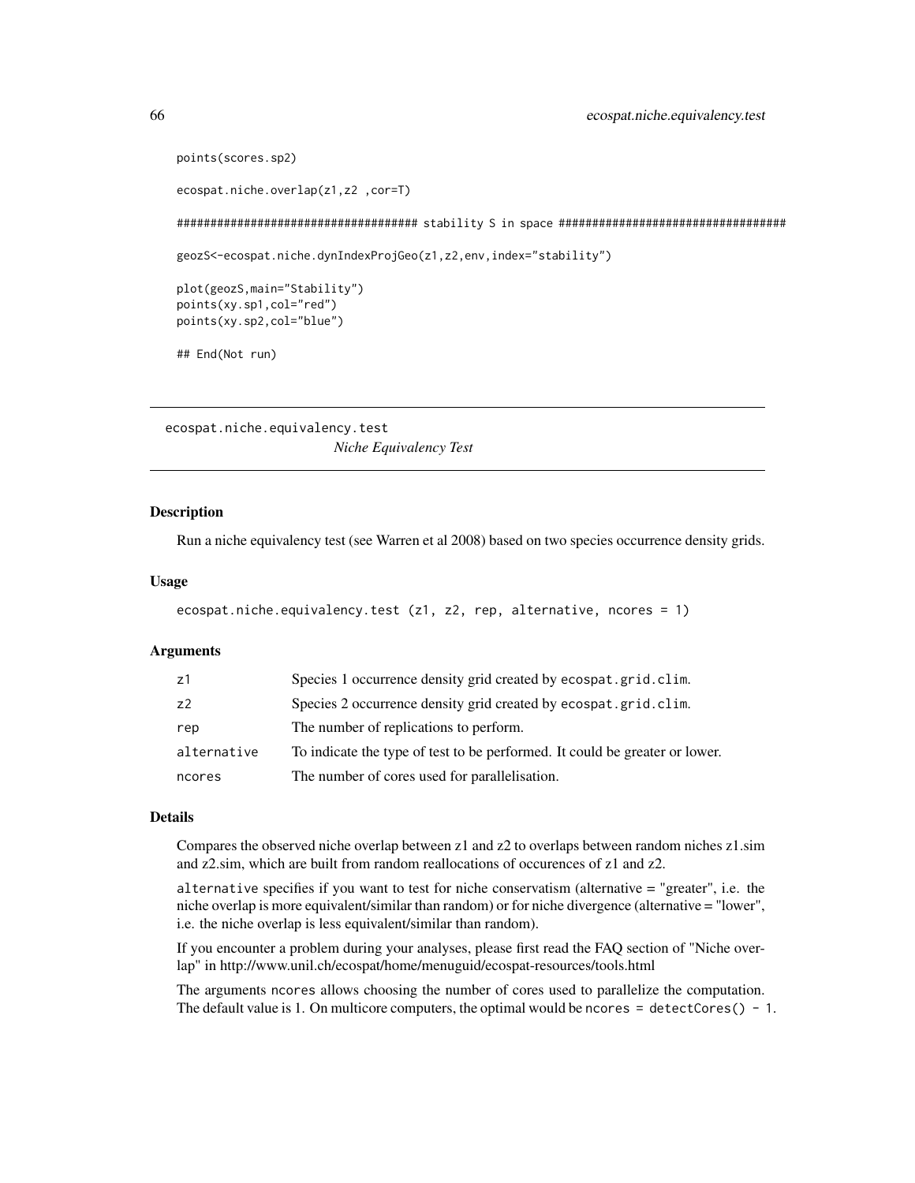```
points(scores.sp2)

ecospat.niche.overlap(z1,z2 ,cor=T)

#################################### stability S in space ##################################

geozS<-ecospat.niche.dynIndexProjGeo(z1,z2,env,index="stability")

plot(geozS,main="Stability")
points(xy.sp1,col="red")
points(xy.sp2,col="blue")

## End(Not run)
```

---

## ecospat.niche.equivalency.test

*Niche Equivalency Test*

---

### Description

Run a niche equivalency test (see Warren et al 2008) based on two species occurrence density grids.

### Usage

```
ecospat.niche.equivalency.test (z1, z2, rep, alternative, ncores = 1)
```

### Arguments

| | |
|---|---|
| z1 | Species 1 occurrence density grid created by `ecospat.grid.clim`. |
| z2 | Species 2 occurrence density grid created by `ecospat.grid.clim`. |
| rep | The number of replications to perform. |
| alternative | To indicate the type of test to be performed. It could be greater or lower. |
| ncores | The number of cores used for parallelisation. |

### Details

Compares the observed niche overlap between z1 and z2 to overlaps between random niches z1.sim and z2.sim, which are built from random reallocations of occurences of z1 and z2.

`alternative` specifies if you want to test for niche conservatism (alternative = "greater", i.e. the niche overlap is more equivalent/similar than random) or for niche divergence (alternative = "lower", i.e. the niche overlap is less equivalent/similar than random).

If you encounter a problem during your analyses, please first read the FAQ section of "Niche overlap" in http://www.unil.ch/ecospat/home/menuguid/ecospat-resources/tools.html

The arguments `ncores` allows choosing the number of cores used to parallelize the computation. The default value is 1. On multicore computers, the optimal would be `ncores = detectCores() - 1`.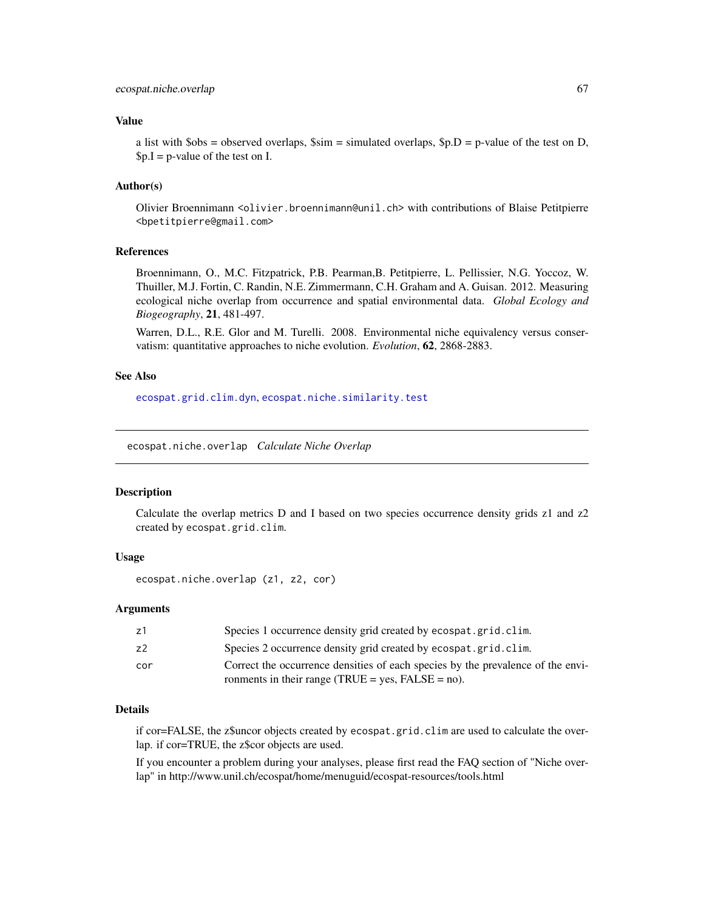### Value

a list with $obs = observed overlaps, $sim = simulated overlaps, $p.D = p-value of the test on D, $p.I = p-value of the test on I.

### Author(s)

Olivier Broennimann <olivier.broennimann@unil.ch> with contributions of Blaise Petitpierre <bpetitpierre@gmail.com>

### References

Broennimann, O., M.C. Fitzpatrick, P.B. Pearman,B. Petitpierre, L. Pellissier, N.G. Yoccoz, W. Thuiller, M.J. Fortin, C. Randin, N.E. Zimmermann, C.H. Graham and A. Guisan. 2012. Measuring ecological niche overlap from occurrence and spatial environmental data. *Global Ecology and Biogeography*, **21**, 481-497.

Warren, D.L., R.E. Glor and M. Turelli. 2008. Environmental niche equivalency versus conservatism: quantitative approaches to niche evolution. *Evolution*, **62**, 2868-2883.

### See Also

ecospat.grid.clim.dyn, ecospat.niche.similarity.test

---

## ecospat.niche.overlap *Calculate Niche Overlap*

### Description

Calculate the overlap metrics D and I based on two species occurrence density grids z1 and z2 created by `ecospat.grid.clim`.

### Usage

```
ecospat.niche.overlap (z1, z2, cor)
```

### Arguments

| | |
|---|---|
| z1 | Species 1 occurrence density grid created by `ecospat.grid.clim`. |
| z2 | Species 2 occurrence density grid created by `ecospat.grid.clim`. |
| cor | Correct the occurrence densities of each species by the prevalence of the environments in their range (TRUE = yes, FALSE = no). |

### Details

if cor=FALSE, the z$uncor objects created by `ecospat.grid.clim` are used to calculate the overlap. if cor=TRUE, the z$cor objects are used.

If you encounter a problem during your analyses, please first read the FAQ section of "Niche overlap" in http://www.unil.ch/ecospat/home/menuguid/ecospat-resources/tools.html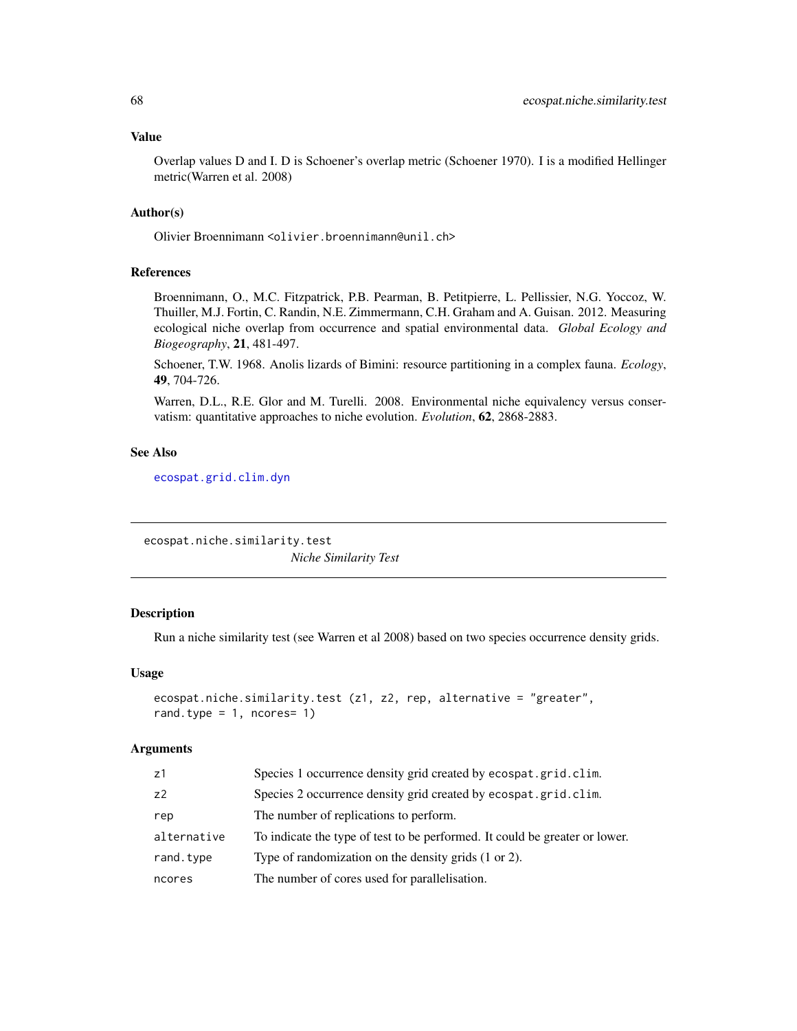### Value

Overlap values D and I. D is Schoener's overlap metric (Schoener 1970). I is a modified Hellinger metric(Warren et al. 2008)

### Author(s)

Olivier Broennimann <olivier.broennimann@unil.ch>

### References

Broennimann, O., M.C. Fitzpatrick, P.B. Pearman, B. Petitpierre, L. Pellissier, N.G. Yoccoz, W. Thuiller, M.J. Fortin, C. Randin, N.E. Zimmermann, C.H. Graham and A. Guisan. 2012. Measuring ecological niche overlap from occurrence and spatial environmental data. *Global Ecology and Biogeography*, **21**, 481-497.

Schoener, T.W. 1968. Anolis lizards of Bimini: resource partitioning in a complex fauna. *Ecology*, **49**, 704-726.

Warren, D.L., R.E. Glor and M. Turelli. 2008. Environmental niche equivalency versus conservatism: quantitative approaches to niche evolution. *Evolution*, **62**, 2868-2883.

### See Also

ecospat.grid.clim.dyn

---

## ecospat.niche.similarity.test — *Niche Similarity Test*

### Description

Run a niche similarity test (see Warren et al 2008) based on two species occurrence density grids.

### Usage

```
ecospat.niche.similarity.test (z1, z2, rep, alternative = "greater",
rand.type = 1, ncores= 1)
```

### Arguments

| | |
|---|---|
| z1 | Species 1 occurrence density grid created by `ecospat.grid.clim`. |
| z2 | Species 2 occurrence density grid created by `ecospat.grid.clim`. |
| rep | The number of replications to perform. |
| alternative | To indicate the type of test to be performed. It could be greater or lower. |
| rand.type | Type of randomization on the density grids (1 or 2). |
| ncores | The number of cores used for parallelisation. |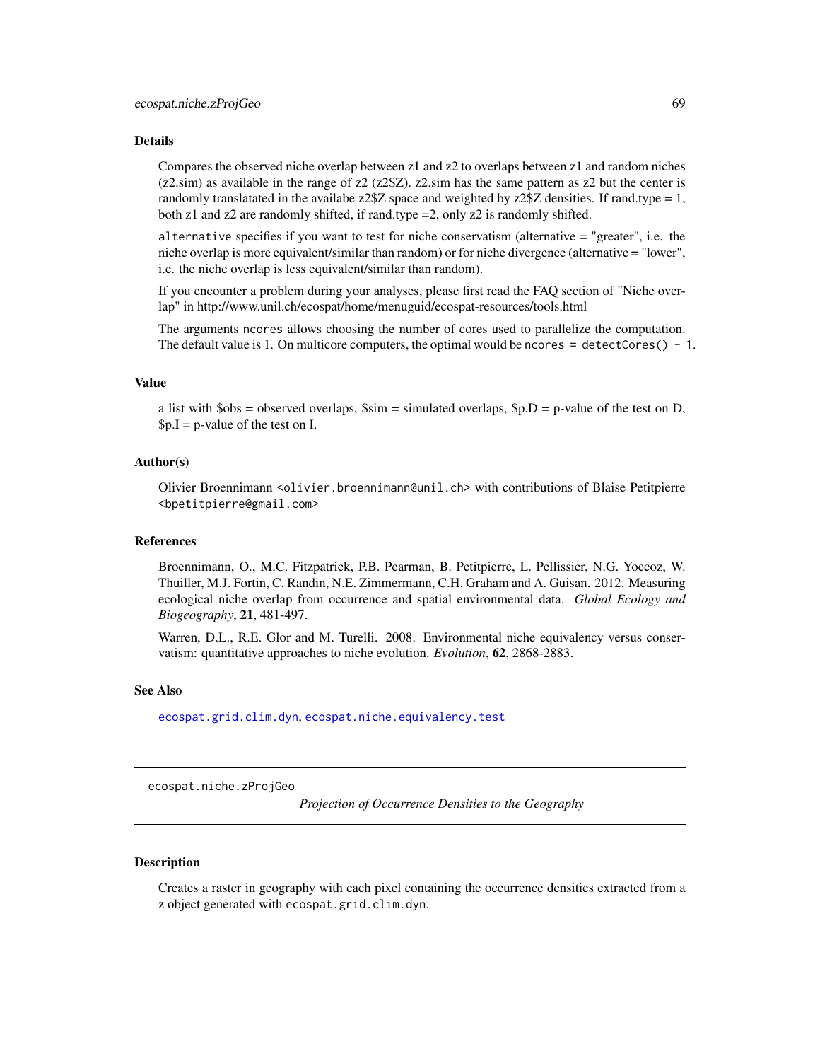## Details

Compares the observed niche overlap between z1 and z2 to overlaps between z1 and random niches (z2.sim) as available in the range of z2 (z2$Z). z2.sim has the same pattern as z2 but the center is randomly translatated in the availabe z2$Z space and weighted by z2$Z densities. If rand.type = 1, both z1 and z2 are randomly shifted, if rand.type =2, only z2 is randomly shifted.

`alternative` specifies if you want to test for niche conservatism (alternative = "greater", i.e. the niche overlap is more equivalent/similar than random) or for niche divergence (alternative = "lower", i.e. the niche overlap is less equivalent/similar than random).

If you encounter a problem during your analyses, please first read the FAQ section of "Niche overlap" in http://www.unil.ch/ecospat/home/menuguid/ecospat-resources/tools.html

The arguments `ncores` allows choosing the number of cores used to parallelize the computation. The default value is 1. On multicore computers, the optimal would be `ncores = detectCores() - 1`.

## Value

a list with $obs = observed overlaps, $sim = simulated overlaps, $p.D = p-value of the test on D, $p.I = p-value of the test on I.

## Author(s)

Olivier Broennimann <olivier.broennimann@unil.ch> with contributions of Blaise Petitpierre <bpetitpierre@gmail.com>

## References

Broennimann, O., M.C. Fitzpatrick, P.B. Pearman, B. Petitpierre, L. Pellissier, N.G. Yoccoz, W. Thuiller, M.J. Fortin, C. Randin, N.E. Zimmermann, C.H. Graham and A. Guisan. 2012. Measuring ecological niche overlap from occurrence and spatial environmental data. *Global Ecology and Biogeography*, **21**, 481-497.

Warren, D.L., R.E. Glor and M. Turelli. 2008. Environmental niche equivalency versus conservatism: quantitative approaches to niche evolution. *Evolution*, **62**, 2868-2883.

## See Also

`ecospat.grid.clim.dyn`, `ecospat.niche.equivalency.test`

---

# ecospat.niche.zProjGeo — *Projection of Occurrence Densities to the Geography*

## Description

Creates a raster in geography with each pixel containing the occurrence densities extracted from a z object generated with `ecospat.grid.clim.dyn`.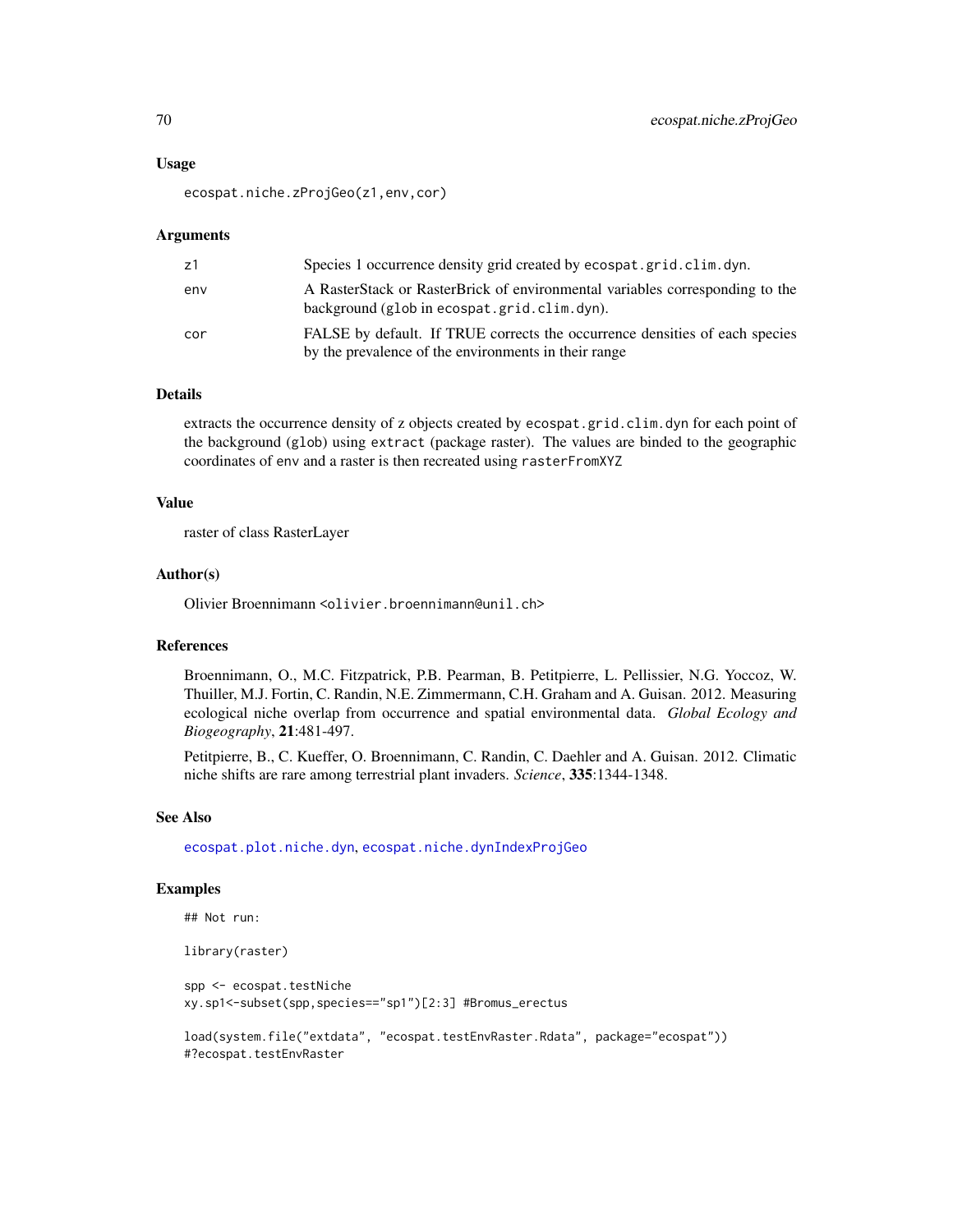## Usage

```
ecospat.niche.zProjGeo(z1,env,cor)
```

## Arguments

| | |
|---|---|
| z1 | Species 1 occurrence density grid created by `ecospat.grid.clim.dyn`. |
| env | A RasterStack or RasterBrick of environmental variables corresponding to the background (`glob` in `ecospat.grid.clim.dyn`). |
| cor | FALSE by default. If TRUE corrects the occurrence densities of each species by the prevalence of the environments in their range |

## Details

extracts the occurrence density of z objects created by `ecospat.grid.clim.dyn` for each point of the background (`glob`) using `extract` (package raster). The values are binded to the geographic coordinates of `env` and a raster is then recreated using `rasterFromXYZ`

## Value

raster of class RasterLayer

## Author(s)

Olivier Broennimann <olivier.broennimann@unil.ch>

## References

Broennimann, O., M.C. Fitzpatrick, P.B. Pearman, B. Petitpierre, L. Pellissier, N.G. Yoccoz, W. Thuiller, M.J. Fortin, C. Randin, N.E. Zimmermann, C.H. Graham and A. Guisan. 2012. Measuring ecological niche overlap from occurrence and spatial environmental data. *Global Ecology and Biogeography*, **21**:481-497.

Petitpierre, B., C. Kueffer, O. Broennimann, C. Randin, C. Daehler and A. Guisan. 2012. Climatic niche shifts are rare among terrestrial plant invaders. *Science*, **335**:1344-1348.

## See Also

`ecospat.plot.niche.dyn`, `ecospat.niche.dynIndexProjGeo`

## Examples

```
## Not run:

library(raster)

spp <- ecospat.testNiche
xy.sp1<-subset(spp,species=="sp1")[2:3] #Bromus_erectus

load(system.file("extdata", "ecospat.testEnvRaster.Rdata", package="ecospat"))
#?ecospat.testEnvRaster
```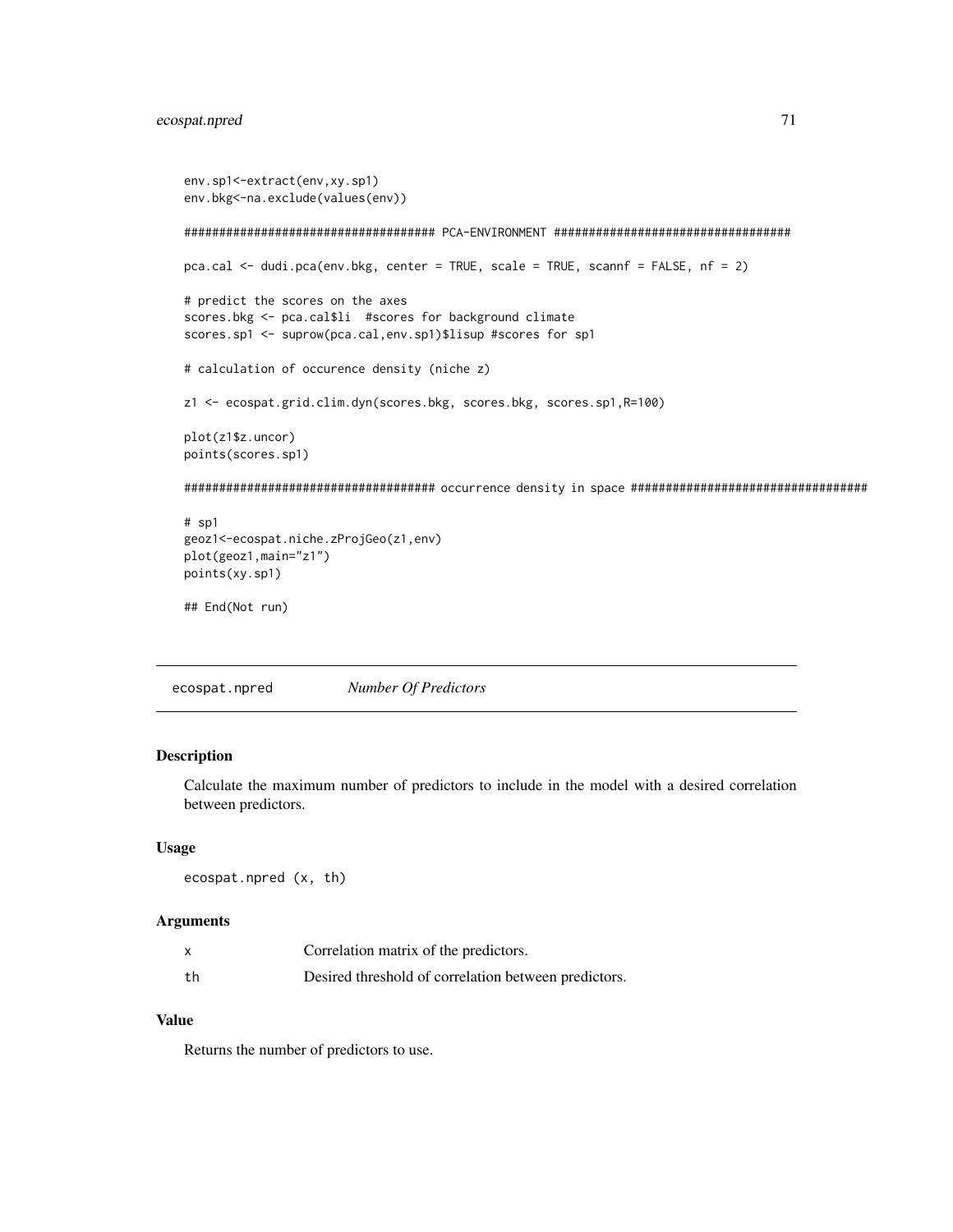```
env.sp1<-extract(env,xy.sp1)
env.bkg<-na.exclude(values(env))

#################################### PCA-ENVIRONMENT ##################################

pca.cal <- dudi.pca(env.bkg, center = TRUE, scale = TRUE, scannf = FALSE, nf = 2)

# predict the scores on the axes
scores.bkg <- pca.cal$li  #scores for background climate
scores.sp1 <- suprow(pca.cal,env.sp1)$lisup #scores for sp1

# calculation of occurence density (niche z)

z1 <- ecospat.grid.clim.dyn(scores.bkg, scores.bkg, scores.sp1,R=100)

plot(z1$z.uncor)
points(scores.sp1)

#################################### occurrence density in space ###################################

# sp1
geoz1<-ecospat.niche.zProjGeo(z1,env)
plot(geoz1,main="z1")
points(xy.sp1)

## End(Not run)
```

## ecospat.npred *Number Of Predictors*

### Description

Calculate the maximum number of predictors to include in the model with a desired correlation between predictors.

### Usage

```
ecospat.npred (x, th)
```

### Arguments

| | |
|---|---|
| x | Correlation matrix of the predictors. |
| th | Desired threshold of correlation between predictors. |

### Value

Returns the number of predictors to use.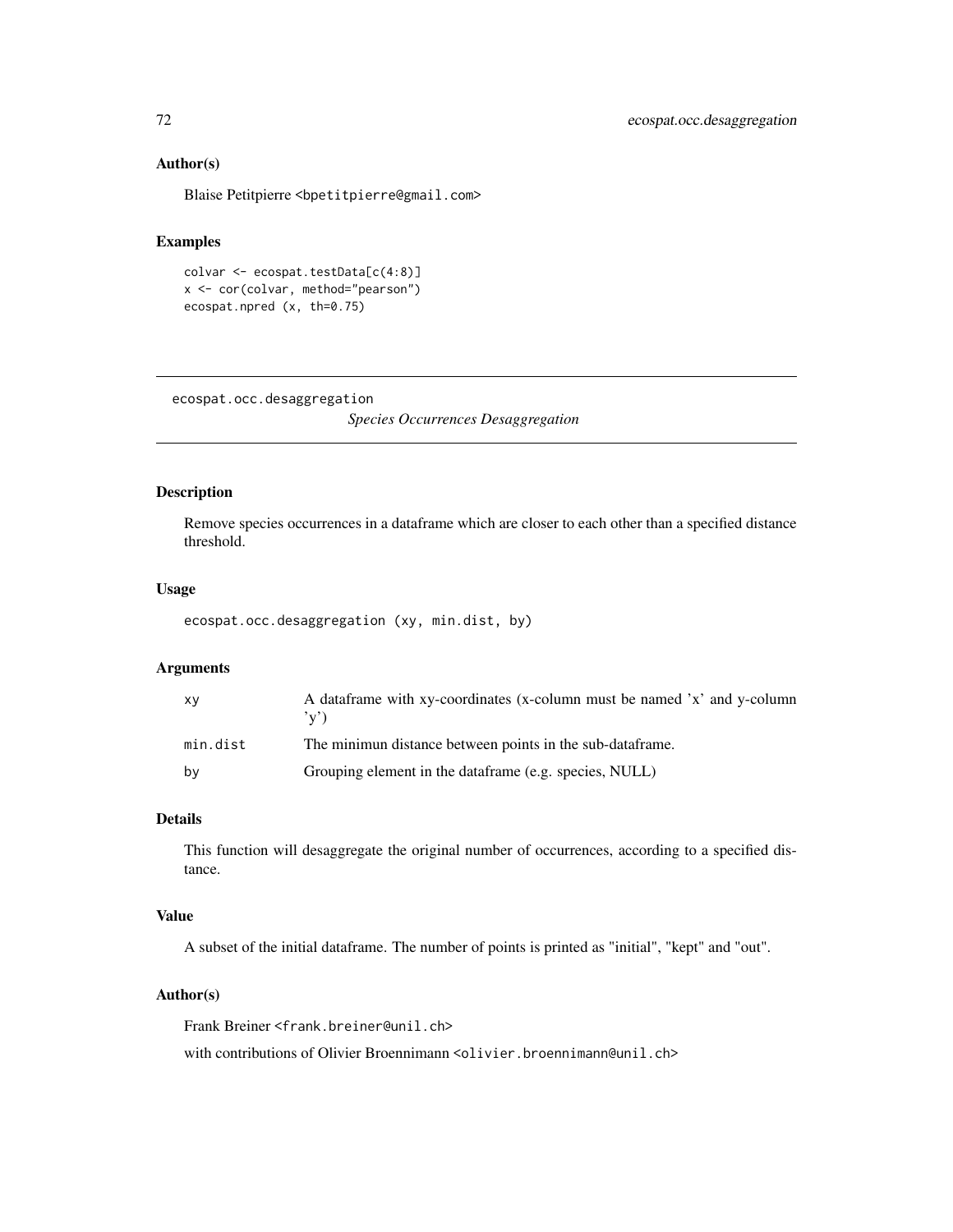### Author(s)

Blaise Petitpierre <bpetitpierre@gmail.com>

### Examples

```
colvar <- ecospat.testData[c(4:8)]
x <- cor(colvar, method="pearson")
ecospat.npred (x, th=0.75)
```

---

## ecospat.occ.desaggregation

*Species Occurrences Desaggregation*

---

### Description

Remove species occurrences in a dataframe which are closer to each other than a specified distance threshold.

### Usage

```
ecospat.occ.desaggregation (xy, min.dist, by)
```

### Arguments

| | |
|---|---|
| `xy` | A dataframe with xy-coordinates (x-column must be named 'x' and y-column 'y') |
| `min.dist` | The minimun distance between points in the sub-dataframe. |
| `by` | Grouping element in the dataframe (e.g. species, NULL) |

### Details

This function will desaggregate the original number of occurrences, according to a specified distance.

### Value

A subset of the initial dataframe. The number of points is printed as "initial", "kept" and "out".

### Author(s)

Frank Breiner <frank.breiner@unil.ch>

with contributions of Olivier Broennimann <olivier.broennimann@unil.ch>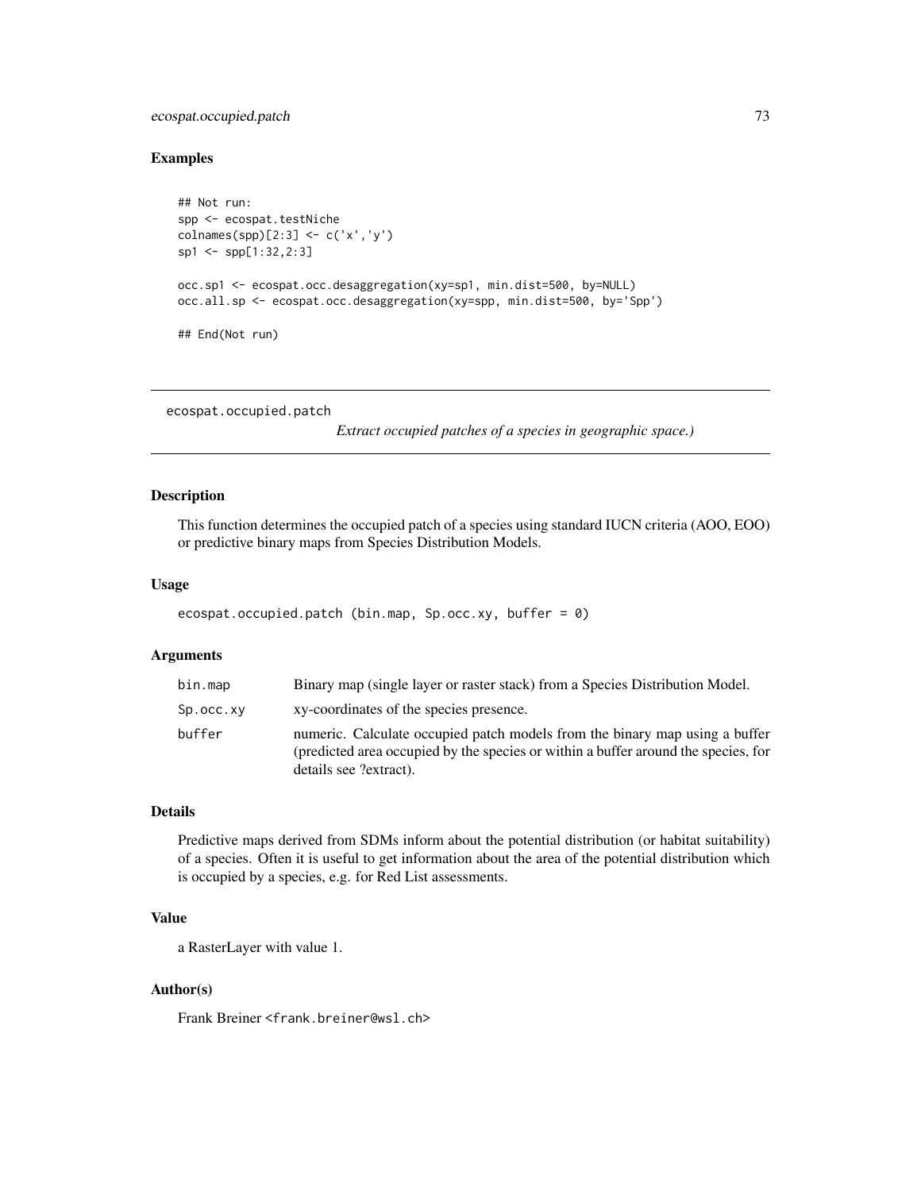### Examples

```
## Not run:
spp <- ecospat.testNiche
colnames(spp)[2:3] <- c('x','y')
sp1 <- spp[1:32,2:3]

occ.sp1 <- ecospat.occ.desaggregation(xy=sp1, min.dist=500, by=NULL)
occ.all.sp <- ecospat.occ.desaggregation(xy=spp, min.dist=500, by='Spp')

## End(Not run)
```

---

## ecospat.occupied.patch

*Extract occupied patches of a species in geographic space.)*

---

### Description

This function determines the occupied patch of a species using standard IUCN criteria (AOO, EOO) or predictive binary maps from Species Distribution Models.

### Usage

```
ecospat.occupied.patch (bin.map, Sp.occ.xy, buffer = 0)
```

### Arguments

| | |
|---|---|
| `bin.map` | Binary map (single layer or raster stack) from a Species Distribution Model. |
| `Sp.occ.xy` | xy-coordinates of the species presence. |
| `buffer` | numeric. Calculate occupied patch models from the binary map using a buffer (predicted area occupied by the species or within a buffer around the species, for details see ?extract). |

### Details

Predictive maps derived from SDMs inform about the potential distribution (or habitat suitability) of a species. Often it is useful to get information about the area of the potential distribution which is occupied by a species, e.g. for Red List assessments.

### Value

a RasterLayer with value 1.

### Author(s)

Frank Breiner <frank.breiner@wsl.ch>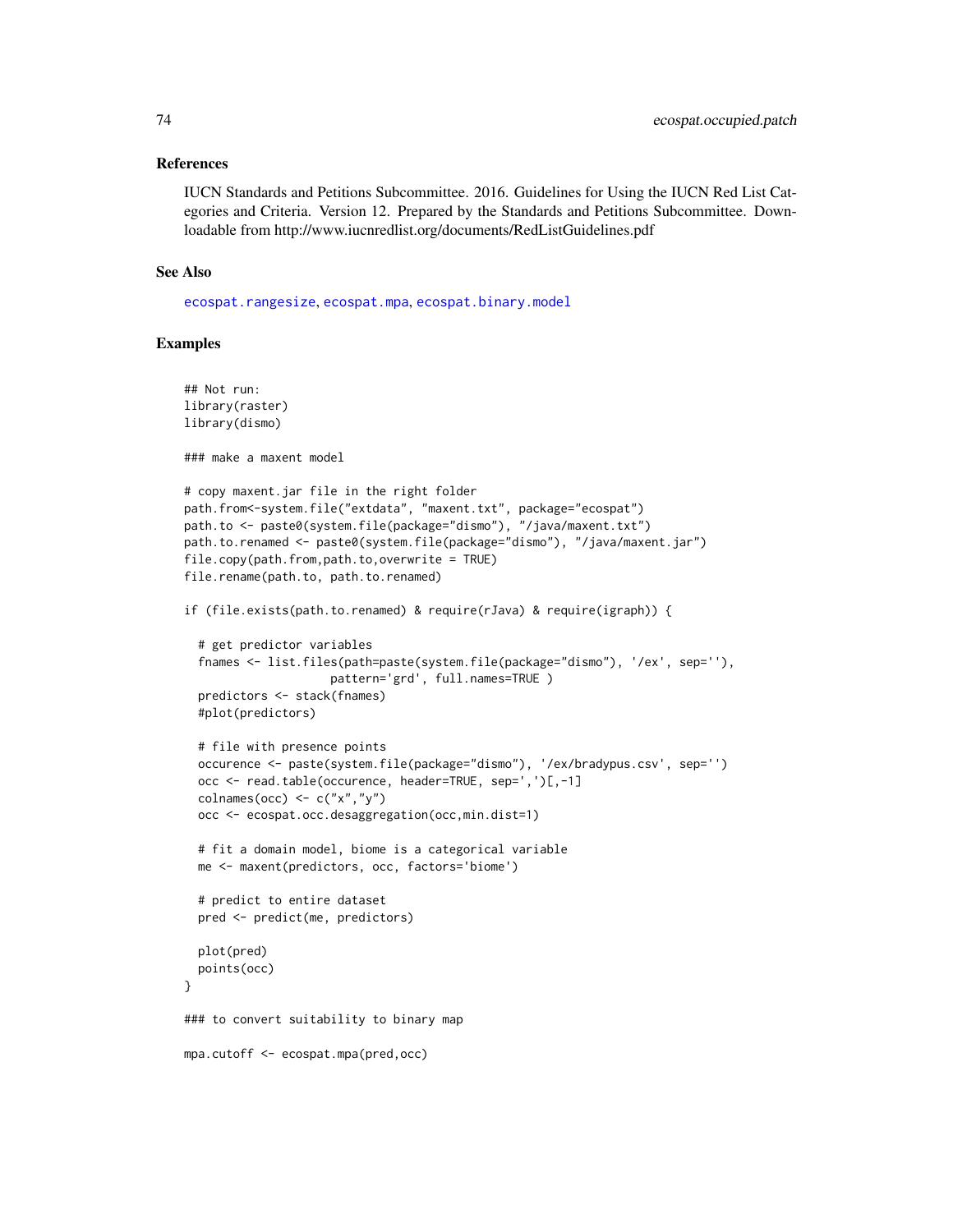## References

IUCN Standards and Petitions Subcommittee. 2016. Guidelines for Using the IUCN Red List Categories and Criteria. Version 12. Prepared by the Standards and Petitions Subcommittee. Downloadable from http://www.iucnredlist.org/documents/RedListGuidelines.pdf

## See Also

ecospat.rangesize, ecospat.mpa, ecospat.binary.model

## Examples

```
## Not run:
library(raster)
library(dismo)

### make a maxent model

# copy maxent.jar file in the right folder
path.from<-system.file("extdata", "maxent.txt", package="ecospat")
path.to <- paste0(system.file(package="dismo"), "/java/maxent.txt")
path.to.renamed <- paste0(system.file(package="dismo"), "/java/maxent.jar")
file.copy(path.from,path.to,overwrite = TRUE)
file.rename(path.to, path.to.renamed)

if (file.exists(path.to.renamed) & require(rJava) & require(igraph)) {

  # get predictor variables
  fnames <- list.files(path=paste(system.file(package="dismo"), '/ex', sep=''),
                      pattern='grd', full.names=TRUE )
  predictors <- stack(fnames)
  #plot(predictors)

  # file with presence points
  occurence <- paste(system.file(package="dismo"), '/ex/bradypus.csv', sep='')
  occ <- read.table(occurence, header=TRUE, sep=',')[,-1]
  colnames(occ) <- c("x","y")
  occ <- ecospat.occ.desaggregation(occ,min.dist=1)

  # fit a domain model, biome is a categorical variable
  me <- maxent(predictors, occ, factors='biome')

  # predict to entire dataset
  pred <- predict(me, predictors)

  plot(pred)
  points(occ)
}

### to convert suitability to binary map

mpa.cutoff <- ecospat.mpa(pred,occ)
```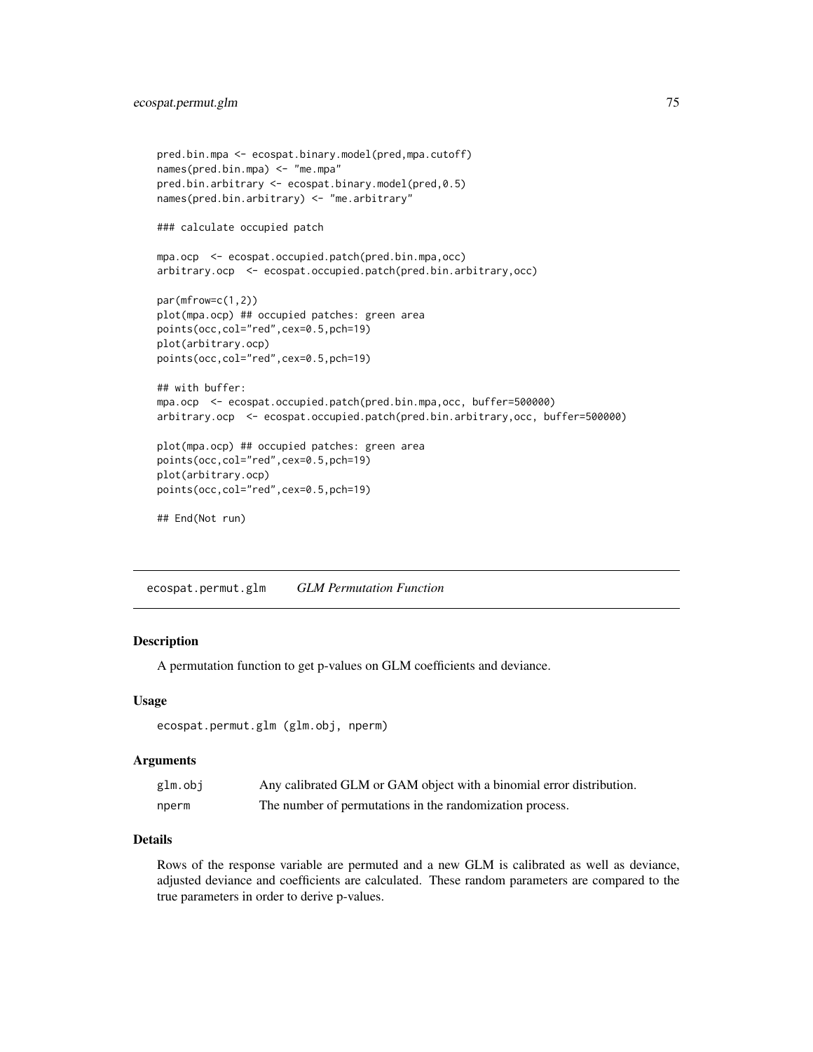```
pred.bin.mpa <- ecospat.binary.model(pred,mpa.cutoff)
names(pred.bin.mpa) <- "me.mpa"
pred.bin.arbitrary <- ecospat.binary.model(pred,0.5)
names(pred.bin.arbitrary) <- "me.arbitrary"

### calculate occupied patch

mpa.ocp  <- ecospat.occupied.patch(pred.bin.mpa,occ)
arbitrary.ocp  <- ecospat.occupied.patch(pred.bin.arbitrary,occ)

par(mfrow=c(1,2))
plot(mpa.ocp) ## occupied patches: green area
points(occ,col="red",cex=0.5,pch=19)
plot(arbitrary.ocp)
points(occ,col="red",cex=0.5,pch=19)

## with buffer:
mpa.ocp  <- ecospat.occupied.patch(pred.bin.mpa,occ, buffer=500000)
arbitrary.ocp  <- ecospat.occupied.patch(pred.bin.arbitrary,occ, buffer=500000)

plot(mpa.ocp) ## occupied patches: green area
points(occ,col="red",cex=0.5,pch=19)
plot(arbitrary.ocp)
points(occ,col="red",cex=0.5,pch=19)

## End(Not run)
```

## ecospat.permut.glm    *GLM Permutation Function*

### Description

A permutation function to get p-values on GLM coefficients and deviance.

### Usage

```
ecospat.permut.glm (glm.obj, nperm)
```

### Arguments

| | |
|---|---|
| `glm.obj` | Any calibrated GLM or GAM object with a binomial error distribution. |
| `nperm` | The number of permutations in the randomization process. |

### Details

Rows of the response variable are permuted and a new GLM is calibrated as well as deviance, adjusted deviance and coefficients are calculated. These random parameters are compared to the true parameters in order to derive p-values.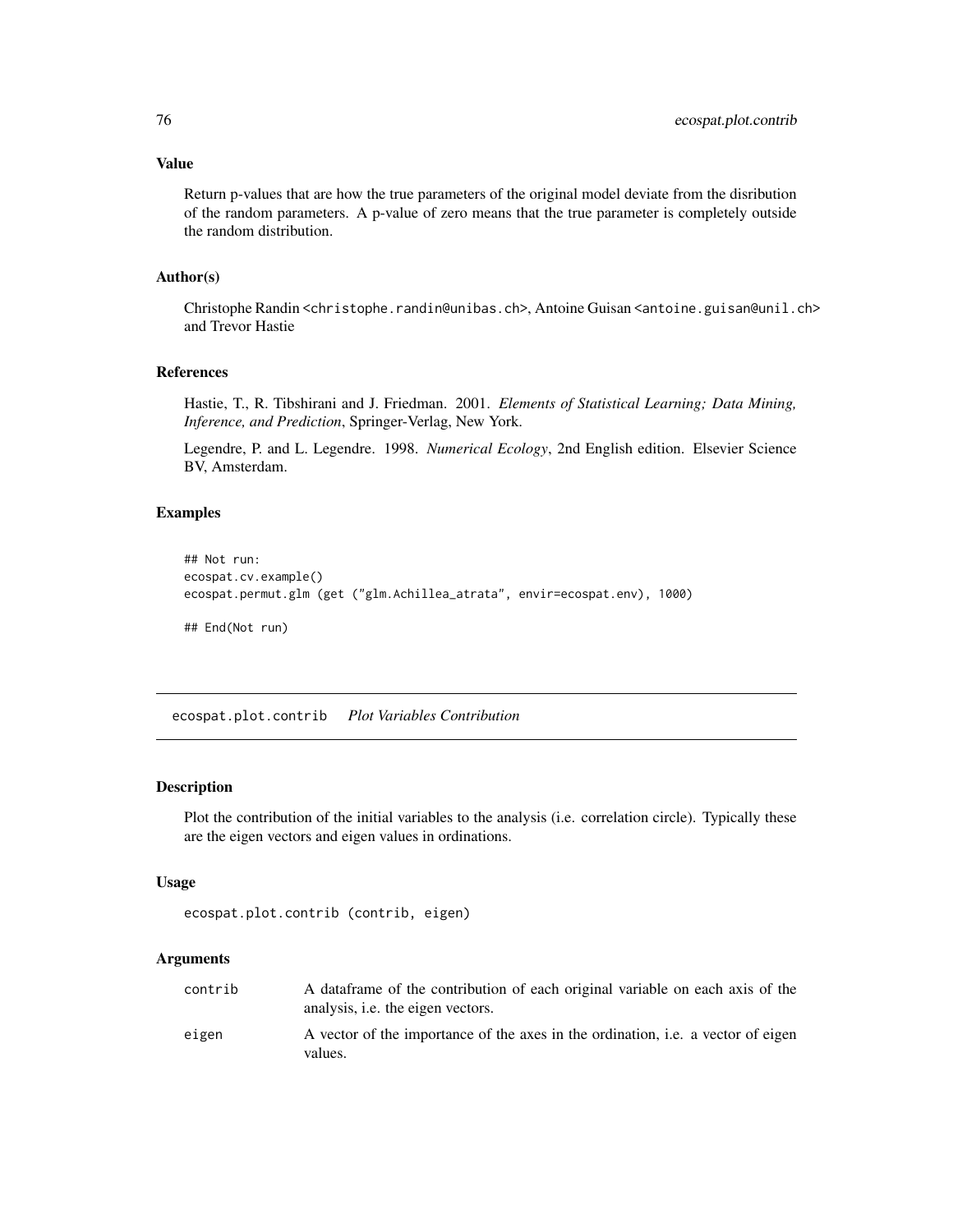## Value

Return p-values that are how the true parameters of the original model deviate from the disribution of the random parameters. A p-value of zero means that the true parameter is completely outside the random distribution.

## Author(s)

Christophe Randin <christophe.randin@unibas.ch>, Antoine Guisan <antoine.guisan@unil.ch> and Trevor Hastie

## References

Hastie, T., R. Tibshirani and J. Friedman. 2001. *Elements of Statistical Learning; Data Mining, Inference, and Prediction*, Springer-Verlag, New York.

Legendre, P. and L. Legendre. 1998. *Numerical Ecology*, 2nd English edition. Elsevier Science BV, Amsterdam.

## Examples

```
## Not run:
ecospat.cv.example()
ecospat.permut.glm (get ("glm.Achillea_atrata", envir=ecospat.env), 1000)

## End(Not run)
```

---

# ecospat.plot.contrib *Plot Variables Contribution*

---

## Description

Plot the contribution of the initial variables to the analysis (i.e. correlation circle). Typically these are the eigen vectors and eigen values in ordinations.

## Usage

```
ecospat.plot.contrib (contrib, eigen)
```

## Arguments

| | |
|---|---|
| contrib | A dataframe of the contribution of each original variable on each axis of the analysis, i.e. the eigen vectors. |
| eigen | A vector of the importance of the axes in the ordination, i.e. a vector of eigen values. |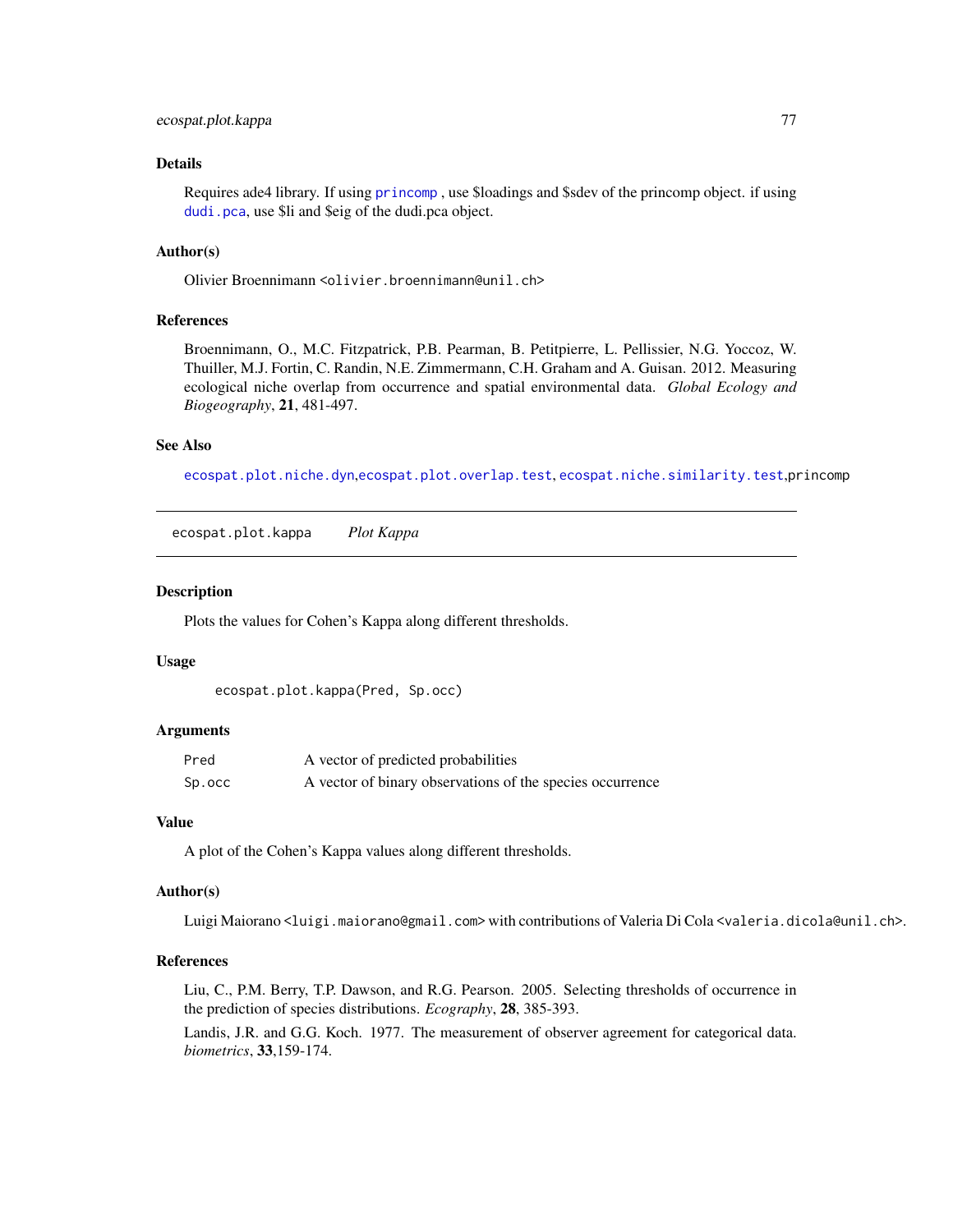## Details

Requires ade4 library. If using princomp , use $loadings and $sdev of the princomp object. if using dudi.pca, use $li and $eig of the dudi.pca object.

## Author(s)

Olivier Broennimann <olivier.broennimann@unil.ch>

## References

Broennimann, O., M.C. Fitzpatrick, P.B. Pearman, B. Petitpierre, L. Pellissier, N.G. Yoccoz, W. Thuiller, M.J. Fortin, C. Randin, N.E. Zimmermann, C.H. Graham and A. Guisan. 2012. Measuring ecological niche overlap from occurrence and spatial environmental data. *Global Ecology and Biogeography*, **21**, 481-497.

## See Also

ecospat.plot.niche.dyn,ecospat.plot.overlap.test, ecospat.niche.similarity.test,princomp

---

# ecospat.plot.kappa    *Plot Kappa*

## Description

Plots the values for Cohen's Kappa along different thresholds.

## Usage

```
ecospat.plot.kappa(Pred, Sp.occ)
```

## Arguments

| | |
|---|---|
| Pred | A vector of predicted probabilities |
| Sp.occ | A vector of binary observations of the species occurrence |

## Value

A plot of the Cohen's Kappa values along different thresholds.

## Author(s)

Luigi Maiorano <luigi.maiorano@gmail.com> with contributions of Valeria Di Cola <valeria.dicola@unil.ch>.

## References

Liu, C., P.M. Berry, T.P. Dawson, and R.G. Pearson. 2005. Selecting thresholds of occurrence in the prediction of species distributions. *Ecography*, **28**, 385-393.

Landis, J.R. and G.G. Koch. 1977. The measurement of observer agreement for categorical data. *biometrics*, **33**,159-174.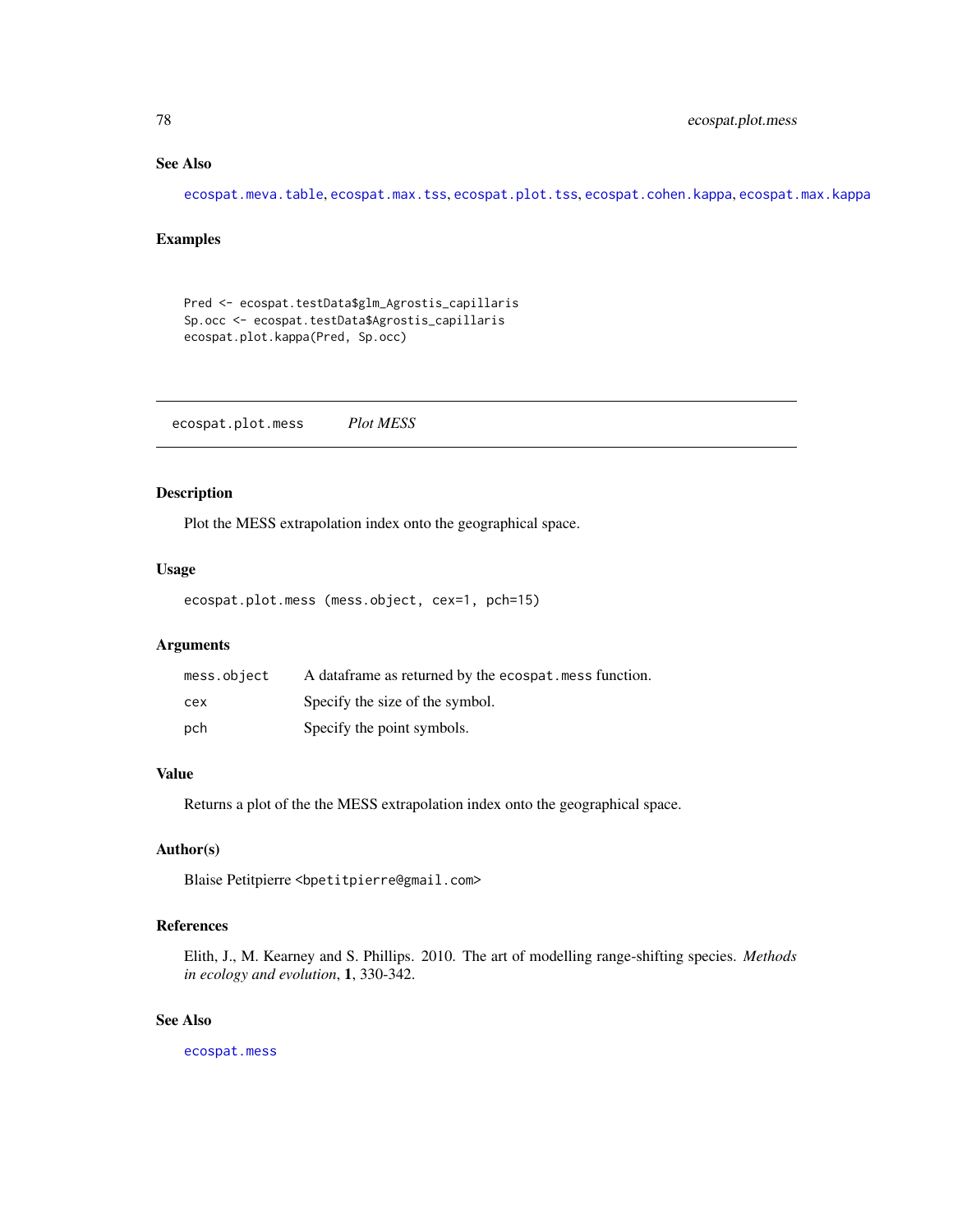### See Also

ecospat.meva.table, ecospat.max.tss, ecospat.plot.tss, ecospat.cohen.kappa, ecospat.max.kappa

### Examples

```
Pred <- ecospat.testData$glm_Agrostis_capillaris
Sp.occ <- ecospat.testData$Agrostis_capillaris
ecospat.plot.kappa(Pred, Sp.occ)
```

---

## ecospat.plot.mess &nbsp;&nbsp;&nbsp; *Plot MESS*

### Description

Plot the MESS extrapolation index onto the geographical space.

### Usage

```
ecospat.plot.mess (mess.object, cex=1, pch=15)
```

### Arguments

| | |
|---|---|
| mess.object | A dataframe as returned by the ecospat.mess function. |
| cex | Specify the size of the symbol. |
| pch | Specify the point symbols. |

### Value

Returns a plot of the the MESS extrapolation index onto the geographical space.

### Author(s)

Blaise Petitpierre <bpetitpierre@gmail.com>

### References

Elith, J., M. Kearney and S. Phillips. 2010. The art of modelling range-shifting species. *Methods in ecology and evolution*, **1**, 330-342.

### See Also

ecospat.mess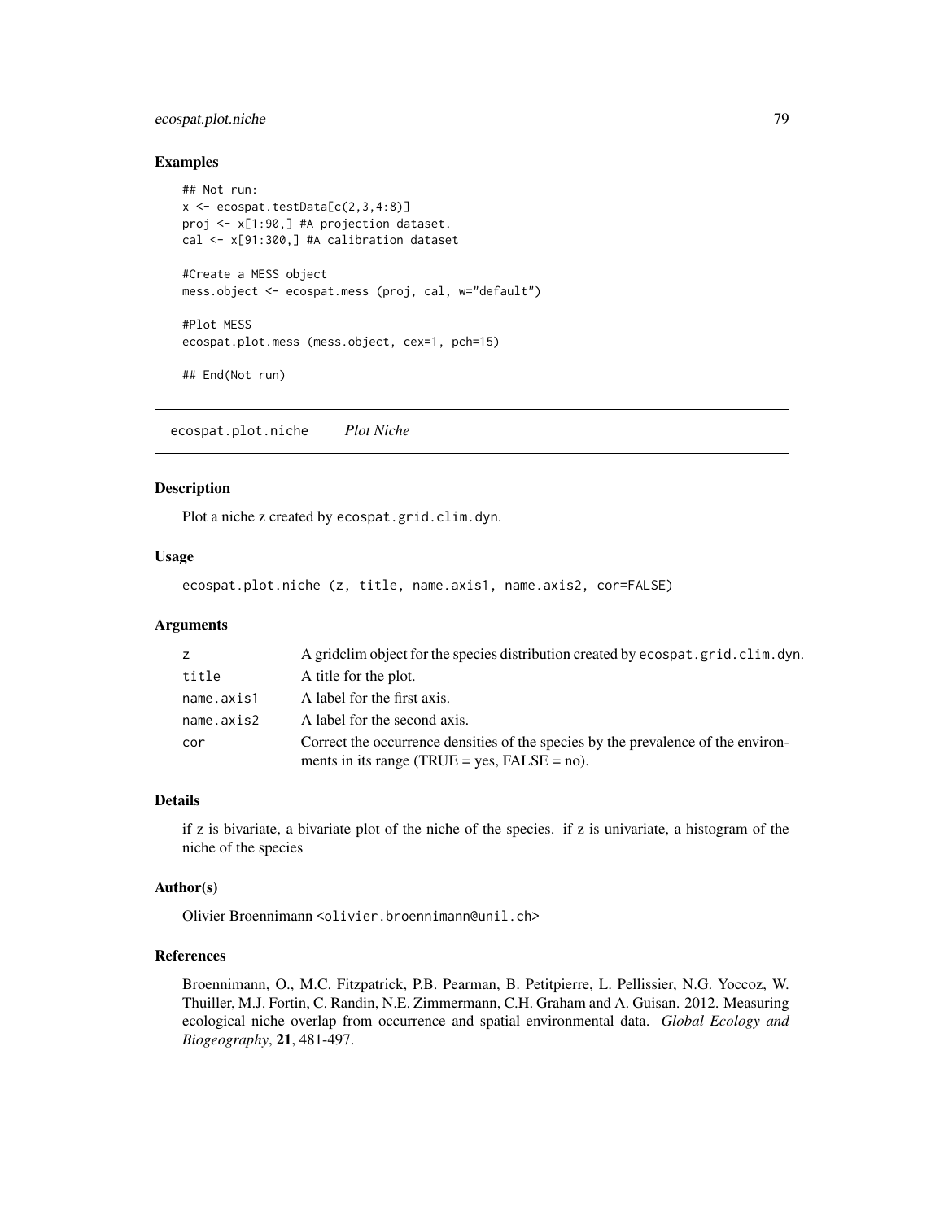## Examples

```
## Not run:
x <- ecospat.testData[c(2,3,4:8)]
proj <- x[1:90,] #A projection dataset.
cal <- x[91:300,] #A calibration dataset

#Create a MESS object
mess.object <- ecospat.mess (proj, cal, w="default")

#Plot MESS
ecospat.plot.mess (mess.object, cex=1, pch=15)

## End(Not run)
```

---

# ecospat.plot.niche *Plot Niche*

## Description

Plot a niche z created by `ecospat.grid.clim.dyn`.

## Usage

```
ecospat.plot.niche (z, title, name.axis1, name.axis2, cor=FALSE)
```

## Arguments

| | |
|---|---|
| `z` | A gridclim object for the species distribution created by `ecospat.grid.clim.dyn`. |
| `title` | A title for the plot. |
| `name.axis1` | A label for the first axis. |
| `name.axis2` | A label for the second axis. |
| `cor` | Correct the occurrence densities of the species by the prevalence of the environments in its range (TRUE = yes, FALSE = no). |

## Details

if z is bivariate, a bivariate plot of the niche of the species. if z is univariate, a histogram of the niche of the species

## Author(s)

Olivier Broennimann <olivier.broennimann@unil.ch>

## References

Broennimann, O., M.C. Fitzpatrick, P.B. Pearman, B. Petitpierre, L. Pellissier, N.G. Yoccoz, W. Thuiller, M.J. Fortin, C. Randin, N.E. Zimmermann, C.H. Graham and A. Guisan. 2012. Measuring ecological niche overlap from occurrence and spatial environmental data. *Global Ecology and Biogeography*, **21**, 481-497.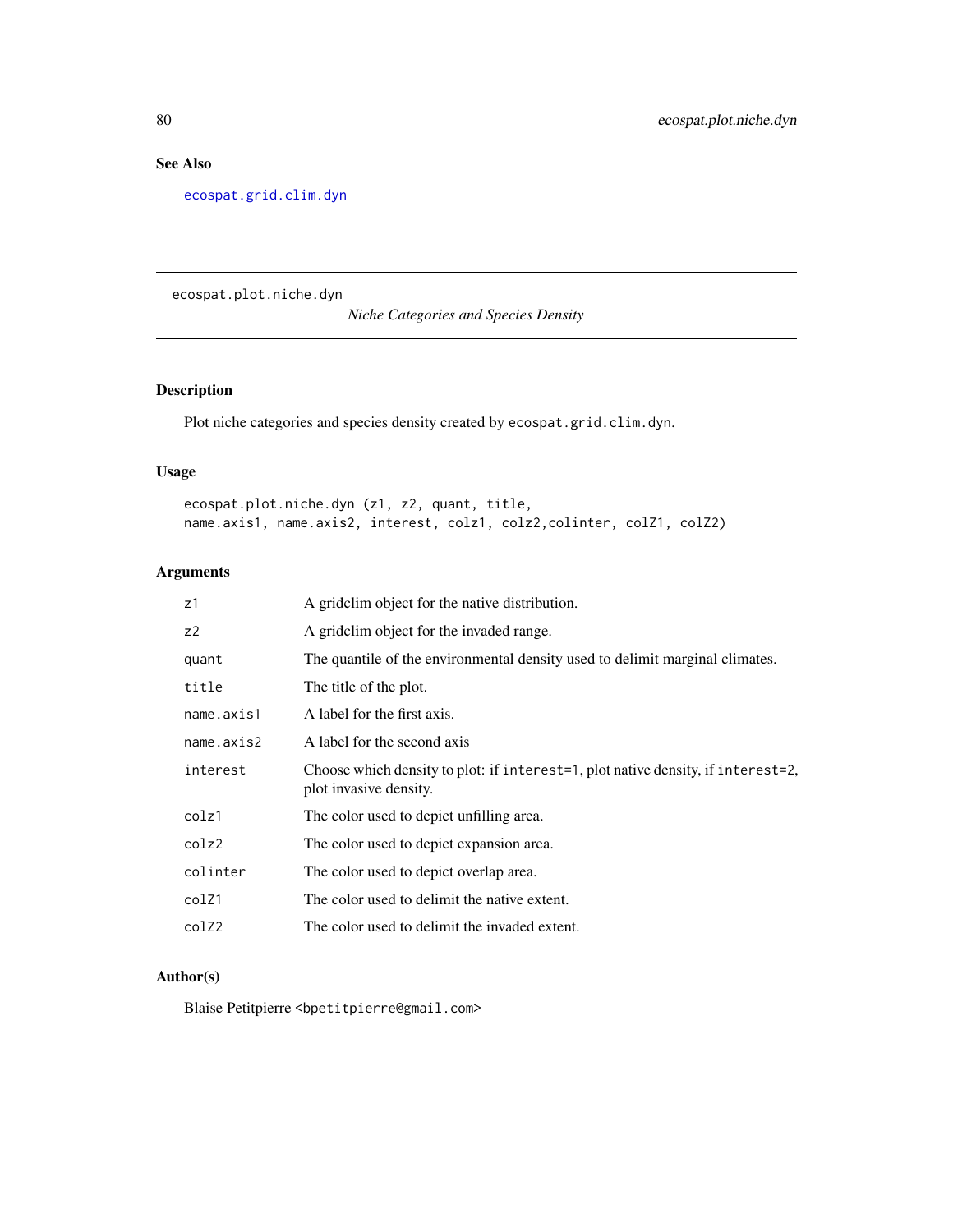## See Also

ecospat.grid.clim.dyn

---

# ecospat.plot.niche.dyn

*Niche Categories and Species Density*

---

## Description

Plot niche categories and species density created by `ecospat.grid.clim.dyn`.

## Usage

```
ecospat.plot.niche.dyn (z1, z2, quant, title,
name.axis1, name.axis2, interest, colz1, colz2,colinter, colZ1, colZ2)
```

## Arguments

| | |
|---|---|
| `z1` | A gridclim object for the native distribution. |
| `z2` | A gridclim object for the invaded range. |
| `quant` | The quantile of the environmental density used to delimit marginal climates. |
| `title` | The title of the plot. |
| `name.axis1` | A label for the first axis. |
| `name.axis2` | A label for the second axis |
| `interest` | Choose which density to plot: if `interest=1`, plot native density, if `interest=2`, plot invasive density. |
| `colz1` | The color used to depict unfilling area. |
| `colz2` | The color used to depict expansion area. |
| `colinter` | The color used to depict overlap area. |
| `colZ1` | The color used to delimit the native extent. |
| `colZ2` | The color used to delimit the invaded extent. |

## Author(s)

Blaise Petitpierre <bpetitpierre@gmail.com>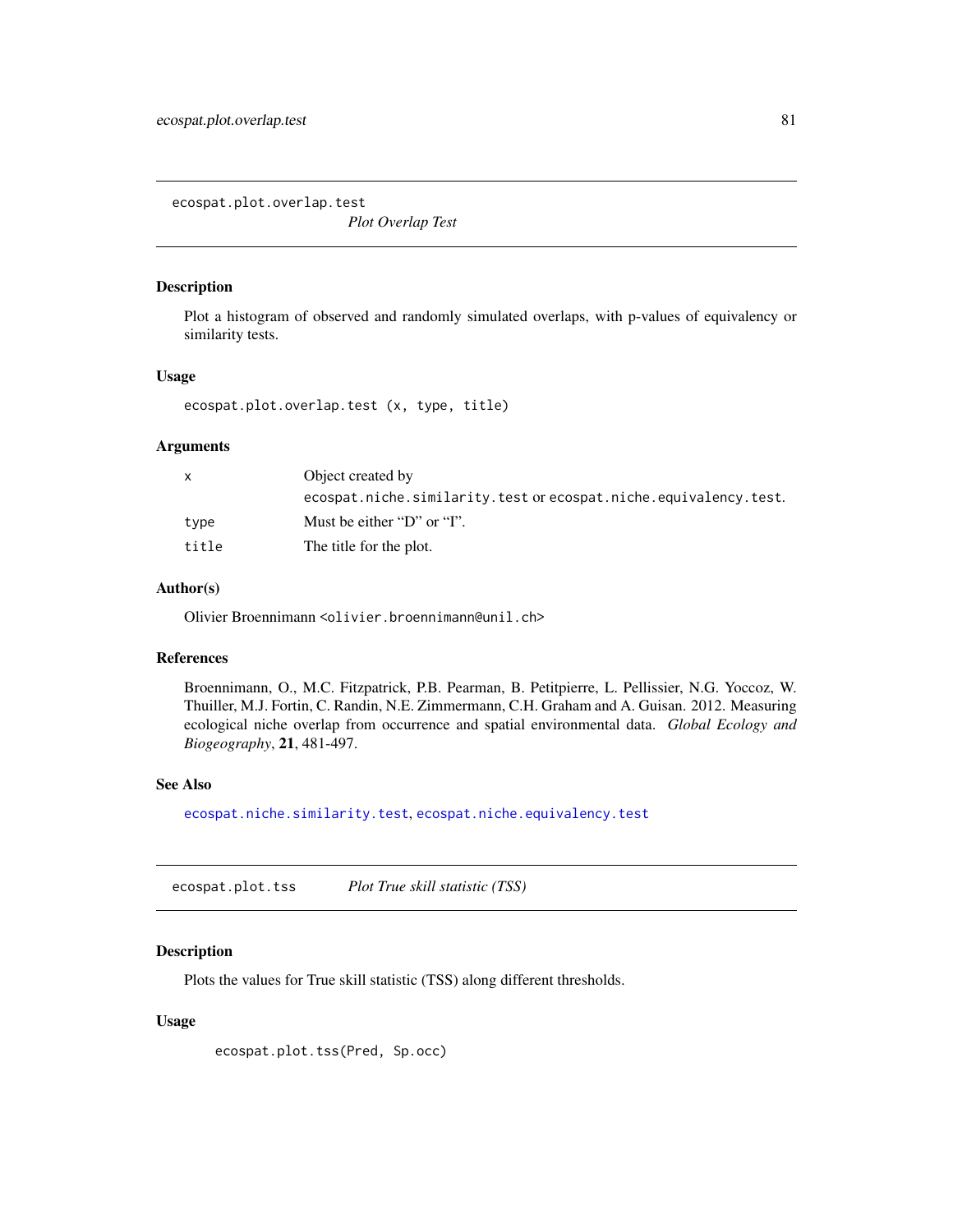## ecospat.plot.overlap.test — *Plot Overlap Test*

### Description

Plot a histogram of observed and randomly simulated overlaps, with p-values of equivalency or similarity tests.

### Usage

```
ecospat.plot.overlap.test (x, type, title)
```

### Arguments

| | |
|---|---|
| `x` | Object created by `ecospat.niche.similarity.test` or `ecospat.niche.equivalency.test`. |
| `type` | Must be either "D" or "I". |
| `title` | The title for the plot. |

### Author(s)

Olivier Broennimann <olivier.broennimann@unil.ch>

### References

Broennimann, O., M.C. Fitzpatrick, P.B. Pearman, B. Petitpierre, L. Pellissier, N.G. Yoccoz, W. Thuiller, M.J. Fortin, C. Randin, N.E. Zimmermann, C.H. Graham and A. Guisan. 2012. Measuring ecological niche overlap from occurrence and spatial environmental data. *Global Ecology and Biogeography*, **21**, 481-497.

### See Also

`ecospat.niche.similarity.test`, `ecospat.niche.equivalency.test`

## ecospat.plot.tss — *Plot True skill statistic (TSS)*

### Description

Plots the values for True skill statistic (TSS) along different thresholds.

### Usage

```
ecospat.plot.tss(Pred, Sp.occ)
```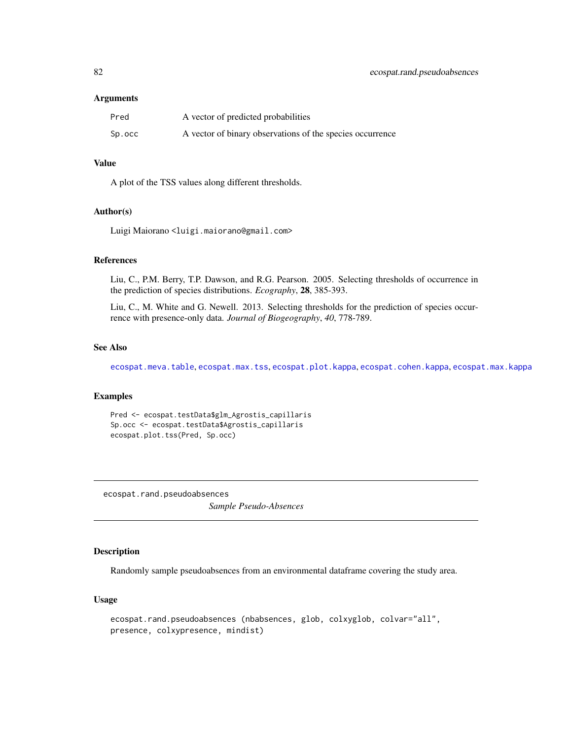### Arguments

| | |
|---|---|
| `Pred` | A vector of predicted probabilities |
| `Sp.occ` | A vector of binary observations of the species occurrence |

### Value

A plot of the TSS values along different thresholds.

### Author(s)

Luigi Maiorano <luigi.maiorano@gmail.com>

### References

Liu, C., P.M. Berry, T.P. Dawson, and R.G. Pearson. 2005. Selecting thresholds of occurrence in the prediction of species distributions. *Ecography*, **28**, 385-393.

Liu, C., M. White and G. Newell. 2013. Selecting thresholds for the prediction of species occurrence with presence-only data. *Journal of Biogeography*, *40*, 778-789.

### See Also

`ecospat.meva.table`, `ecospat.max.tss`, `ecospat.plot.kappa`, `ecospat.cohen.kappa`, `ecospat.max.kappa`

### Examples

```
Pred <- ecospat.testData$glm_Agrostis_capillaris
Sp.occ <- ecospat.testData$Agrostis_capillaris
ecospat.plot.tss(Pred, Sp.occ)
```

---

## ecospat.rand.pseudoabsences    *Sample Pseudo-Absences*

---

### Description

Randomly sample pseudoabsences from an environmental dataframe covering the study area.

### Usage

```
ecospat.rand.pseudoabsences (nbabsences, glob, colxyglob, colvar="all",
presence, colxypresence, mindist)
```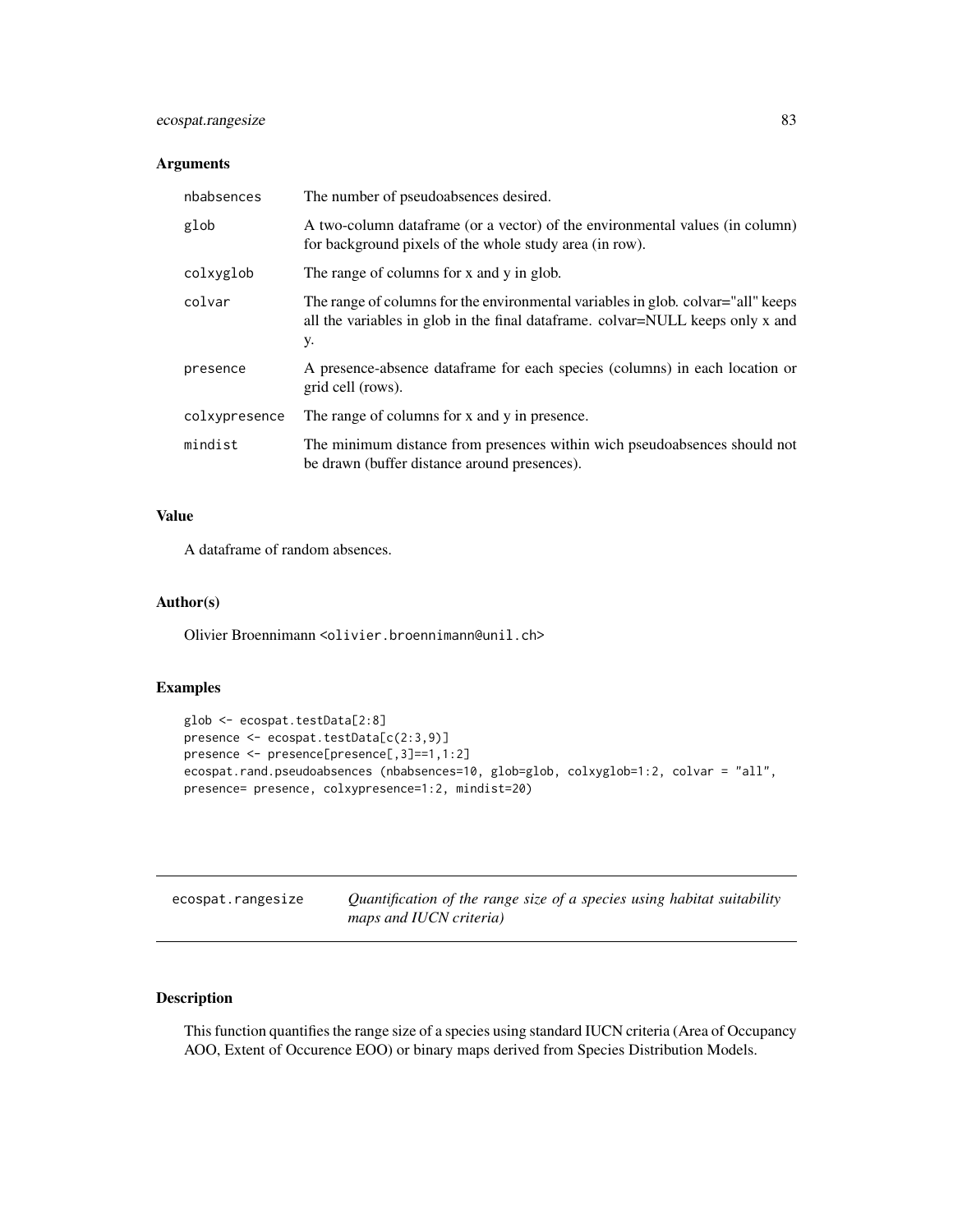## Arguments

| | |
|---|---|
| nbabsences | The number of pseudoabsences desired. |
| glob | A two-column dataframe (or a vector) of the environmental values (in column) for background pixels of the whole study area (in row). |
| colxyglob | The range of columns for x and y in glob. |
| colvar | The range of columns for the environmental variables in glob. colvar="all" keeps all the variables in glob in the final dataframe. colvar=NULL keeps only x and y. |
| presence | A presence-absence dataframe for each species (columns) in each location or grid cell (rows). |
| colxypresence | The range of columns for x and y in presence. |
| mindist | The minimum distance from presences within wich pseudoabsences should not be drawn (buffer distance around presences). |

## Value

A dataframe of random absences.

## Author(s)

Olivier Broennimann <olivier.broennimann@unil.ch>

## Examples

```
glob <- ecospat.testData[2:8]
presence <- ecospat.testData[c(2:3,9)]
presence <- presence[presence[,3]==1,1:2]
ecospat.rand.pseudoabsences (nbabsences=10, glob=glob, colxyglob=1:2, colvar = "all",
presence= presence, colxypresence=1:2, mindist=20)
```

---

# ecospat.rangesize

*Quantification of the range size of a species using habitat suitability maps and IUCN criteria)*

## Description

This function quantifies the range size of a species using standard IUCN criteria (Area of Occupancy AOO, Extent of Occurence EOO) or binary maps derived from Species Distribution Models.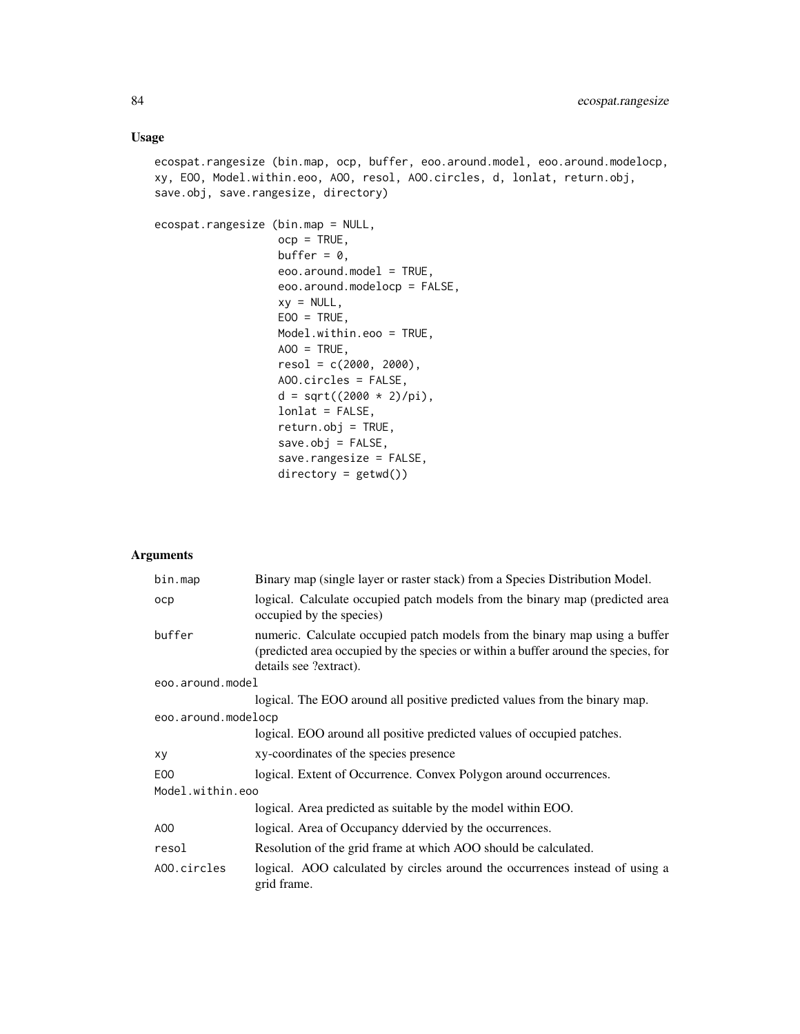## Usage

```
ecospat.rangesize (bin.map, ocp, buffer, eoo.around.model, eoo.around.modelocp,
xy, EOO, Model.within.eoo, AOO, resol, AOO.circles, d, lonlat, return.obj,
save.obj, save.rangesize, directory)

ecospat.rangesize (bin.map = NULL,
                   ocp = TRUE,
                   buffer = 0,
                   eoo.around.model = TRUE,
                   eoo.around.modelocp = FALSE,
                   xy = NULL,
                   EOO = TRUE,
                   Model.within.eoo = TRUE,
                   AOO = TRUE,
                   resol = c(2000, 2000),
                   AOO.circles = FALSE,
                   d = sqrt((2000 * 2)/pi),
                   lonlat = FALSE,
                   return.obj = TRUE,
                   save.obj = FALSE,
                   save.rangesize = FALSE,
                   directory = getwd())
```

## Arguments

| | |
|---|---|
| `bin.map` | Binary map (single layer or raster stack) from a Species Distribution Model. |
| `ocp` | logical. Calculate occupied patch models from the binary map (predicted area occupied by the species) |
| `buffer` | numeric. Calculate occupied patch models from the binary map using a buffer (predicted area occupied by the species or within a buffer around the species, for details see ?extract). |
| `eoo.around.model` | logical. The EOO around all positive predicted values from the binary map. |
| `eoo.around.modelocp` | logical. EOO around all positive predicted values of occupied patches. |
| `xy` | xy-coordinates of the species presence |
| `EOO` | logical. Extent of Occurrence. Convex Polygon around occurrences. |
| `Model.within.eoo` | logical. Area predicted as suitable by the model within EOO. |
| `AOO` | logical. Area of Occupancy ddervied by the occurrences. |
| `resol` | Resolution of the grid frame at which AOO should be calculated. |
| `AOO.circles` | logical. AOO calculated by circles around the occurrences instead of using a grid frame. |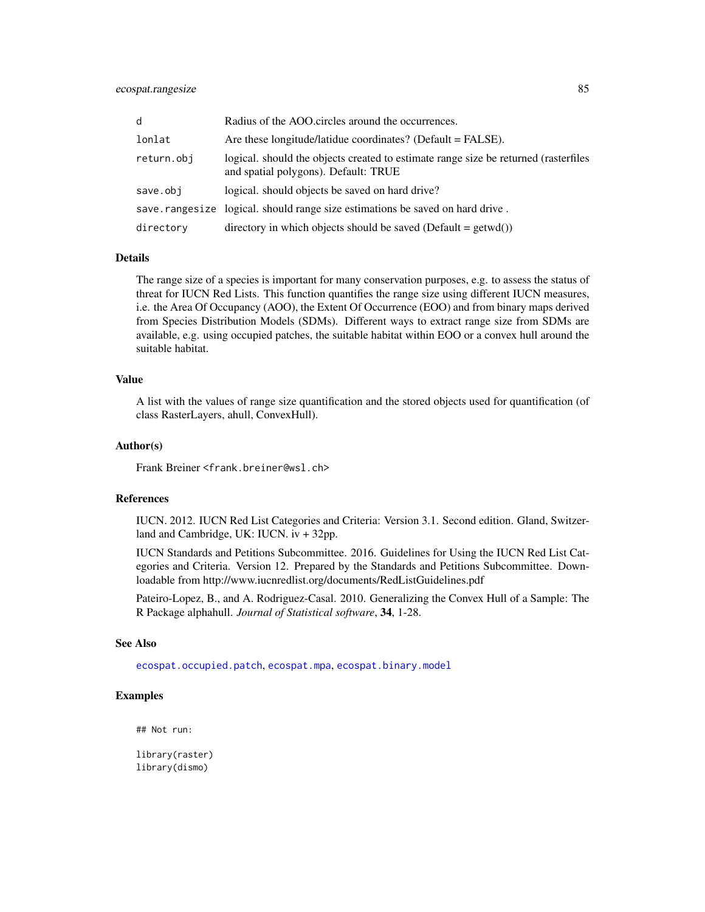| | |
|---|---|
| `d` | Radius of the AOO.circles around the occurrences. |
| `lonlat` | Are these longitude/latidue coordinates? (Default = FALSE). |
| `return.obj` | logical. should the objects created to estimate range size be returned (rasterfiles and spatial polygons). Default: TRUE |
| `save.obj` | logical. should objects be saved on hard drive? |
| `save.rangesize` | logical. should range size estimations be saved on hard drive . |
| `directory` | directory in which objects should be saved (Default = getwd()) |

## Details

The range size of a species is important for many conservation purposes, e.g. to assess the status of threat for IUCN Red Lists. This function quantifies the range size using different IUCN measures, i.e. the Area Of Occupancy (AOO), the Extent Of Occurrence (EOO) and from binary maps derived from Species Distribution Models (SDMs). Different ways to extract range size from SDMs are available, e.g. using occupied patches, the suitable habitat within EOO or a convex hull around the suitable habitat.

## Value

A list with the values of range size quantification and the stored objects used for quantification (of class RasterLayers, ahull, ConvexHull).

## Author(s)

Frank Breiner <frank.breiner@wsl.ch>

## References

IUCN. 2012. IUCN Red List Categories and Criteria: Version 3.1. Second edition. Gland, Switzerland and Cambridge, UK: IUCN. iv + 32pp.

IUCN Standards and Petitions Subcommittee. 2016. Guidelines for Using the IUCN Red List Categories and Criteria. Version 12. Prepared by the Standards and Petitions Subcommittee. Downloadable from http://www.iucnredlist.org/documents/RedListGuidelines.pdf

Pateiro-Lopez, B., and A. Rodriguez-Casal. 2010. Generalizing the Convex Hull of a Sample: The R Package alphahull. *Journal of Statistical software*, **34**, 1-28.

## See Also

`ecospat.occupied.patch`, `ecospat.mpa`, `ecospat.binary.model`

## Examples

```
## Not run:

library(raster)
library(dismo)
```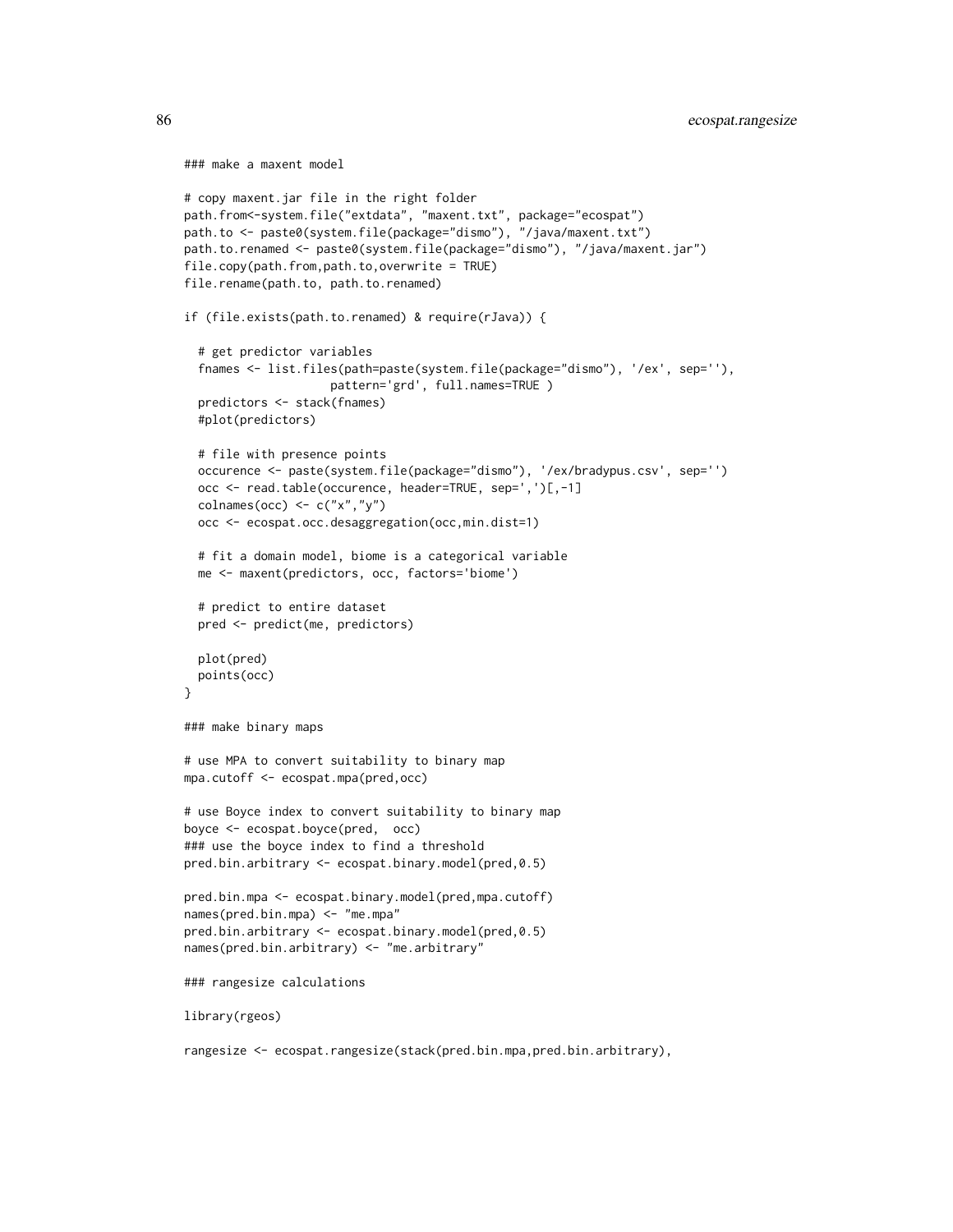```
### make a maxent model

# copy maxent.jar file in the right folder
path.from<-system.file("extdata", "maxent.txt", package="ecospat")
path.to <- paste0(system.file(package="dismo"), "/java/maxent.txt")
path.to.renamed <- paste0(system.file(package="dismo"), "/java/maxent.jar")
file.copy(path.from,path.to,overwrite = TRUE)
file.rename(path.to, path.to.renamed)

if (file.exists(path.to.renamed) & require(rJava)) {

  # get predictor variables
  fnames <- list.files(path=paste(system.file(package="dismo"), '/ex', sep=''),
                    pattern='grd', full.names=TRUE )
  predictors <- stack(fnames)
  #plot(predictors)

  # file with presence points
  occurence <- paste(system.file(package="dismo"), '/ex/bradypus.csv', sep='')
  occ <- read.table(occurence, header=TRUE, sep=',')[,-1]
  colnames(occ) <- c("x","y")
  occ <- ecospat.occ.desaggregation(occ,min.dist=1)

  # fit a domain model, biome is a categorical variable
  me <- maxent(predictors, occ, factors='biome')

  # predict to entire dataset
  pred <- predict(me, predictors)

  plot(pred)
  points(occ)
}

### make binary maps

# use MPA to convert suitability to binary map
mpa.cutoff <- ecospat.mpa(pred,occ)

# use Boyce index to convert suitability to binary map
boyce <- ecospat.boyce(pred,  occ)
### use the boyce index to find a threshold
pred.bin.arbitrary <- ecospat.binary.model(pred,0.5)

pred.bin.mpa <- ecospat.binary.model(pred,mpa.cutoff)
names(pred.bin.mpa) <- "me.mpa"
pred.bin.arbitrary <- ecospat.binary.model(pred,0.5)
names(pred.bin.arbitrary) <- "me.arbitrary"

### rangesize calculations

library(rgeos)

rangesize <- ecospat.rangesize(stack(pred.bin.mpa,pred.bin.arbitrary),
```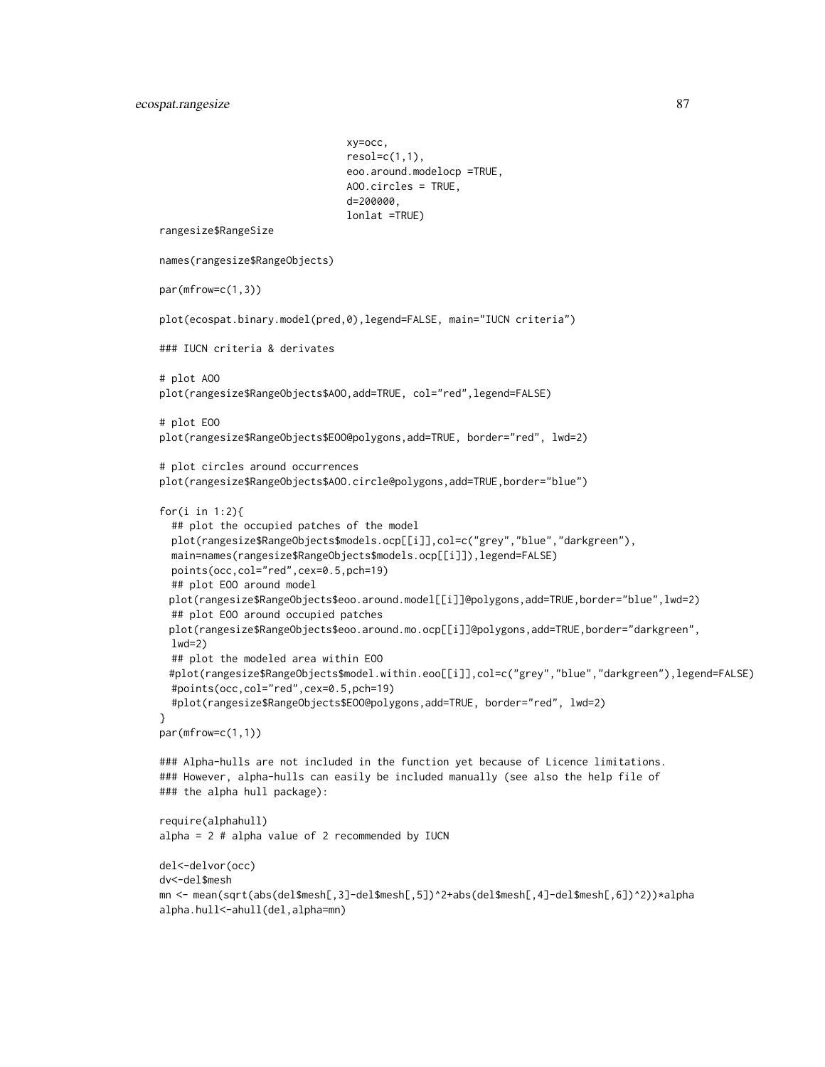```
                              xy=occ,
                              resol=c(1,1),
                              eoo.around.modelocp =TRUE,
                              AOO.circles = TRUE,
                              d=200000,
                              lonlat =TRUE)
rangesize$RangeSize

names(rangesize$RangeObjects)

par(mfrow=c(1,3))

plot(ecospat.binary.model(pred,0),legend=FALSE, main="IUCN criteria")

### IUCN criteria & derivates

# plot AOO
plot(rangesize$RangeObjects$AOO,add=TRUE, col="red",legend=FALSE)

# plot EOO
plot(rangesize$RangeObjects$EOO@polygons,add=TRUE, border="red", lwd=2)

# plot circles around occurrences
plot(rangesize$RangeObjects$AOO.circle@polygons,add=TRUE,border="blue")

for(i in 1:2){
  ## plot the occupied patches of the model
  plot(rangesize$RangeObjects$models.ocp[[i]],col=c("grey","blue","darkgreen"),
  main=names(rangesize$RangeObjects$models.ocp[[i]]),legend=FALSE)
  points(occ,col="red",cex=0.5,pch=19)
  ## plot EOO around model
 plot(rangesize$RangeObjects$eoo.around.model[[i]]@polygons,add=TRUE,border="blue",lwd=2)
  ## plot EOO around occupied patches
 plot(rangesize$RangeObjects$eoo.around.mo.ocp[[i]]@polygons,add=TRUE,border="darkgreen",
  lwd=2)
  ## plot the modeled area within EOO
 #plot(rangesize$RangeObjects$model.within.eoo[[i]],col=c("grey","blue","darkgreen"),legend=FALSE)
  #points(occ,col="red",cex=0.5,pch=19)
  #plot(rangesize$RangeObjects$EOO@polygons,add=TRUE, border="red", lwd=2)
}
par(mfrow=c(1,1))

### Alpha-hulls are not included in the function yet because of Licence limitations.
### However, alpha-hulls can easily be included manually (see also the help file of
### the alpha hull package):

require(alphahull)
alpha = 2 # alpha value of 2 recommended by IUCN

del<-delvor(occ)
dv<-del$mesh
mn <- mean(sqrt(abs(del$mesh[,3]-del$mesh[,5])^2+abs(del$mesh[,4]-del$mesh[,6])^2))*alpha
alpha.hull<-ahull(del,alpha=mn)
```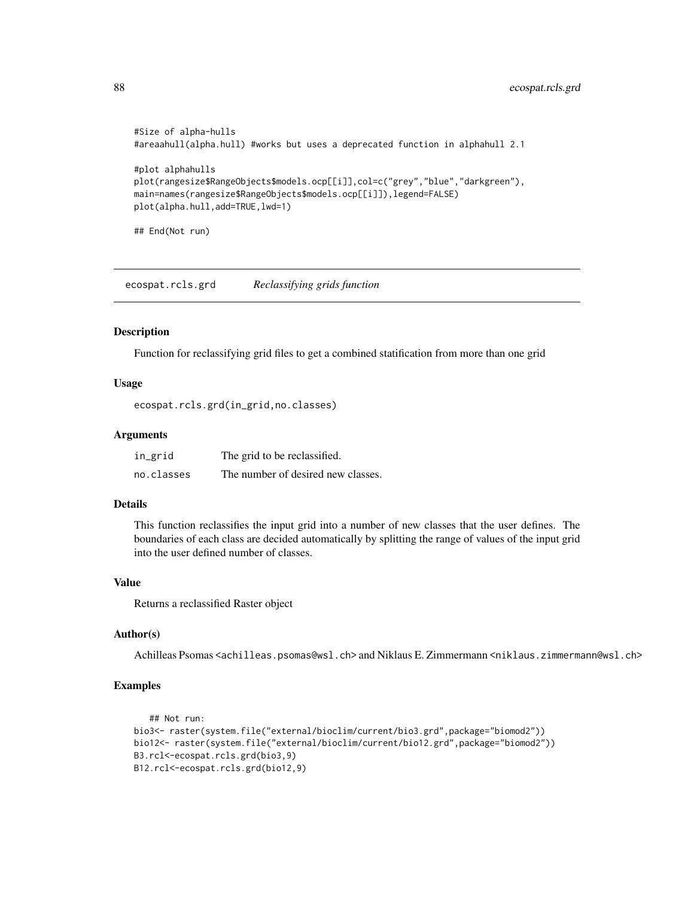```
#Size of alpha-hulls
#areaahull(alpha.hull) #works but uses a deprecated function in alphahull 2.1

#plot alphahulls
plot(rangesize$RangeObjects$models.ocp[[i]],col=c("grey","blue","darkgreen"),
main=names(rangesize$RangeObjects$models.ocp[[i]]),legend=FALSE)
plot(alpha.hull,add=TRUE,lwd=1)

## End(Not run)
```

## ecospat.rcls.grd    *Reclassifying grids function*

### Description

Function for reclassifying grid files to get a combined statification from more than one grid

### Usage

```
ecospat.rcls.grd(in_grid,no.classes)
```

### Arguments

| | |
|---|---|
| in_grid | The grid to be reclassified. |
| no.classes | The number of desired new classes. |

### Details

This function reclassifies the input grid into a number of new classes that the user defines. The boundaries of each class are decided automatically by splitting the range of values of the input grid into the user defined number of classes.

### Value

Returns a reclassified Raster object

### Author(s)

Achilleas Psomas <achilleas.psomas@wsl.ch> and Niklaus E. Zimmermann <niklaus.zimmermann@wsl.ch>

### Examples

```
   ## Not run:
bio3<- raster(system.file("external/bioclim/current/bio3.grd",package="biomod2"))
bio12<- raster(system.file("external/bioclim/current/bio12.grd",package="biomod2"))
B3.rcl<-ecospat.rcls.grd(bio3,9)
B12.rcl<-ecospat.rcls.grd(bio12,9)
```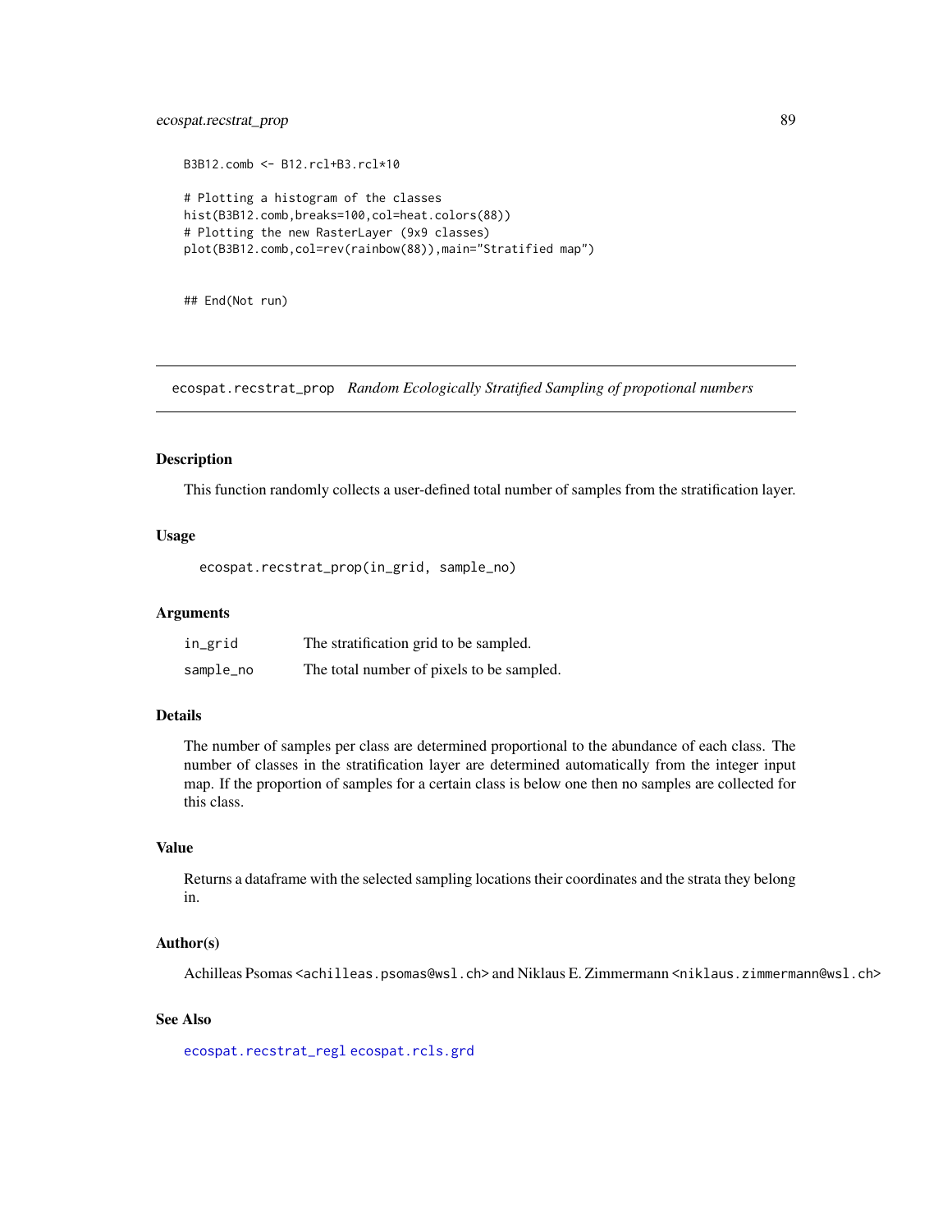```
B3B12.comb <- B12.rcl+B3.rcl*10

# Plotting a histogram of the classes
hist(B3B12.comb,breaks=100,col=heat.colors(88))
# Plotting the new RasterLayer (9x9 classes)
plot(B3B12.comb,col=rev(rainbow(88)),main="Stratified map")


## End(Not run)
```

---

## ecospat.recstrat_prop    *Random Ecologically Stratified Sampling of propotional numbers*

---

### Description

This function randomly collects a user-defined total number of samples from the stratification layer.

### Usage

```
ecospat.recstrat_prop(in_grid, sample_no)
```

### Arguments

| | |
|---|---|
| `in_grid` | The stratification grid to be sampled. |
| `sample_no` | The total number of pixels to be sampled. |

### Details

The number of samples per class are determined proportional to the abundance of each class. The number of classes in the stratification layer are determined automatically from the integer input map. If the proportion of samples for a certain class is below one then no samples are collected for this class.

### Value

Returns a dataframe with the selected sampling locations their coordinates and the strata they belong in.

### Author(s)

Achilleas Psomas <achilleas.psomas@wsl.ch> and Niklaus E. Zimmermann <niklaus.zimmermann@wsl.ch>

### See Also

`ecospat.recstrat_regl` `ecospat.rcls.grd`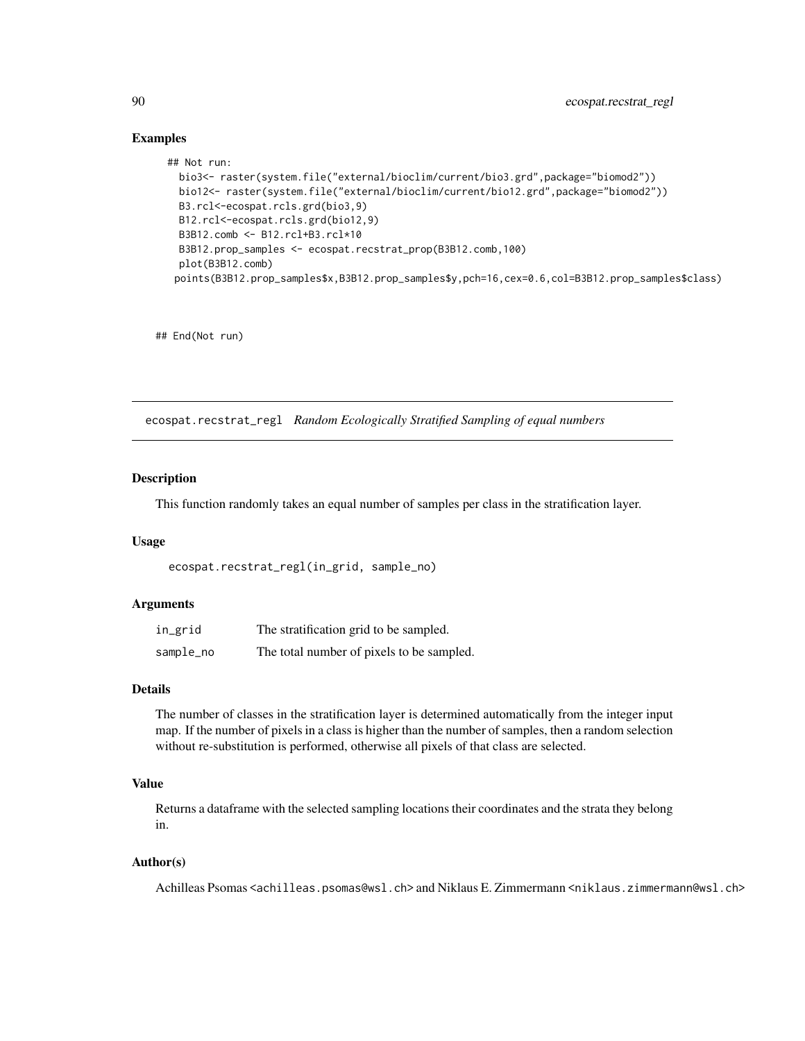## Examples

```
## Not run:
  bio3<- raster(system.file("external/bioclim/current/bio3.grd",package="biomod2"))
  bio12<- raster(system.file("external/bioclim/current/bio12.grd",package="biomod2"))
  B3.rcl<-ecospat.rcls.grd(bio3,9)
  B12.rcl<-ecospat.rcls.grd(bio12,9)
  B3B12.comb <- B12.rcl+B3.rcl*10
  B3B12.prop_samples <- ecospat.recstrat_prop(B3B12.comb,100)
  plot(B3B12.comb)
 points(B3B12.prop_samples$x,B3B12.prop_samples$y,pch=16,cex=0.6,col=B3B12.prop_samples$class)


## End(Not run)
```

---

# ecospat.recstrat_regl *Random Ecologically Stratified Sampling of equal numbers*

---

### Description

This function randomly takes an equal number of samples per class in the stratification layer.

### Usage

```
ecospat.recstrat_regl(in_grid, sample_no)
```

### Arguments

| | |
|---|---|
| in_grid | The stratification grid to be sampled. |
| sample_no | The total number of pixels to be sampled. |

### Details

The number of classes in the stratification layer is determined automatically from the integer input map. If the number of pixels in a class is higher than the number of samples, then a random selection without re-substitution is performed, otherwise all pixels of that class are selected.

### Value

Returns a dataframe with the selected sampling locations their coordinates and the strata they belong in.

### Author(s)

Achilleas Psomas <achilleas.psomas@wsl.ch> and Niklaus E. Zimmermann <niklaus.zimmermann@wsl.ch>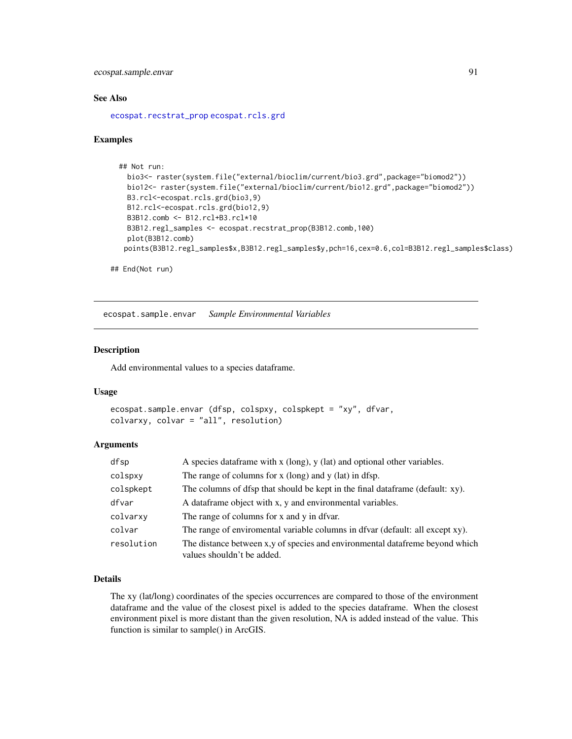### See Also

ecospat.recstrat_prop ecospat.rcls.grd

### Examples

```
  ## Not run:
    bio3<- raster(system.file("external/bioclim/current/bio3.grd",package="biomod2"))
    bio12<- raster(system.file("external/bioclim/current/bio12.grd",package="biomod2"))
    B3.rcl<-ecospat.rcls.grd(bio3,9)
    B12.rcl<-ecospat.rcls.grd(bio12,9)
    B3B12.comb <- B12.rcl+B3.rcl*10
    B3B12.regl_samples <- ecospat.recstrat_prop(B3B12.comb,100)
    plot(B3B12.comb)
   points(B3B12.regl_samples$x,B3B12.regl_samples$y,pch=16,cex=0.6,col=B3B12.regl_samples$class)

## End(Not run)
```

---

## ecospat.sample.envar *Sample Environmental Variables*

### Description

Add environmental values to a species dataframe.

### Usage

```
ecospat.sample.envar (dfsp, colspxy, colspkept = "xy", dfvar,
colvarxy, colvar = "all", resolution)
```

### Arguments

| | |
|---|---|
| dfsp | A species dataframe with x (long), y (lat) and optional other variables. |
| colspxy | The range of columns for x (long) and y (lat) in dfsp. |
| colspkept | The columns of dfsp that should be kept in the final dataframe (default: xy). |
| dfvar | A dataframe object with x, y and environmental variables. |
| colvarxy | The range of columns for x and y in dfvar. |
| colvar | The range of enviromental variable columns in dfvar (default: all except xy). |
| resolution | The distance between x,y of species and environmental datafreme beyond which values shouldn't be added. |

### Details

The xy (lat/long) coordinates of the species occurrences are compared to those of the environment dataframe and the value of the closest pixel is added to the species dataframe. When the closest environment pixel is more distant than the given resolution, NA is added instead of the value. This function is similar to sample() in ArcGIS.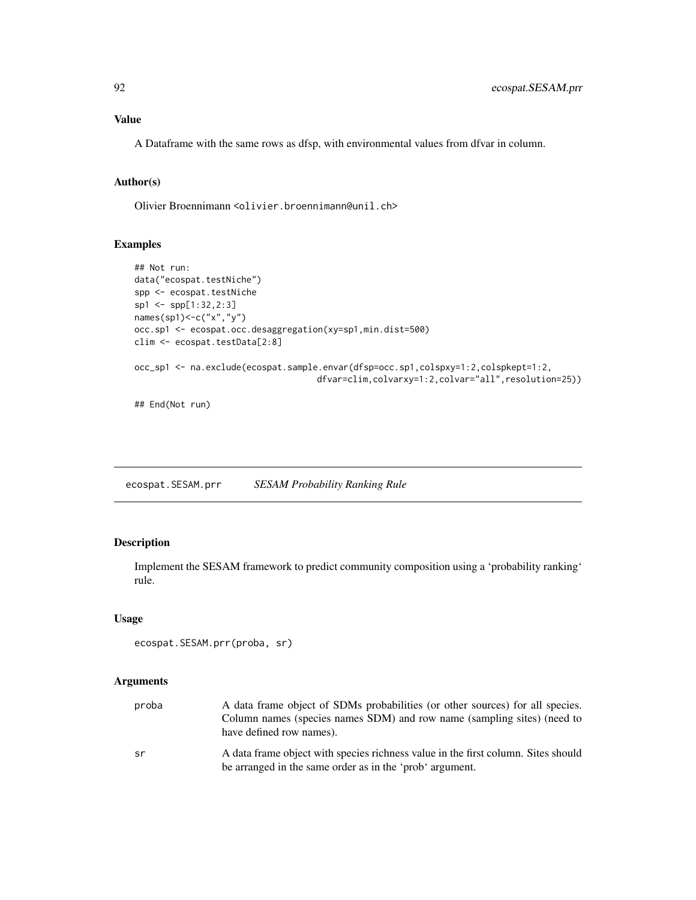## Value

A Dataframe with the same rows as dfsp, with environmental values from dfvar in column.

## Author(s)

Olivier Broennimann <olivier.broennimann@unil.ch>

## Examples

```
## Not run:
data("ecospat.testNiche")
spp <- ecospat.testNiche
sp1 <- spp[1:32,2:3]
names(sp1)<-c("x","y")
occ.sp1 <- ecospat.occ.desaggregation(xy=sp1,min.dist=500)
clim <- ecospat.testData[2:8]

occ_sp1 <- na.exclude(ecospat.sample.envar(dfsp=occ.sp1,colspxy=1:2,colspkept=1:2,
                                    dfvar=clim,colvarxy=1:2,colvar="all",resolution=25))

## End(Not run)
```

---

# ecospat.SESAM.prr &nbsp;&nbsp;&nbsp; *SESAM Probability Ranking Rule*

---

## Description

Implement the SESAM framework to predict community composition using a 'probability ranking' rule.

## Usage

```
ecospat.SESAM.prr(proba, sr)
```

## Arguments

| | |
|---|---|
| proba | A data frame object of SDMs probabilities (or other sources) for all species. Column names (species names SDM) and row name (sampling sites) (need to have defined row names). |
| sr | A data frame object with species richness value in the first column. Sites should be arranged in the same order as in the 'prob' argument. |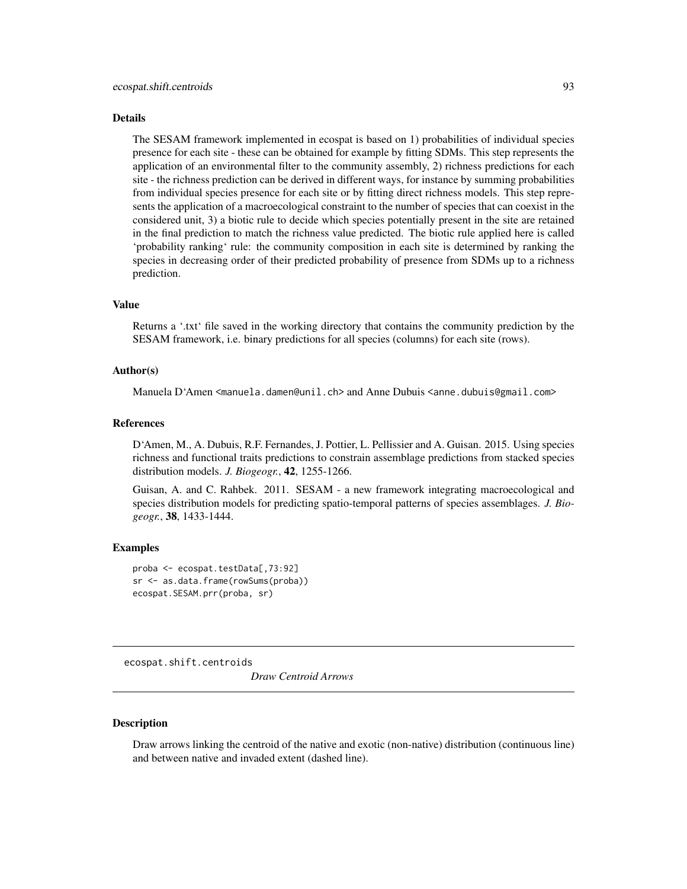## Details

The SESAM framework implemented in ecospat is based on 1) probabilities of individual species presence for each site - these can be obtained for example by fitting SDMs. This step represents the application of an environmental filter to the community assembly, 2) richness predictions for each site - the richness prediction can be derived in different ways, for instance by summing probabilities from individual species presence for each site or by fitting direct richness models. This step represents the application of a macroecological constraint to the number of species that can coexist in the considered unit, 3) a biotic rule to decide which species potentially present in the site are retained in the final prediction to match the richness value predicted. The biotic rule applied here is called 'probability ranking' rule: the community composition in each site is determined by ranking the species in decreasing order of their predicted probability of presence from SDMs up to a richness prediction.

## Value

Returns a '.txt' file saved in the working directory that contains the community prediction by the SESAM framework, i.e. binary predictions for all species (columns) for each site (rows).

## Author(s)

Manuela D'Amen <manuela.damen@unil.ch> and Anne Dubuis <anne.dubuis@gmail.com>

## References

D'Amen, M., A. Dubuis, R.F. Fernandes, J. Pottier, L. Pellissier and A. Guisan. 2015. Using species richness and functional traits predictions to constrain assemblage predictions from stacked species distribution models. *J. Biogeogr.*, **42**, 1255-1266.

Guisan, A. and C. Rahbek. 2011. SESAM - a new framework integrating macroecological and species distribution models for predicting spatio-temporal patterns of species assemblages. *J. Biogeogr.*, **38**, 1433-1444.

## Examples

```
proba <- ecospat.testData[,73:92]
sr <- as.data.frame(rowSums(proba))
ecospat.SESAM.prr(proba, sr)
```

---

# ecospat.shift.centroids    *Draw Centroid Arrows*

## Description

Draw arrows linking the centroid of the native and exotic (non-native) distribution (continuous line) and between native and invaded extent (dashed line).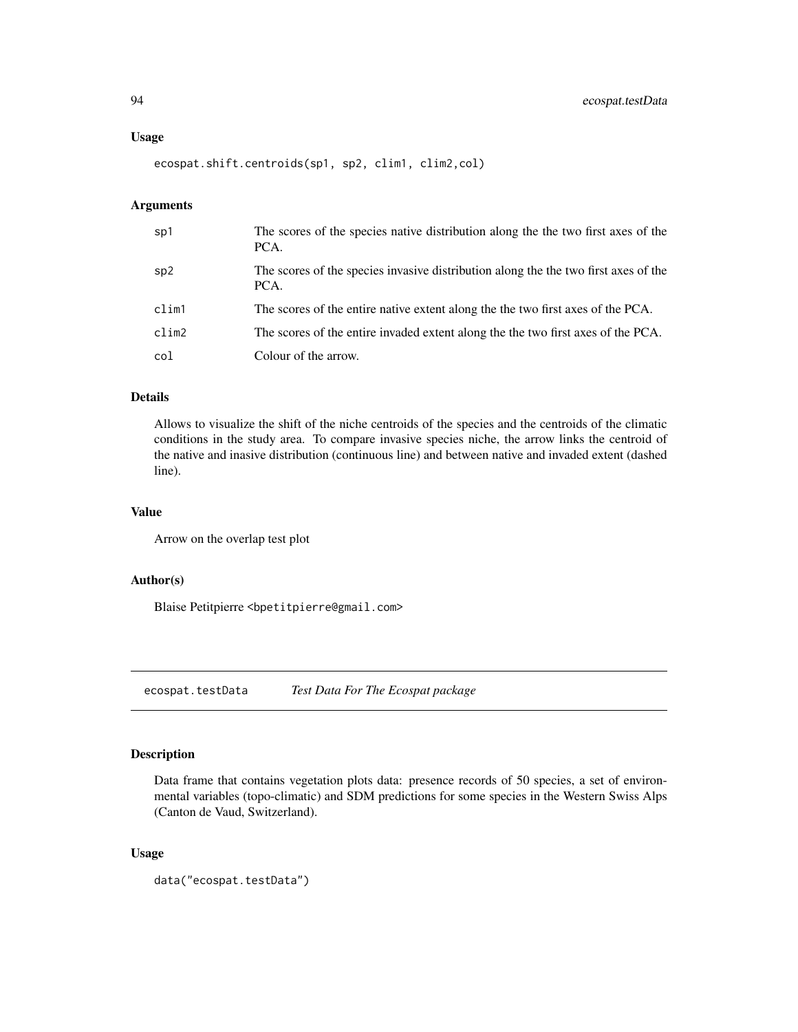### Usage

```
ecospat.shift.centroids(sp1, sp2, clim1, clim2,col)
```

### Arguments

| | |
|---|---|
| sp1 | The scores of the species native distribution along the the two first axes of the PCA. |
| sp2 | The scores of the species invasive distribution along the the two first axes of the PCA. |
| clim1 | The scores of the entire native extent along the the two first axes of the PCA. |
| clim2 | The scores of the entire invaded extent along the the two first axes of the PCA. |
| col | Colour of the arrow. |

### Details

Allows to visualize the shift of the niche centroids of the species and the centroids of the climatic conditions in the study area. To compare invasive species niche, the arrow links the centroid of the native and inasive distribution (continuous line) and between native and invaded extent (dashed line).

### Value

Arrow on the overlap test plot

### Author(s)

Blaise Petitpierre <bpetitpierre@gmail.com>

---

## ecospat.testData *Test Data For The Ecospat package*

### Description

Data frame that contains vegetation plots data: presence records of 50 species, a set of environmental variables (topo-climatic) and SDM predictions for some species in the Western Swiss Alps (Canton de Vaud, Switzerland).

### Usage

```
data("ecospat.testData")
```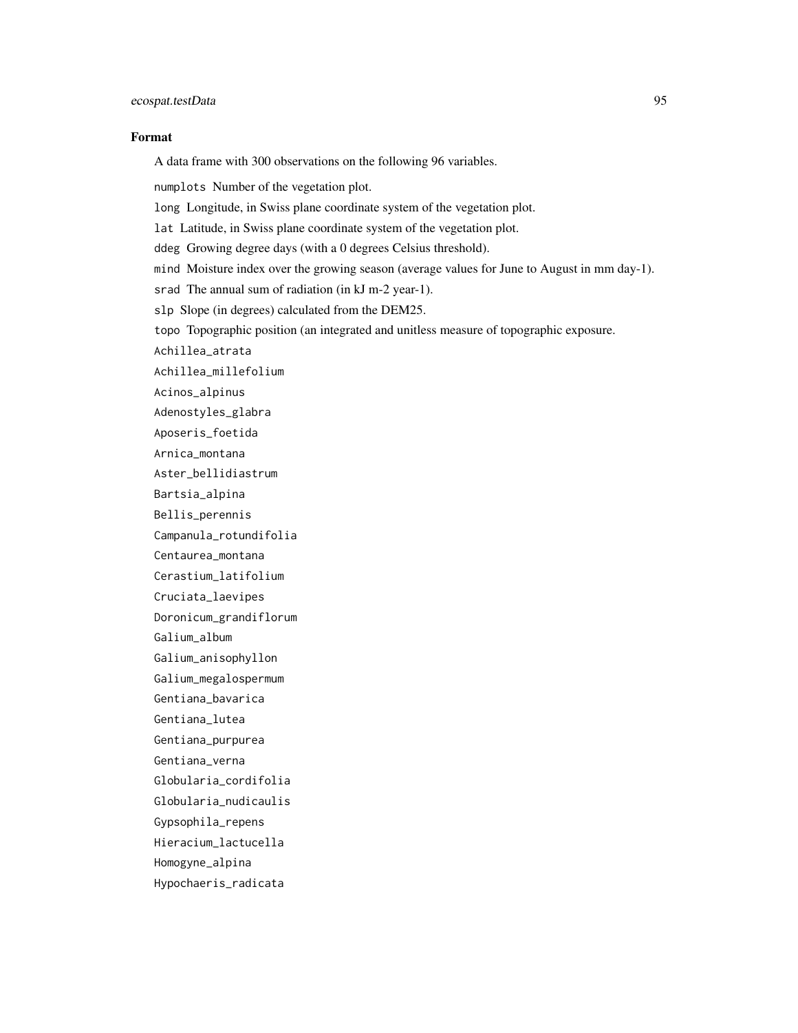### Format

A data frame with 300 observations on the following 96 variables.

`numplots` Number of the vegetation plot.

`long` Longitude, in Swiss plane coordinate system of the vegetation plot.

`lat` Latitude, in Swiss plane coordinate system of the vegetation plot.

`ddeg` Growing degree days (with a 0 degrees Celsius threshold).

`mind` Moisture index over the growing season (average values for June to August in mm day-1).

`srad` The annual sum of radiation (in kJ m-2 year-1).

`slp` Slope (in degrees) calculated from the DEM25.

`topo` Topographic position (an integrated and unitless measure of topographic exposure.

`Achillea_atrata`

`Achillea_millefolium`

`Acinos_alpinus`

`Adenostyles_glabra`

`Aposeris_foetida`

`Arnica_montana`

`Aster_bellidiastrum`

`Bartsia_alpina`

`Bellis_perennis`

`Campanula_rotundifolia`

`Centaurea_montana`

`Cerastium_latifolium`

`Cruciata_laevipes`

`Doronicum_grandiflorum`

`Galium_album`

`Galium_anisophyllon`

`Galium_megalospermum`

`Gentiana_bavarica`

`Gentiana_lutea`

`Gentiana_purpurea`

`Gentiana_verna`

`Globularia_cordifolia`

`Globularia_nudicaulis`

`Gypsophila_repens`

`Hieracium_lactucella`

`Homogyne_alpina`

`Hypochaeris_radicata`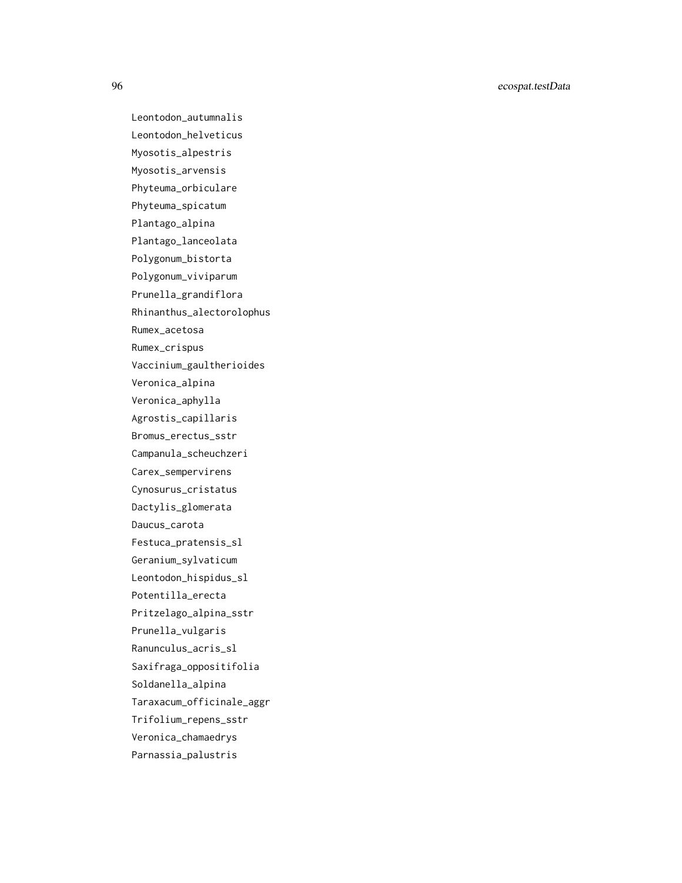```
Leontodon_autumnalis
Leontodon_helveticus
Myosotis_alpestris
Myosotis_arvensis
Phyteuma_orbiculare
Phyteuma_spicatum
Plantago_alpina
Plantago_lanceolata
Polygonum_bistorta
Polygonum_viviparum
Prunella_grandiflora
Rhinanthus_alectorolophus
Rumex_acetosa
Rumex_crispus
Vaccinium_gaultherioides
Veronica_alpina
Veronica_aphylla
Agrostis_capillaris
Bromus_erectus_sstr
Campanula_scheuchzeri
Carex_sempervirens
Cynosurus_cristatus
Dactylis_glomerata
Daucus_carota
Festuca_pratensis_sl
Geranium_sylvaticum
Leontodon_hispidus_sl
Potentilla_erecta
Pritzelago_alpina_sstr
Prunella_vulgaris
Ranunculus_acris_sl
Saxifraga_oppositifolia
Soldanella_alpina
Taraxacum_officinale_aggr
Trifolium_repens_sstr
Veronica_chamaedrys
Parnassia_palustris
```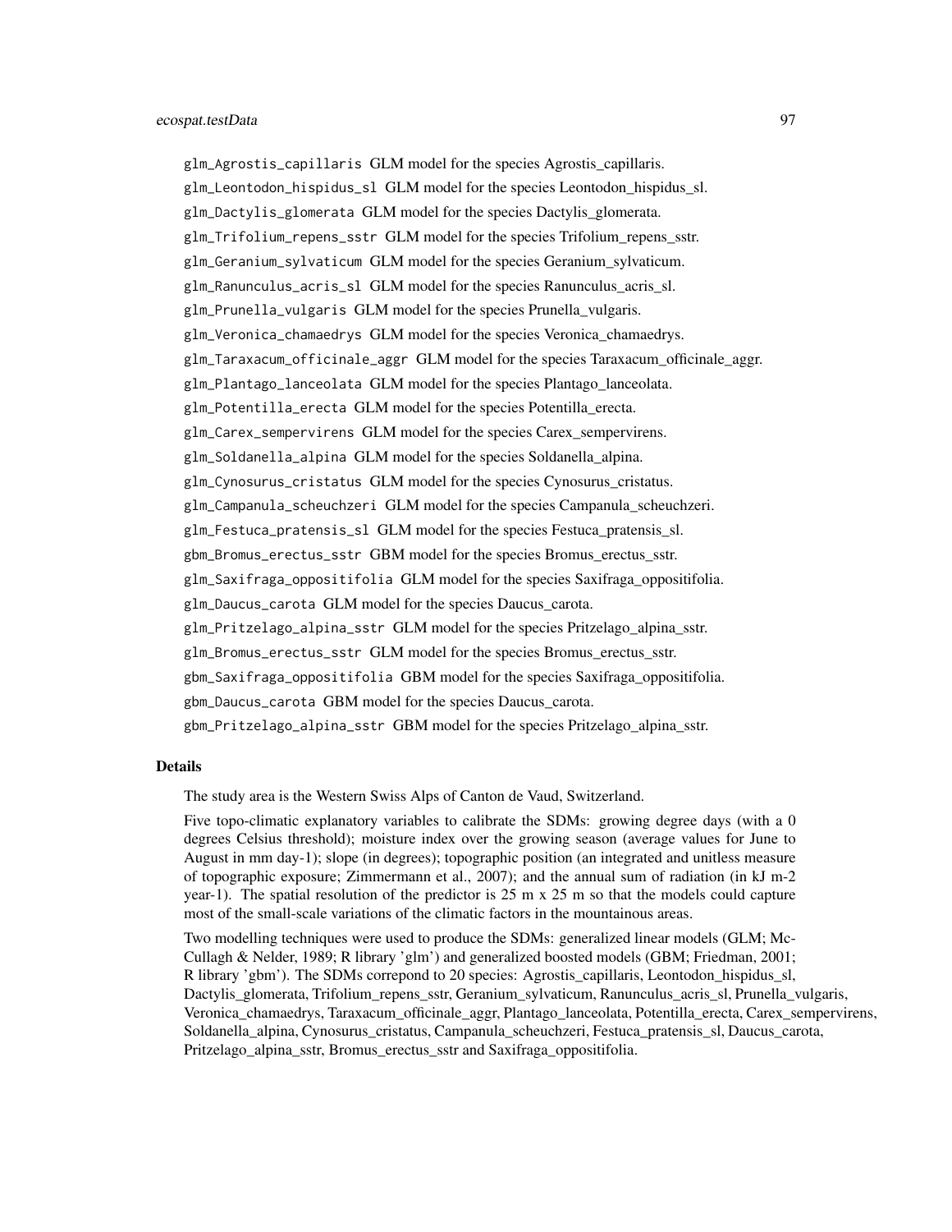`glm_Agrostis_capillaris` GLM model for the species Agrostis_capillaris.

`glm_Leontodon_hispidus_sl` GLM model for the species Leontodon_hispidus_sl.

`glm_Dactylis_glomerata` GLM model for the species Dactylis_glomerata.

`glm_Trifolium_repens_sstr` GLM model for the species Trifolium_repens_sstr.

`glm_Geranium_sylvaticum` GLM model for the species Geranium_sylvaticum.

`glm_Ranunculus_acris_sl` GLM model for the species Ranunculus_acris_sl.

`glm_Prunella_vulgaris` GLM model for the species Prunella_vulgaris.

`glm_Veronica_chamaedrys` GLM model for the species Veronica_chamaedrys.

`glm_Taraxacum_officinale_aggr` GLM model for the species Taraxacum_officinale_aggr.

`glm_Plantago_lanceolata` GLM model for the species Plantago_lanceolata.

`glm_Potentilla_erecta` GLM model for the species Potentilla_erecta.

`glm_Carex_sempervirens` GLM model for the species Carex_sempervirens.

`glm_Soldanella_alpina` GLM model for the species Soldanella_alpina.

`glm_Cynosurus_cristatus` GLM model for the species Cynosurus_cristatus.

`glm_Campanula_scheuchzeri` GLM model for the species Campanula_scheuchzeri.

`glm_Festuca_pratensis_sl` GLM model for the species Festuca_pratensis_sl.

`gbm_Bromus_erectus_sstr` GBM model for the species Bromus_erectus_sstr.

`glm_Saxifraga_oppositifolia` GLM model for the species Saxifraga_oppositifolia.

`glm_Daucus_carota` GLM model for the species Daucus_carota.

`glm_Pritzelago_alpina_sstr` GLM model for the species Pritzelago_alpina_sstr.

`glm_Bromus_erectus_sstr` GLM model for the species Bromus_erectus_sstr.

`gbm_Saxifraga_oppositifolia` GBM model for the species Saxifraga_oppositifolia.

`gbm_Daucus_carota` GBM model for the species Daucus_carota.

`gbm_Pritzelago_alpina_sstr` GBM model for the species Pritzelago_alpina_sstr.

## Details

The study area is the Western Swiss Alps of Canton de Vaud, Switzerland.

Five topo-climatic explanatory variables to calibrate the SDMs: growing degree days (with a 0 degrees Celsius threshold); moisture index over the growing season (average values for June to August in mm day-1); slope (in degrees); topographic position (an integrated and unitless measure of topographic exposure; Zimmermann et al., 2007); and the annual sum of radiation (in kJ m-2 year-1). The spatial resolution of the predictor is 25 m x 25 m so that the models could capture most of the small-scale variations of the climatic factors in the mountainous areas.

Two modelling techniques were used to produce the SDMs: generalized linear models (GLM; McCullagh & Nelder, 1989; R library 'glm') and generalized boosted models (GBM; Friedman, 2001; R library 'gbm'). The SDMs correpond to 20 species: Agrostis_capillaris, Leontodon_hispidus_sl, Dactylis_glomerata, Trifolium_repens_sstr, Geranium_sylvaticum, Ranunculus_acris_sl, Prunella_vulgaris, Veronica_chamaedrys, Taraxacum_officinale_aggr, Plantago_lanceolata, Potentilla_erecta, Carex_sempervirens, Soldanella_alpina, Cynosurus_cristatus, Campanula_scheuchzeri, Festuca_pratensis_sl, Daucus_carota, Pritzelago_alpina_sstr, Bromus_erectus_sstr and Saxifraga_oppositifolia.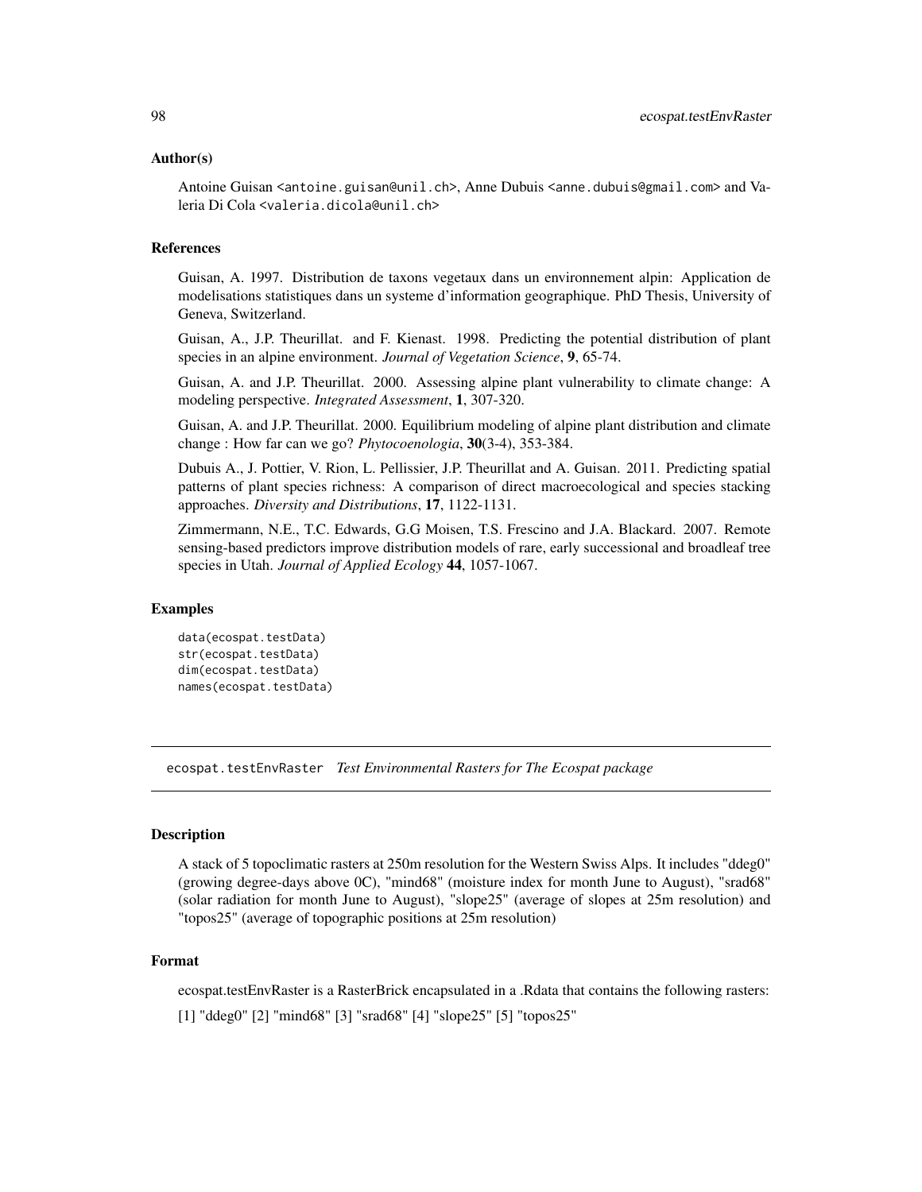### Author(s)

Antoine Guisan <antoine.guisan@unil.ch>, Anne Dubuis <anne.dubuis@gmail.com> and Valeria Di Cola <valeria.dicola@unil.ch>

### References

Guisan, A. 1997. Distribution de taxons vegetaux dans un environnement alpin: Application de modelisations statistiques dans un systeme d'information geographique. PhD Thesis, University of Geneva, Switzerland.

Guisan, A., J.P. Theurillat. and F. Kienast. 1998. Predicting the potential distribution of plant species in an alpine environment. *Journal of Vegetation Science*, **9**, 65-74.

Guisan, A. and J.P. Theurillat. 2000. Assessing alpine plant vulnerability to climate change: A modeling perspective. *Integrated Assessment*, **1**, 307-320.

Guisan, A. and J.P. Theurillat. 2000. Equilibrium modeling of alpine plant distribution and climate change : How far can we go? *Phytocoenologia*, **30**(3-4), 353-384.

Dubuis A., J. Pottier, V. Rion, L. Pellissier, J.P. Theurillat and A. Guisan. 2011. Predicting spatial patterns of plant species richness: A comparison of direct macroecological and species stacking approaches. *Diversity and Distributions*, **17**, 1122-1131.

Zimmermann, N.E., T.C. Edwards, G.G Moisen, T.S. Frescino and J.A. Blackard. 2007. Remote sensing-based predictors improve distribution models of rare, early successional and broadleaf tree species in Utah. *Journal of Applied Ecology* **44**, 1057-1067.

### Examples

```
data(ecospat.testData)
str(ecospat.testData)
dim(ecospat.testData)
names(ecospat.testData)
```

---

## ecospat.testEnvRaster *Test Environmental Rasters for The Ecospat package*

---

### Description

A stack of 5 topoclimatic rasters at 250m resolution for the Western Swiss Alps. It includes "ddeg0" (growing degree-days above 0C), "mind68" (moisture index for month June to August), "srad68" (solar radiation for month June to August), "slope25" (average of slopes at 25m resolution) and "topos25" (average of topographic positions at 25m resolution)

### Format

ecospat.testEnvRaster is a RasterBrick encapsulated in a .Rdata that contains the following rasters:

[1] "ddeg0" [2] "mind68" [3] "srad68" [4] "slope25" [5] "topos25"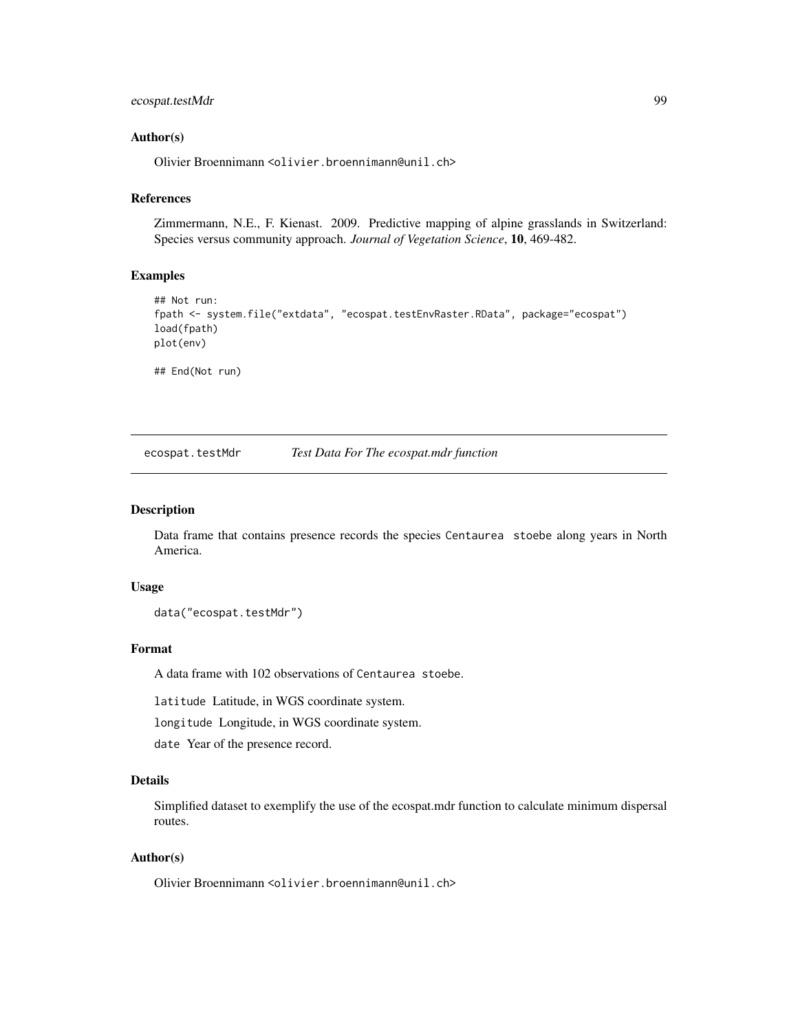### Author(s)

Olivier Broennimann <olivier.broennimann@unil.ch>

### References

Zimmermann, N.E., F. Kienast. 2009. Predictive mapping of alpine grasslands in Switzerland: Species versus community approach. *Journal of Vegetation Science*, **10**, 469-482.

### Examples

```
## Not run:
fpath <- system.file("extdata", "ecospat.testEnvRaster.RData", package="ecospat")
load(fpath)
plot(env)

## End(Not run)
```

---

## ecospat.testMdr *Test Data For The ecospat.mdr function*

### Description

Data frame that contains presence records the species `Centaurea stoebe` along years in North America.

### Usage

```
data("ecospat.testMdr")
```

### Format

A data frame with 102 observations of `Centaurea stoebe`.

`latitude` Latitude, in WGS coordinate system.

`longitude` Longitude, in WGS coordinate system.

`date` Year of the presence record.

### Details

Simplified dataset to exemplify the use of the ecospat.mdr function to calculate minimum dispersal routes.

### Author(s)

Olivier Broennimann <olivier.broennimann@unil.ch>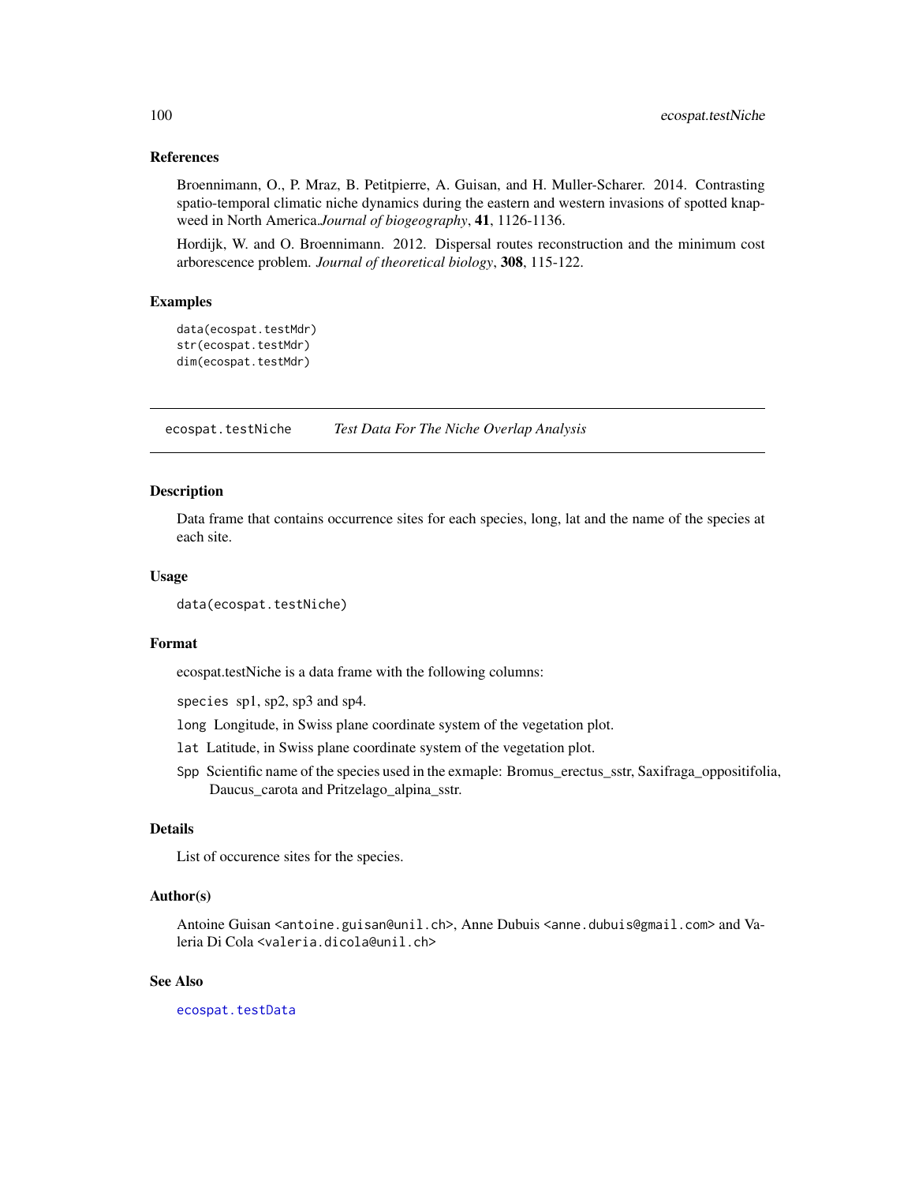### References

Broennimann, O., P. Mraz, B. Petitpierre, A. Guisan, and H. Muller-Scharer. 2014. Contrasting spatio-temporal climatic niche dynamics during the eastern and western invasions of spotted knapweed in North America.*Journal of biogeography*, **41**, 1126-1136.

Hordijk, W. and O. Broennimann. 2012. Dispersal routes reconstruction and the minimum cost arborescence problem. *Journal of theoretical biology*, **308**, 115-122.

### Examples

```
data(ecospat.testMdr)
str(ecospat.testMdr)
dim(ecospat.testMdr)
```

---

## ecospat.testNiche *Test Data For The Niche Overlap Analysis*

---

### Description

Data frame that contains occurrence sites for each species, long, lat and the name of the species at each site.

### Usage

```
data(ecospat.testNiche)
```

### Format

ecospat.testNiche is a data frame with the following columns:

`species` sp1, sp2, sp3 and sp4.

`long` Longitude, in Swiss plane coordinate system of the vegetation plot.

`lat` Latitude, in Swiss plane coordinate system of the vegetation plot.

`Spp` Scientific name of the species used in the exmaple: Bromus_erectus_sstr, Saxifraga_oppositifolia, Daucus_carota and Pritzelago_alpina_sstr.

### Details

List of occurence sites for the species.

### Author(s)

Antoine Guisan <antoine.guisan@unil.ch>, Anne Dubuis <anne.dubuis@gmail.com> and Valeria Di Cola <valeria.dicola@unil.ch>

### See Also

`ecospat.testData`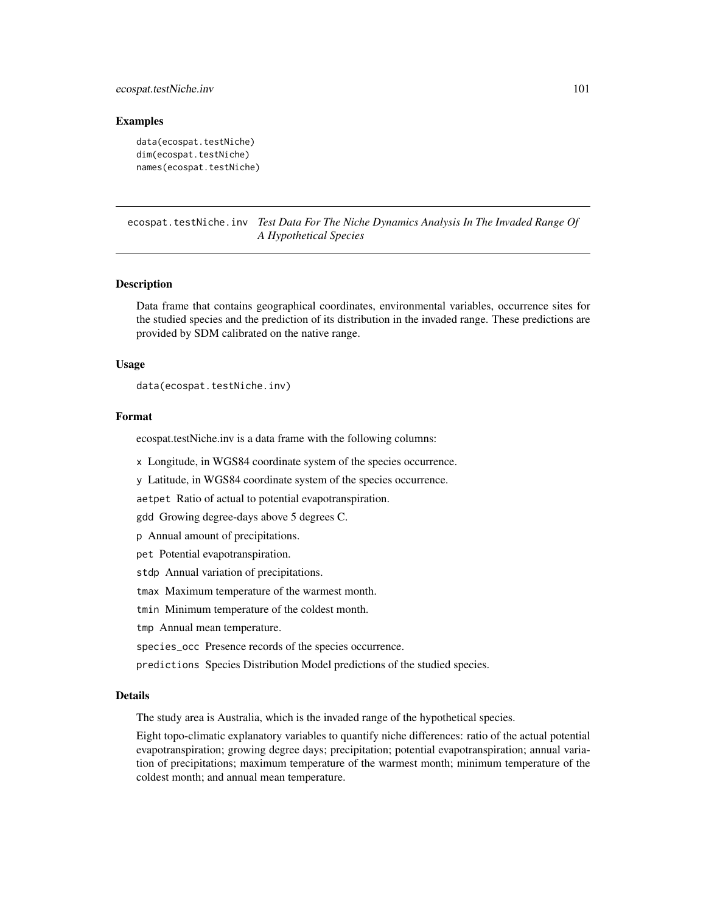### Examples

```
data(ecospat.testNiche)
dim(ecospat.testNiche)
names(ecospat.testNiche)
```

---

## ecospat.testNiche.inv *Test Data For The Niche Dynamics Analysis In The Invaded Range Of A Hypothetical Species*

---

### Description

Data frame that contains geographical coordinates, environmental variables, occurrence sites for the studied species and the prediction of its distribution in the invaded range. These predictions are provided by SDM calibrated on the native range.

### Usage

```
data(ecospat.testNiche.inv)
```

### Format

ecospat.testNiche.inv is a data frame with the following columns:

- `x` Longitude, in WGS84 coordinate system of the species occurrence.
- `y` Latitude, in WGS84 coordinate system of the species occurrence.
- `aetpet` Ratio of actual to potential evapotranspiration.
- `gdd` Growing degree-days above 5 degrees C.
- `p` Annual amount of precipitations.
- `pet` Potential evapotranspiration.
- `stdp` Annual variation of precipitations.
- `tmax` Maximum temperature of the warmest month.
- `tmin` Minimum temperature of the coldest month.
- `tmp` Annual mean temperature.
- `species_occ` Presence records of the species occurrence.
- `predictions` Species Distribution Model predictions of the studied species.

### Details

The study area is Australia, which is the invaded range of the hypothetical species.

Eight topo-climatic explanatory variables to quantify niche differences: ratio of the actual potential evapotranspiration; growing degree days; precipitation; potential evapotranspiration; annual variation of precipitations; maximum temperature of the warmest month; minimum temperature of the coldest month; and annual mean temperature.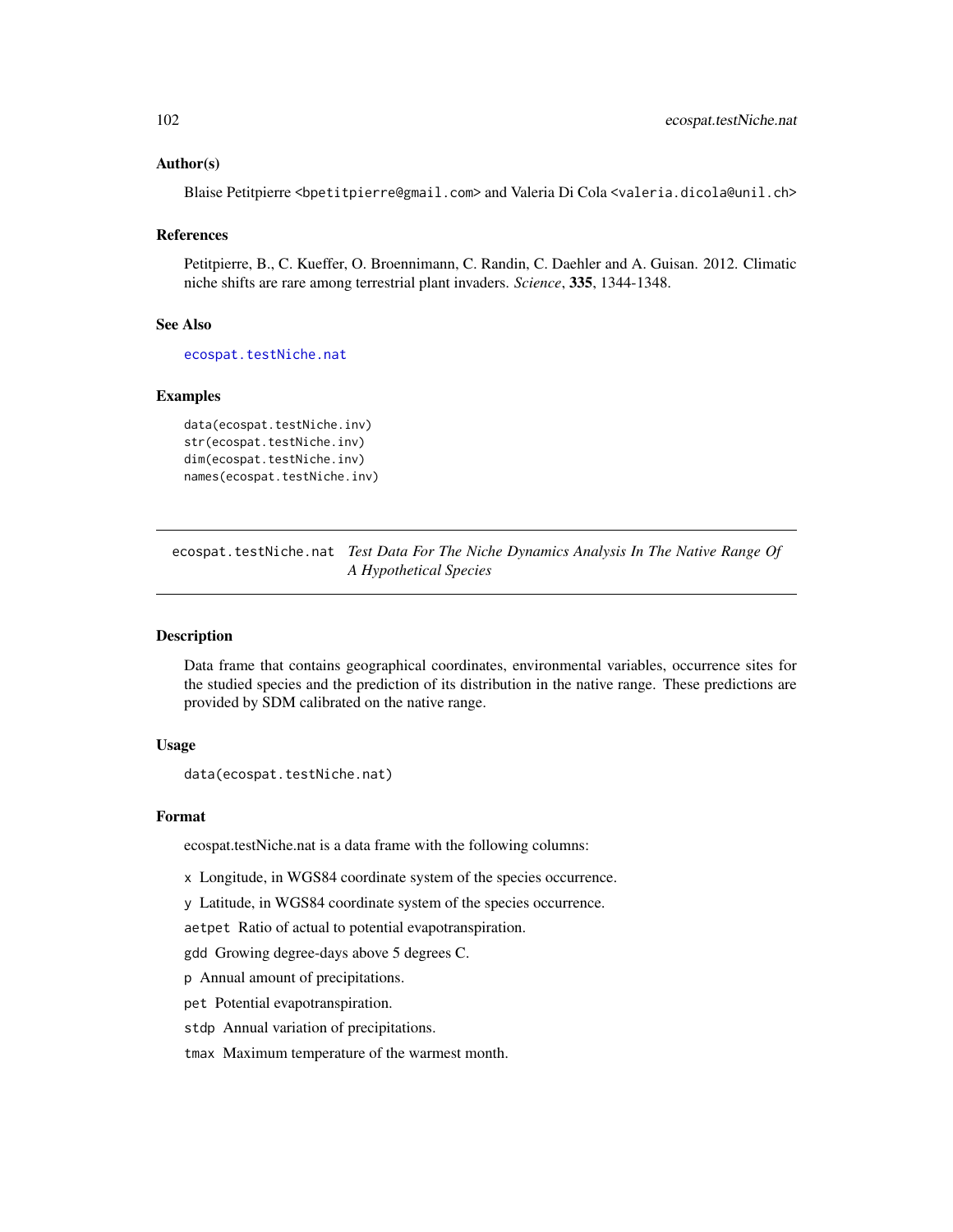### Author(s)

Blaise Petitpierre <bpetitpierre@gmail.com> and Valeria Di Cola <valeria.dicola@unil.ch>

### References

Petitpierre, B., C. Kueffer, O. Broennimann, C. Randin, C. Daehler and A. Guisan. 2012. Climatic niche shifts are rare among terrestrial plant invaders. *Science*, **335**, 1344-1348.

### See Also

ecospat.testNiche.nat

### Examples

```
data(ecospat.testNiche.inv)
str(ecospat.testNiche.inv)
dim(ecospat.testNiche.inv)
names(ecospat.testNiche.inv)
```

---

## ecospat.testNiche.nat *Test Data For The Niche Dynamics Analysis In The Native Range Of A Hypothetical Species*

---

### Description

Data frame that contains geographical coordinates, environmental variables, occurrence sites for the studied species and the prediction of its distribution in the native range. These predictions are provided by SDM calibrated on the native range.

### Usage

```
data(ecospat.testNiche.nat)
```

### Format

ecospat.testNiche.nat is a data frame with the following columns:

`x` Longitude, in WGS84 coordinate system of the species occurrence.

`y` Latitude, in WGS84 coordinate system of the species occurrence.

`aetpet` Ratio of actual to potential evapotranspiration.

`gdd` Growing degree-days above 5 degrees C.

`p` Annual amount of precipitations.

`pet` Potential evapotranspiration.

`stdp` Annual variation of precipitations.

`tmax` Maximum temperature of the warmest month.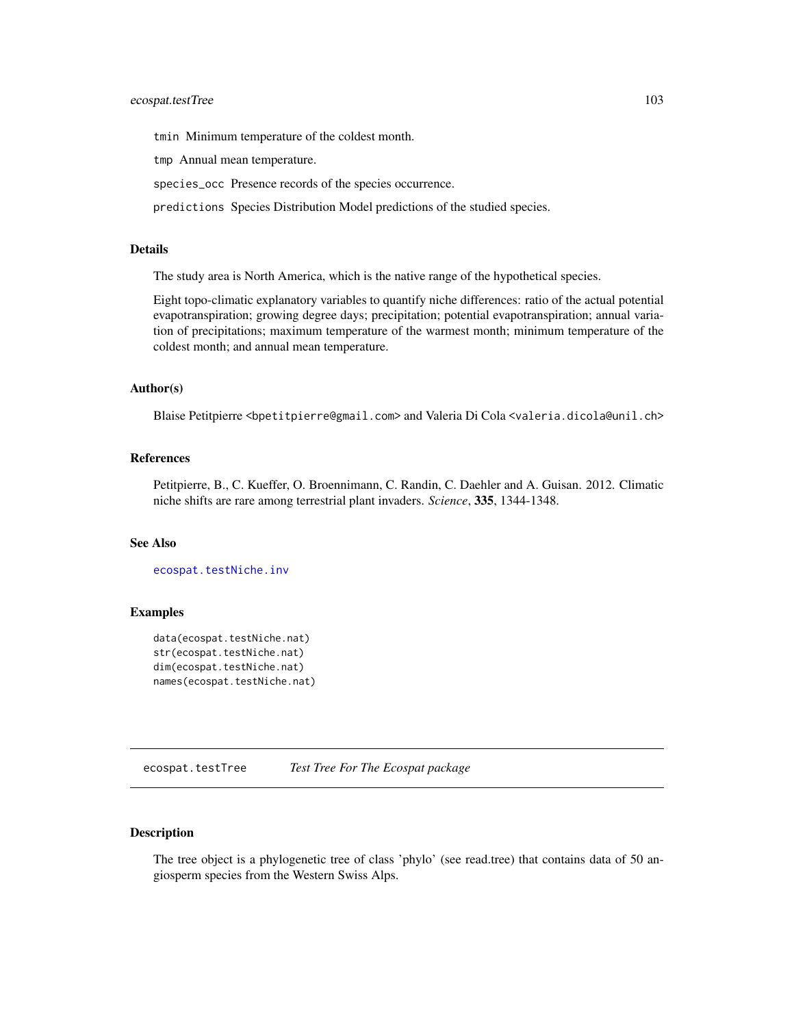`tmin` Minimum temperature of the coldest month.

`tmp` Annual mean temperature.

`species_occ` Presence records of the species occurrence.

`predictions` Species Distribution Model predictions of the studied species.

### Details

The study area is North America, which is the native range of the hypothetical species.

Eight topo-climatic explanatory variables to quantify niche differences: ratio of the actual potential evapotranspiration; growing degree days; precipitation; potential evapotranspiration; annual variation of precipitations; maximum temperature of the warmest month; minimum temperature of the coldest month; and annual mean temperature.

### Author(s)

Blaise Petitpierre <bpetitpierre@gmail.com> and Valeria Di Cola <valeria.dicola@unil.ch>

### References

Petitpierre, B., C. Kueffer, O. Broennimann, C. Randin, C. Daehler and A. Guisan. 2012. Climatic niche shifts are rare among terrestrial plant invaders. *Science*, **335**, 1344-1348.

### See Also

`ecospat.testNiche.inv`

### Examples

```
data(ecospat.testNiche.nat)
str(ecospat.testNiche.nat)
dim(ecospat.testNiche.nat)
names(ecospat.testNiche.nat)
```

---

## ecospat.testTree *Test Tree For The Ecospat package*

### Description

The tree object is a phylogenetic tree of class 'phylo' (see read.tree) that contains data of 50 angiosperm species from the Western Swiss Alps.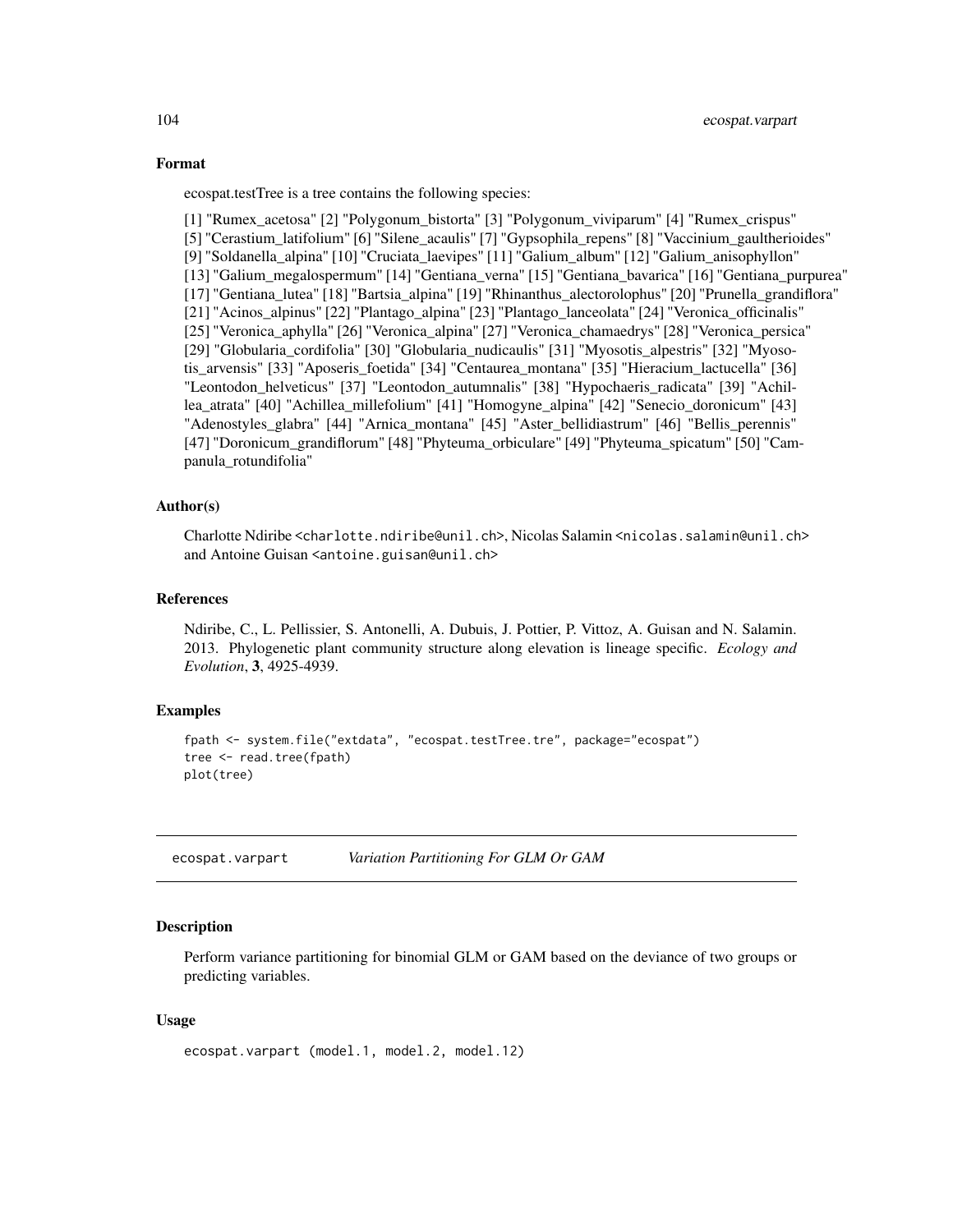### Format

ecospat.testTree is a tree contains the following species:

[1] "Rumex_acetosa" [2] "Polygonum_bistorta" [3] "Polygonum_viviparum" [4] "Rumex_crispus" [5] "Cerastium_latifolium" [6] "Silene_acaulis" [7] "Gypsophila_repens" [8] "Vaccinium_gaultherioides" [9] "Soldanella_alpina" [10] "Cruciata_laevipes" [11] "Galium_album" [12] "Galium_anisophyllon" [13] "Galium_megalospermum" [14] "Gentiana_verna" [15] "Gentiana_bavarica" [16] "Gentiana_purpurea" [17] "Gentiana_lutea" [18] "Bartsia_alpina" [19] "Rhinanthus_alectorolophus" [20] "Prunella_grandiflora" [21] "Acinos_alpinus" [22] "Plantago_alpina" [23] "Plantago_lanceolata" [24] "Veronica_officinalis" [25] "Veronica_aphylla" [26] "Veronica_alpina" [27] "Veronica_chamaedrys" [28] "Veronica_persica" [29] "Globularia_cordifolia" [30] "Globularia_nudicaulis" [31] "Myosotis_alpestris" [32] "Myosotis_arvensis" [33] "Aposeris_foetida" [34] "Centaurea_montana" [35] "Hieracium_lactucella" [36] "Leontodon_helveticus" [37] "Leontodon_autumnalis" [38] "Hypochaeris_radicata" [39] "Achillea_atrata" [40] "Achillea_millefolium" [41] "Homogyne_alpina" [42] "Senecio_doronicum" [43] "Adenostyles_glabra" [44] "Arnica_montana" [45] "Aster_bellidiastrum" [46] "Bellis_perennis" [47] "Doronicum_grandiflorum" [48] "Phyteuma_orbiculare" [49] "Phyteuma_spicatum" [50] "Campanula_rotundifolia"

### Author(s)

Charlotte Ndiribe <charlotte.ndiribe@unil.ch>, Nicolas Salamin <nicolas.salamin@unil.ch> and Antoine Guisan <antoine.guisan@unil.ch>

### References

Ndiribe, C., L. Pellissier, S. Antonelli, A. Dubuis, J. Pottier, P. Vittoz, A. Guisan and N. Salamin. 2013. Phylogenetic plant community structure along elevation is lineage specific. *Ecology and Evolution*, **3**, 4925-4939.

### Examples

```
fpath <- system.file("extdata", "ecospat.testTree.tre", package="ecospat")
tree <- read.tree(fpath)
plot(tree)
```

---

## ecospat.varpart — *Variation Partitioning For GLM Or GAM*

### Description

Perform variance partitioning for binomial GLM or GAM based on the deviance of two groups or predicting variables.

### Usage

```
ecospat.varpart (model.1, model.2, model.12)
```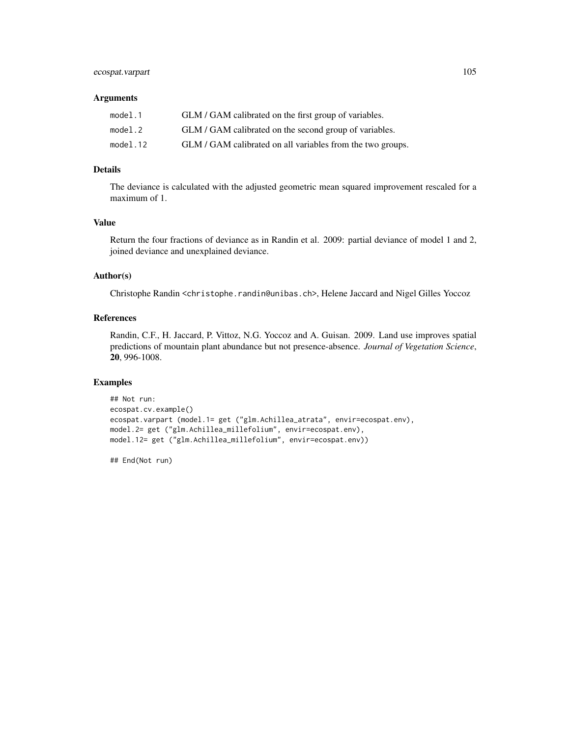## Arguments

| | |
|---|---|
| model.1 | GLM / GAM calibrated on the first group of variables. |
| model.2 | GLM / GAM calibrated on the second group of variables. |
| model.12 | GLM / GAM calibrated on all variables from the two groups. |

## Details

The deviance is calculated with the adjusted geometric mean squared improvement rescaled for a maximum of 1.

## Value

Return the four fractions of deviance as in Randin et al. 2009: partial deviance of model 1 and 2, joined deviance and unexplained deviance.

## Author(s)

Christophe Randin <christophe.randin@unibas.ch>, Helene Jaccard and Nigel Gilles Yoccoz

## References

Randin, C.F., H. Jaccard, P. Vittoz, N.G. Yoccoz and A. Guisan. 2009. Land use improves spatial predictions of mountain plant abundance but not presence-absence. *Journal of Vegetation Science*, **20**, 996-1008.

## Examples

```
## Not run:
ecospat.cv.example()
ecospat.varpart (model.1= get ("glm.Achillea_atrata", envir=ecospat.env),
model.2= get ("glm.Achillea_millefolium", envir=ecospat.env),
model.12= get ("glm.Achillea_millefolium", envir=ecospat.env))

## End(Not run)
```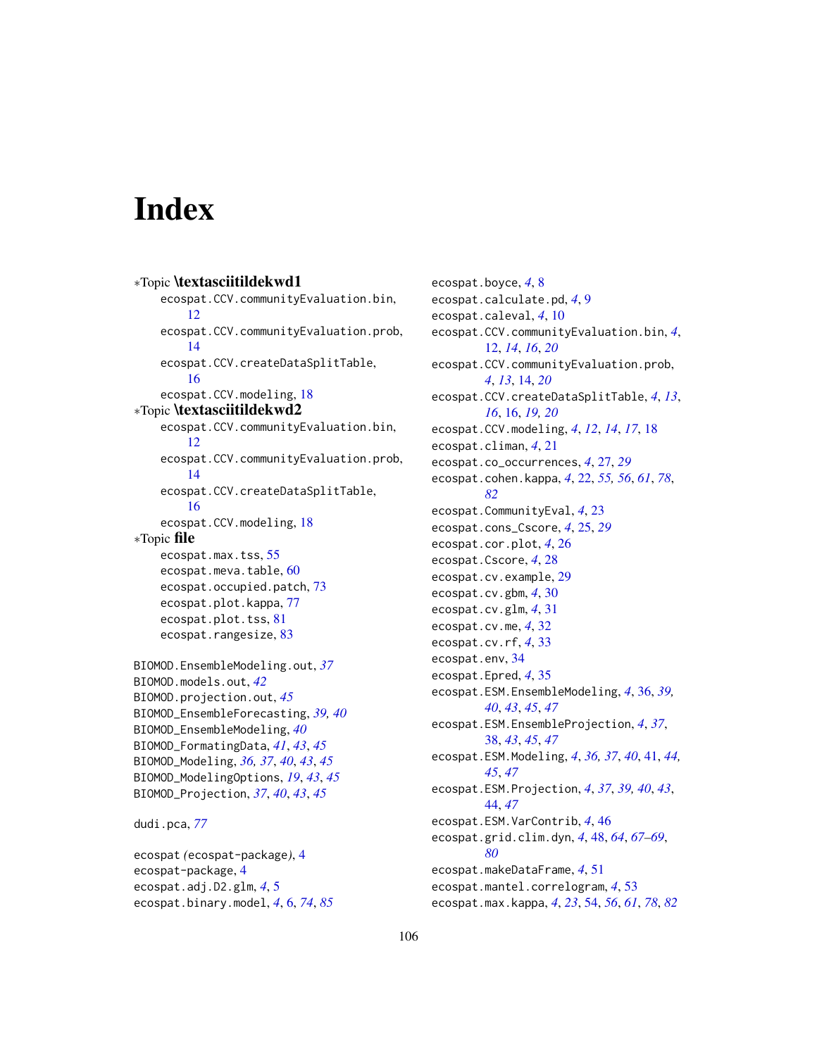# Index

∗Topic **\textasciitildekwd1**
- ecospat.CCV.communityEvaluation.bin, 12
- ecospat.CCV.communityEvaluation.prob, 14
- ecospat.CCV.createDataSplitTable, 16
- ecospat.CCV.modeling, 18

∗Topic **\textasciitildekwd2**
- ecospat.CCV.communityEvaluation.bin, 12
- ecospat.CCV.communityEvaluation.prob, 14
- ecospat.CCV.createDataSplitTable, 16
- ecospat.CCV.modeling, 18

∗Topic **file**
- ecospat.max.tss, 55
- ecospat.meva.table, 60
- ecospat.occupied.patch, 73
- ecospat.plot.kappa, 77
- ecospat.plot.tss, 81
- ecospat.rangesize, 83

BIOMOD.EnsembleModeling.out, *37*
BIOMOD.models.out, *42*
BIOMOD.projection.out, *45*
BIOMOD_EnsembleForecasting, *39, 40*
BIOMOD_EnsembleModeling, *40*
BIOMOD_FormatingData, *41*, *43*, *45*
BIOMOD_Modeling, *36, 37*, *40*, *43*, *45*
BIOMOD_ModelingOptions, *19*, *43*, *45*
BIOMOD_Projection, *37*, *40*, *43*, *45*

dudi.pca, *77*

ecospat *(*ecospat-package*)*, 4
ecospat-package, 4
ecospat.adj.D2.glm, *4*, 5
ecospat.binary.model, *4*, 6, *74*, *85*
ecospat.boyce, *4*, 8
ecospat.calculate.pd, *4*, 9
ecospat.caleval, *4*, 10
ecospat.CCV.communityEvaluation.bin, *4*, 12, *14*, *16*, *20*
ecospat.CCV.communityEvaluation.prob, *4*, *13*, 14, *20*
ecospat.CCV.createDataSplitTable, *4*, *13*, *16*, 16, *19, 20*
ecospat.CCV.modeling, *4*, *12*, *14*, *17*, 18
ecospat.climan, *4*, 21
ecospat.co_occurrences, *4*, 27, *29*
ecospat.cohen.kappa, *4*, 22, *55, 56*, *61*, *78*, *82*
ecospat.CommunityEval, *4*, 23
ecospat.cons_Cscore, *4*, 25, *29*
ecospat.cor.plot, *4*, 26
ecospat.Cscore, *4*, 28
ecospat.cv.example, 29
ecospat.cv.gbm, *4*, 30
ecospat.cv.glm, *4*, 31
ecospat.cv.me, *4*, 32
ecospat.cv.rf, *4*, 33
ecospat.env, 34
ecospat.Epred, *4*, 35
ecospat.ESM.EnsembleModeling, *4*, 36, *39, 40*, *43*, *45*, *47*
ecospat.ESM.EnsembleProjection, *4*, *37*, 38, *43*, *45*, *47*
ecospat.ESM.Modeling, *4*, *36, 37*, *40*, 41, *44, 45*, *47*
ecospat.ESM.Projection, *4*, *37*, *39, 40*, *43*, 44, *47*
ecospat.ESM.VarContrib, *4*, 46
ecospat.grid.clim.dyn, *4*, 48, *64*, *67–69*, *80*
ecospat.makeDataFrame, *4*, 51
ecospat.mantel.correlogram, *4*, 53
ecospat.max.kappa, *4*, *23*, 54, *56*, *61*, *78*, *82*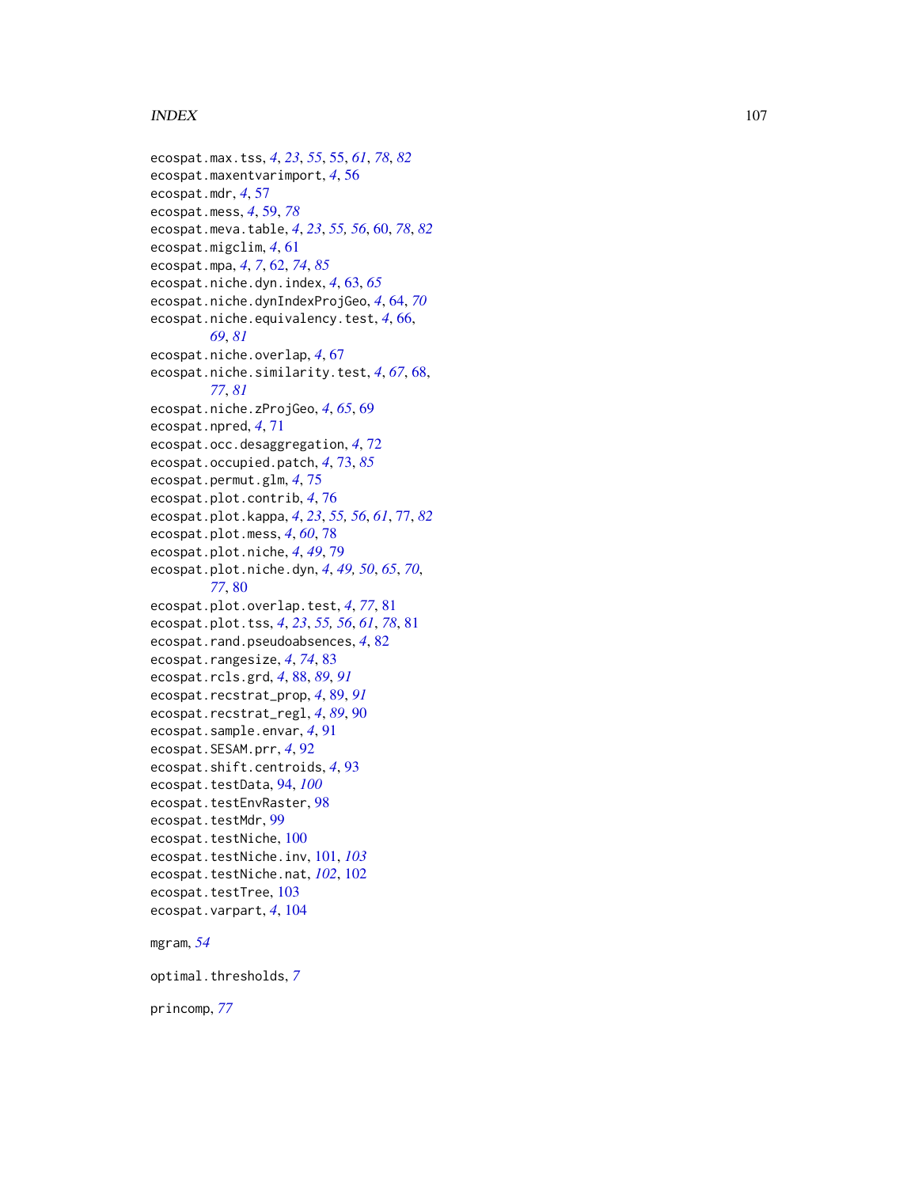ecospat.max.tss, *4*, *23*, *55*, 55, *61*, *78*, *82*
ecospat.maxentvarimport, *4*, 56
ecospat.mdr, *4*, 57
ecospat.mess, *4*, 59, *78*
ecospat.meva.table, *4*, *23*, *55, 56*, 60, *78*, *82*
ecospat.migclim, *4*, 61
ecospat.mpa, *4*, *7*, 62, *74*, *85*
ecospat.niche.dyn.index, *4*, 63, *65*
ecospat.niche.dynIndexProjGeo, *4*, 64, *70*
ecospat.niche.equivalency.test, *4*, 66, *69*, *81*
ecospat.niche.overlap, *4*, 67
ecospat.niche.similarity.test, *4*, *67*, 68, *77*, *81*
ecospat.niche.zProjGeo, *4*, *65*, 69
ecospat.npred, *4*, 71
ecospat.occ.desaggregation, *4*, 72
ecospat.occupied.patch, *4*, 73, *85*
ecospat.permut.glm, *4*, 75
ecospat.plot.contrib, *4*, 76
ecospat.plot.kappa, *4*, *23*, *55, 56*, *61*, 77, *82*
ecospat.plot.mess, *4*, *60*, 78
ecospat.plot.niche, *4*, *49*, 79
ecospat.plot.niche.dyn, *4*, *49, 50*, *65*, *70*, *77*, 80
ecospat.plot.overlap.test, *4*, *77*, 81
ecospat.plot.tss, *4*, *23*, *55, 56*, *61*, *78*, 81
ecospat.rand.pseudoabsences, *4*, 82
ecospat.rangesize, *4*, *74*, 83
ecospat.rcls.grd, *4*, 88, *89*, *91*
ecospat.recstrat_prop, *4*, 89, *91*
ecospat.recstrat_regl, *4*, *89*, 90
ecospat.sample.envar, *4*, 91
ecospat.SESAM.prr, *4*, 92
ecospat.shift.centroids, *4*, 93
ecospat.testData, 94, *100*
ecospat.testEnvRaster, 98
ecospat.testMdr, 99
ecospat.testNiche, 100
ecospat.testNiche.inv, 101, *103*
ecospat.testNiche.nat, *102*, 102
ecospat.testTree, 103
ecospat.varpart, *4*, 104

mgram, *54*

optimal.thresholds, *7*

princomp, *77*